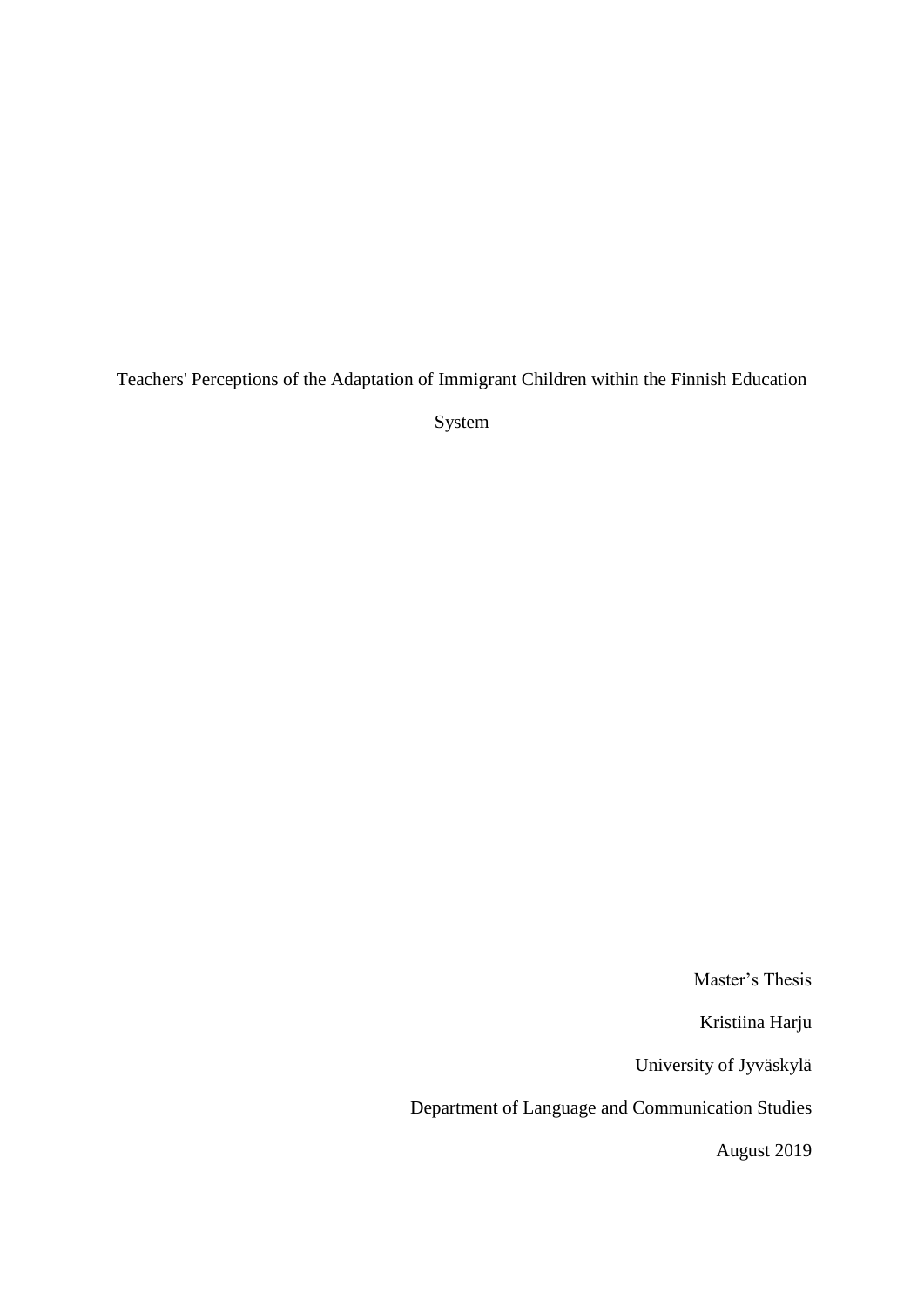# Teachers' Perceptions of the Adaptation of Immigrant Children within the Finnish Education System

Master's Thesis

Kristiina Harju

University of Jyväskylä

Department of Language and Communication Studies

August 2019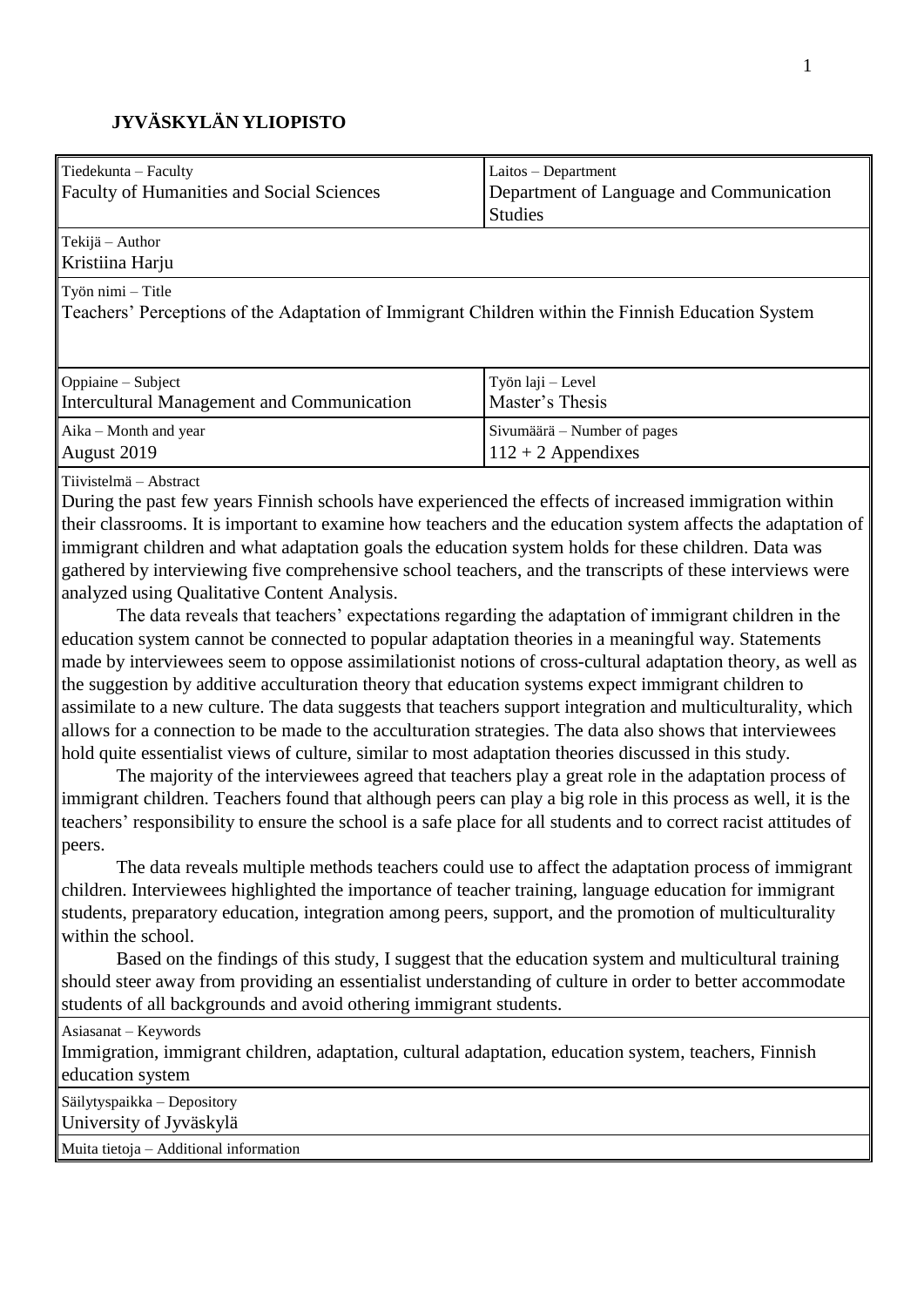**JYVÄSKYLÄN YLIOPISTO**

| Tiedekunta – Faculty<br>Faculty of Humanities and Social Sciences | Laitos – Department<br>Department of Language and Communication Studies |
|---|---|
| Tekijä – Author<br>Kristiina Harju | |
| Työn nimi – Title<br>Teachers' Perceptions of the Adaptation of Immigrant Children within the Finnish Education System | |
| Oppiaine – Subject<br>Intercultural Management and Communication | Työn laji – Level<br>Master's Thesis |
| Aika – Month and year<br>August 2019 | Sivumäärä – Number of pages<br>112 + 2 Appendixes |

Tiivistelmä – Abstract

During the past few years Finnish schools have experienced the effects of increased immigration within their classrooms. It is important to examine how teachers and the education system affects the adaptation of immigrant children and what adaptation goals the education system holds for these children. Data was gathered by interviewing five comprehensive school teachers, and the transcripts of these interviews were analyzed using Qualitative Content Analysis.

The data reveals that teachers' expectations regarding the adaptation of immigrant children in the education system cannot be connected to popular adaptation theories in a meaningful way. Statements made by interviewees seem to oppose assimilationist notions of cross-cultural adaptation theory, as well as the suggestion by additive acculturation theory that education systems expect immigrant children to assimilate to a new culture. The data suggests that teachers support integration and multiculturality, which allows for a connection to be made to the acculturation strategies. The data also shows that interviewees hold quite essentialist views of culture, similar to most adaptation theories discussed in this study.

The majority of the interviewees agreed that teachers play a great role in the adaptation process of immigrant children. Teachers found that although peers can play a big role in this process as well, it is the teachers' responsibility to ensure the school is a safe place for all students and to correct racist attitudes of peers.

The data reveals multiple methods teachers could use to affect the adaptation process of immigrant children. Interviewees highlighted the importance of teacher training, language education for immigrant students, preparatory education, integration among peers, support, and the promotion of multiculturality within the school.

Based on the findings of this study, I suggest that the education system and multicultural training should steer away from providing an essentialist understanding of culture in order to better accommodate students of all backgrounds and avoid othering immigrant students.

Asiasanat – Keywords

Immigration, immigrant children, adaptation, cultural adaptation, education system, teachers, Finnish education system

Säilytyspaikka – Depository

University of Jyväskylä

Muita tietoja – Additional information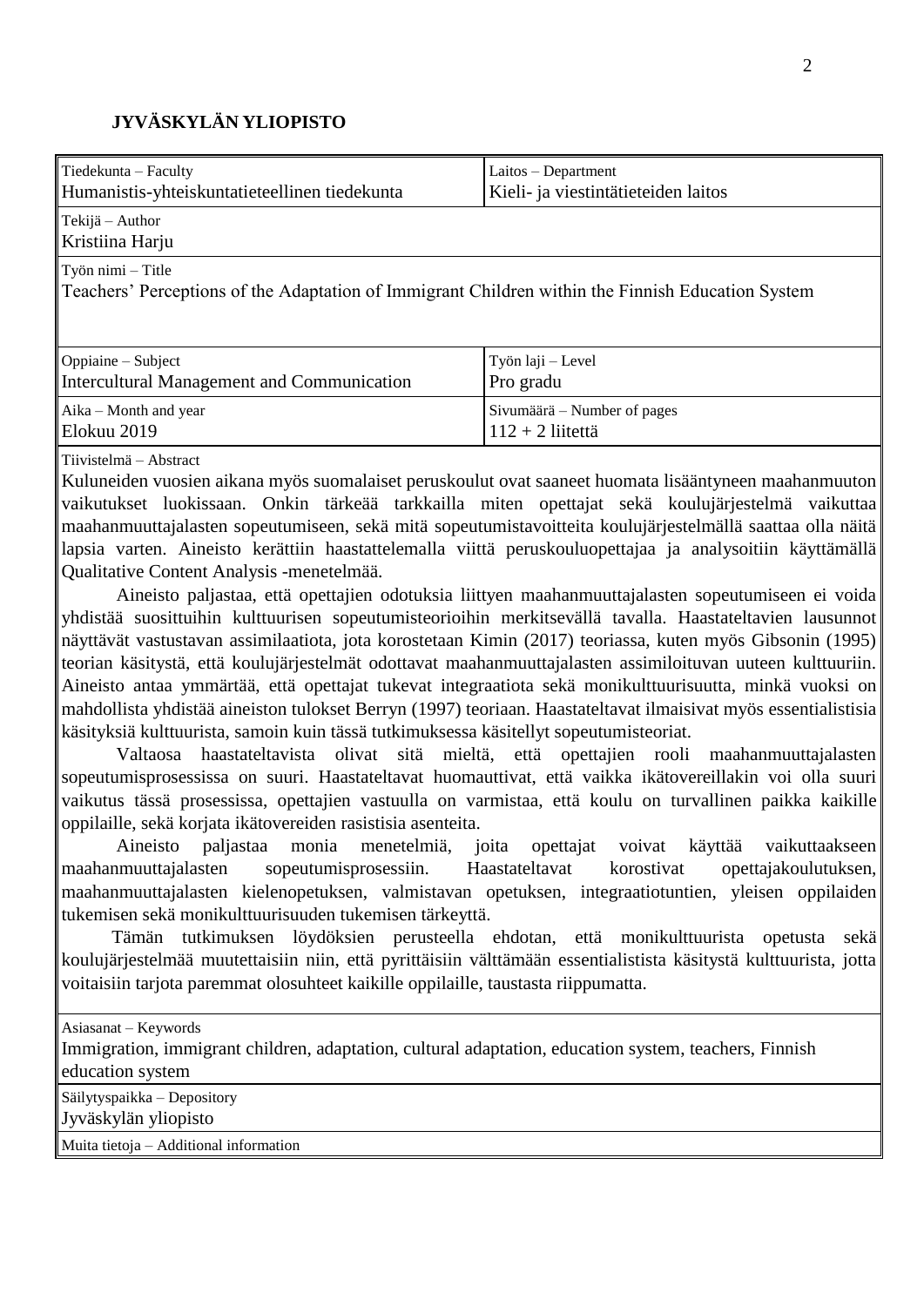**JYVÄSKYLÄN YLIOPISTO**

| Tiedekunta – Faculty<br>Humanistis-yhteiskuntatieteellinen tiedekunta | Laitos – Department<br>Kieli- ja viestintätieteiden laitos |
|---|---|
| Tekijä – Author<br>Kristiina Harju | |
| Työn nimi – Title<br>Teachers' Perceptions of the Adaptation of Immigrant Children within the Finnish Education System | |
| Oppiaine – Subject<br>Intercultural Management and Communication | Työn laji – Level<br>Pro gradu |
| Aika – Month and year<br>Elokuu 2019 | Sivumäärä – Number of pages<br>112 + 2 liitettä |

Tiivistelmä – Abstract

Kuluneiden vuosien aikana myös suomalaiset peruskoulut ovat saaneet huomata lisääntyneen maahanmuuton vaikutukset luokissaan. Onkin tärkeää tarkkailla miten opettajat sekä koulujärjestelmä vaikuttaa maahanmuuttajalasten sopeutumiseen, sekä mitä sopeutumistavoitteita koulujärjestelmällä saattaa olla näitä lapsia varten. Aineisto kerättiin haastattelemalla viittä peruskouluopettajaa ja analysoitiin käyttämällä Qualitative Content Analysis -menetelmää.

Aineisto paljastaa, että opettajien odotuksia liittyen maahanmuuttajalasten sopeutumiseen ei voida yhdistää suosittuihin kulttuurisen sopeutumisteorioihin merkitsevällä tavalla. Haastateltavien lausunnot näyttävät vastustavan assimilaatiota, jota korostetaan Kimin (2017) teoriassa, kuten myös Gibsonin (1995) teorian käsitystä, että koulujärjestelmät odottavat maahanmuuttajalasten assimiloituvan uuteen kulttuuriin. Aineisto antaa ymmärtää, että opettajat tukevat integraatiota sekä monikulttuurisuutta, minkä vuoksi on mahdollista yhdistää aineiston tulokset Berryn (1997) teoriaan. Haastateltavat ilmaisivat myös essentialistisia käsityksiä kulttuurista, samoin kuin tässä tutkimuksessa käsitellyt sopeutumisteoriat.

Valtaosa haastateltavista olivat sitä mieltä, että opettajien rooli maahanmuuttajalasten sopeutumisprosessissa on suuri. Haastateltavat huomauttivat, että vaikka ikätovereillakin voi olla suuri vaikutus tässä prosessissa, opettajien vastuulla on varmistaa, että koulu on turvallinen paikka kaikille oppilaille, sekä korjata ikätovereiden rasistisia asenteita.

Aineisto paljastaa monia menetelmiä, joita opettajat voivat käyttää vaikuttaakseen maahanmuuttajalasten sopeutumisprosessiin. Haastateltavat korostivat opettajakoulutuksen, maahanmuuttajalasten kielenopetuksen, valmistavan opetuksen, integraatiotuntien, yleisen oppilaiden tukemisen sekä monikulttuurisuuden tukemisen tärkeyttä.

Tämän tutkimuksen löydöksien perusteella ehdotan, että monikulttuurista opetusta sekä koulujärjestelmää muutettaisiin niin, että pyrittäisiin välttämään essentialistista käsitystä kulttuurista, jotta voitaisiin tarjota paremmat olosuhteet kaikille oppilaille, taustasta riippumatta.

Asiasanat – Keywords
Immigration, immigrant children, adaptation, cultural adaptation, education system, teachers, Finnish education system

Säilytyspaikka – Depository
Jyväskylän yliopisto

Muita tietoja – Additional information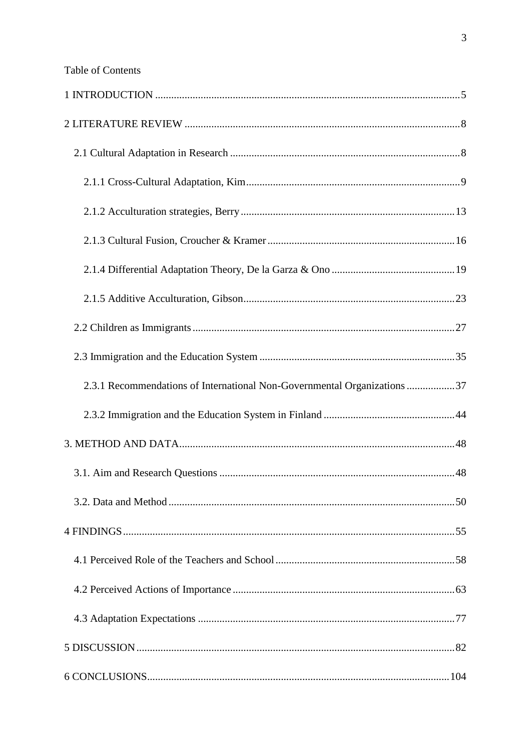Table of Contents

1 INTRODUCTION .....................................................................................................5

2 LITERATURE REVIEW ..........................................................................................8

  2.1 Cultural Adaptation in Research .......................................................................8

    2.1.1 Cross-Cultural Adaptation, Kim.....................................................................9

    2.1.2 Acculturation strategies, Berry.....................................................................13

    2.1.3 Cultural Fusion, Croucher & Kramer ...........................................................16

    2.1.4 Differential Adaptation Theory, De la Garza & Ono ...................................19

    2.1.5 Additive Acculturation, Gibson....................................................................23

  2.2 Children as Immigrants ....................................................................................27

  2.3 Immigration and the Education System ...........................................................35

    2.3.1 Recommendations of International Non-Governmental Organizations ........37

    2.3.2 Immigration and the Education System in Finland ......................................44

3. METHOD AND DATA.........................................................................................48

  3.1. Aim and Research Questions ..........................................................................48

  3.2. Data and Method .............................................................................................50

4 FINDINGS .............................................................................................................55

  4.1 Perceived Role of the Teachers and School .....................................................58

  4.2 Perceived Actions of Importance .....................................................................63

  4.3 Adaptation Expectations ..................................................................................77

5 DISCUSSION .........................................................................................................82

6 CONCLUSIONS....................................................................................................104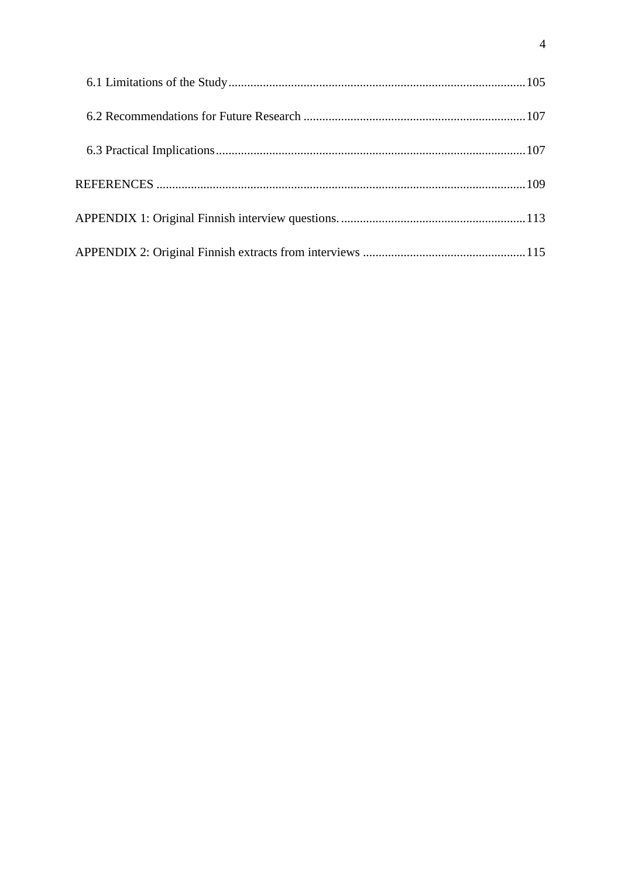6.1 Limitations of the Study ........................................................................................ 105

6.2 Recommendations for Future Research ..................................................................... 107

6.3 Practical Implications ................................................................................................ 107

REFERENCES ................................................................................................................ 109

APPENDIX 1: Original Finnish interview questions. ...................................................... 113

APPENDIX 2: Original Finnish extracts from interviews ................................................ 115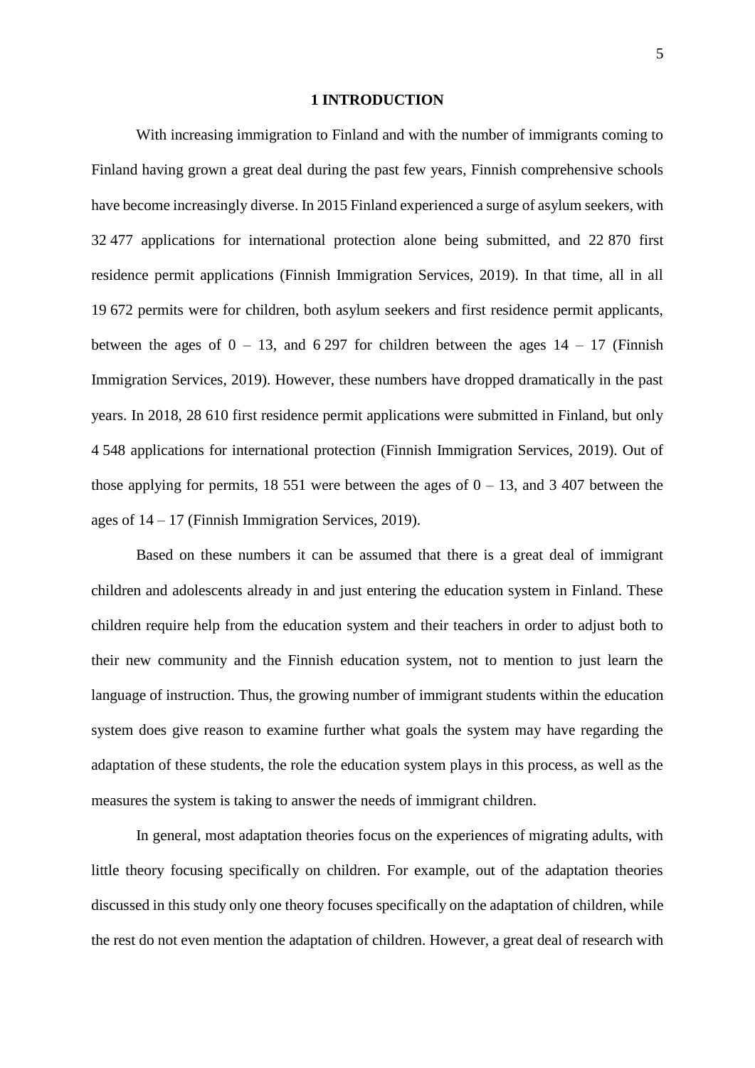# 1 INTRODUCTION

With increasing immigration to Finland and with the number of immigrants coming to Finland having grown a great deal during the past few years, Finnish comprehensive schools have become increasingly diverse. In 2015 Finland experienced a surge of asylum seekers, with 32 477 applications for international protection alone being submitted, and 22 870 first residence permit applications (Finnish Immigration Services, 2019). In that time, all in all 19 672 permits were for children, both asylum seekers and first residence permit applicants, between the ages of 0 – 13, and 6 297 for children between the ages 14 – 17 (Finnish Immigration Services, 2019). However, these numbers have dropped dramatically in the past years. In 2018, 28 610 first residence permit applications were submitted in Finland, but only 4 548 applications for international protection (Finnish Immigration Services, 2019). Out of those applying for permits, 18 551 were between the ages of 0 – 13, and 3 407 between the ages of 14 – 17 (Finnish Immigration Services, 2019).

Based on these numbers it can be assumed that there is a great deal of immigrant children and adolescents already in and just entering the education system in Finland. These children require help from the education system and their teachers in order to adjust both to their new community and the Finnish education system, not to mention to just learn the language of instruction. Thus, the growing number of immigrant students within the education system does give reason to examine further what goals the system may have regarding the adaptation of these students, the role the education system plays in this process, as well as the measures the system is taking to answer the needs of immigrant children.

In general, most adaptation theories focus on the experiences of migrating adults, with little theory focusing specifically on children. For example, out of the adaptation theories discussed in this study only one theory focuses specifically on the adaptation of children, while the rest do not even mention the adaptation of children. However, a great deal of research with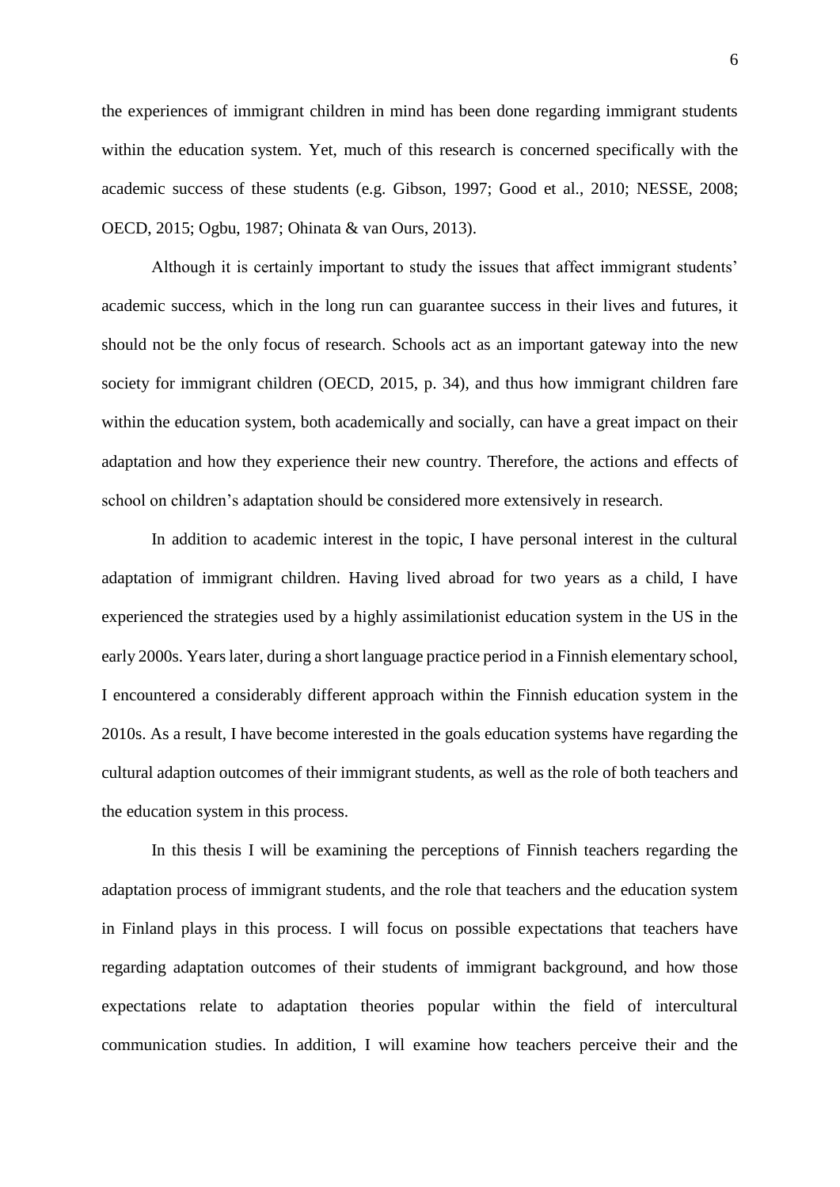the experiences of immigrant children in mind has been done regarding immigrant students within the education system. Yet, much of this research is concerned specifically with the academic success of these students (e.g. Gibson, 1997; Good et al., 2010; NESSE, 2008; OECD, 2015; Ogbu, 1987; Ohinata & van Ours, 2013).

Although it is certainly important to study the issues that affect immigrant students' academic success, which in the long run can guarantee success in their lives and futures, it should not be the only focus of research. Schools act as an important gateway into the new society for immigrant children (OECD, 2015, p. 34), and thus how immigrant children fare within the education system, both academically and socially, can have a great impact on their adaptation and how they experience their new country. Therefore, the actions and effects of school on children's adaptation should be considered more extensively in research.

In addition to academic interest in the topic, I have personal interest in the cultural adaptation of immigrant children. Having lived abroad for two years as a child, I have experienced the strategies used by a highly assimilationist education system in the US in the early 2000s. Years later, during a short language practice period in a Finnish elementary school, I encountered a considerably different approach within the Finnish education system in the 2010s. As a result, I have become interested in the goals education systems have regarding the cultural adaption outcomes of their immigrant students, as well as the role of both teachers and the education system in this process.

In this thesis I will be examining the perceptions of Finnish teachers regarding the adaptation process of immigrant students, and the role that teachers and the education system in Finland plays in this process. I will focus on possible expectations that teachers have regarding adaptation outcomes of their students of immigrant background, and how those expectations relate to adaptation theories popular within the field of intercultural communication studies. In addition, I will examine how teachers perceive their and the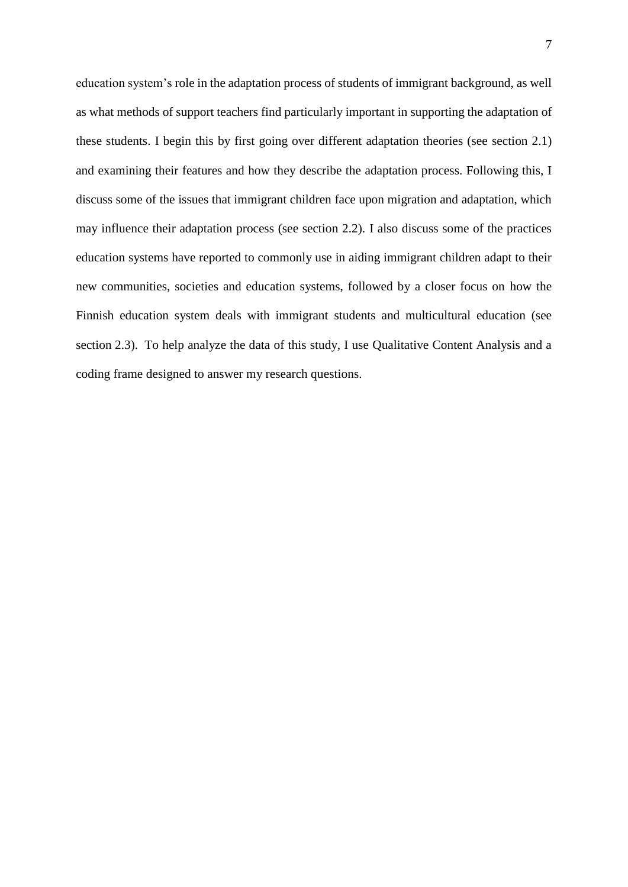education system's role in the adaptation process of students of immigrant background, as well as what methods of support teachers find particularly important in supporting the adaptation of these students. I begin this by first going over different adaptation theories (see section 2.1) and examining their features and how they describe the adaptation process. Following this, I discuss some of the issues that immigrant children face upon migration and adaptation, which may influence their adaptation process (see section 2.2). I also discuss some of the practices education systems have reported to commonly use in aiding immigrant children adapt to their new communities, societies and education systems, followed by a closer focus on how the Finnish education system deals with immigrant students and multicultural education (see section 2.3). To help analyze the data of this study, I use Qualitative Content Analysis and a coding frame designed to answer my research questions.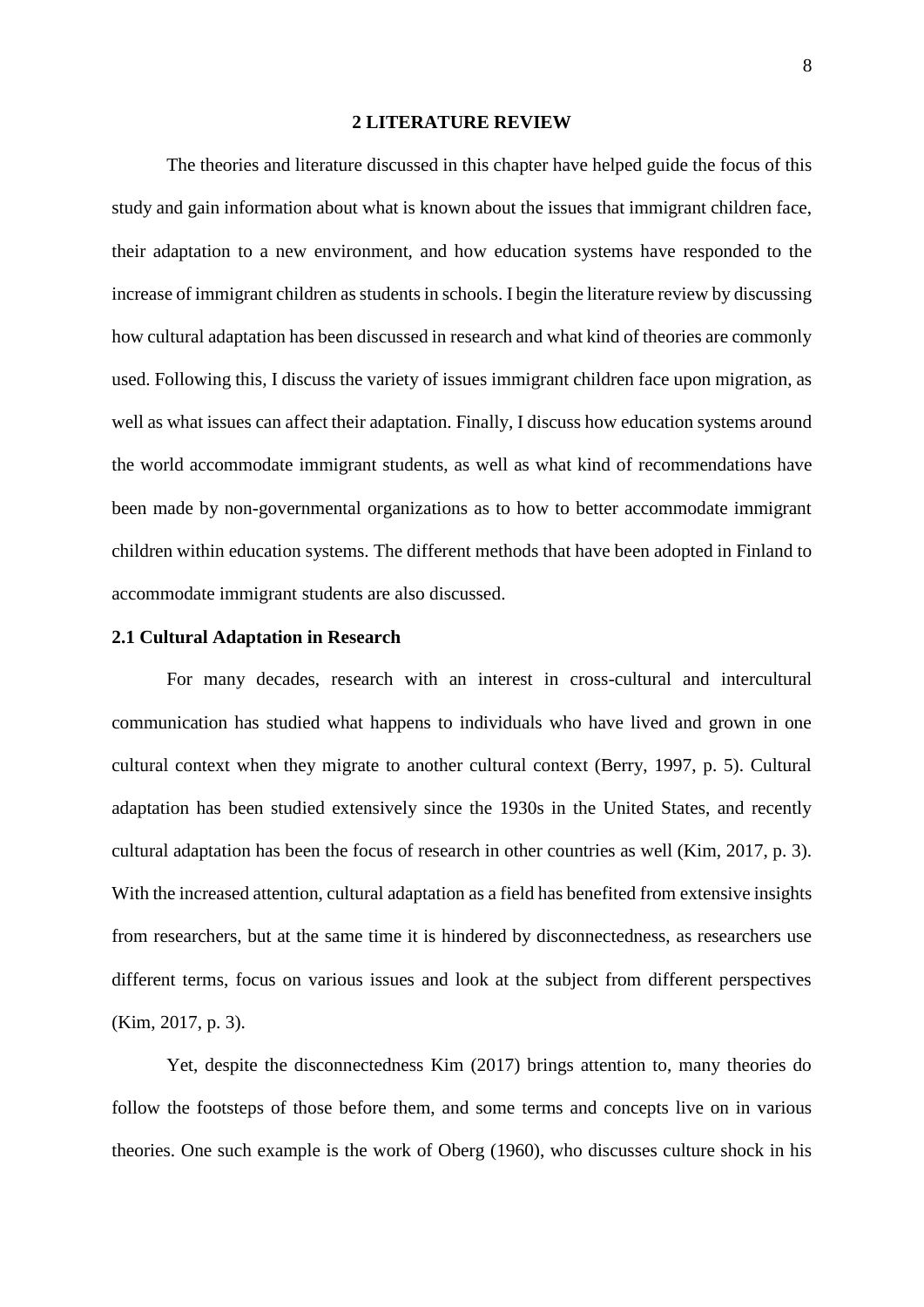# 2 LITERATURE REVIEW

The theories and literature discussed in this chapter have helped guide the focus of this study and gain information about what is known about the issues that immigrant children face, their adaptation to a new environment, and how education systems have responded to the increase of immigrant children as students in schools. I begin the literature review by discussing how cultural adaptation has been discussed in research and what kind of theories are commonly used. Following this, I discuss the variety of issues immigrant children face upon migration, as well as what issues can affect their adaptation. Finally, I discuss how education systems around the world accommodate immigrant students, as well as what kind of recommendations have been made by non-governmental organizations as to how to better accommodate immigrant children within education systems. The different methods that have been adopted in Finland to accommodate immigrant students are also discussed.

## 2.1 Cultural Adaptation in Research

For many decades, research with an interest in cross-cultural and intercultural communication has studied what happens to individuals who have lived and grown in one cultural context when they migrate to another cultural context (Berry, 1997, p. 5). Cultural adaptation has been studied extensively since the 1930s in the United States, and recently cultural adaptation has been the focus of research in other countries as well (Kim, 2017, p. 3). With the increased attention, cultural adaptation as a field has benefited from extensive insights from researchers, but at the same time it is hindered by disconnectedness, as researchers use different terms, focus on various issues and look at the subject from different perspectives (Kim, 2017, p. 3).

Yet, despite the disconnectedness Kim (2017) brings attention to, many theories do follow the footsteps of those before them, and some terms and concepts live on in various theories. One such example is the work of Oberg (1960), who discusses culture shock in his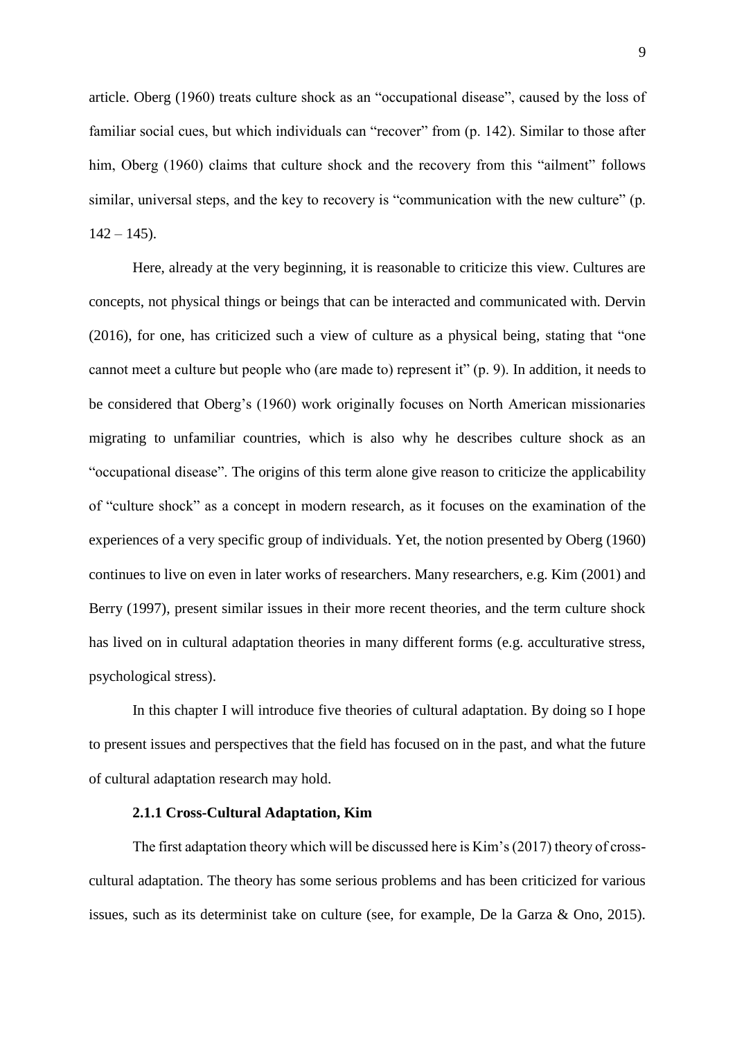article. Oberg (1960) treats culture shock as an "occupational disease", caused by the loss of familiar social cues, but which individuals can "recover" from (p. 142). Similar to those after him, Oberg (1960) claims that culture shock and the recovery from this "ailment" follows similar, universal steps, and the key to recovery is "communication with the new culture" (p. 142 – 145).

Here, already at the very beginning, it is reasonable to criticize this view. Cultures are concepts, not physical things or beings that can be interacted and communicated with. Dervin (2016), for one, has criticized such a view of culture as a physical being, stating that "one cannot meet a culture but people who (are made to) represent it" (p. 9). In addition, it needs to be considered that Oberg's (1960) work originally focuses on North American missionaries migrating to unfamiliar countries, which is also why he describes culture shock as an "occupational disease". The origins of this term alone give reason to criticize the applicability of "culture shock" as a concept in modern research, as it focuses on the examination of the experiences of a very specific group of individuals. Yet, the notion presented by Oberg (1960) continues to live on even in later works of researchers. Many researchers, e.g. Kim (2001) and Berry (1997), present similar issues in their more recent theories, and the term culture shock has lived on in cultural adaptation theories in many different forms (e.g. acculturative stress, psychological stress).

In this chapter I will introduce five theories of cultural adaptation. By doing so I hope to present issues and perspectives that the field has focused on in the past, and what the future of cultural adaptation research may hold.

### 2.1.1 Cross-Cultural Adaptation, Kim

The first adaptation theory which will be discussed here is Kim's (2017) theory of cross-cultural adaptation. The theory has some serious problems and has been criticized for various issues, such as its determinist take on culture (see, for example, De la Garza & Ono, 2015).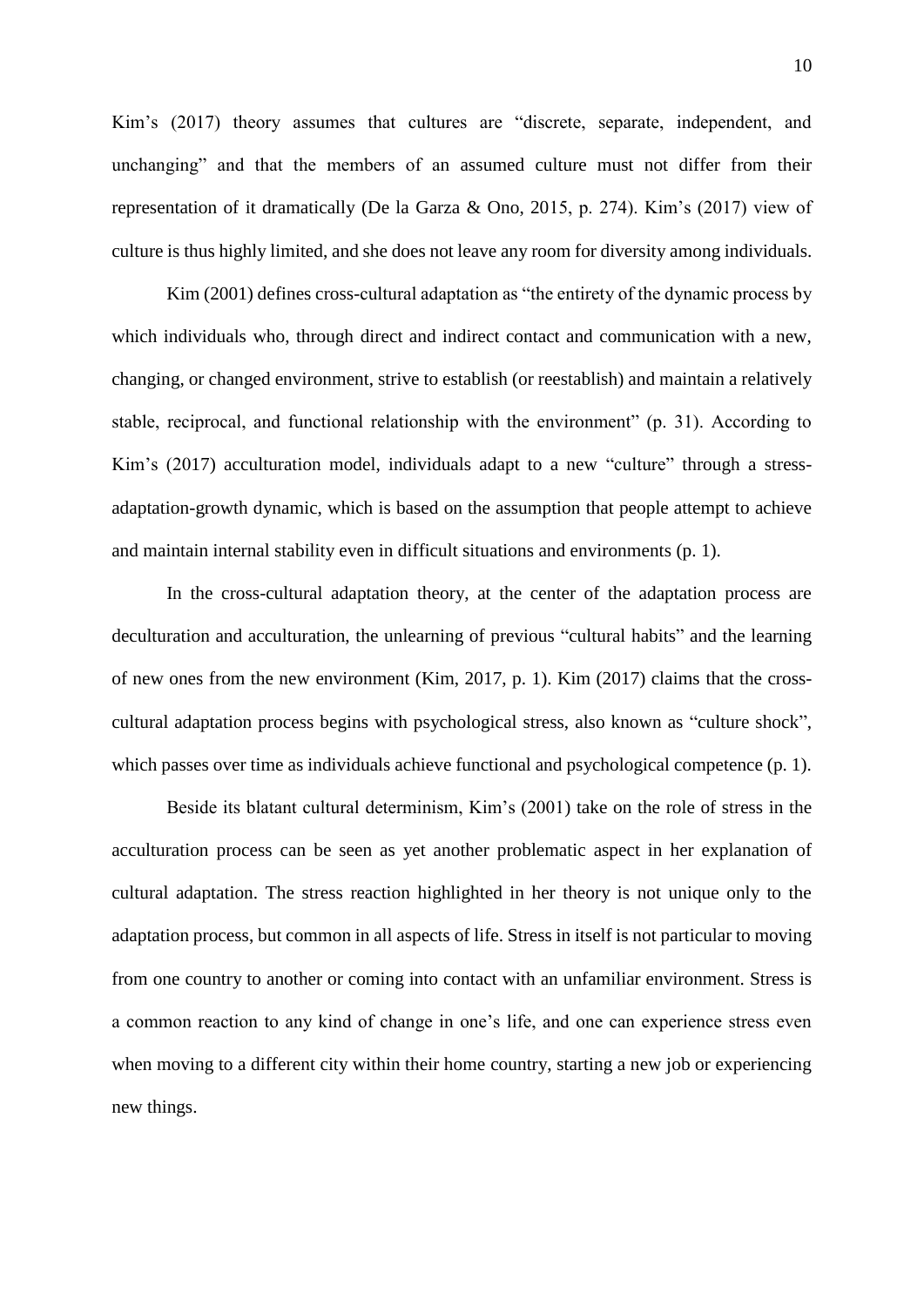Kim’s (2017) theory assumes that cultures are “discrete, separate, independent, and unchanging” and that the members of an assumed culture must not differ from their representation of it dramatically (De la Garza & Ono, 2015, p. 274). Kim’s (2017) view of culture is thus highly limited, and she does not leave any room for diversity among individuals.

Kim (2001) defines cross-cultural adaptation as “the entirety of the dynamic process by which individuals who, through direct and indirect contact and communication with a new, changing, or changed environment, strive to establish (or reestablish) and maintain a relatively stable, reciprocal, and functional relationship with the environment” (p. 31). According to Kim’s (2017) acculturation model, individuals adapt to a new “culture” through a stress-adaptation-growth dynamic, which is based on the assumption that people attempt to achieve and maintain internal stability even in difficult situations and environments (p. 1).

In the cross-cultural adaptation theory, at the center of the adaptation process are deculturation and acculturation, the unlearning of previous “cultural habits” and the learning of new ones from the new environment (Kim, 2017, p. 1). Kim (2017) claims that the cross-cultural adaptation process begins with psychological stress, also known as “culture shock”, which passes over time as individuals achieve functional and psychological competence (p. 1).

Beside its blatant cultural determinism, Kim’s (2001) take on the role of stress in the acculturation process can be seen as yet another problematic aspect in her explanation of cultural adaptation. The stress reaction highlighted in her theory is not unique only to the adaptation process, but common in all aspects of life. Stress in itself is not particular to moving from one country to another or coming into contact with an unfamiliar environment. Stress is a common reaction to any kind of change in one’s life, and one can experience stress even when moving to a different city within their home country, starting a new job or experiencing new things.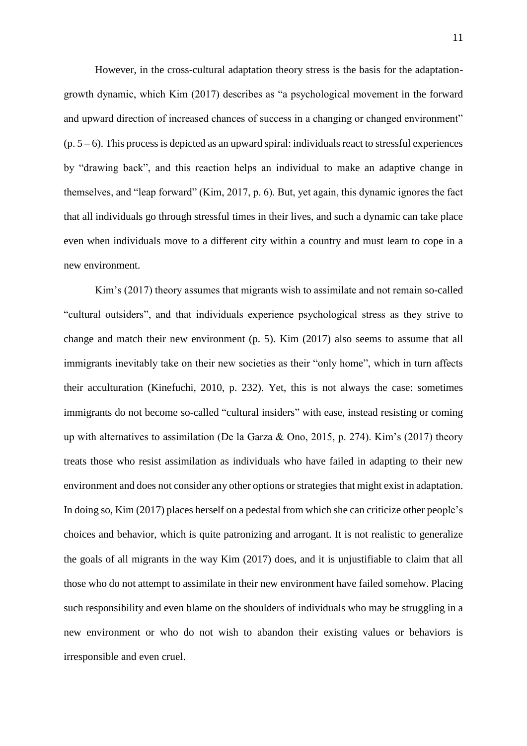However, in the cross-cultural adaptation theory stress is the basis for the adaptation-growth dynamic, which Kim (2017) describes as "a psychological movement in the forward and upward direction of increased chances of success in a changing or changed environment" (p. 5 – 6). This process is depicted as an upward spiral: individuals react to stressful experiences by "drawing back", and this reaction helps an individual to make an adaptive change in themselves, and "leap forward" (Kim, 2017, p. 6). But, yet again, this dynamic ignores the fact that all individuals go through stressful times in their lives, and such a dynamic can take place even when individuals move to a different city within a country and must learn to cope in a new environment.

Kim's (2017) theory assumes that migrants wish to assimilate and not remain so-called "cultural outsiders", and that individuals experience psychological stress as they strive to change and match their new environment (p. 5). Kim (2017) also seems to assume that all immigrants inevitably take on their new societies as their "only home", which in turn affects their acculturation (Kinefuchi, 2010, p. 232). Yet, this is not always the case: sometimes immigrants do not become so-called "cultural insiders" with ease, instead resisting or coming up with alternatives to assimilation (De la Garza & Ono, 2015, p. 274). Kim's (2017) theory treats those who resist assimilation as individuals who have failed in adapting to their new environment and does not consider any other options or strategies that might exist in adaptation. In doing so, Kim (2017) places herself on a pedestal from which she can criticize other people's choices and behavior, which is quite patronizing and arrogant. It is not realistic to generalize the goals of all migrants in the way Kim (2017) does, and it is unjustifiable to claim that all those who do not attempt to assimilate in their new environment have failed somehow. Placing such responsibility and even blame on the shoulders of individuals who may be struggling in a new environment or who do not wish to abandon their existing values or behaviors is irresponsible and even cruel.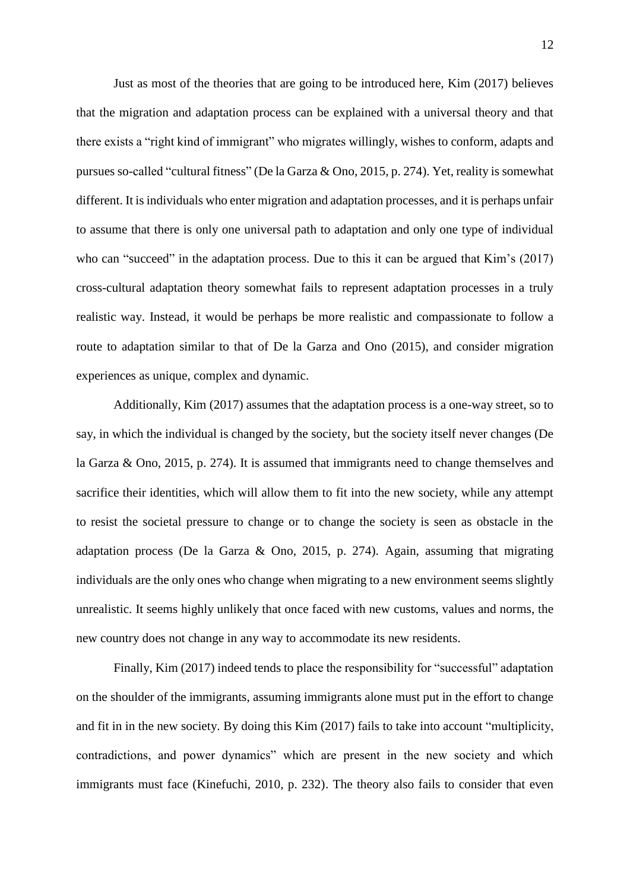Just as most of the theories that are going to be introduced here, Kim (2017) believes that the migration and adaptation process can be explained with a universal theory and that there exists a "right kind of immigrant" who migrates willingly, wishes to conform, adapts and pursues so-called "cultural fitness" (De la Garza & Ono, 2015, p. 274). Yet, reality is somewhat different. It is individuals who enter migration and adaptation processes, and it is perhaps unfair to assume that there is only one universal path to adaptation and only one type of individual who can "succeed" in the adaptation process. Due to this it can be argued that Kim's (2017) cross-cultural adaptation theory somewhat fails to represent adaptation processes in a truly realistic way. Instead, it would be perhaps be more realistic and compassionate to follow a route to adaptation similar to that of De la Garza and Ono (2015), and consider migration experiences as unique, complex and dynamic.

Additionally, Kim (2017) assumes that the adaptation process is a one-way street, so to say, in which the individual is changed by the society, but the society itself never changes (De la Garza & Ono, 2015, p. 274). It is assumed that immigrants need to change themselves and sacrifice their identities, which will allow them to fit into the new society, while any attempt to resist the societal pressure to change or to change the society is seen as obstacle in the adaptation process (De la Garza & Ono, 2015, p. 274). Again, assuming that migrating individuals are the only ones who change when migrating to a new environment seems slightly unrealistic. It seems highly unlikely that once faced with new customs, values and norms, the new country does not change in any way to accommodate its new residents.

Finally, Kim (2017) indeed tends to place the responsibility for "successful" adaptation on the shoulder of the immigrants, assuming immigrants alone must put in the effort to change and fit in in the new society. By doing this Kim (2017) fails to take into account "multiplicity, contradictions, and power dynamics" which are present in the new society and which immigrants must face (Kinefuchi, 2010, p. 232). The theory also fails to consider that even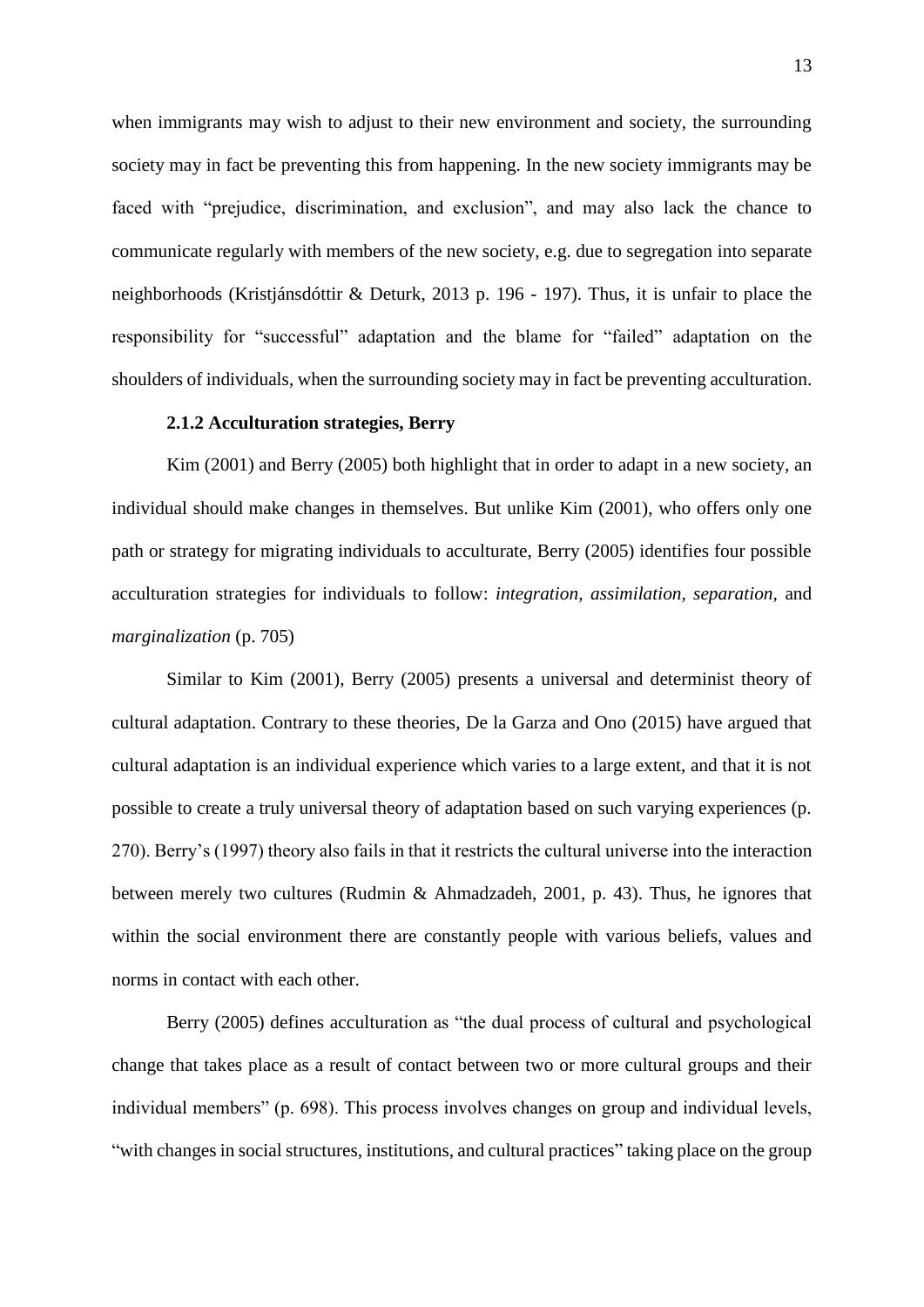when immigrants may wish to adjust to their new environment and society, the surrounding society may in fact be preventing this from happening. In the new society immigrants may be faced with "prejudice, discrimination, and exclusion", and may also lack the chance to communicate regularly with members of the new society, e.g. due to segregation into separate neighborhoods (Kristjánsdóttir & Deturk, 2013 p. 196 - 197). Thus, it is unfair to place the responsibility for "successful" adaptation and the blame for "failed" adaptation on the shoulders of individuals, when the surrounding society may in fact be preventing acculturation.

### 2.1.2 Acculturation strategies, Berry

Kim (2001) and Berry (2005) both highlight that in order to adapt in a new society, an individual should make changes in themselves. But unlike Kim (2001), who offers only one path or strategy for migrating individuals to acculturate, Berry (2005) identifies four possible acculturation strategies for individuals to follow: *integration, assimilation*, *separation*, and *marginalization* (p. 705)

Similar to Kim (2001), Berry (2005) presents a universal and determinist theory of cultural adaptation. Contrary to these theories, De la Garza and Ono (2015) have argued that cultural adaptation is an individual experience which varies to a large extent, and that it is not possible to create a truly universal theory of adaptation based on such varying experiences (p. 270). Berry's (1997) theory also fails in that it restricts the cultural universe into the interaction between merely two cultures (Rudmin & Ahmadzadeh, 2001, p. 43). Thus, he ignores that within the social environment there are constantly people with various beliefs, values and norms in contact with each other.

Berry (2005) defines acculturation as "the dual process of cultural and psychological change that takes place as a result of contact between two or more cultural groups and their individual members" (p. 698). This process involves changes on group and individual levels, "with changes in social structures, institutions, and cultural practices" taking place on the group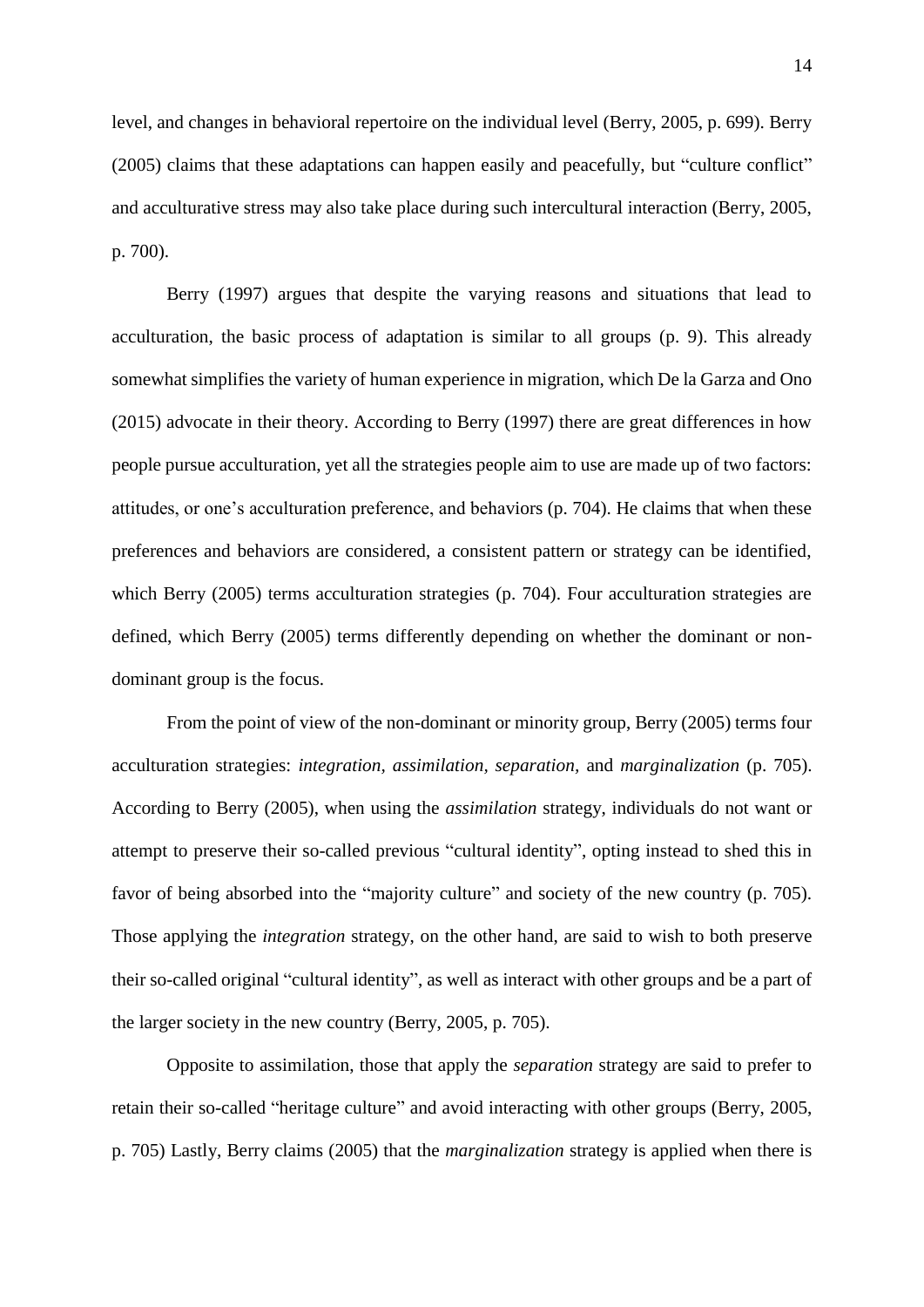level, and changes in behavioral repertoire on the individual level (Berry, 2005, p. 699). Berry (2005) claims that these adaptations can happen easily and peacefully, but "culture conflict" and acculturative stress may also take place during such intercultural interaction (Berry, 2005, p. 700).

Berry (1997) argues that despite the varying reasons and situations that lead to acculturation, the basic process of adaptation is similar to all groups (p. 9). This already somewhat simplifies the variety of human experience in migration, which De la Garza and Ono (2015) advocate in their theory. According to Berry (1997) there are great differences in how people pursue acculturation, yet all the strategies people aim to use are made up of two factors: attitudes, or one's acculturation preference, and behaviors (p. 704). He claims that when these preferences and behaviors are considered, a consistent pattern or strategy can be identified, which Berry (2005) terms acculturation strategies (p. 704). Four acculturation strategies are defined, which Berry (2005) terms differently depending on whether the dominant or non-dominant group is the focus.

From the point of view of the non-dominant or minority group, Berry (2005) terms four acculturation strategies: *integration, assimilation, separation,* and *marginalization* (p. 705). According to Berry (2005), when using the *assimilation* strategy, individuals do not want or attempt to preserve their so-called previous "cultural identity", opting instead to shed this in favor of being absorbed into the "majority culture" and society of the new country (p. 705). Those applying the *integration* strategy, on the other hand, are said to wish to both preserve their so-called original "cultural identity", as well as interact with other groups and be a part of the larger society in the new country (Berry, 2005, p. 705).

Opposite to assimilation, those that apply the *separation* strategy are said to prefer to retain their so-called "heritage culture" and avoid interacting with other groups (Berry, 2005, p. 705) Lastly, Berry claims (2005) that the *marginalization* strategy is applied when there is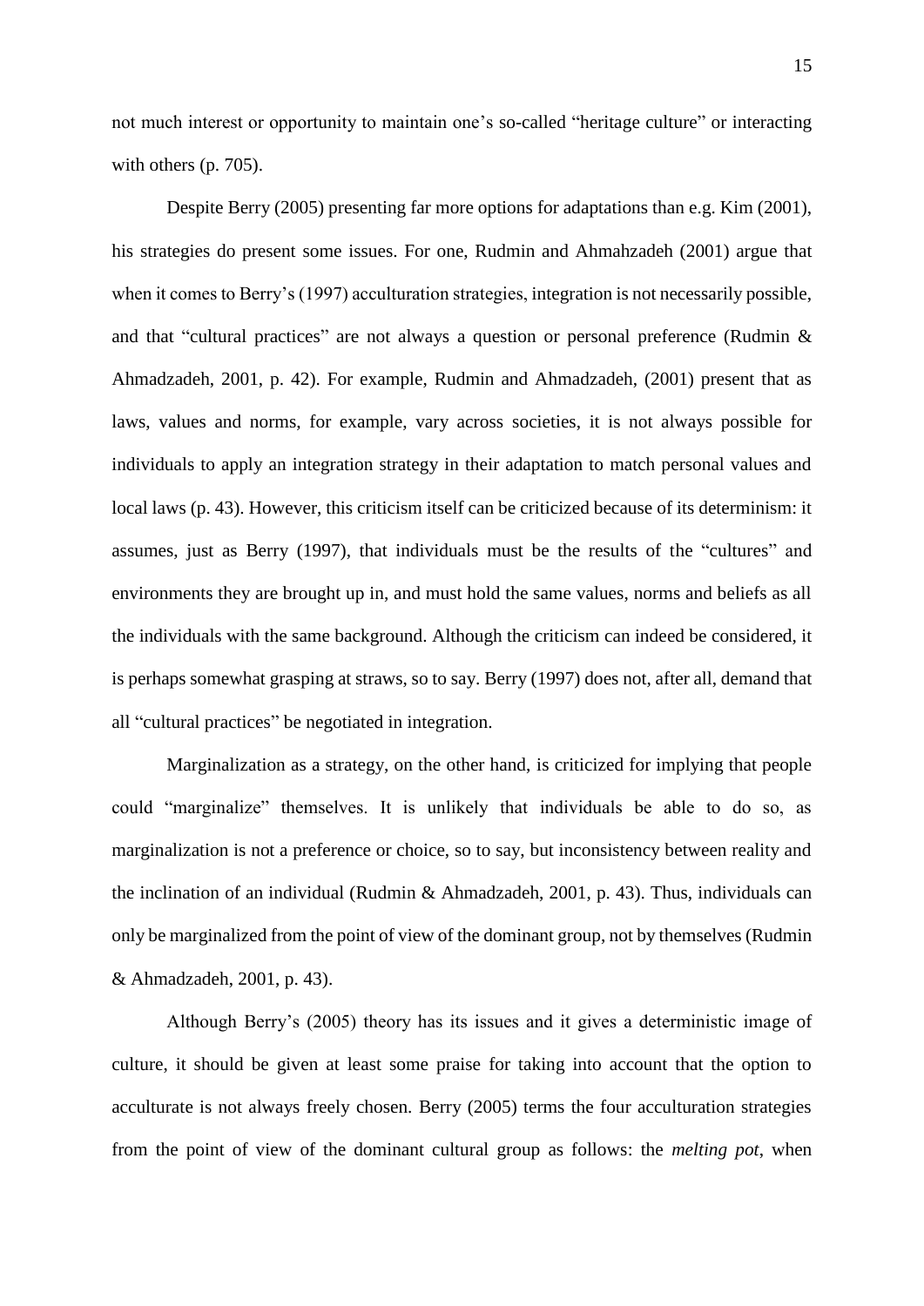not much interest or opportunity to maintain one's so-called "heritage culture" or interacting with others (p. 705).

Despite Berry (2005) presenting far more options for adaptations than e.g. Kim (2001), his strategies do present some issues. For one, Rudmin and Ahmahzadeh (2001) argue that when it comes to Berry's (1997) acculturation strategies, integration is not necessarily possible, and that "cultural practices" are not always a question or personal preference (Rudmin & Ahmadzadeh, 2001, p. 42). For example, Rudmin and Ahmadzadeh, (2001) present that as laws, values and norms, for example, vary across societies, it is not always possible for individuals to apply an integration strategy in their adaptation to match personal values and local laws (p. 43). However, this criticism itself can be criticized because of its determinism: it assumes, just as Berry (1997), that individuals must be the results of the "cultures" and environments they are brought up in, and must hold the same values, norms and beliefs as all the individuals with the same background. Although the criticism can indeed be considered, it is perhaps somewhat grasping at straws, so to say. Berry (1997) does not, after all, demand that all "cultural practices" be negotiated in integration.

Marginalization as a strategy, on the other hand, is criticized for implying that people could "marginalize" themselves. It is unlikely that individuals be able to do so, as marginalization is not a preference or choice, so to say, but inconsistency between reality and the inclination of an individual (Rudmin & Ahmadzadeh, 2001, p. 43). Thus, individuals can only be marginalized from the point of view of the dominant group, not by themselves (Rudmin & Ahmadzadeh, 2001, p. 43).

Although Berry's (2005) theory has its issues and it gives a deterministic image of culture, it should be given at least some praise for taking into account that the option to acculturate is not always freely chosen. Berry (2005) terms the four acculturation strategies from the point of view of the dominant cultural group as follows: the *melting pot*, when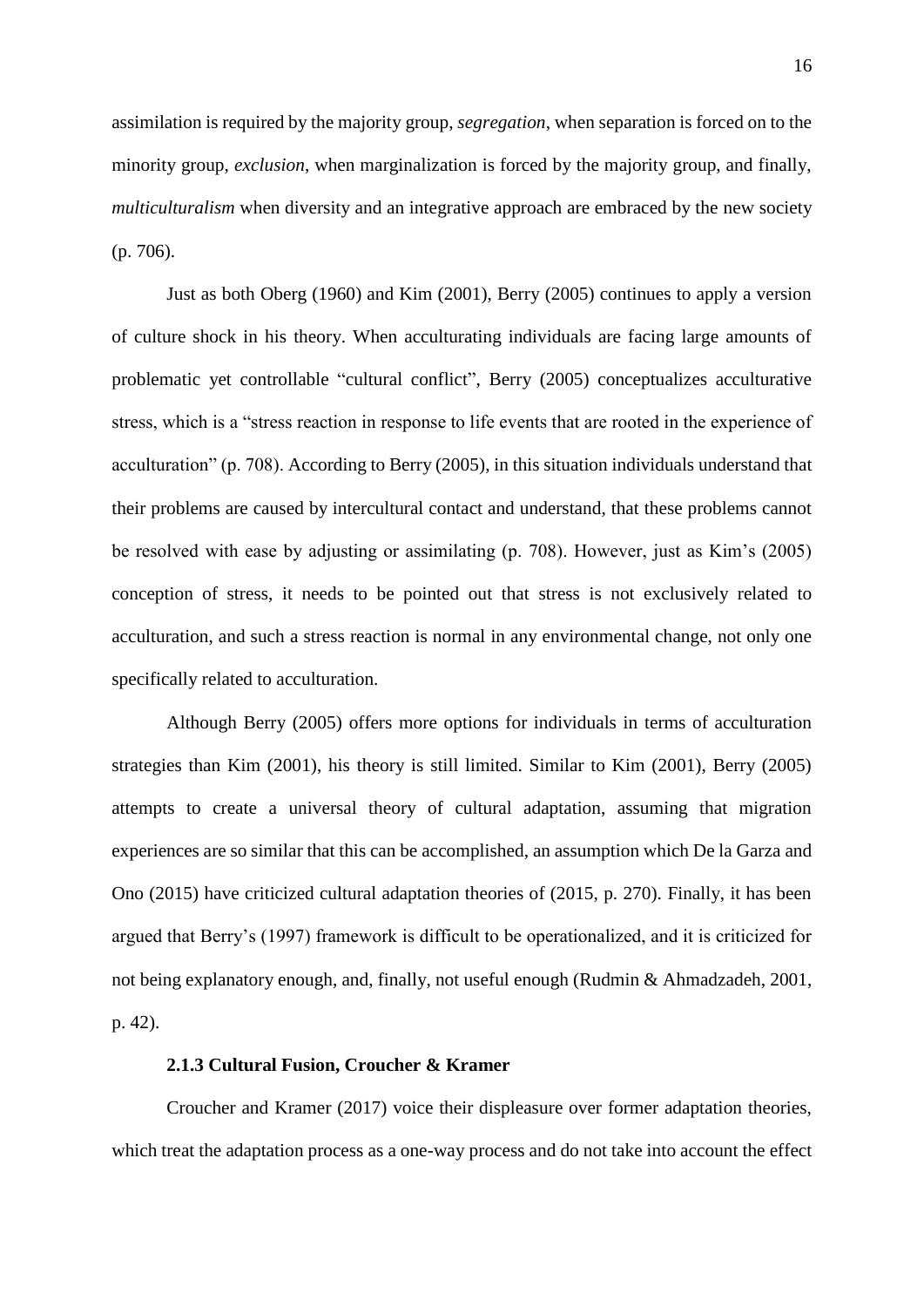assimilation is required by the majority group, *segregation*, when separation is forced on to the minority group, *exclusion*, when marginalization is forced by the majority group, and finally, *multiculturalism* when diversity and an integrative approach are embraced by the new society (p. 706).

Just as both Oberg (1960) and Kim (2001), Berry (2005) continues to apply a version of culture shock in his theory. When acculturating individuals are facing large amounts of problematic yet controllable "cultural conflict", Berry (2005) conceptualizes acculturative stress, which is a "stress reaction in response to life events that are rooted in the experience of acculturation" (p. 708). According to Berry (2005), in this situation individuals understand that their problems are caused by intercultural contact and understand, that these problems cannot be resolved with ease by adjusting or assimilating (p. 708). However, just as Kim's (2005) conception of stress, it needs to be pointed out that stress is not exclusively related to acculturation, and such a stress reaction is normal in any environmental change, not only one specifically related to acculturation.

Although Berry (2005) offers more options for individuals in terms of acculturation strategies than Kim (2001), his theory is still limited. Similar to Kim (2001), Berry (2005) attempts to create a universal theory of cultural adaptation, assuming that migration experiences are so similar that this can be accomplished, an assumption which De la Garza and Ono (2015) have criticized cultural adaptation theories of (2015, p. 270). Finally, it has been argued that Berry's (1997) framework is difficult to be operationalized, and it is criticized for not being explanatory enough, and, finally, not useful enough (Rudmin & Ahmadzadeh, 2001, p. 42).

### 2.1.3 Cultural Fusion, Croucher & Kramer

Croucher and Kramer (2017) voice their displeasure over former adaptation theories, which treat the adaptation process as a one-way process and do not take into account the effect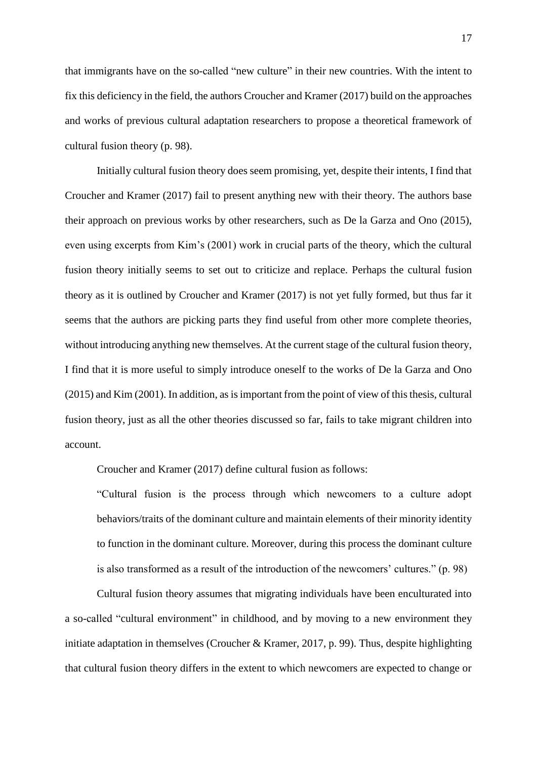that immigrants have on the so-called "new culture" in their new countries. With the intent to fix this deficiency in the field, the authors Croucher and Kramer (2017) build on the approaches and works of previous cultural adaptation researchers to propose a theoretical framework of cultural fusion theory (p. 98).

Initially cultural fusion theory does seem promising, yet, despite their intents, I find that Croucher and Kramer (2017) fail to present anything new with their theory. The authors base their approach on previous works by other researchers, such as De la Garza and Ono (2015), even using excerpts from Kim's (2001) work in crucial parts of the theory, which the cultural fusion theory initially seems to set out to criticize and replace. Perhaps the cultural fusion theory as it is outlined by Croucher and Kramer (2017) is not yet fully formed, but thus far it seems that the authors are picking parts they find useful from other more complete theories, without introducing anything new themselves. At the current stage of the cultural fusion theory, I find that it is more useful to simply introduce oneself to the works of De la Garza and Ono (2015) and Kim (2001). In addition, as is important from the point of view of this thesis, cultural fusion theory, just as all the other theories discussed so far, fails to take migrant children into account.

Croucher and Kramer (2017) define cultural fusion as follows:

> "Cultural fusion is the process through which newcomers to a culture adopt behaviors/traits of the dominant culture and maintain elements of their minority identity to function in the dominant culture. Moreover, during this process the dominant culture is also transformed as a result of the introduction of the newcomers' cultures." (p. 98)

Cultural fusion theory assumes that migrating individuals have been enculturated into a so-called "cultural environment" in childhood, and by moving to a new environment they initiate adaptation in themselves (Croucher & Kramer, 2017, p. 99). Thus, despite highlighting that cultural fusion theory differs in the extent to which newcomers are expected to change or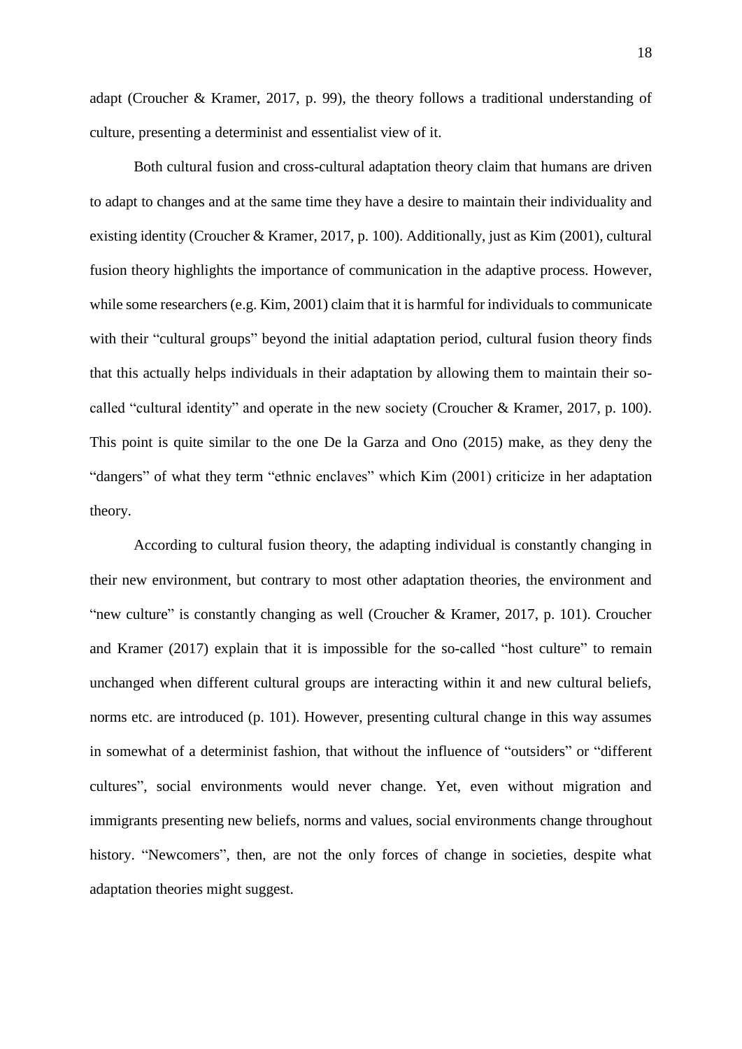adapt (Croucher & Kramer, 2017, p. 99), the theory follows a traditional understanding of culture, presenting a determinist and essentialist view of it.

Both cultural fusion and cross-cultural adaptation theory claim that humans are driven to adapt to changes and at the same time they have a desire to maintain their individuality and existing identity (Croucher & Kramer, 2017, p. 100). Additionally, just as Kim (2001), cultural fusion theory highlights the importance of communication in the adaptive process. However, while some researchers (e.g. Kim, 2001) claim that it is harmful for individuals to communicate with their "cultural groups" beyond the initial adaptation period, cultural fusion theory finds that this actually helps individuals in their adaptation by allowing them to maintain their so-called "cultural identity" and operate in the new society (Croucher & Kramer, 2017, p. 100). This point is quite similar to the one De la Garza and Ono (2015) make, as they deny the "dangers" of what they term "ethnic enclaves" which Kim (2001) criticize in her adaptation theory.

According to cultural fusion theory, the adapting individual is constantly changing in their new environment, but contrary to most other adaptation theories, the environment and "new culture" is constantly changing as well (Croucher & Kramer, 2017, p. 101). Croucher and Kramer (2017) explain that it is impossible for the so-called "host culture" to remain unchanged when different cultural groups are interacting within it and new cultural beliefs, norms etc. are introduced (p. 101). However, presenting cultural change in this way assumes in somewhat of a determinist fashion, that without the influence of "outsiders" or "different cultures", social environments would never change. Yet, even without migration and immigrants presenting new beliefs, norms and values, social environments change throughout history. "Newcomers", then, are not the only forces of change in societies, despite what adaptation theories might suggest.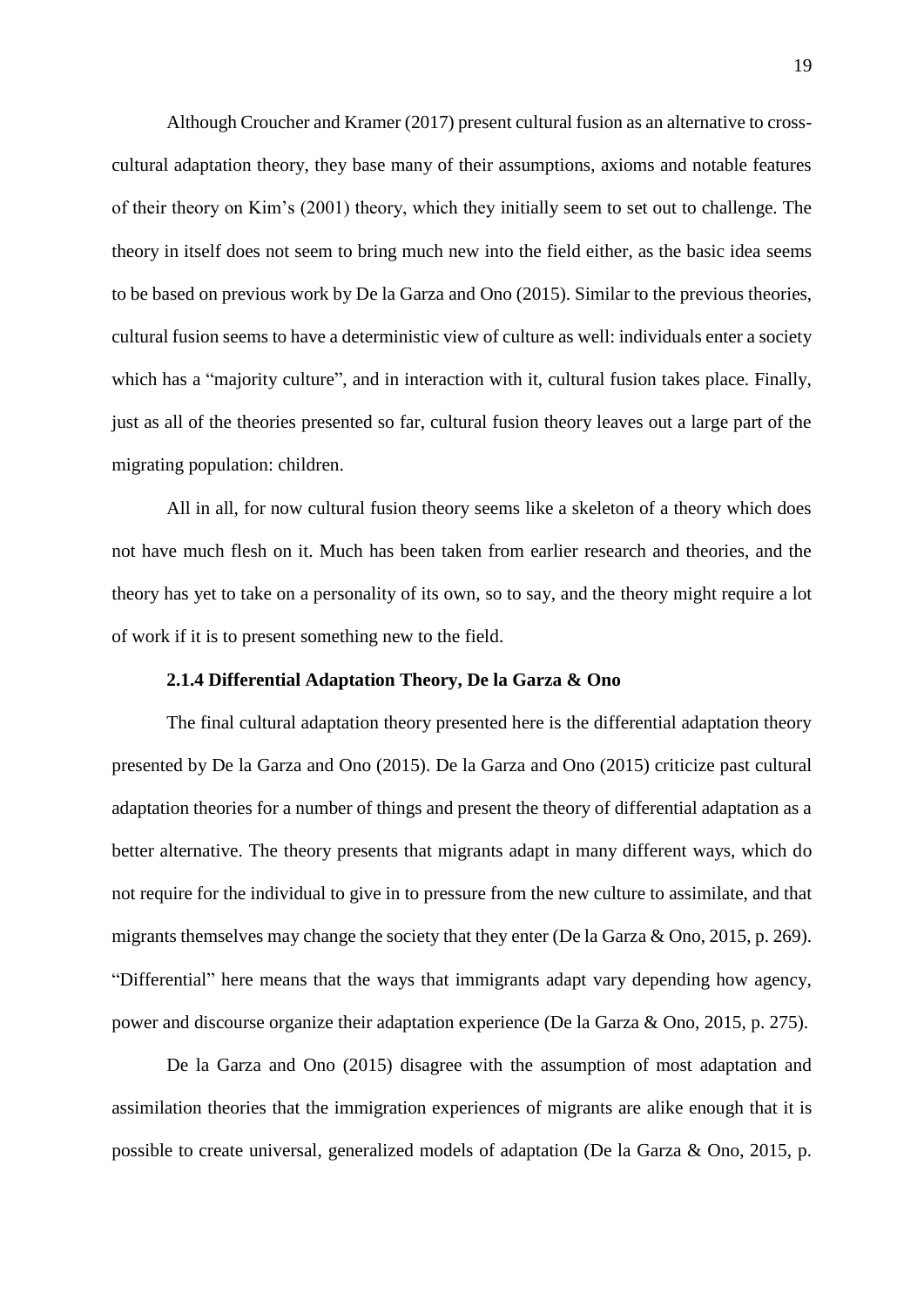Although Croucher and Kramer (2017) present cultural fusion as an alternative to cross-cultural adaptation theory, they base many of their assumptions, axioms and notable features of their theory on Kim's (2001) theory, which they initially seem to set out to challenge. The theory in itself does not seem to bring much new into the field either, as the basic idea seems to be based on previous work by De la Garza and Ono (2015). Similar to the previous theories, cultural fusion seems to have a deterministic view of culture as well: individuals enter a society which has a "majority culture", and in interaction with it, cultural fusion takes place. Finally, just as all of the theories presented so far, cultural fusion theory leaves out a large part of the migrating population: children.

All in all, for now cultural fusion theory seems like a skeleton of a theory which does not have much flesh on it. Much has been taken from earlier research and theories, and the theory has yet to take on a personality of its own, so to say, and the theory might require a lot of work if it is to present something new to the field.

### 2.1.4 Differential Adaptation Theory, De la Garza & Ono

The final cultural adaptation theory presented here is the differential adaptation theory presented by De la Garza and Ono (2015). De la Garza and Ono (2015) criticize past cultural adaptation theories for a number of things and present the theory of differential adaptation as a better alternative. The theory presents that migrants adapt in many different ways, which do not require for the individual to give in to pressure from the new culture to assimilate, and that migrants themselves may change the society that they enter (De la Garza & Ono, 2015, p. 269). "Differential" here means that the ways that immigrants adapt vary depending how agency, power and discourse organize their adaptation experience (De la Garza & Ono, 2015, p. 275).

De la Garza and Ono (2015) disagree with the assumption of most adaptation and assimilation theories that the immigration experiences of migrants are alike enough that it is possible to create universal, generalized models of adaptation (De la Garza & Ono, 2015, p.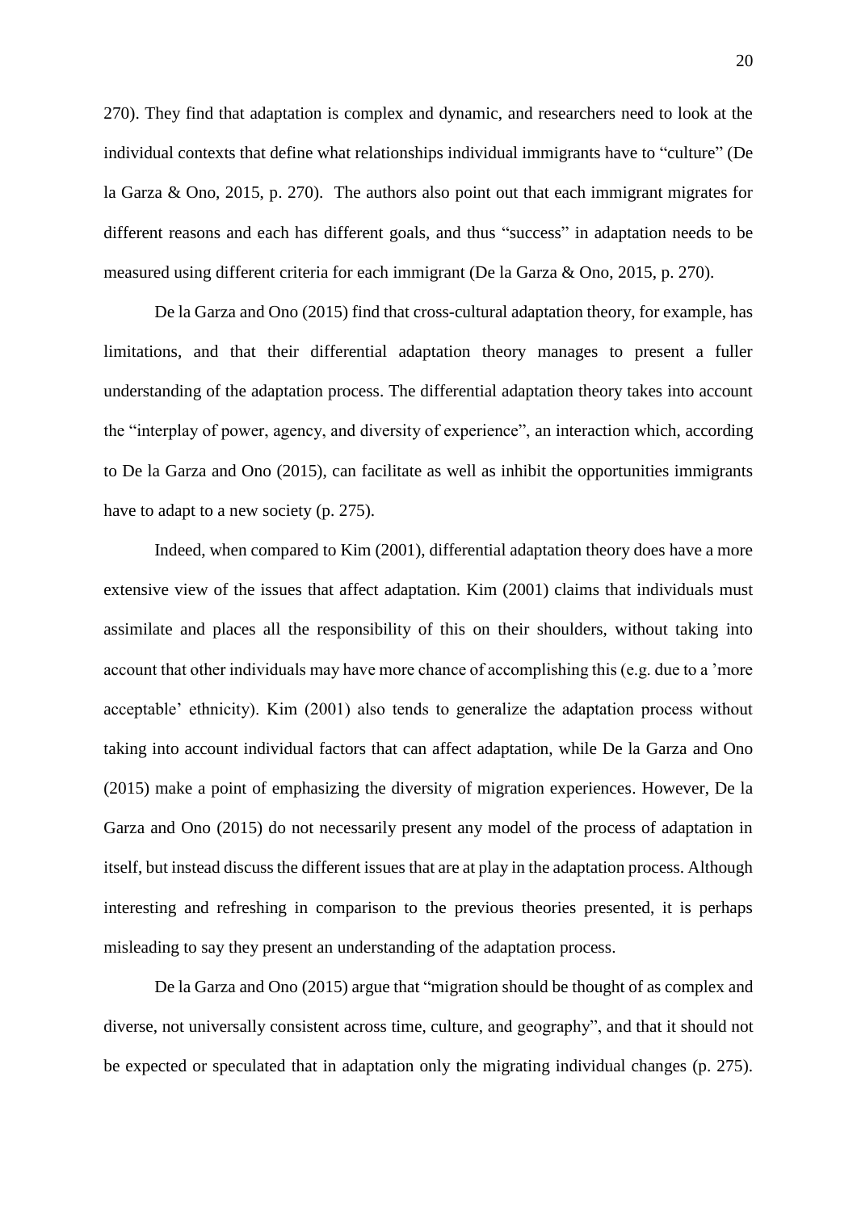270). They find that adaptation is complex and dynamic, and researchers need to look at the individual contexts that define what relationships individual immigrants have to "culture" (De la Garza & Ono, 2015, p. 270). The authors also point out that each immigrant migrates for different reasons and each has different goals, and thus "success" in adaptation needs to be measured using different criteria for each immigrant (De la Garza & Ono, 2015, p. 270).

De la Garza and Ono (2015) find that cross-cultural adaptation theory, for example, has limitations, and that their differential adaptation theory manages to present a fuller understanding of the adaptation process. The differential adaptation theory takes into account the "interplay of power, agency, and diversity of experience", an interaction which, according to De la Garza and Ono (2015), can facilitate as well as inhibit the opportunities immigrants have to adapt to a new society (p. 275).

Indeed, when compared to Kim (2001), differential adaptation theory does have a more extensive view of the issues that affect adaptation. Kim (2001) claims that individuals must assimilate and places all the responsibility of this on their shoulders, without taking into account that other individuals may have more chance of accomplishing this (e.g. due to a 'more acceptable' ethnicity). Kim (2001) also tends to generalize the adaptation process without taking into account individual factors that can affect adaptation, while De la Garza and Ono (2015) make a point of emphasizing the diversity of migration experiences. However, De la Garza and Ono (2015) do not necessarily present any model of the process of adaptation in itself, but instead discuss the different issues that are at play in the adaptation process. Although interesting and refreshing in comparison to the previous theories presented, it is perhaps misleading to say they present an understanding of the adaptation process.

De la Garza and Ono (2015) argue that "migration should be thought of as complex and diverse, not universally consistent across time, culture, and geography", and that it should not be expected or speculated that in adaptation only the migrating individual changes (p. 275).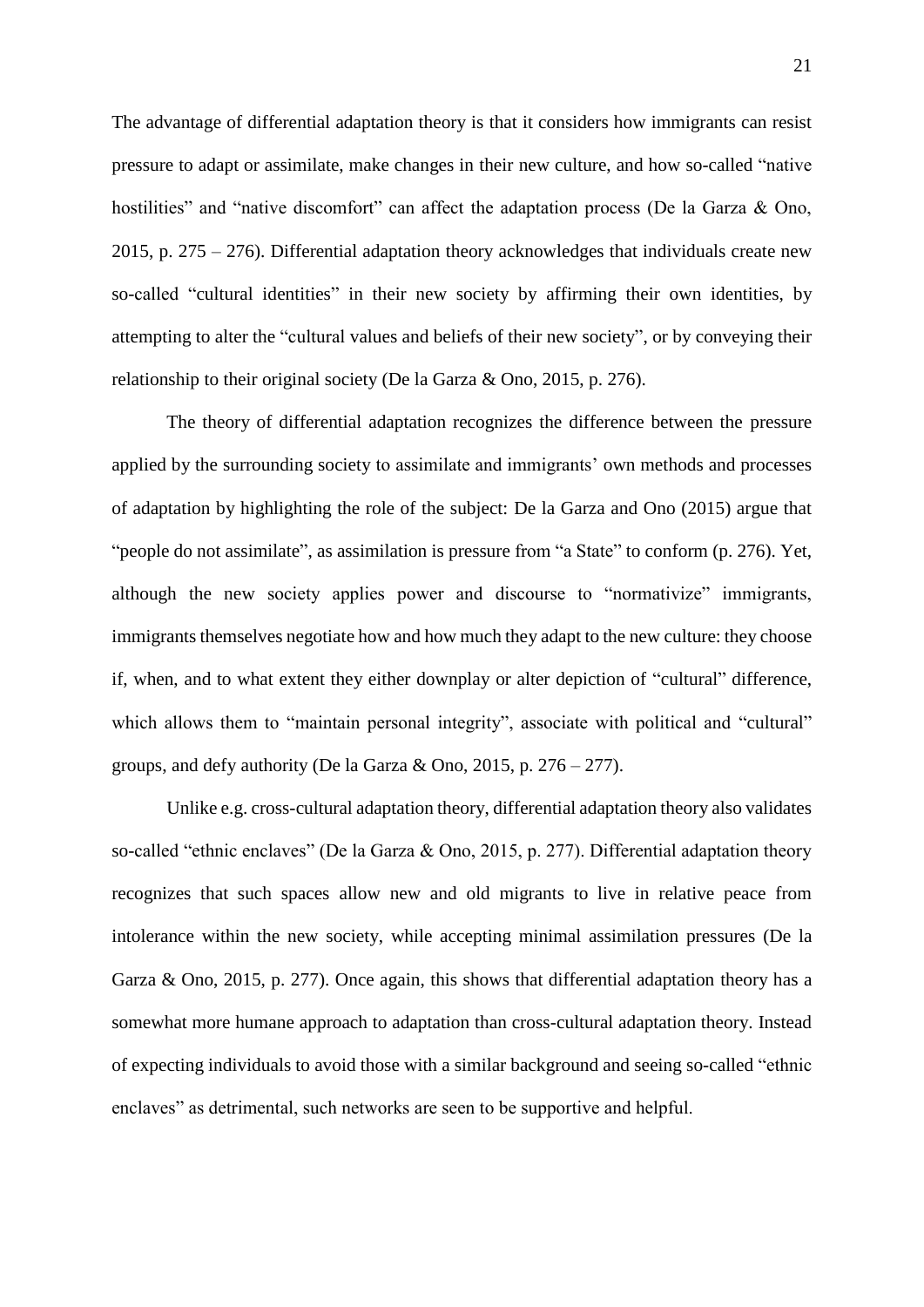The advantage of differential adaptation theory is that it considers how immigrants can resist pressure to adapt or assimilate, make changes in their new culture, and how so-called "native hostilities" and "native discomfort" can affect the adaptation process (De la Garza & Ono, 2015, p. 275 – 276). Differential adaptation theory acknowledges that individuals create new so-called "cultural identities" in their new society by affirming their own identities, by attempting to alter the "cultural values and beliefs of their new society", or by conveying their relationship to their original society (De la Garza & Ono, 2015, p. 276).

The theory of differential adaptation recognizes the difference between the pressure applied by the surrounding society to assimilate and immigrants' own methods and processes of adaptation by highlighting the role of the subject: De la Garza and Ono (2015) argue that "people do not assimilate", as assimilation is pressure from "a State" to conform (p. 276). Yet, although the new society applies power and discourse to "normativize" immigrants, immigrants themselves negotiate how and how much they adapt to the new culture: they choose if, when, and to what extent they either downplay or alter depiction of "cultural" difference, which allows them to "maintain personal integrity", associate with political and "cultural" groups, and defy authority (De la Garza & Ono, 2015, p. 276 – 277).

Unlike e.g. cross-cultural adaptation theory, differential adaptation theory also validates so-called "ethnic enclaves" (De la Garza & Ono, 2015, p. 277). Differential adaptation theory recognizes that such spaces allow new and old migrants to live in relative peace from intolerance within the new society, while accepting minimal assimilation pressures (De la Garza & Ono, 2015, p. 277). Once again, this shows that differential adaptation theory has a somewhat more humane approach to adaptation than cross-cultural adaptation theory. Instead of expecting individuals to avoid those with a similar background and seeing so-called "ethnic enclaves" as detrimental, such networks are seen to be supportive and helpful.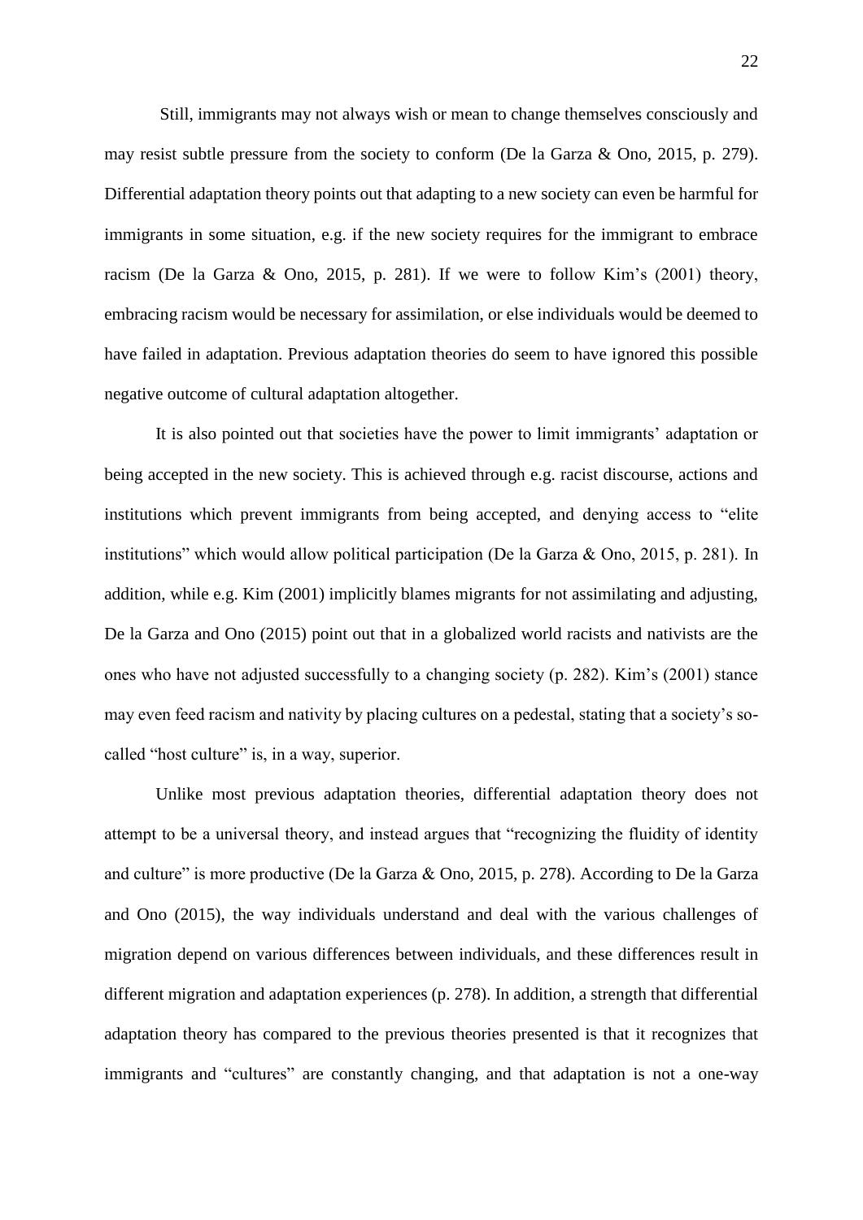Still, immigrants may not always wish or mean to change themselves consciously and may resist subtle pressure from the society to conform (De la Garza & Ono, 2015, p. 279). Differential adaptation theory points out that adapting to a new society can even be harmful for immigrants in some situation, e.g. if the new society requires for the immigrant to embrace racism (De la Garza & Ono, 2015, p. 281). If we were to follow Kim's (2001) theory, embracing racism would be necessary for assimilation, or else individuals would be deemed to have failed in adaptation. Previous adaptation theories do seem to have ignored this possible negative outcome of cultural adaptation altogether.

It is also pointed out that societies have the power to limit immigrants' adaptation or being accepted in the new society. This is achieved through e.g. racist discourse, actions and institutions which prevent immigrants from being accepted, and denying access to "elite institutions" which would allow political participation (De la Garza & Ono, 2015, p. 281). In addition, while e.g. Kim (2001) implicitly blames migrants for not assimilating and adjusting, De la Garza and Ono (2015) point out that in a globalized world racists and nativists are the ones who have not adjusted successfully to a changing society (p. 282). Kim's (2001) stance may even feed racism and nativity by placing cultures on a pedestal, stating that a society's so-called "host culture" is, in a way, superior.

Unlike most previous adaptation theories, differential adaptation theory does not attempt to be a universal theory, and instead argues that "recognizing the fluidity of identity and culture" is more productive (De la Garza & Ono, 2015, p. 278). According to De la Garza and Ono (2015), the way individuals understand and deal with the various challenges of migration depend on various differences between individuals, and these differences result in different migration and adaptation experiences (p. 278). In addition, a strength that differential adaptation theory has compared to the previous theories presented is that it recognizes that immigrants and "cultures" are constantly changing, and that adaptation is not a one-way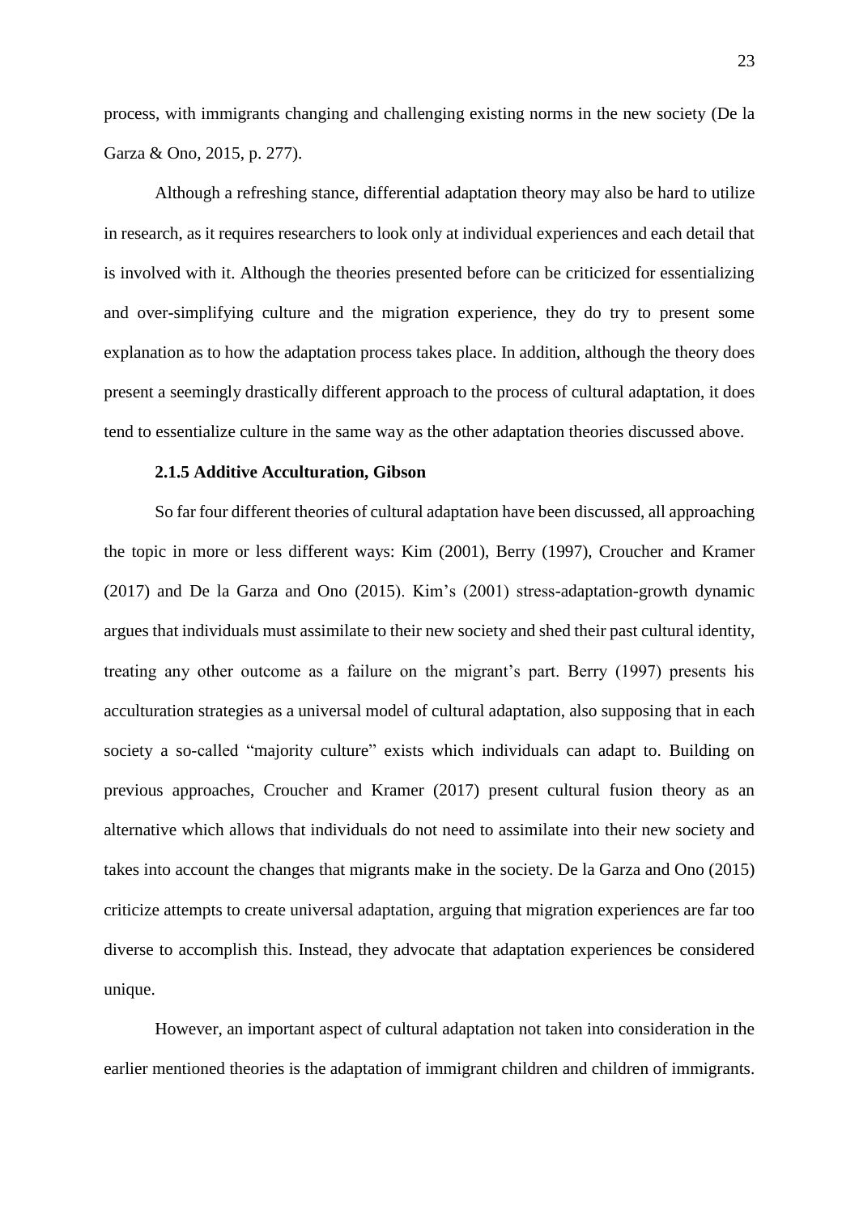process, with immigrants changing and challenging existing norms in the new society (De la Garza & Ono, 2015, p. 277).

Although a refreshing stance, differential adaptation theory may also be hard to utilize in research, as it requires researchers to look only at individual experiences and each detail that is involved with it. Although the theories presented before can be criticized for essentializing and over-simplifying culture and the migration experience, they do try to present some explanation as to how the adaptation process takes place. In addition, although the theory does present a seemingly drastically different approach to the process of cultural adaptation, it does tend to essentialize culture in the same way as the other adaptation theories discussed above.

### 2.1.5 Additive Acculturation, Gibson

So far four different theories of cultural adaptation have been discussed, all approaching the topic in more or less different ways: Kim (2001), Berry (1997), Croucher and Kramer (2017) and De la Garza and Ono (2015). Kim's (2001) stress-adaptation-growth dynamic argues that individuals must assimilate to their new society and shed their past cultural identity, treating any other outcome as a failure on the migrant's part. Berry (1997) presents his acculturation strategies as a universal model of cultural adaptation, also supposing that in each society a so-called "majority culture" exists which individuals can adapt to. Building on previous approaches, Croucher and Kramer (2017) present cultural fusion theory as an alternative which allows that individuals do not need to assimilate into their new society and takes into account the changes that migrants make in the society. De la Garza and Ono (2015) criticize attempts to create universal adaptation, arguing that migration experiences are far too diverse to accomplish this. Instead, they advocate that adaptation experiences be considered unique.

However, an important aspect of cultural adaptation not taken into consideration in the earlier mentioned theories is the adaptation of immigrant children and children of immigrants.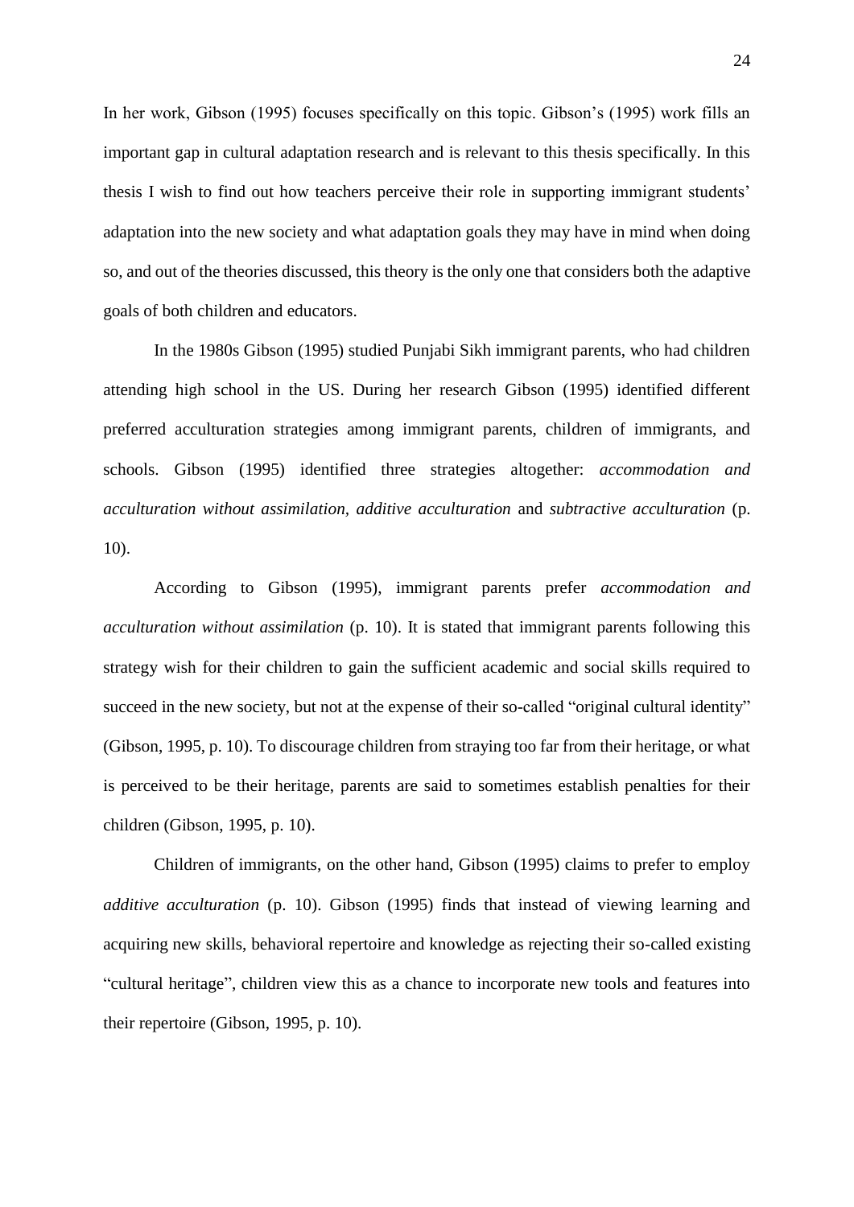In her work, Gibson (1995) focuses specifically on this topic. Gibson's (1995) work fills an important gap in cultural adaptation research and is relevant to this thesis specifically. In this thesis I wish to find out how teachers perceive their role in supporting immigrant students' adaptation into the new society and what adaptation goals they may have in mind when doing so, and out of the theories discussed, this theory is the only one that considers both the adaptive goals of both children and educators.

In the 1980s Gibson (1995) studied Punjabi Sikh immigrant parents, who had children attending high school in the US. During her research Gibson (1995) identified different preferred acculturation strategies among immigrant parents, children of immigrants, and schools. Gibson (1995) identified three strategies altogether: *accommodation and acculturation without assimilation, additive acculturation* and *subtractive acculturation* (p. 10).

According to Gibson (1995), immigrant parents prefer *accommodation and acculturation without assimilation* (p. 10). It is stated that immigrant parents following this strategy wish for their children to gain the sufficient academic and social skills required to succeed in the new society, but not at the expense of their so-called "original cultural identity" (Gibson, 1995, p. 10). To discourage children from straying too far from their heritage, or what is perceived to be their heritage, parents are said to sometimes establish penalties for their children (Gibson, 1995, p. 10).

Children of immigrants, on the other hand, Gibson (1995) claims to prefer to employ *additive acculturation* (p. 10). Gibson (1995) finds that instead of viewing learning and acquiring new skills, behavioral repertoire and knowledge as rejecting their so-called existing "cultural heritage", children view this as a chance to incorporate new tools and features into their repertoire (Gibson, 1995, p. 10).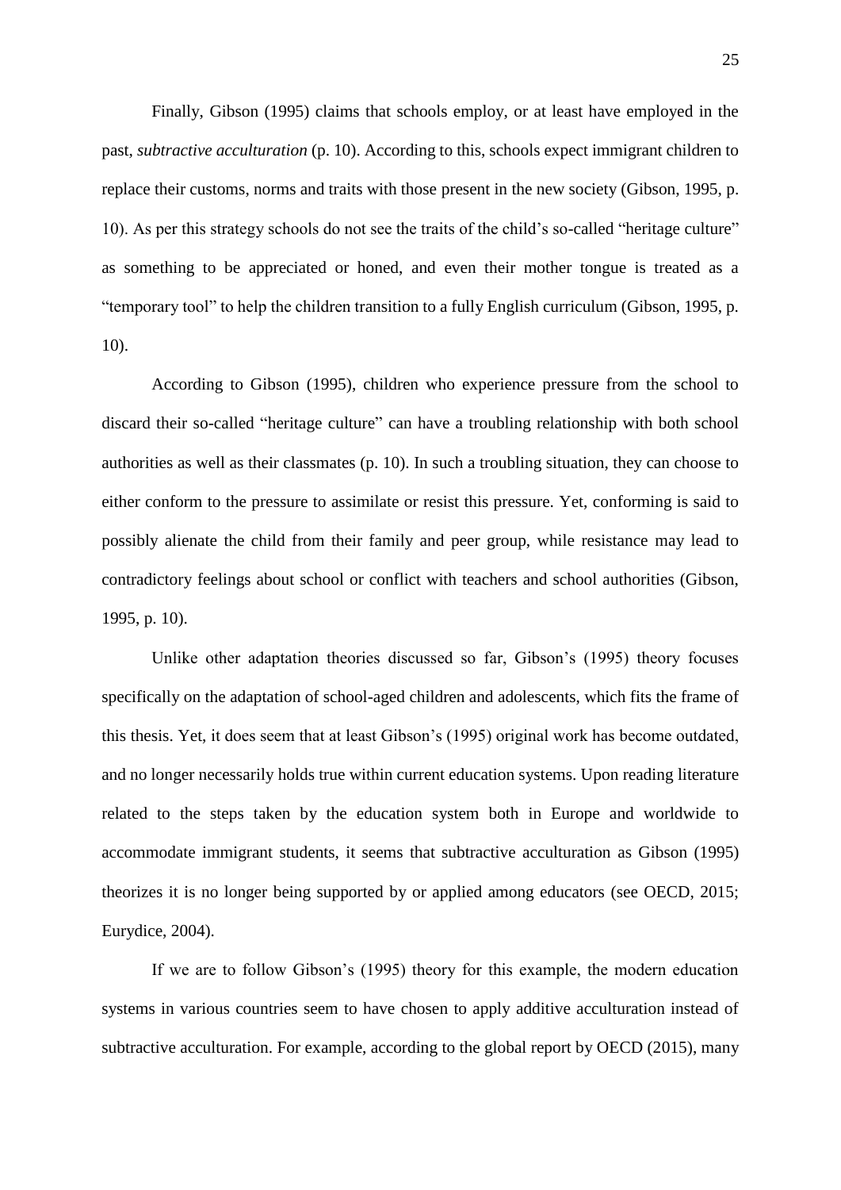Finally, Gibson (1995) claims that schools employ, or at least have employed in the past, *subtractive acculturation* (p. 10). According to this, schools expect immigrant children to replace their customs, norms and traits with those present in the new society (Gibson, 1995, p. 10). As per this strategy schools do not see the traits of the child's so-called "heritage culture" as something to be appreciated or honed, and even their mother tongue is treated as a "temporary tool" to help the children transition to a fully English curriculum (Gibson, 1995, p. 10).

According to Gibson (1995), children who experience pressure from the school to discard their so-called "heritage culture" can have a troubling relationship with both school authorities as well as their classmates (p. 10). In such a troubling situation, they can choose to either conform to the pressure to assimilate or resist this pressure. Yet, conforming is said to possibly alienate the child from their family and peer group, while resistance may lead to contradictory feelings about school or conflict with teachers and school authorities (Gibson, 1995, p. 10).

Unlike other adaptation theories discussed so far, Gibson's (1995) theory focuses specifically on the adaptation of school-aged children and adolescents, which fits the frame of this thesis. Yet, it does seem that at least Gibson's (1995) original work has become outdated, and no longer necessarily holds true within current education systems. Upon reading literature related to the steps taken by the education system both in Europe and worldwide to accommodate immigrant students, it seems that subtractive acculturation as Gibson (1995) theorizes it is no longer being supported by or applied among educators (see OECD, 2015; Eurydice, 2004).

If we are to follow Gibson's (1995) theory for this example, the modern education systems in various countries seem to have chosen to apply additive acculturation instead of subtractive acculturation. For example, according to the global report by OECD (2015), many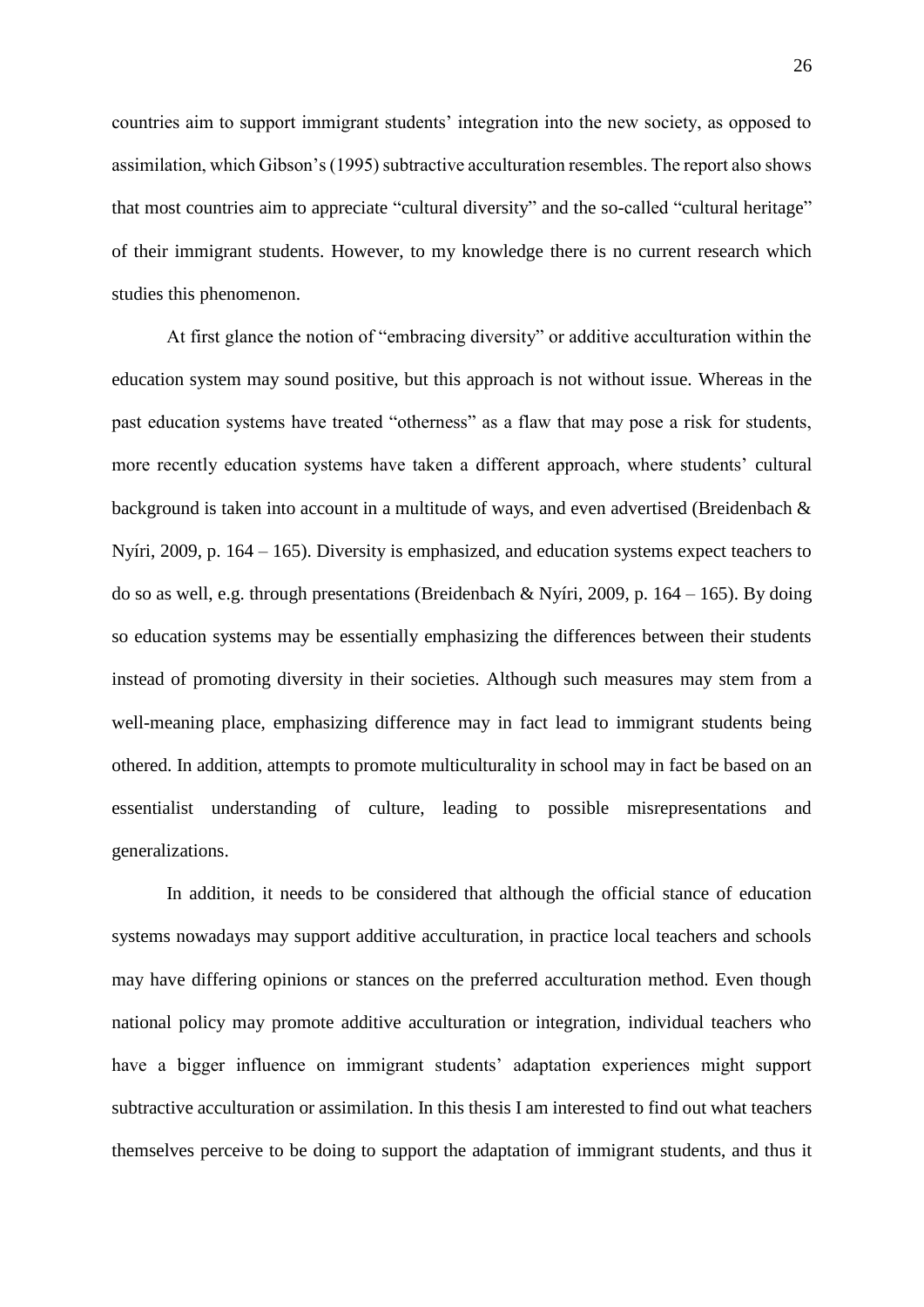countries aim to support immigrant students' integration into the new society, as opposed to assimilation, which Gibson's (1995) subtractive acculturation resembles. The report also shows that most countries aim to appreciate "cultural diversity" and the so-called "cultural heritage" of their immigrant students. However, to my knowledge there is no current research which studies this phenomenon.

At first glance the notion of "embracing diversity" or additive acculturation within the education system may sound positive, but this approach is not without issue. Whereas in the past education systems have treated "otherness" as a flaw that may pose a risk for students, more recently education systems have taken a different approach, where students' cultural background is taken into account in a multitude of ways, and even advertised (Breidenbach & Nyíri, 2009, p. 164 – 165). Diversity is emphasized, and education systems expect teachers to do so as well, e.g. through presentations (Breidenbach & Nyíri, 2009, p. 164 – 165). By doing so education systems may be essentially emphasizing the differences between their students instead of promoting diversity in their societies. Although such measures may stem from a well-meaning place, emphasizing difference may in fact lead to immigrant students being othered. In addition, attempts to promote multiculturality in school may in fact be based on an essentialist understanding of culture, leading to possible misrepresentations and generalizations.

In addition, it needs to be considered that although the official stance of education systems nowadays may support additive acculturation, in practice local teachers and schools may have differing opinions or stances on the preferred acculturation method. Even though national policy may promote additive acculturation or integration, individual teachers who have a bigger influence on immigrant students' adaptation experiences might support subtractive acculturation or assimilation. In this thesis I am interested to find out what teachers themselves perceive to be doing to support the adaptation of immigrant students, and thus it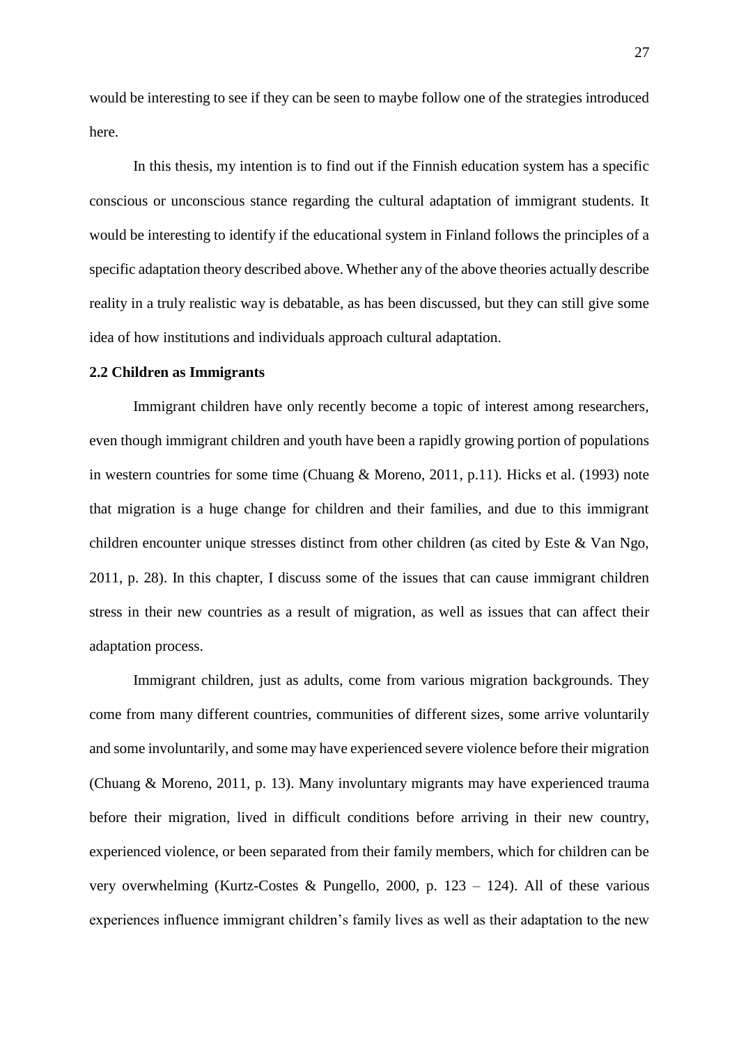would be interesting to see if they can be seen to maybe follow one of the strategies introduced here.

In this thesis, my intention is to find out if the Finnish education system has a specific conscious or unconscious stance regarding the cultural adaptation of immigrant students. It would be interesting to identify if the educational system in Finland follows the principles of a specific adaptation theory described above. Whether any of the above theories actually describe reality in a truly realistic way is debatable, as has been discussed, but they can still give some idea of how institutions and individuals approach cultural adaptation.

### 2.2 Children as Immigrants

Immigrant children have only recently become a topic of interest among researchers, even though immigrant children and youth have been a rapidly growing portion of populations in western countries for some time (Chuang & Moreno, 2011, p.11). Hicks et al. (1993) note that migration is a huge change for children and their families, and due to this immigrant children encounter unique stresses distinct from other children (as cited by Este & Van Ngo, 2011, p. 28). In this chapter, I discuss some of the issues that can cause immigrant children stress in their new countries as a result of migration, as well as issues that can affect their adaptation process.

Immigrant children, just as adults, come from various migration backgrounds. They come from many different countries, communities of different sizes, some arrive voluntarily and some involuntarily, and some may have experienced severe violence before their migration (Chuang & Moreno, 2011, p. 13). Many involuntary migrants may have experienced trauma before their migration, lived in difficult conditions before arriving in their new country, experienced violence, or been separated from their family members, which for children can be very overwhelming (Kurtz-Costes & Pungello, 2000, p. 123 – 124). All of these various experiences influence immigrant children's family lives as well as their adaptation to the new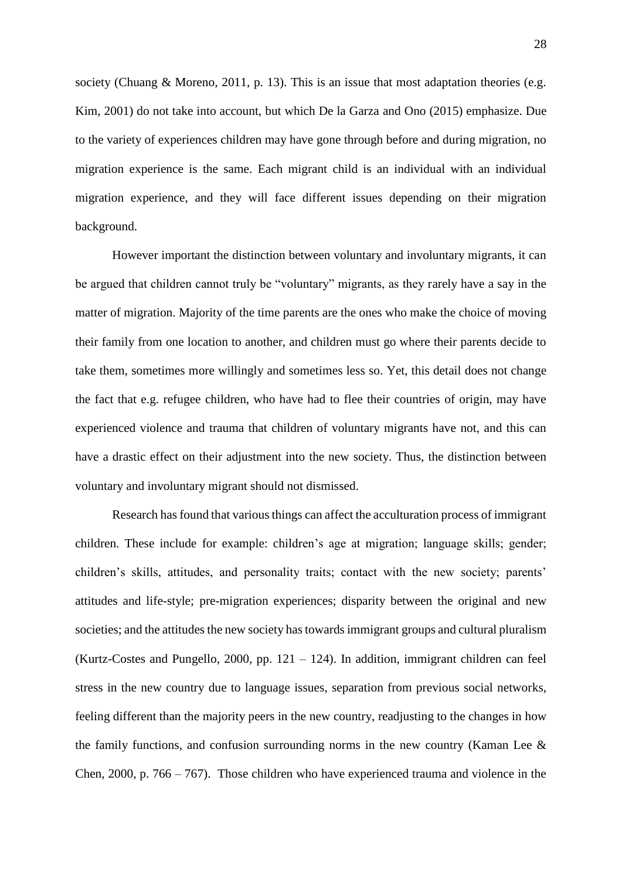society (Chuang & Moreno, 2011, p. 13). This is an issue that most adaptation theories (e.g. Kim, 2001) do not take into account, but which De la Garza and Ono (2015) emphasize. Due to the variety of experiences children may have gone through before and during migration, no migration experience is the same. Each migrant child is an individual with an individual migration experience, and they will face different issues depending on their migration background.

However important the distinction between voluntary and involuntary migrants, it can be argued that children cannot truly be "voluntary" migrants, as they rarely have a say in the matter of migration. Majority of the time parents are the ones who make the choice of moving their family from one location to another, and children must go where their parents decide to take them, sometimes more willingly and sometimes less so. Yet, this detail does not change the fact that e.g. refugee children, who have had to flee their countries of origin, may have experienced violence and trauma that children of voluntary migrants have not, and this can have a drastic effect on their adjustment into the new society. Thus, the distinction between voluntary and involuntary migrant should not dismissed.

Research has found that various things can affect the acculturation process of immigrant children. These include for example: children's age at migration; language skills; gender; children's skills, attitudes, and personality traits; contact with the new society; parents' attitudes and life-style; pre-migration experiences; disparity between the original and new societies; and the attitudes the new society has towards immigrant groups and cultural pluralism (Kurtz-Costes and Pungello, 2000, pp. 121 – 124). In addition, immigrant children can feel stress in the new country due to language issues, separation from previous social networks, feeling different than the majority peers in the new country, readjusting to the changes in how the family functions, and confusion surrounding norms in the new country (Kaman Lee & Chen, 2000, p. 766 – 767). Those children who have experienced trauma and violence in the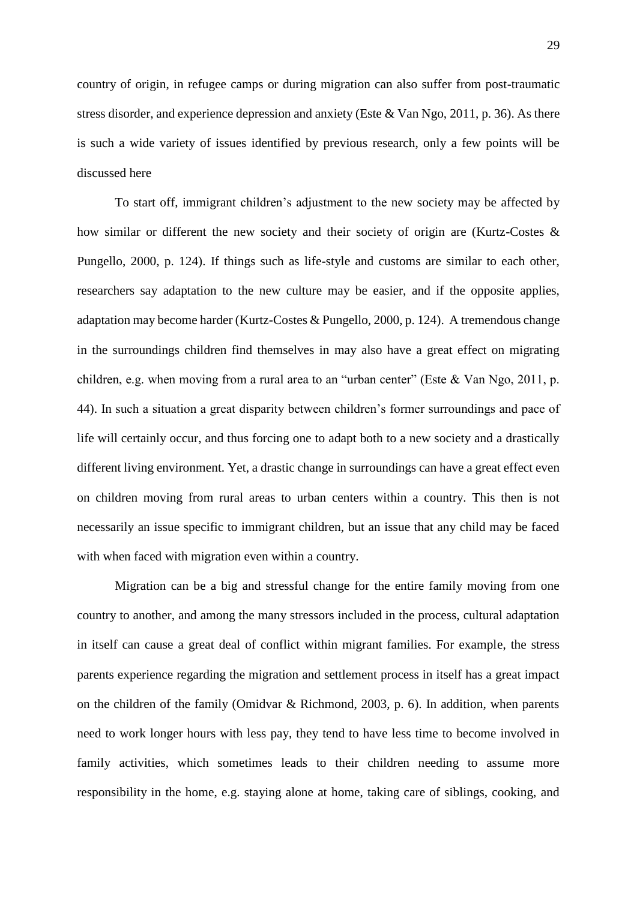country of origin, in refugee camps or during migration can also suffer from post-traumatic stress disorder, and experience depression and anxiety (Este & Van Ngo, 2011, p. 36). As there is such a wide variety of issues identified by previous research, only a few points will be discussed here

To start off, immigrant children's adjustment to the new society may be affected by how similar or different the new society and their society of origin are (Kurtz-Costes & Pungello, 2000, p. 124). If things such as life-style and customs are similar to each other, researchers say adaptation to the new culture may be easier, and if the opposite applies, adaptation may become harder (Kurtz-Costes & Pungello, 2000, p. 124). A tremendous change in the surroundings children find themselves in may also have a great effect on migrating children, e.g. when moving from a rural area to an "urban center" (Este & Van Ngo, 2011, p. 44). In such a situation a great disparity between children's former surroundings and pace of life will certainly occur, and thus forcing one to adapt both to a new society and a drastically different living environment. Yet, a drastic change in surroundings can have a great effect even on children moving from rural areas to urban centers within a country. This then is not necessarily an issue specific to immigrant children, but an issue that any child may be faced with when faced with migration even within a country.

Migration can be a big and stressful change for the entire family moving from one country to another, and among the many stressors included in the process, cultural adaptation in itself can cause a great deal of conflict within migrant families. For example, the stress parents experience regarding the migration and settlement process in itself has a great impact on the children of the family (Omidvar & Richmond, 2003, p. 6). In addition, when parents need to work longer hours with less pay, they tend to have less time to become involved in family activities, which sometimes leads to their children needing to assume more responsibility in the home, e.g. staying alone at home, taking care of siblings, cooking, and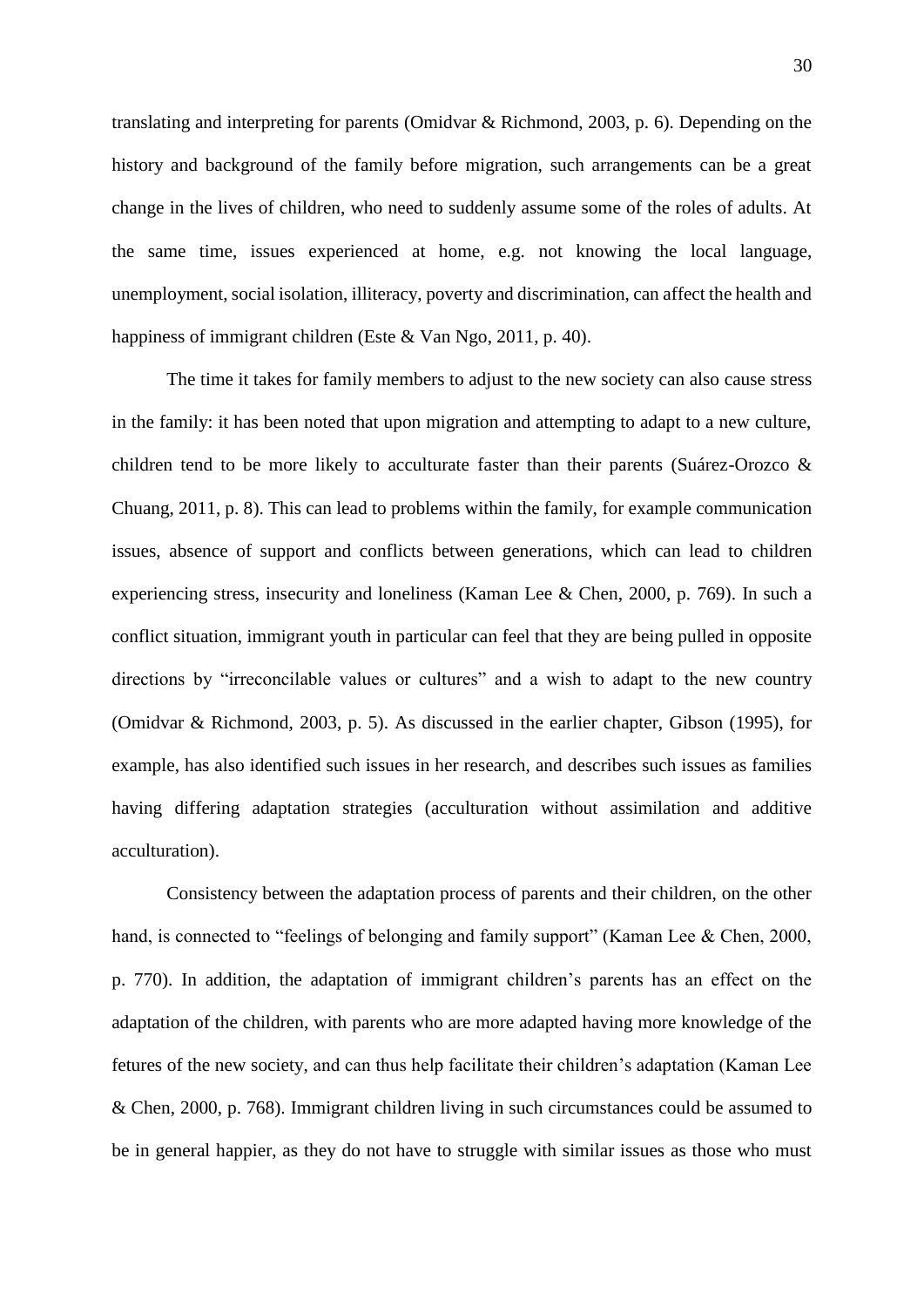translating and interpreting for parents (Omidvar & Richmond, 2003, p. 6). Depending on the history and background of the family before migration, such arrangements can be a great change in the lives of children, who need to suddenly assume some of the roles of adults. At the same time, issues experienced at home, e.g. not knowing the local language, unemployment, social isolation, illiteracy, poverty and discrimination, can affect the health and happiness of immigrant children (Este & Van Ngo, 2011, p. 40).

The time it takes for family members to adjust to the new society can also cause stress in the family: it has been noted that upon migration and attempting to adapt to a new culture, children tend to be more likely to acculturate faster than their parents (Suárez-Orozco & Chuang, 2011, p. 8). This can lead to problems within the family, for example communication issues, absence of support and conflicts between generations, which can lead to children experiencing stress, insecurity and loneliness (Kaman Lee & Chen, 2000, p. 769). In such a conflict situation, immigrant youth in particular can feel that they are being pulled in opposite directions by "irreconcilable values or cultures" and a wish to adapt to the new country (Omidvar & Richmond, 2003, p. 5). As discussed in the earlier chapter, Gibson (1995), for example, has also identified such issues in her research, and describes such issues as families having differing adaptation strategies (acculturation without assimilation and additive acculturation).

Consistency between the adaptation process of parents and their children, on the other hand, is connected to "feelings of belonging and family support" (Kaman Lee & Chen, 2000, p. 770). In addition, the adaptation of immigrant children's parents has an effect on the adaptation of the children, with parents who are more adapted having more knowledge of the fetures of the new society, and can thus help facilitate their children's adaptation (Kaman Lee & Chen, 2000, p. 768). Immigrant children living in such circumstances could be assumed to be in general happier, as they do not have to struggle with similar issues as those who must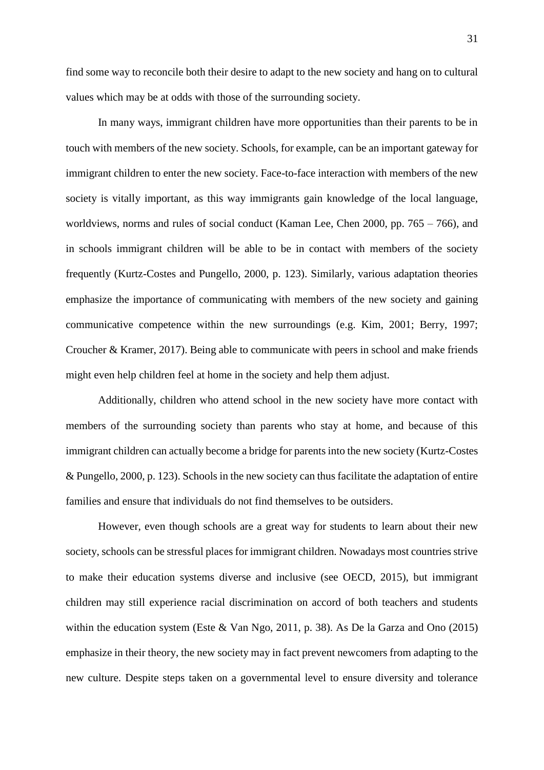find some way to reconcile both their desire to adapt to the new society and hang on to cultural values which may be at odds with those of the surrounding society.

In many ways, immigrant children have more opportunities than their parents to be in touch with members of the new society. Schools, for example, can be an important gateway for immigrant children to enter the new society. Face-to-face interaction with members of the new society is vitally important, as this way immigrants gain knowledge of the local language, worldviews, norms and rules of social conduct (Kaman Lee, Chen 2000, pp. 765 – 766), and in schools immigrant children will be able to be in contact with members of the society frequently (Kurtz-Costes and Pungello, 2000, p. 123). Similarly, various adaptation theories emphasize the importance of communicating with members of the new society and gaining communicative competence within the new surroundings (e.g. Kim, 2001; Berry, 1997; Croucher & Kramer, 2017). Being able to communicate with peers in school and make friends might even help children feel at home in the society and help them adjust.

Additionally, children who attend school in the new society have more contact with members of the surrounding society than parents who stay at home, and because of this immigrant children can actually become a bridge for parents into the new society (Kurtz-Costes & Pungello, 2000, p. 123). Schools in the new society can thus facilitate the adaptation of entire families and ensure that individuals do not find themselves to be outsiders.

However, even though schools are a great way for students to learn about their new society, schools can be stressful places for immigrant children. Nowadays most countries strive to make their education systems diverse and inclusive (see OECD, 2015), but immigrant children may still experience racial discrimination on accord of both teachers and students within the education system (Este & Van Ngo, 2011, p. 38). As De la Garza and Ono (2015) emphasize in their theory, the new society may in fact prevent newcomers from adapting to the new culture. Despite steps taken on a governmental level to ensure diversity and tolerance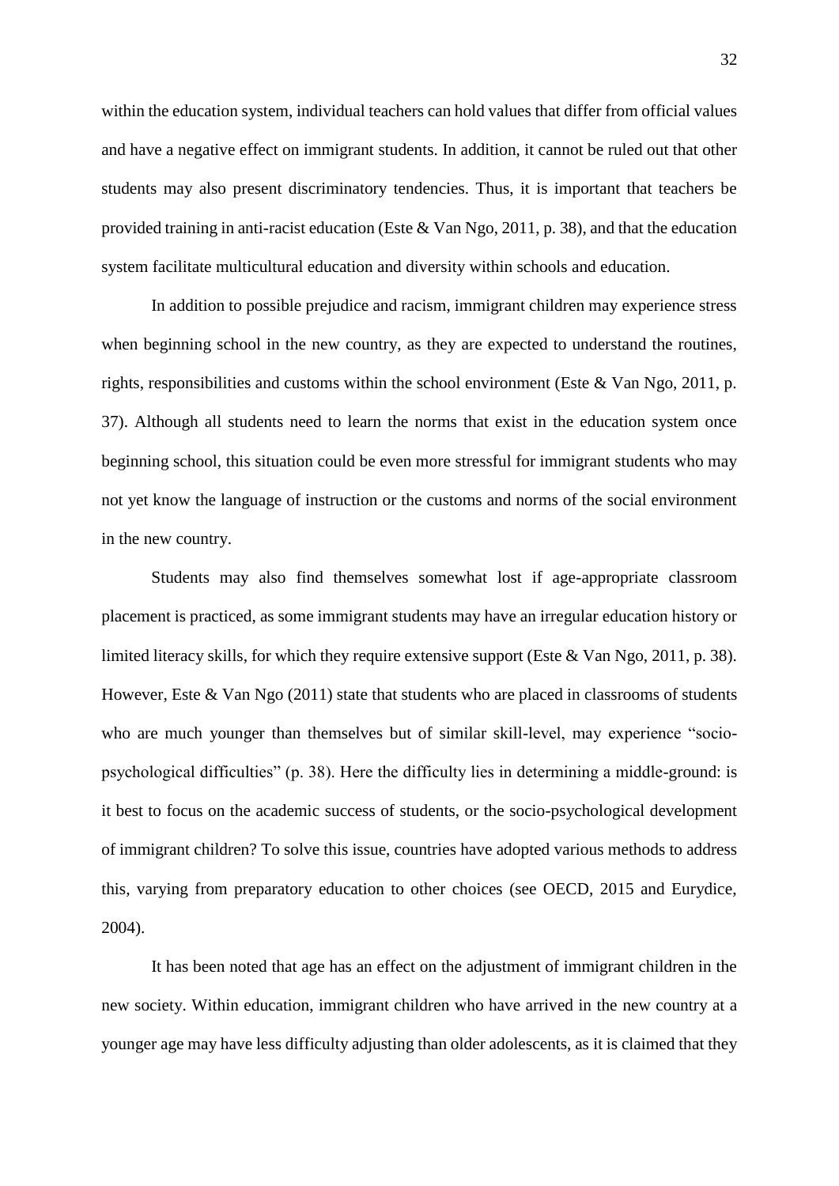within the education system, individual teachers can hold values that differ from official values and have a negative effect on immigrant students. In addition, it cannot be ruled out that other students may also present discriminatory tendencies. Thus, it is important that teachers be provided training in anti-racist education (Este & Van Ngo, 2011, p. 38), and that the education system facilitate multicultural education and diversity within schools and education.

In addition to possible prejudice and racism, immigrant children may experience stress when beginning school in the new country, as they are expected to understand the routines, rights, responsibilities and customs within the school environment (Este & Van Ngo, 2011, p. 37). Although all students need to learn the norms that exist in the education system once beginning school, this situation could be even more stressful for immigrant students who may not yet know the language of instruction or the customs and norms of the social environment in the new country.

Students may also find themselves somewhat lost if age-appropriate classroom placement is practiced, as some immigrant students may have an irregular education history or limited literacy skills, for which they require extensive support (Este & Van Ngo, 2011, p. 38). However, Este & Van Ngo (2011) state that students who are placed in classrooms of students who are much younger than themselves but of similar skill-level, may experience "socio-psychological difficulties" (p. 38). Here the difficulty lies in determining a middle-ground: is it best to focus on the academic success of students, or the socio-psychological development of immigrant children? To solve this issue, countries have adopted various methods to address this, varying from preparatory education to other choices (see OECD, 2015 and Eurydice, 2004).

It has been noted that age has an effect on the adjustment of immigrant children in the new society. Within education, immigrant children who have arrived in the new country at a younger age may have less difficulty adjusting than older adolescents, as it is claimed that they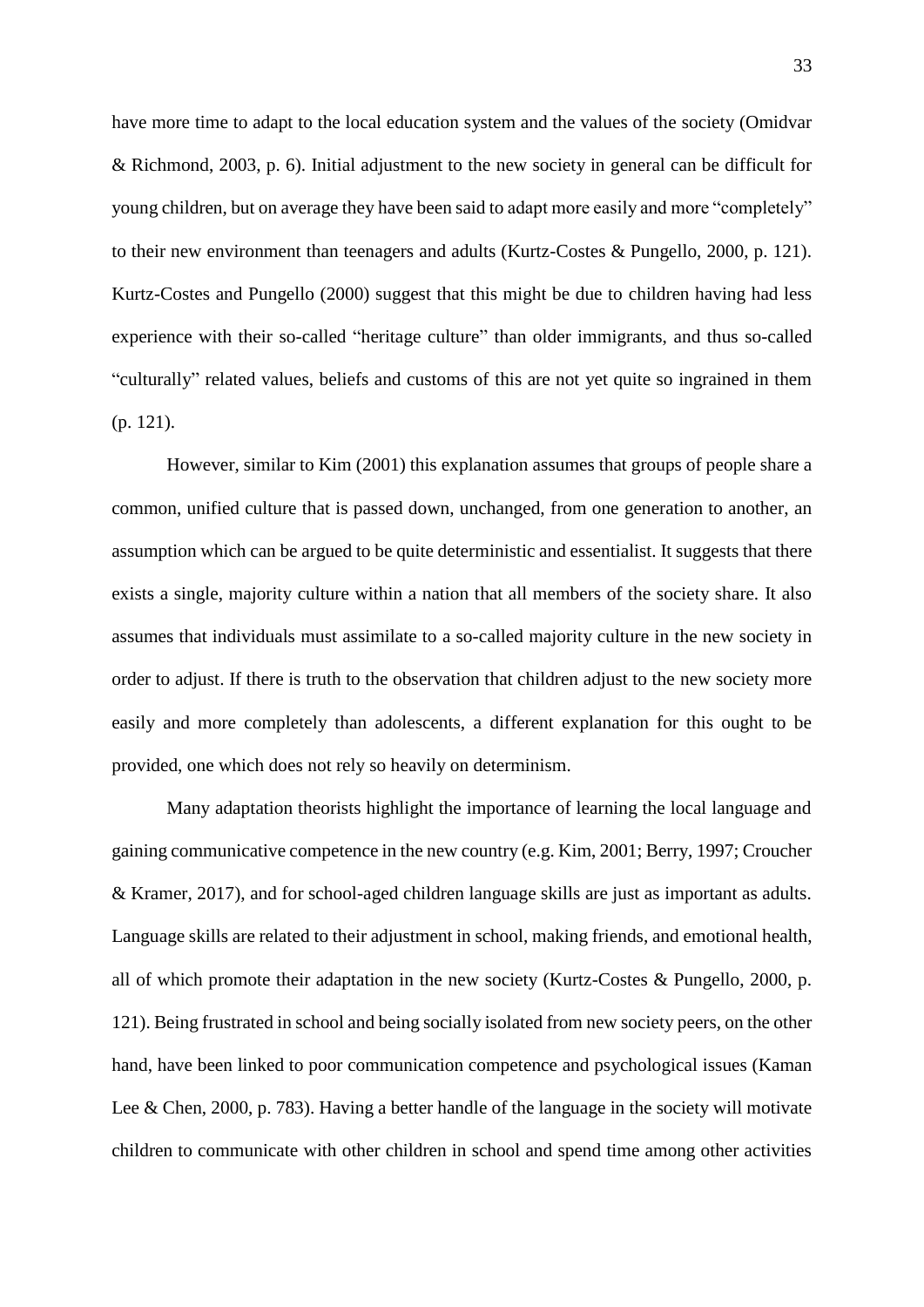have more time to adapt to the local education system and the values of the society (Omidvar & Richmond, 2003, p. 6). Initial adjustment to the new society in general can be difficult for young children, but on average they have been said to adapt more easily and more "completely" to their new environment than teenagers and adults (Kurtz-Costes & Pungello, 2000, p. 121). Kurtz-Costes and Pungello (2000) suggest that this might be due to children having had less experience with their so-called "heritage culture" than older immigrants, and thus so-called "culturally" related values, beliefs and customs of this are not yet quite so ingrained in them (p. 121).

However, similar to Kim (2001) this explanation assumes that groups of people share a common, unified culture that is passed down, unchanged, from one generation to another, an assumption which can be argued to be quite deterministic and essentialist. It suggests that there exists a single, majority culture within a nation that all members of the society share. It also assumes that individuals must assimilate to a so-called majority culture in the new society in order to adjust. If there is truth to the observation that children adjust to the new society more easily and more completely than adolescents, a different explanation for this ought to be provided, one which does not rely so heavily on determinism.

Many adaptation theorists highlight the importance of learning the local language and gaining communicative competence in the new country (e.g. Kim, 2001; Berry, 1997; Croucher & Kramer, 2017), and for school-aged children language skills are just as important as adults. Language skills are related to their adjustment in school, making friends, and emotional health, all of which promote their adaptation in the new society (Kurtz-Costes & Pungello, 2000, p. 121). Being frustrated in school and being socially isolated from new society peers, on the other hand, have been linked to poor communication competence and psychological issues (Kaman Lee & Chen, 2000, p. 783). Having a better handle of the language in the society will motivate children to communicate with other children in school and spend time among other activities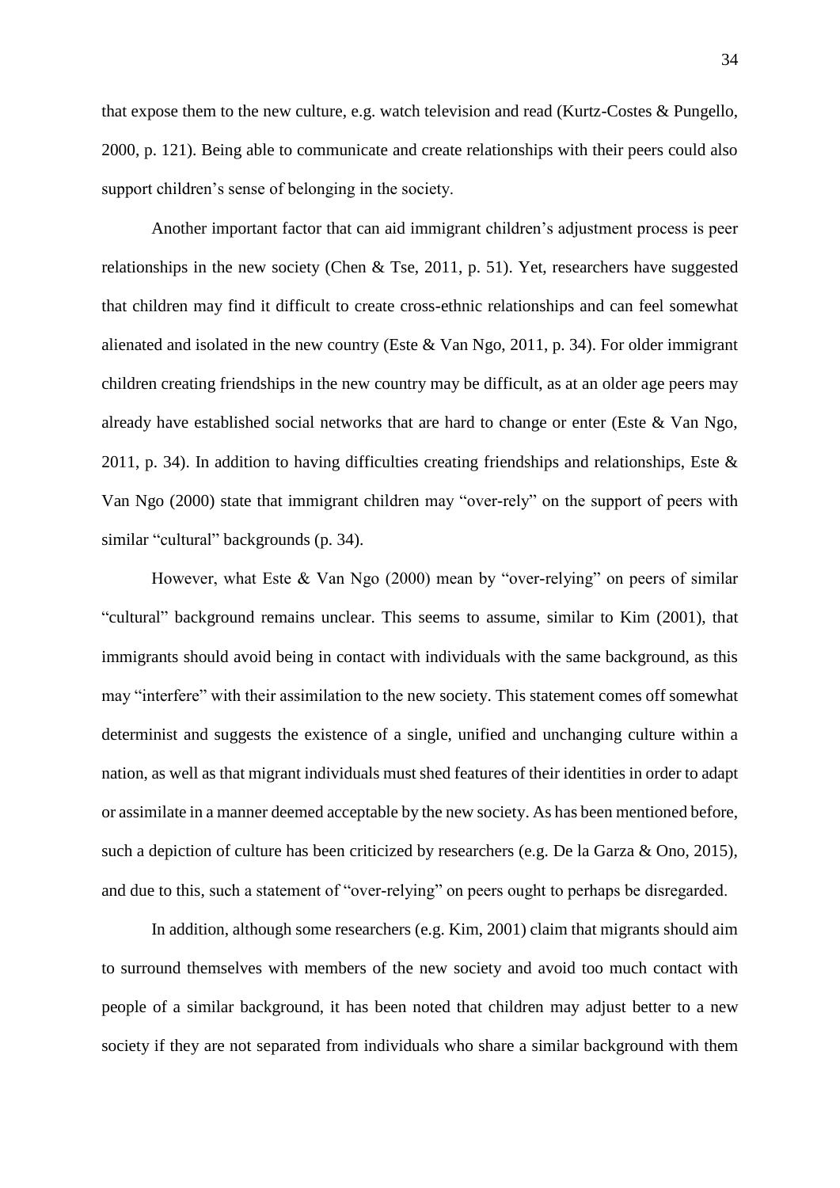that expose them to the new culture, e.g. watch television and read (Kurtz-Costes & Pungello, 2000, p. 121). Being able to communicate and create relationships with their peers could also support children's sense of belonging in the society.

Another important factor that can aid immigrant children's adjustment process is peer relationships in the new society (Chen & Tse, 2011, p. 51). Yet, researchers have suggested that children may find it difficult to create cross-ethnic relationships and can feel somewhat alienated and isolated in the new country (Este & Van Ngo, 2011, p. 34). For older immigrant children creating friendships in the new country may be difficult, as at an older age peers may already have established social networks that are hard to change or enter (Este & Van Ngo, 2011, p. 34). In addition to having difficulties creating friendships and relationships, Este & Van Ngo (2000) state that immigrant children may "over-rely" on the support of peers with similar "cultural" backgrounds (p. 34).

However, what Este & Van Ngo (2000) mean by "over-relying" on peers of similar "cultural" background remains unclear. This seems to assume, similar to Kim (2001), that immigrants should avoid being in contact with individuals with the same background, as this may "interfere" with their assimilation to the new society. This statement comes off somewhat determinist and suggests the existence of a single, unified and unchanging culture within a nation, as well as that migrant individuals must shed features of their identities in order to adapt or assimilate in a manner deemed acceptable by the new society. As has been mentioned before, such a depiction of culture has been criticized by researchers (e.g. De la Garza & Ono, 2015), and due to this, such a statement of "over-relying" on peers ought to perhaps be disregarded.

In addition, although some researchers (e.g. Kim, 2001) claim that migrants should aim to surround themselves with members of the new society and avoid too much contact with people of a similar background, it has been noted that children may adjust better to a new society if they are not separated from individuals who share a similar background with them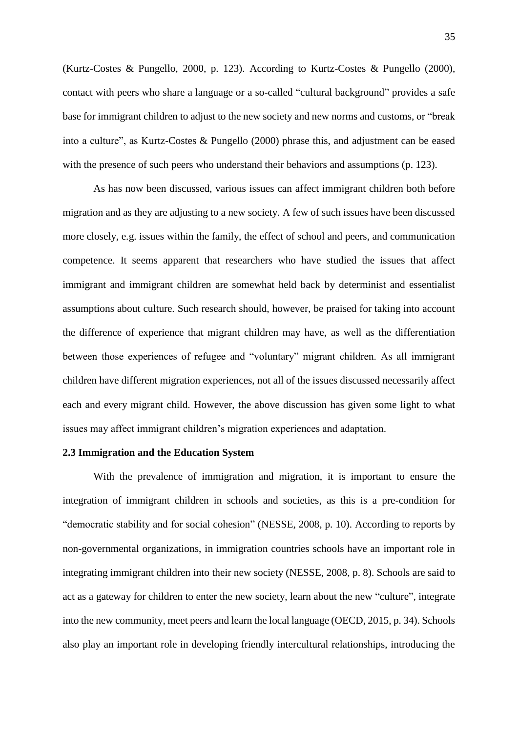(Kurtz-Costes & Pungello, 2000, p. 123). According to Kurtz-Costes & Pungello (2000), contact with peers who share a language or a so-called "cultural background" provides a safe base for immigrant children to adjust to the new society and new norms and customs, or "break into a culture", as Kurtz-Costes & Pungello (2000) phrase this, and adjustment can be eased with the presence of such peers who understand their behaviors and assumptions (p. 123).

As has now been discussed, various issues can affect immigrant children both before migration and as they are adjusting to a new society. A few of such issues have been discussed more closely, e.g. issues within the family, the effect of school and peers, and communication competence. It seems apparent that researchers who have studied the issues that affect immigrant and immigrant children are somewhat held back by determinist and essentialist assumptions about culture. Such research should, however, be praised for taking into account the difference of experience that migrant children may have, as well as the differentiation between those experiences of refugee and "voluntary" migrant children. As all immigrant children have different migration experiences, not all of the issues discussed necessarily affect each and every migrant child. However, the above discussion has given some light to what issues may affect immigrant children's migration experiences and adaptation.

### 2.3 Immigration and the Education System

With the prevalence of immigration and migration, it is important to ensure the integration of immigrant children in schools and societies, as this is a pre-condition for "democratic stability and for social cohesion" (NESSE, 2008, p. 10). According to reports by non-governmental organizations, in immigration countries schools have an important role in integrating immigrant children into their new society (NESSE, 2008, p. 8). Schools are said to act as a gateway for children to enter the new society, learn about the new "culture", integrate into the new community, meet peers and learn the local language (OECD, 2015, p. 34). Schools also play an important role in developing friendly intercultural relationships, introducing the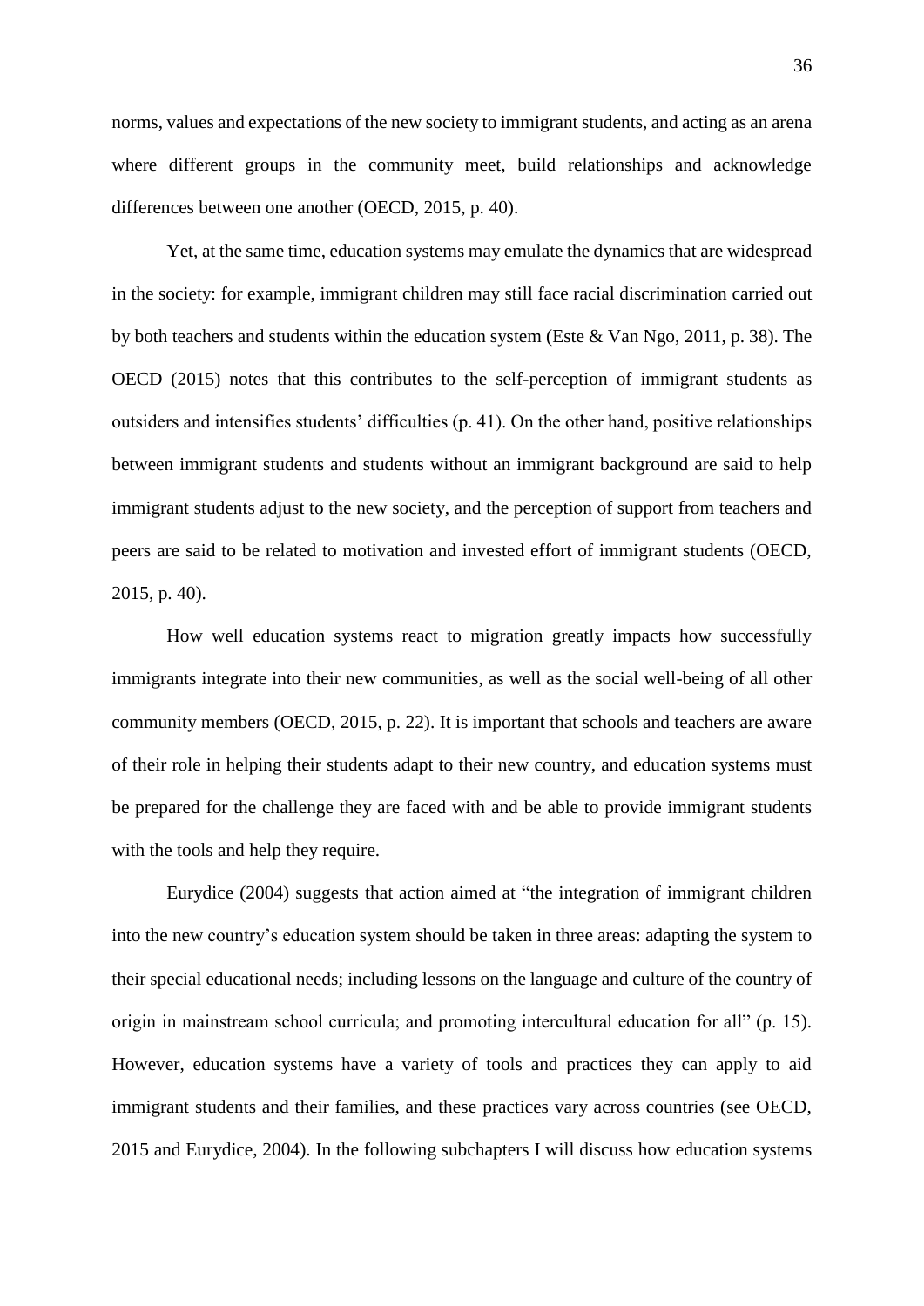norms, values and expectations of the new society to immigrant students, and acting as an arena where different groups in the community meet, build relationships and acknowledge differences between one another (OECD, 2015, p. 40).

Yet, at the same time, education systems may emulate the dynamics that are widespread in the society: for example, immigrant children may still face racial discrimination carried out by both teachers and students within the education system (Este & Van Ngo, 2011, p. 38). The OECD (2015) notes that this contributes to the self-perception of immigrant students as outsiders and intensifies students' difficulties (p. 41). On the other hand, positive relationships between immigrant students and students without an immigrant background are said to help immigrant students adjust to the new society, and the perception of support from teachers and peers are said to be related to motivation and invested effort of immigrant students (OECD, 2015, p. 40).

How well education systems react to migration greatly impacts how successfully immigrants integrate into their new communities, as well as the social well-being of all other community members (OECD, 2015, p. 22). It is important that schools and teachers are aware of their role in helping their students adapt to their new country, and education systems must be prepared for the challenge they are faced with and be able to provide immigrant students with the tools and help they require.

Eurydice (2004) suggests that action aimed at "the integration of immigrant children into the new country's education system should be taken in three areas: adapting the system to their special educational needs; including lessons on the language and culture of the country of origin in mainstream school curricula; and promoting intercultural education for all" (p. 15). However, education systems have a variety of tools and practices they can apply to aid immigrant students and their families, and these practices vary across countries (see OECD, 2015 and Eurydice, 2004). In the following subchapters I will discuss how education systems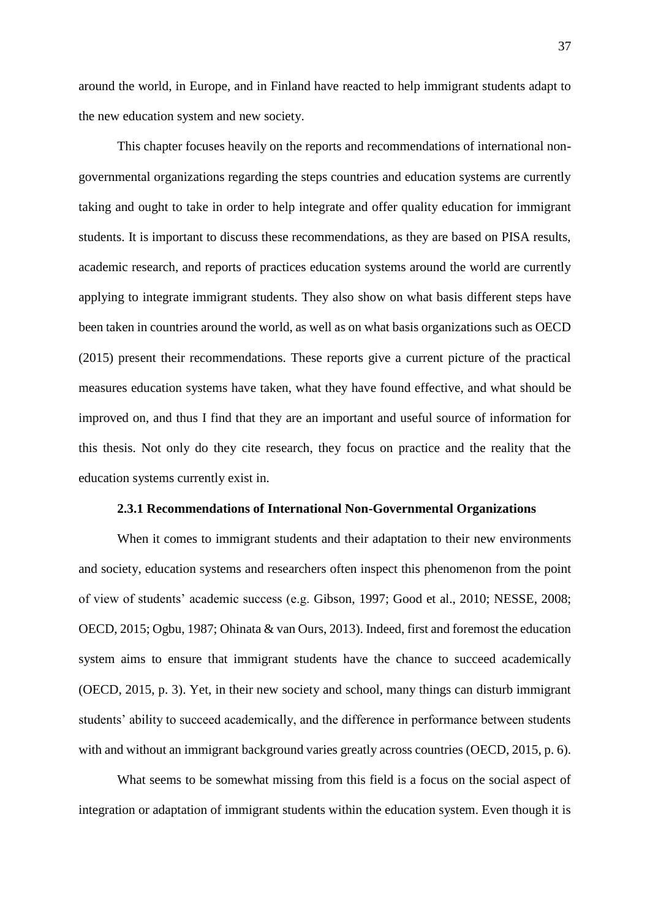around the world, in Europe, and in Finland have reacted to help immigrant students adapt to the new education system and new society.

This chapter focuses heavily on the reports and recommendations of international non-governmental organizations regarding the steps countries and education systems are currently taking and ought to take in order to help integrate and offer quality education for immigrant students. It is important to discuss these recommendations, as they are based on PISA results, academic research, and reports of practices education systems around the world are currently applying to integrate immigrant students. They also show on what basis different steps have been taken in countries around the world, as well as on what basis organizations such as OECD (2015) present their recommendations. These reports give a current picture of the practical measures education systems have taken, what they have found effective, and what should be improved on, and thus I find that they are an important and useful source of information for this thesis. Not only do they cite research, they focus on practice and the reality that the education systems currently exist in.

### 2.3.1 Recommendations of International Non-Governmental Organizations

When it comes to immigrant students and their adaptation to their new environments and society, education systems and researchers often inspect this phenomenon from the point of view of students' academic success (e.g. Gibson, 1997; Good et al., 2010; NESSE, 2008; OECD, 2015; Ogbu, 1987; Ohinata & van Ours, 2013). Indeed, first and foremost the education system aims to ensure that immigrant students have the chance to succeed academically (OECD, 2015, p. 3). Yet, in their new society and school, many things can disturb immigrant students' ability to succeed academically, and the difference in performance between students with and without an immigrant background varies greatly across countries (OECD, 2015, p. 6).

What seems to be somewhat missing from this field is a focus on the social aspect of integration or adaptation of immigrant students within the education system. Even though it is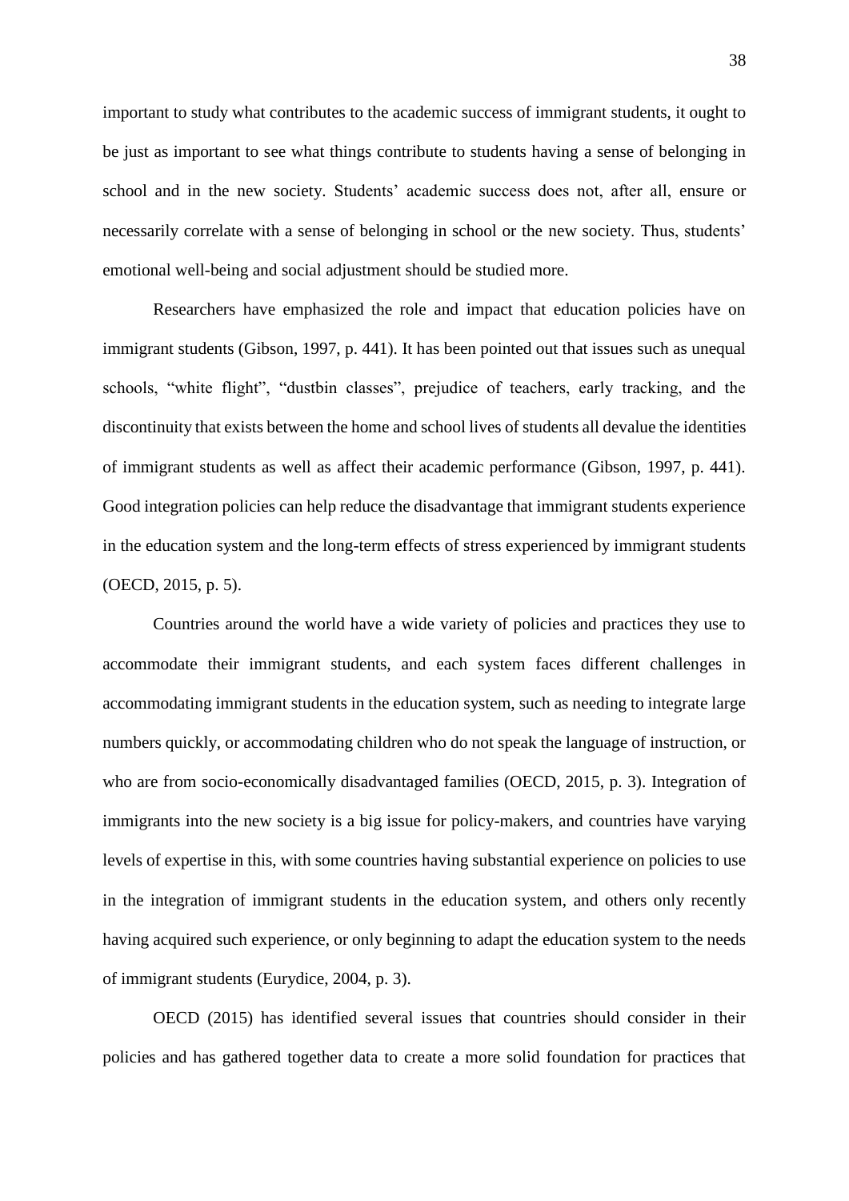important to study what contributes to the academic success of immigrant students, it ought to be just as important to see what things contribute to students having a sense of belonging in school and in the new society. Students' academic success does not, after all, ensure or necessarily correlate with a sense of belonging in school or the new society. Thus, students' emotional well-being and social adjustment should be studied more.

Researchers have emphasized the role and impact that education policies have on immigrant students (Gibson, 1997, p. 441). It has been pointed out that issues such as unequal schools, "white flight", "dustbin classes", prejudice of teachers, early tracking, and the discontinuity that exists between the home and school lives of students all devalue the identities of immigrant students as well as affect their academic performance (Gibson, 1997, p. 441). Good integration policies can help reduce the disadvantage that immigrant students experience in the education system and the long-term effects of stress experienced by immigrant students (OECD, 2015, p. 5).

Countries around the world have a wide variety of policies and practices they use to accommodate their immigrant students, and each system faces different challenges in accommodating immigrant students in the education system, such as needing to integrate large numbers quickly, or accommodating children who do not speak the language of instruction, or who are from socio-economically disadvantaged families (OECD, 2015, p. 3). Integration of immigrants into the new society is a big issue for policy-makers, and countries have varying levels of expertise in this, with some countries having substantial experience on policies to use in the integration of immigrant students in the education system, and others only recently having acquired such experience, or only beginning to adapt the education system to the needs of immigrant students (Eurydice, 2004, p. 3).

OECD (2015) has identified several issues that countries should consider in their policies and has gathered together data to create a more solid foundation for practices that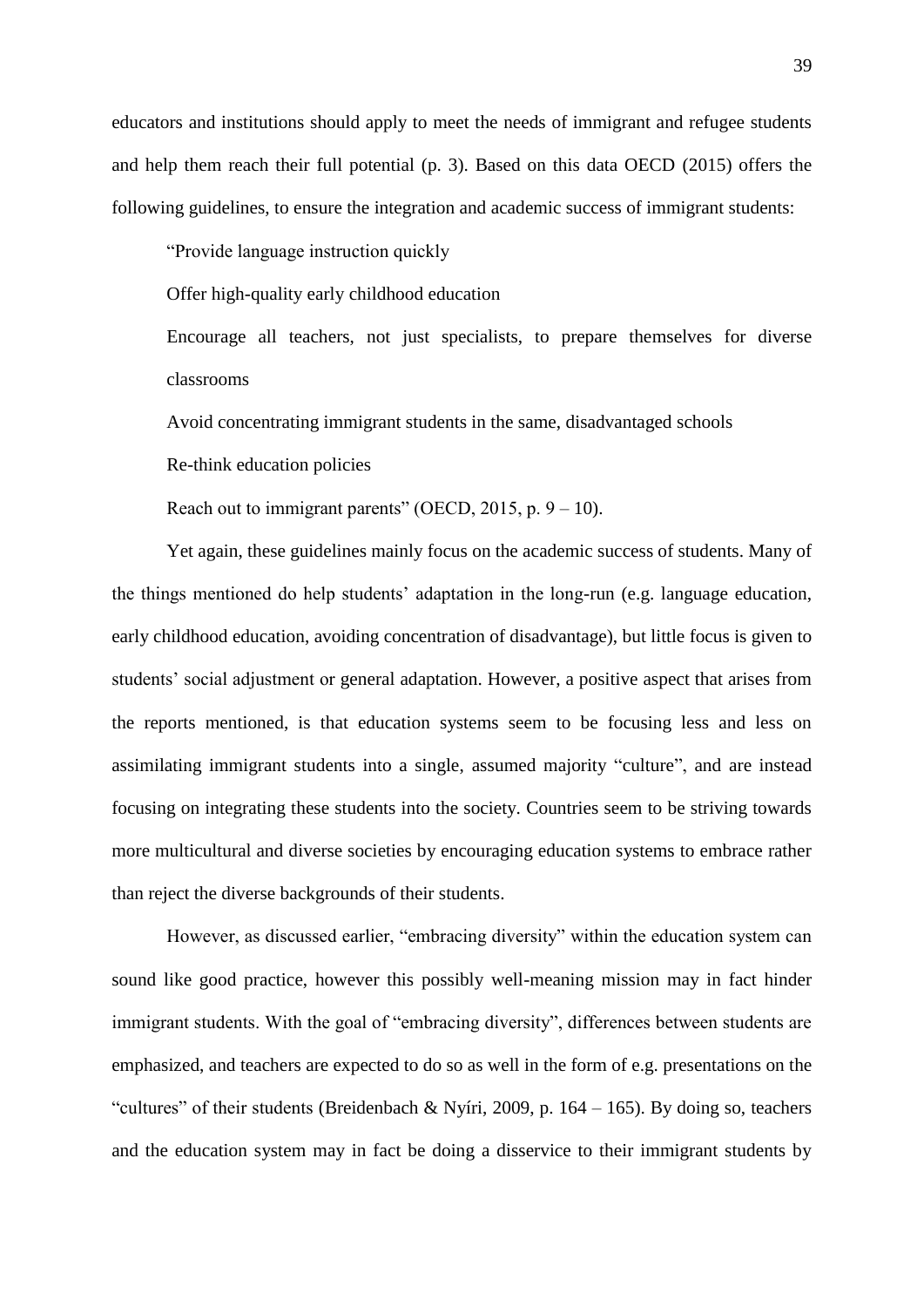educators and institutions should apply to meet the needs of immigrant and refugee students and help them reach their full potential (p. 3). Based on this data OECD (2015) offers the following guidelines, to ensure the integration and academic success of immigrant students:

> "Provide language instruction quickly
>
> Offer high-quality early childhood education
>
> Encourage all teachers, not just specialists, to prepare themselves for diverse classrooms
>
> Avoid concentrating immigrant students in the same, disadvantaged schools
>
> Re-think education policies
>
> Reach out to immigrant parents" (OECD, 2015, p. 9 – 10).

Yet again, these guidelines mainly focus on the academic success of students. Many of the things mentioned do help students' adaptation in the long-run (e.g. language education, early childhood education, avoiding concentration of disadvantage), but little focus is given to students' social adjustment or general adaptation. However, a positive aspect that arises from the reports mentioned, is that education systems seem to be focusing less and less on assimilating immigrant students into a single, assumed majority "culture", and are instead focusing on integrating these students into the society. Countries seem to be striving towards more multicultural and diverse societies by encouraging education systems to embrace rather than reject the diverse backgrounds of their students.

However, as discussed earlier, "embracing diversity" within the education system can sound like good practice, however this possibly well-meaning mission may in fact hinder immigrant students. With the goal of "embracing diversity", differences between students are emphasized, and teachers are expected to do so as well in the form of e.g. presentations on the "cultures" of their students (Breidenbach & Nyíri, 2009, p. 164 – 165). By doing so, teachers and the education system may in fact be doing a disservice to their immigrant students by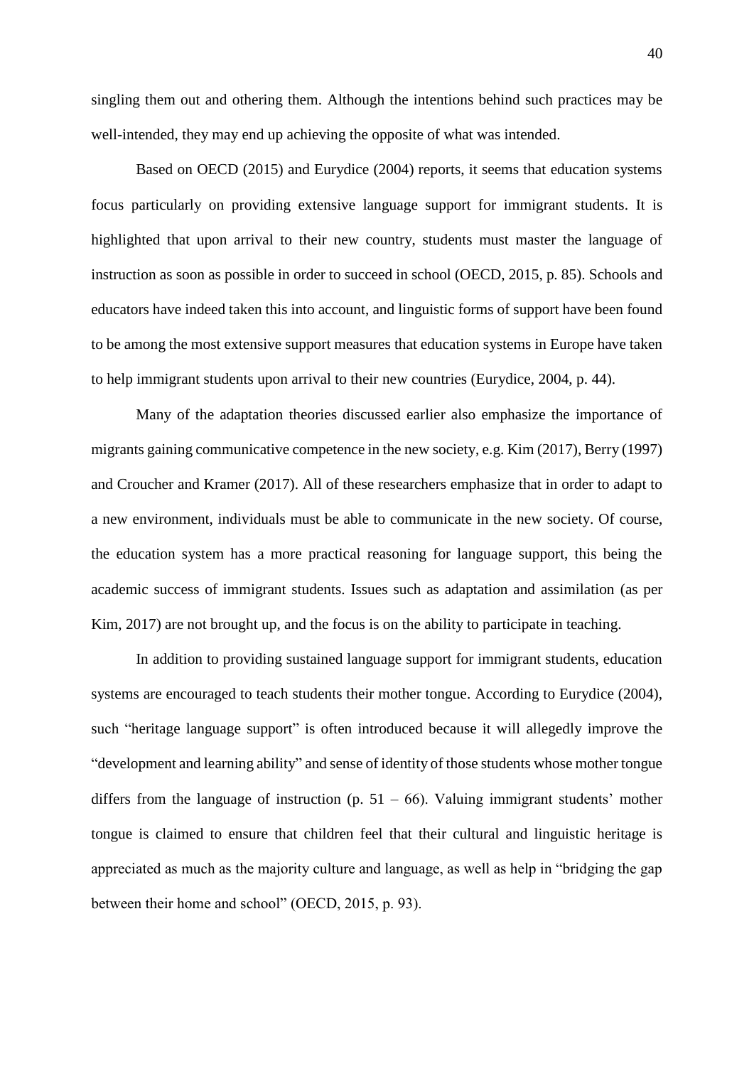singling them out and othering them. Although the intentions behind such practices may be well-intended, they may end up achieving the opposite of what was intended.

Based on OECD (2015) and Eurydice (2004) reports, it seems that education systems focus particularly on providing extensive language support for immigrant students. It is highlighted that upon arrival to their new country, students must master the language of instruction as soon as possible in order to succeed in school (OECD, 2015, p. 85). Schools and educators have indeed taken this into account, and linguistic forms of support have been found to be among the most extensive support measures that education systems in Europe have taken to help immigrant students upon arrival to their new countries (Eurydice, 2004, p. 44).

Many of the adaptation theories discussed earlier also emphasize the importance of migrants gaining communicative competence in the new society, e.g. Kim (2017), Berry (1997) and Croucher and Kramer (2017). All of these researchers emphasize that in order to adapt to a new environment, individuals must be able to communicate in the new society. Of course, the education system has a more practical reasoning for language support, this being the academic success of immigrant students. Issues such as adaptation and assimilation (as per Kim, 2017) are not brought up, and the focus is on the ability to participate in teaching.

In addition to providing sustained language support for immigrant students, education systems are encouraged to teach students their mother tongue. According to Eurydice (2004), such "heritage language support" is often introduced because it will allegedly improve the "development and learning ability" and sense of identity of those students whose mother tongue differs from the language of instruction (p. 51 – 66). Valuing immigrant students' mother tongue is claimed to ensure that children feel that their cultural and linguistic heritage is appreciated as much as the majority culture and language, as well as help in "bridging the gap between their home and school" (OECD, 2015, p. 93).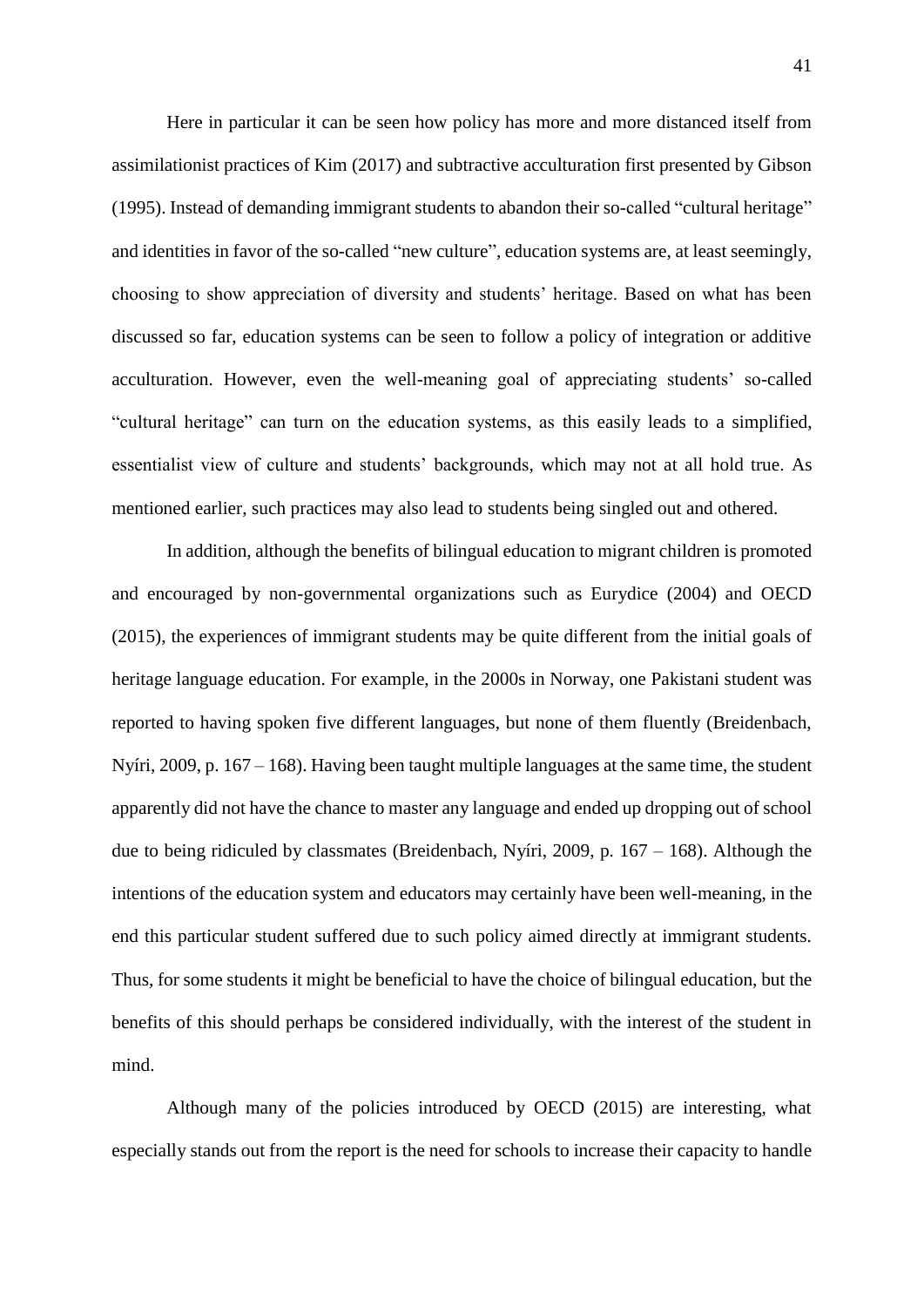Here in particular it can be seen how policy has more and more distanced itself from assimilationist practices of Kim (2017) and subtractive acculturation first presented by Gibson (1995). Instead of demanding immigrant students to abandon their so-called "cultural heritage" and identities in favor of the so-called "new culture", education systems are, at least seemingly, choosing to show appreciation of diversity and students' heritage. Based on what has been discussed so far, education systems can be seen to follow a policy of integration or additive acculturation. However, even the well-meaning goal of appreciating students' so-called "cultural heritage" can turn on the education systems, as this easily leads to a simplified, essentialist view of culture and students' backgrounds, which may not at all hold true. As mentioned earlier, such practices may also lead to students being singled out and othered.

In addition, although the benefits of bilingual education to migrant children is promoted and encouraged by non-governmental organizations such as Eurydice (2004) and OECD (2015), the experiences of immigrant students may be quite different from the initial goals of heritage language education. For example, in the 2000s in Norway, one Pakistani student was reported to having spoken five different languages, but none of them fluently (Breidenbach, Nyíri, 2009, p. 167 – 168). Having been taught multiple languages at the same time, the student apparently did not have the chance to master any language and ended up dropping out of school due to being ridiculed by classmates (Breidenbach, Nyíri, 2009, p. 167 – 168). Although the intentions of the education system and educators may certainly have been well-meaning, in the end this particular student suffered due to such policy aimed directly at immigrant students. Thus, for some students it might be beneficial to have the choice of bilingual education, but the benefits of this should perhaps be considered individually, with the interest of the student in mind.

Although many of the policies introduced by OECD (2015) are interesting, what especially stands out from the report is the need for schools to increase their capacity to handle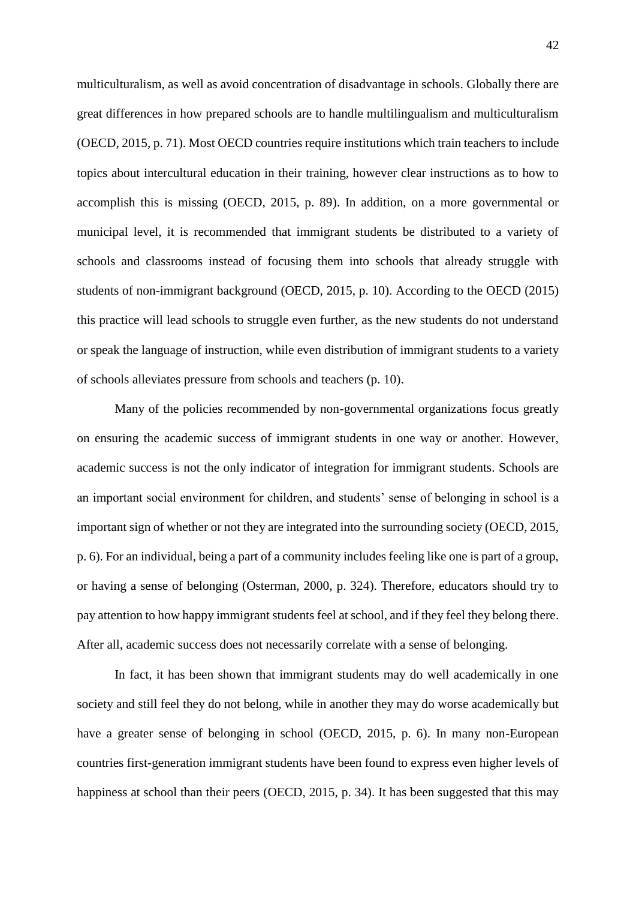multiculturalism, as well as avoid concentration of disadvantage in schools. Globally there are great differences in how prepared schools are to handle multilingualism and multiculturalism (OECD, 2015, p. 71). Most OECD countries require institutions which train teachers to include topics about intercultural education in their training, however clear instructions as to how to accomplish this is missing (OECD, 2015, p. 89). In addition, on a more governmental or municipal level, it is recommended that immigrant students be distributed to a variety of schools and classrooms instead of focusing them into schools that already struggle with students of non-immigrant background (OECD, 2015, p. 10). According to the OECD (2015) this practice will lead schools to struggle even further, as the new students do not understand or speak the language of instruction, while even distribution of immigrant students to a variety of schools alleviates pressure from schools and teachers (p. 10).

Many of the policies recommended by non-governmental organizations focus greatly on ensuring the academic success of immigrant students in one way or another. However, academic success is not the only indicator of integration for immigrant students. Schools are an important social environment for children, and students' sense of belonging in school is a important sign of whether or not they are integrated into the surrounding society (OECD, 2015, p. 6). For an individual, being a part of a community includes feeling like one is part of a group, or having a sense of belonging (Osterman, 2000, p. 324). Therefore, educators should try to pay attention to how happy immigrant students feel at school, and if they feel they belong there. After all, academic success does not necessarily correlate with a sense of belonging.

In fact, it has been shown that immigrant students may do well academically in one society and still feel they do not belong, while in another they may do worse academically but have a greater sense of belonging in school (OECD, 2015, p. 6). In many non-European countries first-generation immigrant students have been found to express even higher levels of happiness at school than their peers (OECD, 2015, p. 34). It has been suggested that this may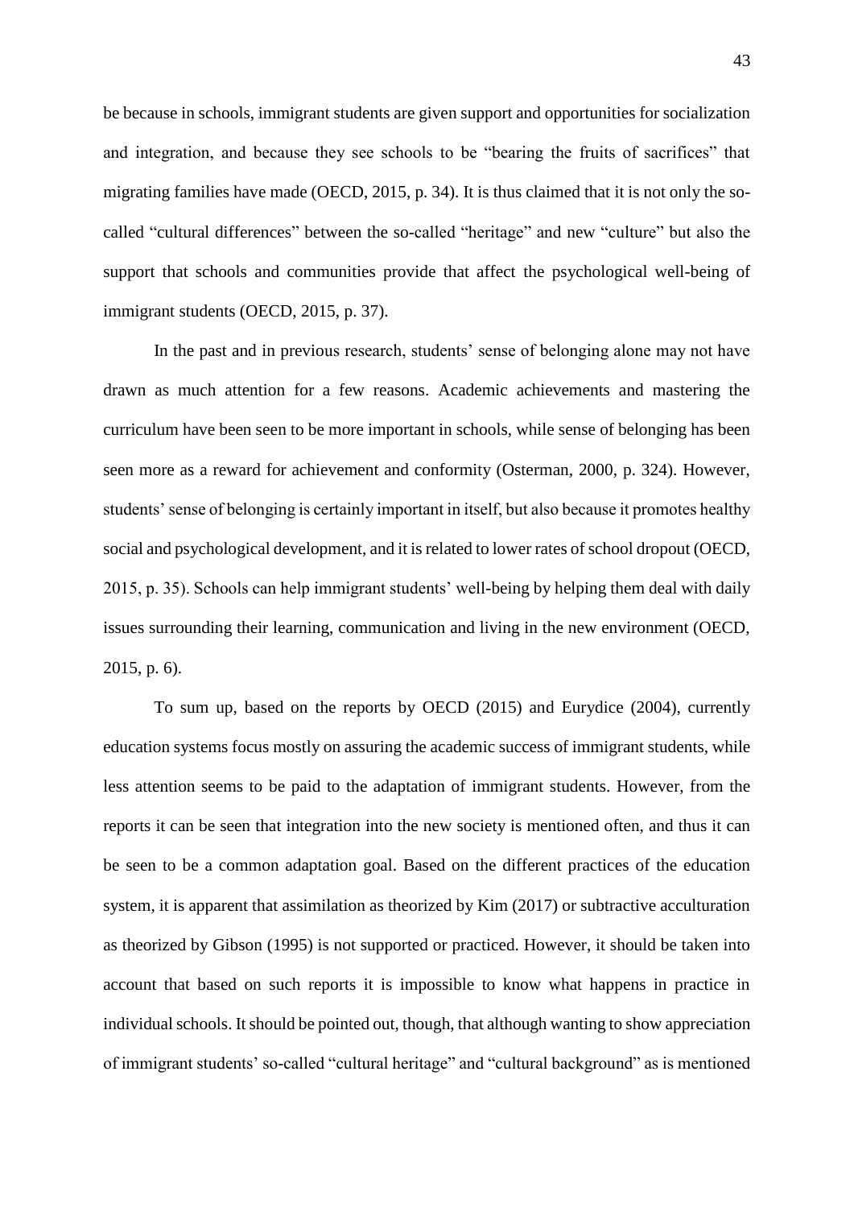be because in schools, immigrant students are given support and opportunities for socialization and integration, and because they see schools to be "bearing the fruits of sacrifices" that migrating families have made (OECD, 2015, p. 34). It is thus claimed that it is not only the so-called "cultural differences" between the so-called "heritage" and new "culture" but also the support that schools and communities provide that affect the psychological well-being of immigrant students (OECD, 2015, p. 37).

In the past and in previous research, students' sense of belonging alone may not have drawn as much attention for a few reasons. Academic achievements and mastering the curriculum have been seen to be more important in schools, while sense of belonging has been seen more as a reward for achievement and conformity (Osterman, 2000, p. 324). However, students' sense of belonging is certainly important in itself, but also because it promotes healthy social and psychological development, and it is related to lower rates of school dropout (OECD, 2015, p. 35). Schools can help immigrant students' well-being by helping them deal with daily issues surrounding their learning, communication and living in the new environment (OECD, 2015, p. 6).

To sum up, based on the reports by OECD (2015) and Eurydice (2004), currently education systems focus mostly on assuring the academic success of immigrant students, while less attention seems to be paid to the adaptation of immigrant students. However, from the reports it can be seen that integration into the new society is mentioned often, and thus it can be seen to be a common adaptation goal. Based on the different practices of the education system, it is apparent that assimilation as theorized by Kim (2017) or subtractive acculturation as theorized by Gibson (1995) is not supported or practiced. However, it should be taken into account that based on such reports it is impossible to know what happens in practice in individual schools. It should be pointed out, though, that although wanting to show appreciation of immigrant students' so-called "cultural heritage" and "cultural background" as is mentioned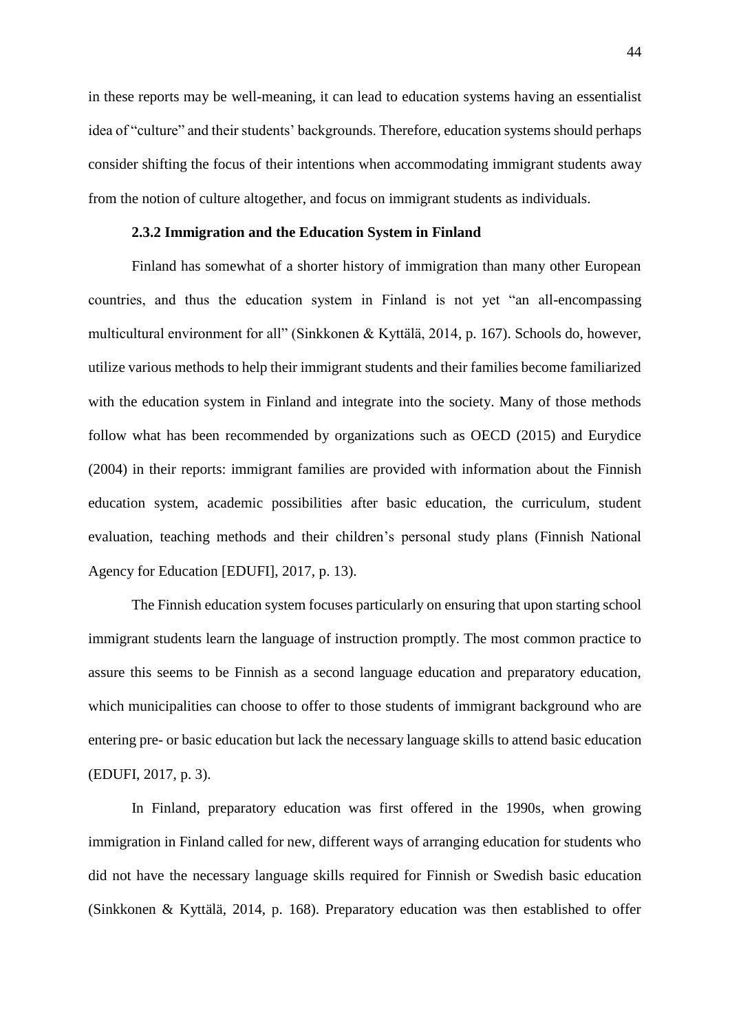in these reports may be well-meaning, it can lead to education systems having an essentialist idea of "culture" and their students' backgrounds. Therefore, education systems should perhaps consider shifting the focus of their intentions when accommodating immigrant students away from the notion of culture altogether, and focus on immigrant students as individuals.

### 2.3.2 Immigration and the Education System in Finland

Finland has somewhat of a shorter history of immigration than many other European countries, and thus the education system in Finland is not yet "an all-encompassing multicultural environment for all" (Sinkkonen & Kyttälä, 2014, p. 167). Schools do, however, utilize various methods to help their immigrant students and their families become familiarized with the education system in Finland and integrate into the society. Many of those methods follow what has been recommended by organizations such as OECD (2015) and Eurydice (2004) in their reports: immigrant families are provided with information about the Finnish education system, academic possibilities after basic education, the curriculum, student evaluation, teaching methods and their children's personal study plans (Finnish National Agency for Education [EDUFI], 2017, p. 13).

The Finnish education system focuses particularly on ensuring that upon starting school immigrant students learn the language of instruction promptly. The most common practice to assure this seems to be Finnish as a second language education and preparatory education, which municipalities can choose to offer to those students of immigrant background who are entering pre- or basic education but lack the necessary language skills to attend basic education (EDUFI, 2017, p. 3).

In Finland, preparatory education was first offered in the 1990s, when growing immigration in Finland called for new, different ways of arranging education for students who did not have the necessary language skills required for Finnish or Swedish basic education (Sinkkonen & Kyttälä, 2014, p. 168). Preparatory education was then established to offer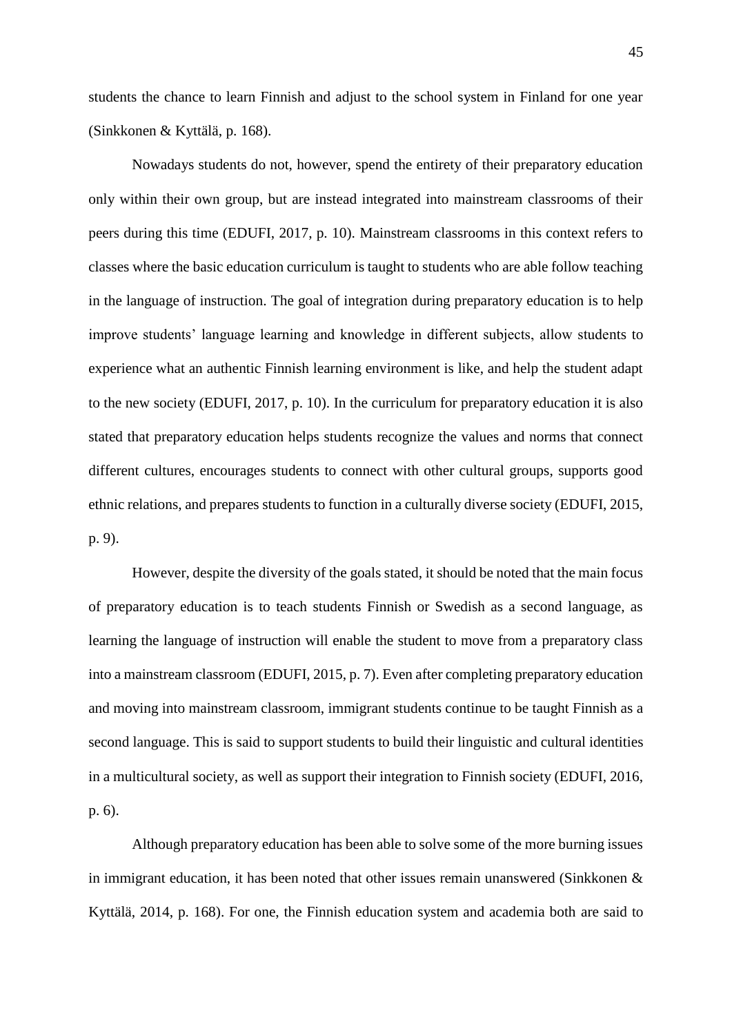students the chance to learn Finnish and adjust to the school system in Finland for one year (Sinkkonen & Kyttälä, p. 168).

Nowadays students do not, however, spend the entirety of their preparatory education only within their own group, but are instead integrated into mainstream classrooms of their peers during this time (EDUFI, 2017, p. 10). Mainstream classrooms in this context refers to classes where the basic education curriculum is taught to students who are able follow teaching in the language of instruction. The goal of integration during preparatory education is to help improve students' language learning and knowledge in different subjects, allow students to experience what an authentic Finnish learning environment is like, and help the student adapt to the new society (EDUFI, 2017, p. 10). In the curriculum for preparatory education it is also stated that preparatory education helps students recognize the values and norms that connect different cultures, encourages students to connect with other cultural groups, supports good ethnic relations, and prepares students to function in a culturally diverse society (EDUFI, 2015, p. 9).

However, despite the diversity of the goals stated, it should be noted that the main focus of preparatory education is to teach students Finnish or Swedish as a second language, as learning the language of instruction will enable the student to move from a preparatory class into a mainstream classroom (EDUFI, 2015, p. 7). Even after completing preparatory education and moving into mainstream classroom, immigrant students continue to be taught Finnish as a second language. This is said to support students to build their linguistic and cultural identities in a multicultural society, as well as support their integration to Finnish society (EDUFI, 2016, p. 6).

Although preparatory education has been able to solve some of the more burning issues in immigrant education, it has been noted that other issues remain unanswered (Sinkkonen & Kyttälä, 2014, p. 168). For one, the Finnish education system and academia both are said to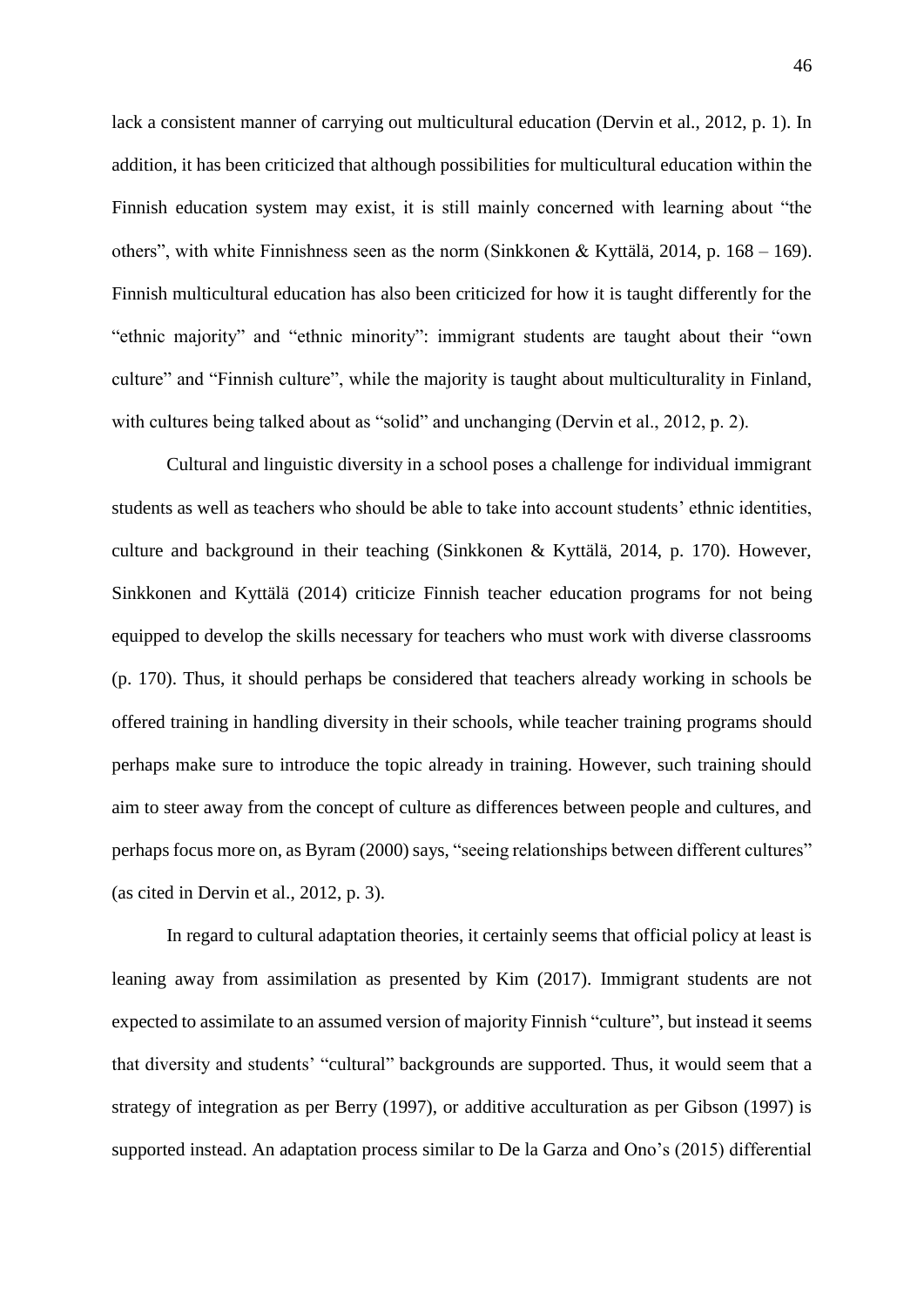lack a consistent manner of carrying out multicultural education (Dervin et al., 2012, p. 1). In addition, it has been criticized that although possibilities for multicultural education within the Finnish education system may exist, it is still mainly concerned with learning about "the others", with white Finnishness seen as the norm (Sinkkonen & Kyttälä, 2014, p. 168 – 169). Finnish multicultural education has also been criticized for how it is taught differently for the "ethnic majority" and "ethnic minority": immigrant students are taught about their "own culture" and "Finnish culture", while the majority is taught about multiculturality in Finland, with cultures being talked about as "solid" and unchanging (Dervin et al., 2012, p. 2).

Cultural and linguistic diversity in a school poses a challenge for individual immigrant students as well as teachers who should be able to take into account students' ethnic identities, culture and background in their teaching (Sinkkonen & Kyttälä, 2014, p. 170). However, Sinkkonen and Kyttälä (2014) criticize Finnish teacher education programs for not being equipped to develop the skills necessary for teachers who must work with diverse classrooms (p. 170). Thus, it should perhaps be considered that teachers already working in schools be offered training in handling diversity in their schools, while teacher training programs should perhaps make sure to introduce the topic already in training. However, such training should aim to steer away from the concept of culture as differences between people and cultures, and perhaps focus more on, as Byram (2000) says, "seeing relationships between different cultures" (as cited in Dervin et al., 2012, p. 3).

In regard to cultural adaptation theories, it certainly seems that official policy at least is leaning away from assimilation as presented by Kim (2017). Immigrant students are not expected to assimilate to an assumed version of majority Finnish "culture", but instead it seems that diversity and students' "cultural" backgrounds are supported. Thus, it would seem that a strategy of integration as per Berry (1997), or additive acculturation as per Gibson (1997) is supported instead. An adaptation process similar to De la Garza and Ono's (2015) differential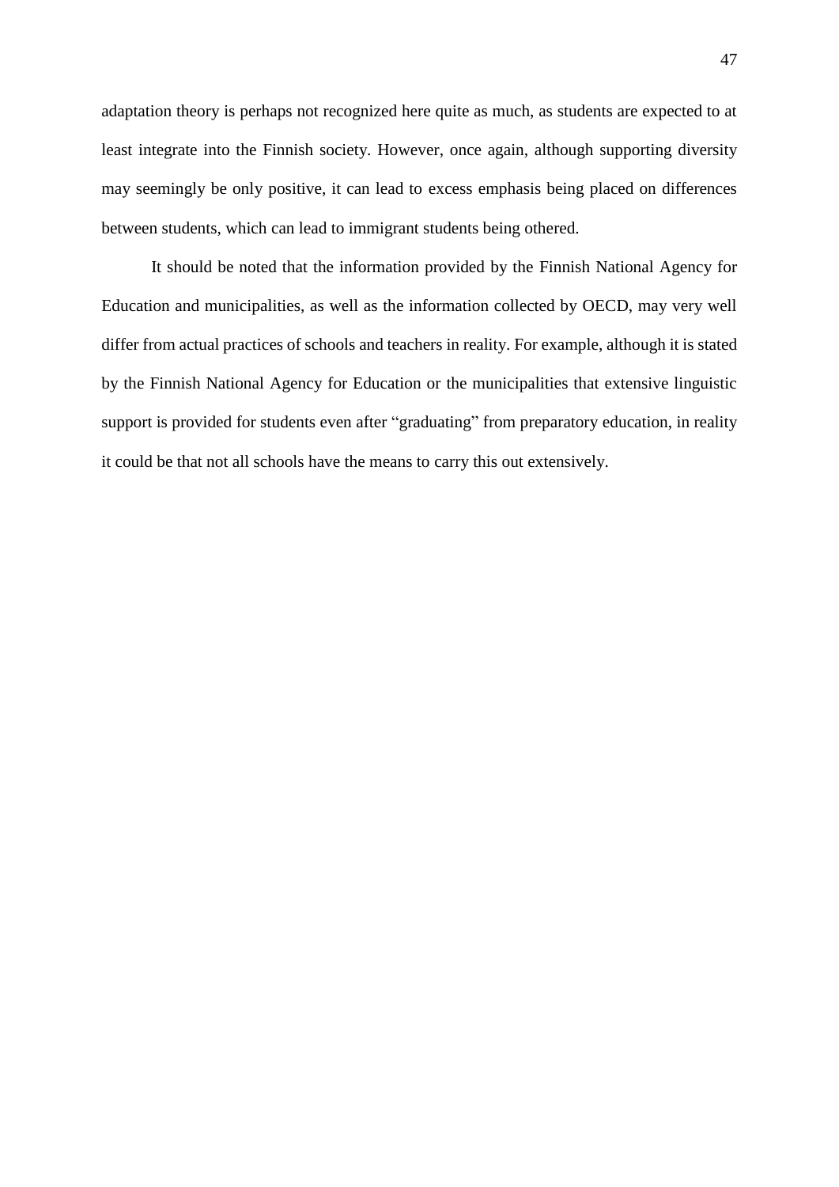adaptation theory is perhaps not recognized here quite as much, as students are expected to at least integrate into the Finnish society. However, once again, although supporting diversity may seemingly be only positive, it can lead to excess emphasis being placed on differences between students, which can lead to immigrant students being othered.

It should be noted that the information provided by the Finnish National Agency for Education and municipalities, as well as the information collected by OECD, may very well differ from actual practices of schools and teachers in reality. For example, although it is stated by the Finnish National Agency for Education or the municipalities that extensive linguistic support is provided for students even after "graduating" from preparatory education, in reality it could be that not all schools have the means to carry this out extensively.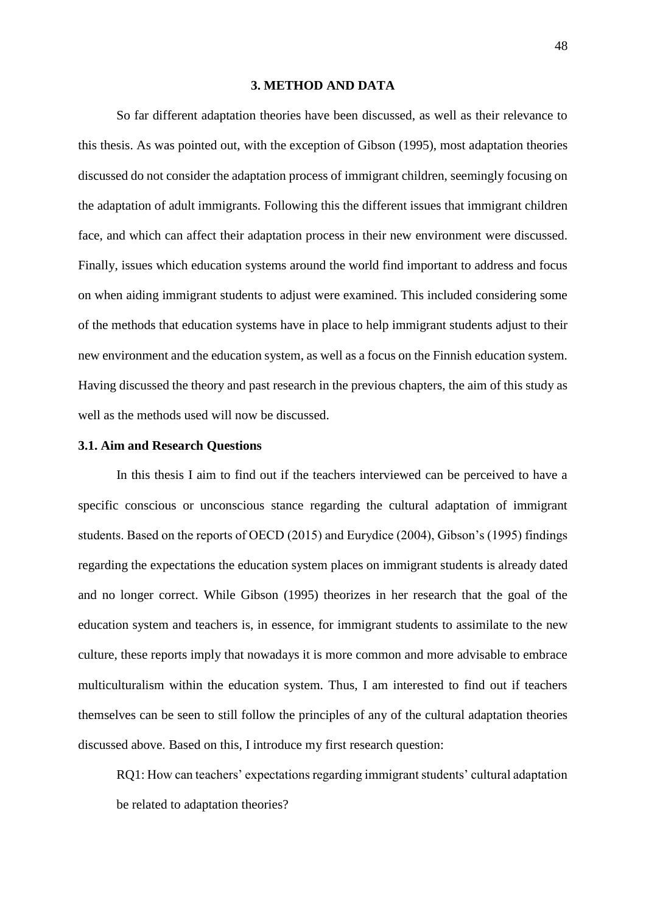# 3. METHOD AND DATA

So far different adaptation theories have been discussed, as well as their relevance to this thesis. As was pointed out, with the exception of Gibson (1995), most adaptation theories discussed do not consider the adaptation process of immigrant children, seemingly focusing on the adaptation of adult immigrants. Following this the different issues that immigrant children face, and which can affect their adaptation process in their new environment were discussed. Finally, issues which education systems around the world find important to address and focus on when aiding immigrant students to adjust were examined. This included considering some of the methods that education systems have in place to help immigrant students adjust to their new environment and the education system, as well as a focus on the Finnish education system. Having discussed the theory and past research in the previous chapters, the aim of this study as well as the methods used will now be discussed.

## 3.1. Aim and Research Questions

In this thesis I aim to find out if the teachers interviewed can be perceived to have a specific conscious or unconscious stance regarding the cultural adaptation of immigrant students. Based on the reports of OECD (2015) and Eurydice (2004), Gibson's (1995) findings regarding the expectations the education system places on immigrant students is already dated and no longer correct. While Gibson (1995) theorizes in her research that the goal of the education system and teachers is, in essence, for immigrant students to assimilate to the new culture, these reports imply that nowadays it is more common and more advisable to embrace multiculturalism within the education system. Thus, I am interested to find out if teachers themselves can be seen to still follow the principles of any of the cultural adaptation theories discussed above. Based on this, I introduce my first research question:

RQ1: How can teachers' expectations regarding immigrant students' cultural adaptation be related to adaptation theories?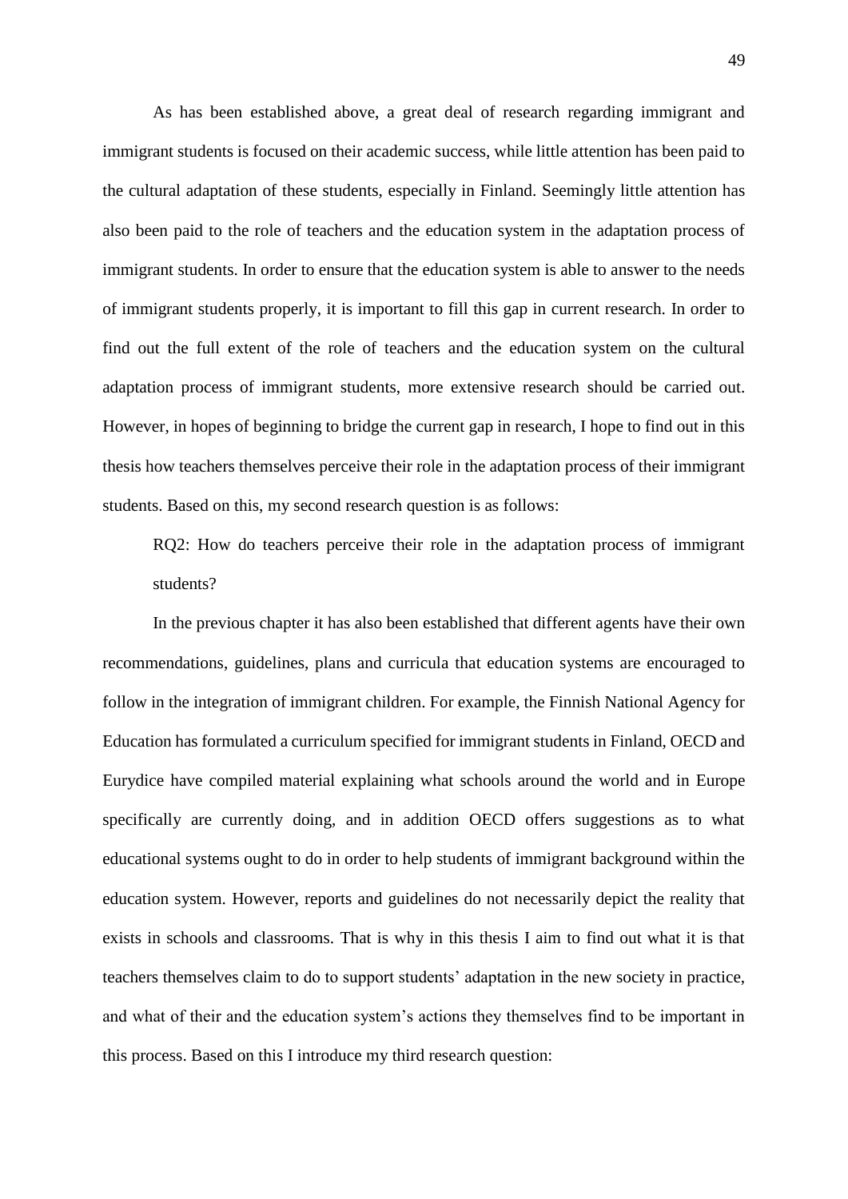As has been established above, a great deal of research regarding immigrant and immigrant students is focused on their academic success, while little attention has been paid to the cultural adaptation of these students, especially in Finland. Seemingly little attention has also been paid to the role of teachers and the education system in the adaptation process of immigrant students. In order to ensure that the education system is able to answer to the needs of immigrant students properly, it is important to fill this gap in current research. In order to find out the full extent of the role of teachers and the education system on the cultural adaptation process of immigrant students, more extensive research should be carried out. However, in hopes of beginning to bridge the current gap in research, I hope to find out in this thesis how teachers themselves perceive their role in the adaptation process of their immigrant students. Based on this, my second research question is as follows:

> RQ2: How do teachers perceive their role in the adaptation process of immigrant students?

In the previous chapter it has also been established that different agents have their own recommendations, guidelines, plans and curricula that education systems are encouraged to follow in the integration of immigrant children. For example, the Finnish National Agency for Education has formulated a curriculum specified for immigrant students in Finland, OECD and Eurydice have compiled material explaining what schools around the world and in Europe specifically are currently doing, and in addition OECD offers suggestions as to what educational systems ought to do in order to help students of immigrant background within the education system. However, reports and guidelines do not necessarily depict the reality that exists in schools and classrooms. That is why in this thesis I aim to find out what it is that teachers themselves claim to do to support students' adaptation in the new society in practice, and what of their and the education system's actions they themselves find to be important in this process. Based on this I introduce my third research question: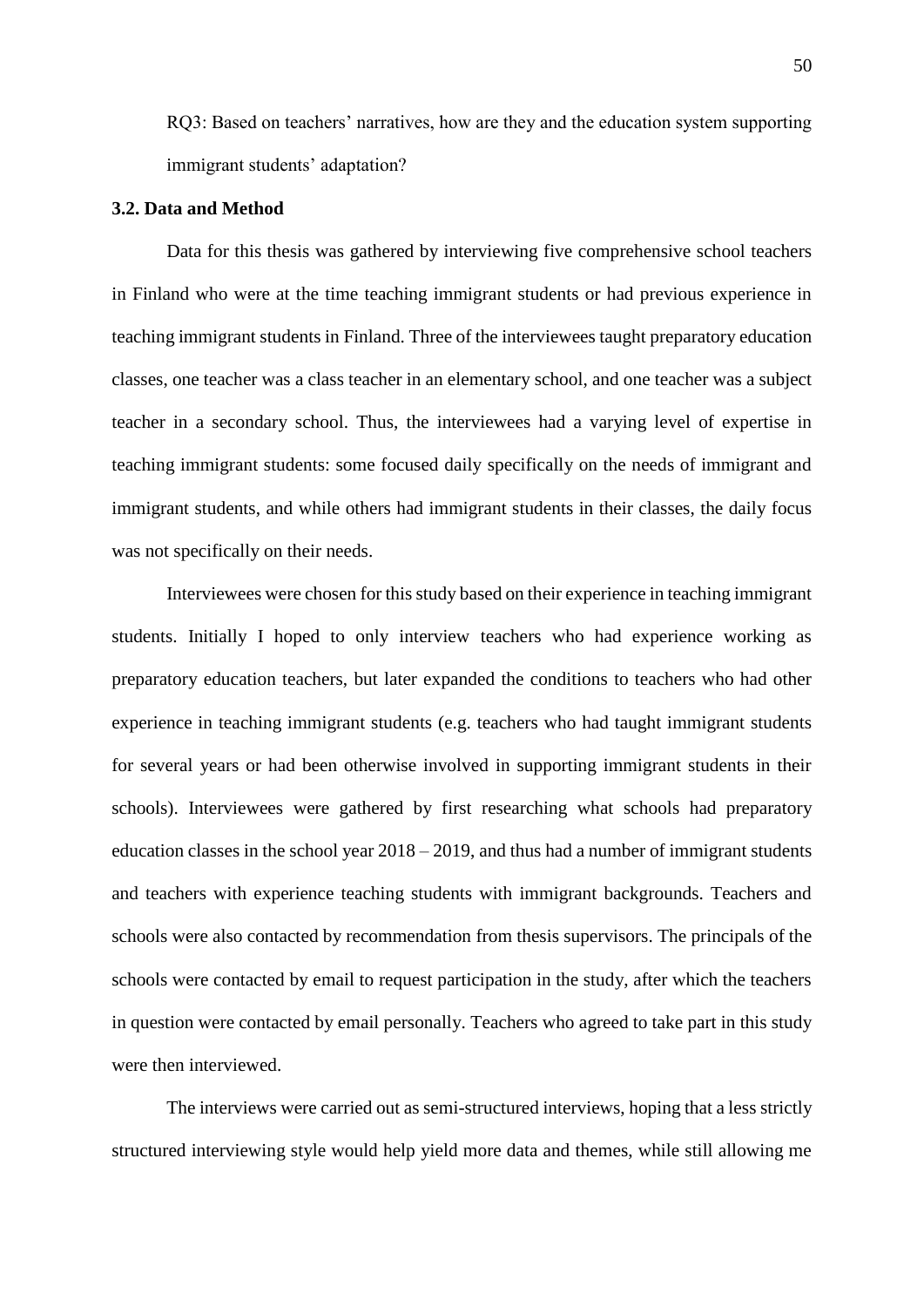RQ3: Based on teachers' narratives, how are they and the education system supporting immigrant students' adaptation?

### 3.2. Data and Method

Data for this thesis was gathered by interviewing five comprehensive school teachers in Finland who were at the time teaching immigrant students or had previous experience in teaching immigrant students in Finland. Three of the interviewees taught preparatory education classes, one teacher was a class teacher in an elementary school, and one teacher was a subject teacher in a secondary school. Thus, the interviewees had a varying level of expertise in teaching immigrant students: some focused daily specifically on the needs of immigrant and immigrant students, and while others had immigrant students in their classes, the daily focus was not specifically on their needs.

Interviewees were chosen for this study based on their experience in teaching immigrant students. Initially I hoped to only interview teachers who had experience working as preparatory education teachers, but later expanded the conditions to teachers who had other experience in teaching immigrant students (e.g. teachers who had taught immigrant students for several years or had been otherwise involved in supporting immigrant students in their schools). Interviewees were gathered by first researching what schools had preparatory education classes in the school year 2018 – 2019, and thus had a number of immigrant students and teachers with experience teaching students with immigrant backgrounds. Teachers and schools were also contacted by recommendation from thesis supervisors. The principals of the schools were contacted by email to request participation in the study, after which the teachers in question were contacted by email personally. Teachers who agreed to take part in this study were then interviewed.

The interviews were carried out as semi-structured interviews, hoping that a less strictly structured interviewing style would help yield more data and themes, while still allowing me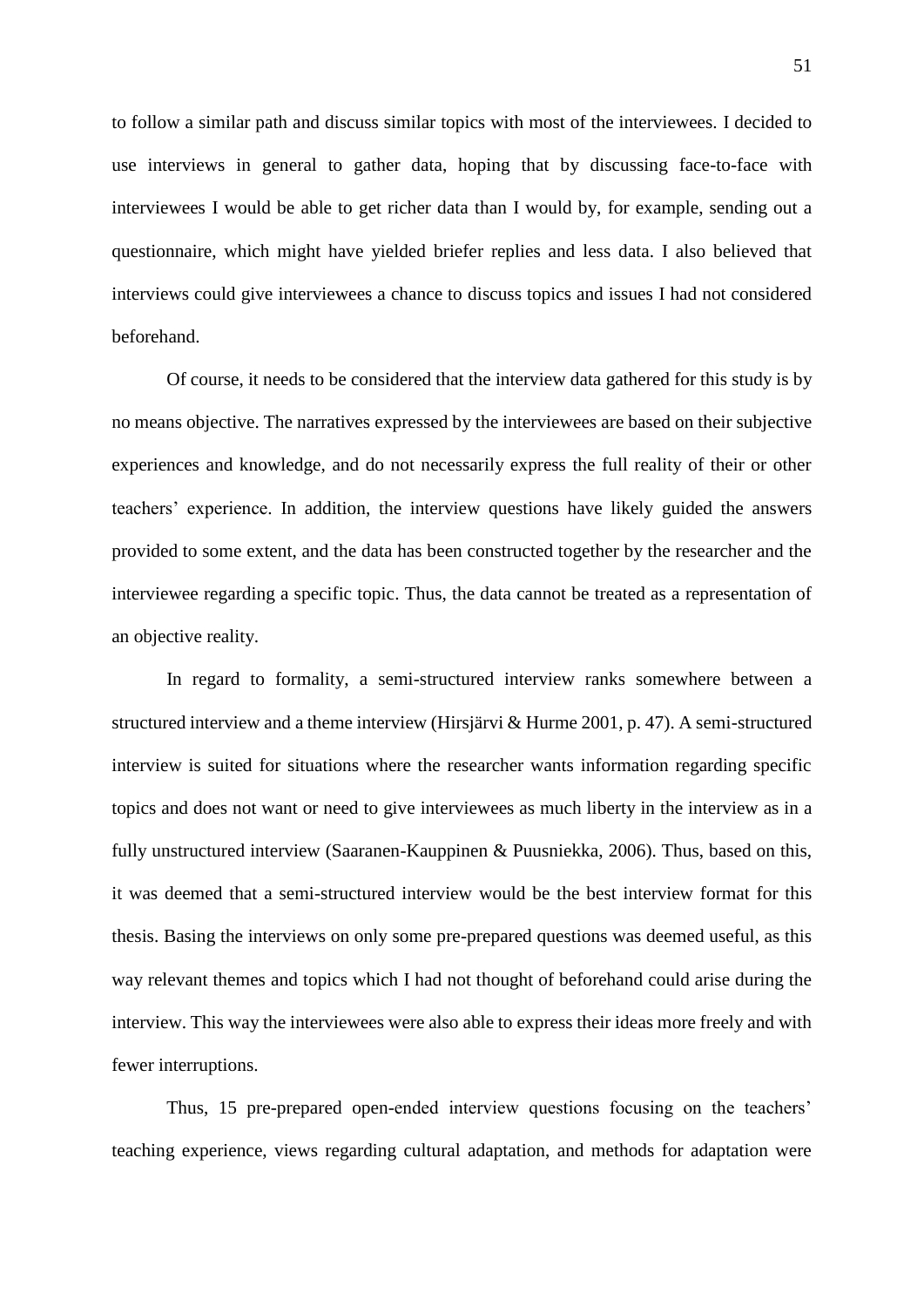to follow a similar path and discuss similar topics with most of the interviewees. I decided to use interviews in general to gather data, hoping that by discussing face-to-face with interviewees I would be able to get richer data than I would by, for example, sending out a questionnaire, which might have yielded briefer replies and less data. I also believed that interviews could give interviewees a chance to discuss topics and issues I had not considered beforehand.

Of course, it needs to be considered that the interview data gathered for this study is by no means objective. The narratives expressed by the interviewees are based on their subjective experiences and knowledge, and do not necessarily express the full reality of their or other teachers' experience. In addition, the interview questions have likely guided the answers provided to some extent, and the data has been constructed together by the researcher and the interviewee regarding a specific topic. Thus, the data cannot be treated as a representation of an objective reality.

In regard to formality, a semi-structured interview ranks somewhere between a structured interview and a theme interview (Hirsjärvi & Hurme 2001, p. 47). A semi-structured interview is suited for situations where the researcher wants information regarding specific topics and does not want or need to give interviewees as much liberty in the interview as in a fully unstructured interview (Saaranen-Kauppinen & Puusniekka, 2006). Thus, based on this, it was deemed that a semi-structured interview would be the best interview format for this thesis. Basing the interviews on only some pre-prepared questions was deemed useful, as this way relevant themes and topics which I had not thought of beforehand could arise during the interview. This way the interviewees were also able to express their ideas more freely and with fewer interruptions.

Thus, 15 pre-prepared open-ended interview questions focusing on the teachers' teaching experience, views regarding cultural adaptation, and methods for adaptation were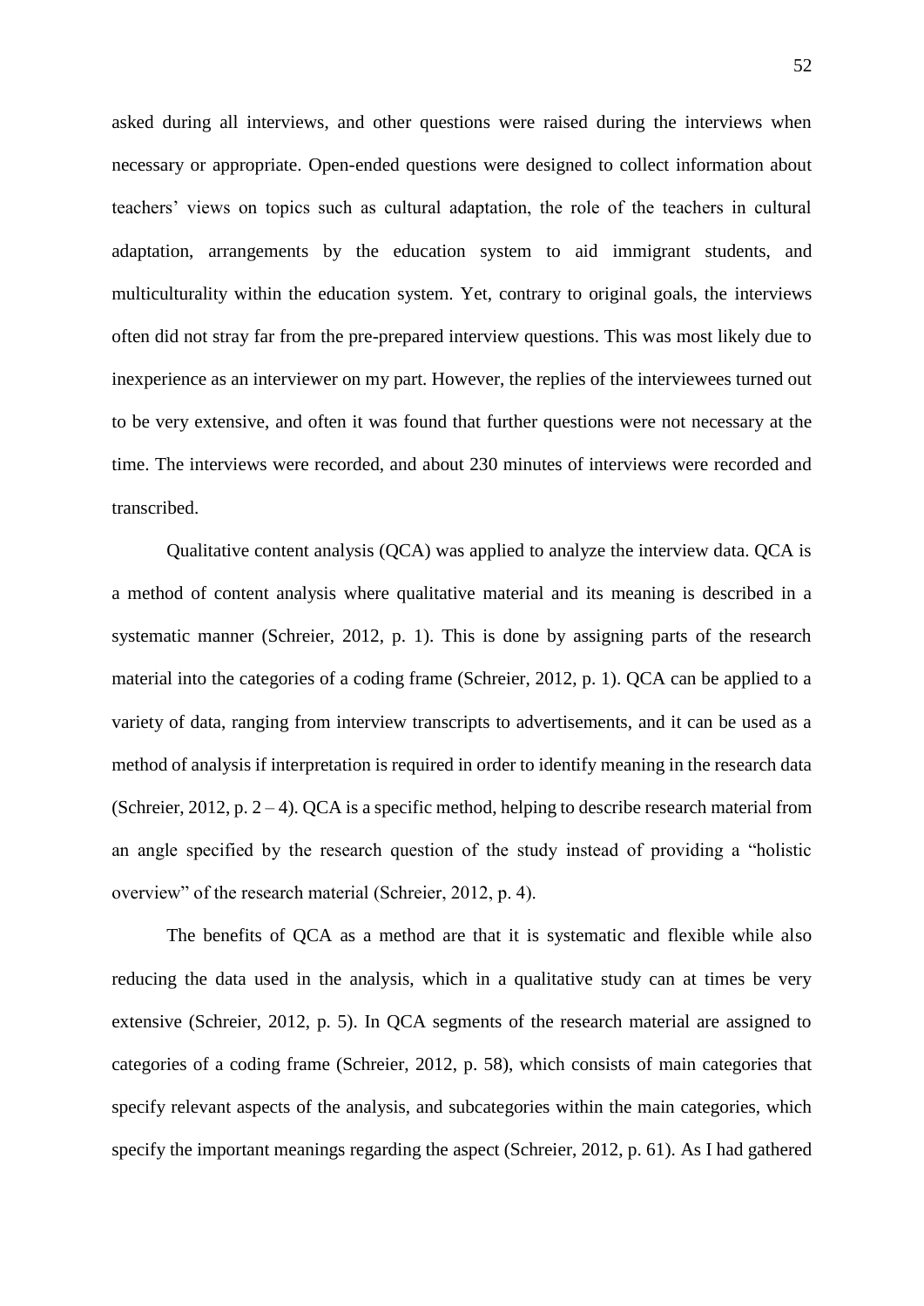asked during all interviews, and other questions were raised during the interviews when necessary or appropriate. Open-ended questions were designed to collect information about teachers' views on topics such as cultural adaptation, the role of the teachers in cultural adaptation, arrangements by the education system to aid immigrant students, and multiculturality within the education system. Yet, contrary to original goals, the interviews often did not stray far from the pre-prepared interview questions. This was most likely due to inexperience as an interviewer on my part. However, the replies of the interviewees turned out to be very extensive, and often it was found that further questions were not necessary at the time. The interviews were recorded, and about 230 minutes of interviews were recorded and transcribed.

Qualitative content analysis (QCA) was applied to analyze the interview data. QCA is a method of content analysis where qualitative material and its meaning is described in a systematic manner (Schreier, 2012, p. 1). This is done by assigning parts of the research material into the categories of a coding frame (Schreier, 2012, p. 1). QCA can be applied to a variety of data, ranging from interview transcripts to advertisements, and it can be used as a method of analysis if interpretation is required in order to identify meaning in the research data (Schreier, 2012, p. 2 – 4). QCA is a specific method, helping to describe research material from an angle specified by the research question of the study instead of providing a "holistic overview" of the research material (Schreier, 2012, p. 4).

The benefits of QCA as a method are that it is systematic and flexible while also reducing the data used in the analysis, which in a qualitative study can at times be very extensive (Schreier, 2012, p. 5). In QCA segments of the research material are assigned to categories of a coding frame (Schreier, 2012, p. 58), which consists of main categories that specify relevant aspects of the analysis, and subcategories within the main categories, which specify the important meanings regarding the aspect (Schreier, 2012, p. 61). As I had gathered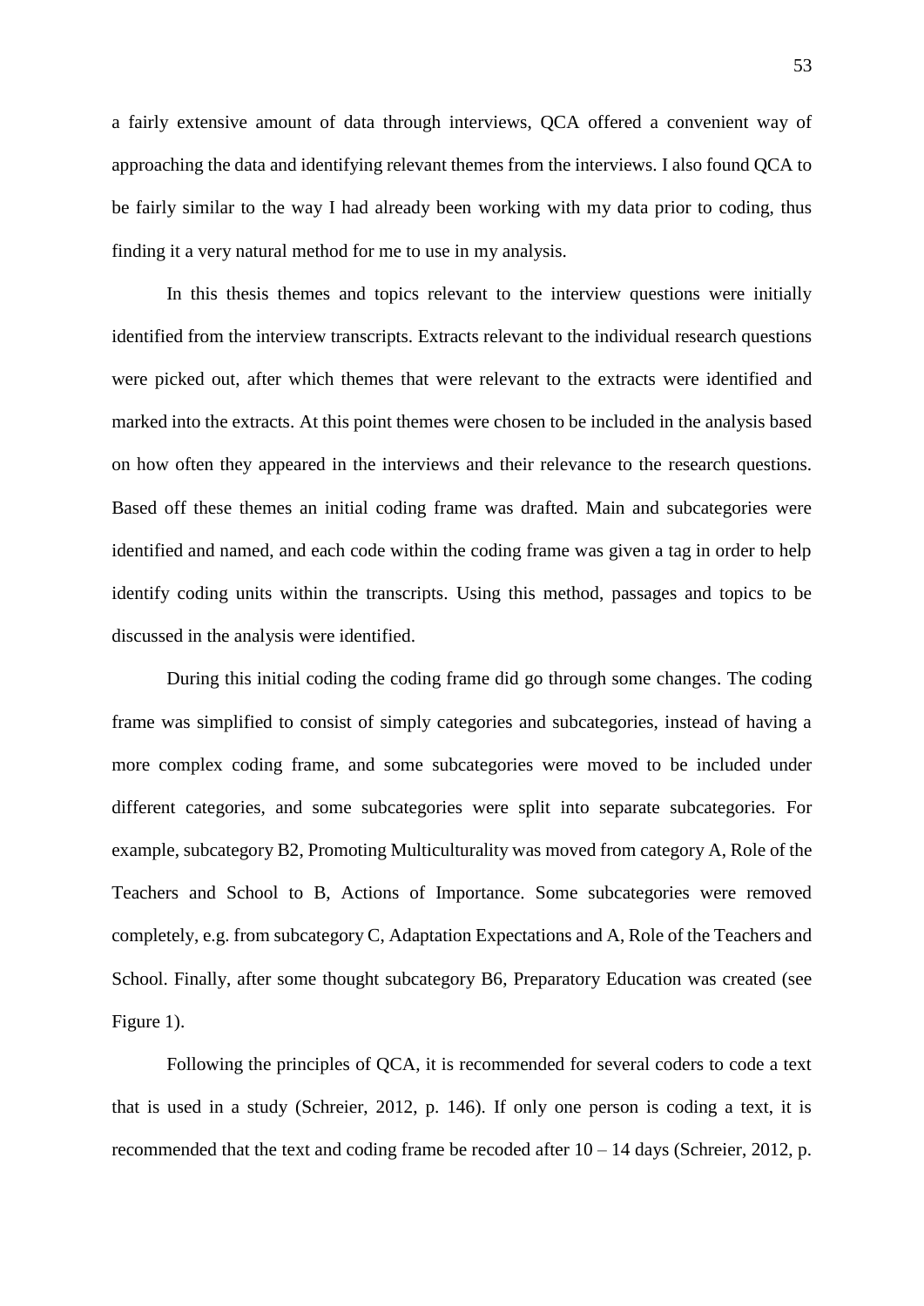a fairly extensive amount of data through interviews, QCA offered a convenient way of approaching the data and identifying relevant themes from the interviews. I also found QCA to be fairly similar to the way I had already been working with my data prior to coding, thus finding it a very natural method for me to use in my analysis.

In this thesis themes and topics relevant to the interview questions were initially identified from the interview transcripts. Extracts relevant to the individual research questions were picked out, after which themes that were relevant to the extracts were identified and marked into the extracts. At this point themes were chosen to be included in the analysis based on how often they appeared in the interviews and their relevance to the research questions. Based off these themes an initial coding frame was drafted. Main and subcategories were identified and named, and each code within the coding frame was given a tag in order to help identify coding units within the transcripts. Using this method, passages and topics to be discussed in the analysis were identified.

During this initial coding the coding frame did go through some changes. The coding frame was simplified to consist of simply categories and subcategories, instead of having a more complex coding frame, and some subcategories were moved to be included under different categories, and some subcategories were split into separate subcategories. For example, subcategory B2, Promoting Multiculturality was moved from category A, Role of the Teachers and School to B, Actions of Importance. Some subcategories were removed completely, e.g. from subcategory C, Adaptation Expectations and A, Role of the Teachers and School. Finally, after some thought subcategory B6, Preparatory Education was created (see Figure 1).

Following the principles of QCA, it is recommended for several coders to code a text that is used in a study (Schreier, 2012, p. 146). If only one person is coding a text, it is recommended that the text and coding frame be recoded after 10 – 14 days (Schreier, 2012, p.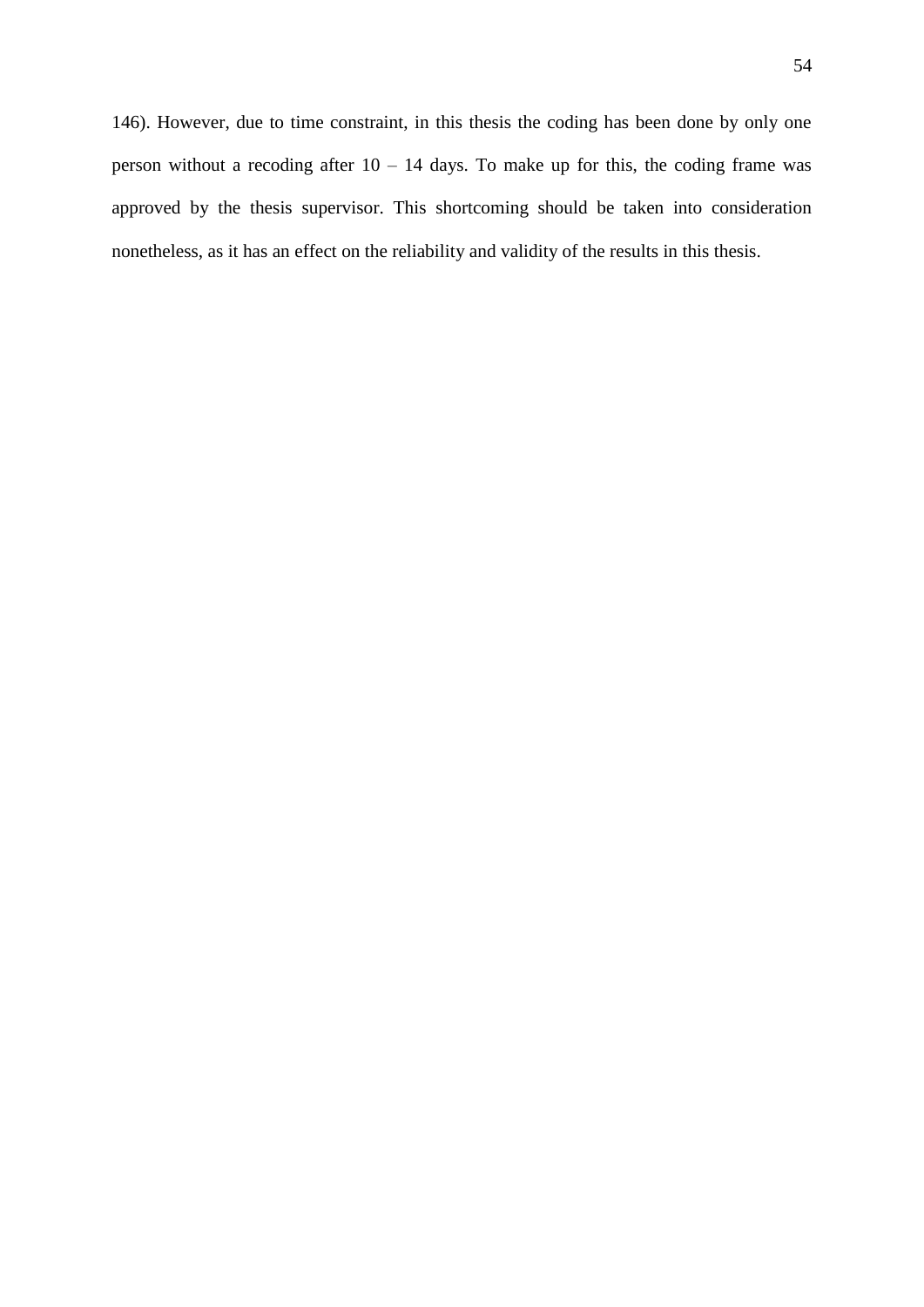146). However, due to time constraint, in this thesis the coding has been done by only one person without a recoding after 10 – 14 days. To make up for this, the coding frame was approved by the thesis supervisor. This shortcoming should be taken into consideration nonetheless, as it has an effect on the reliability and validity of the results in this thesis.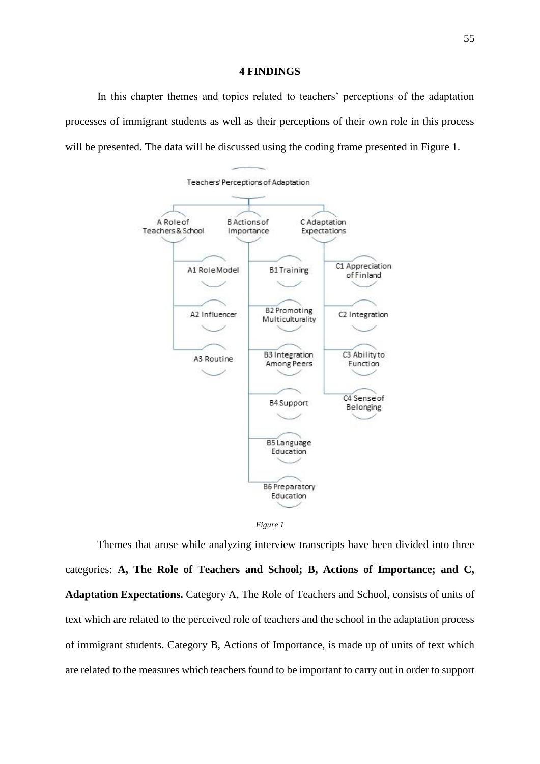## 4 FINDINGS

In this chapter themes and topics related to teachers' perceptions of the adaptation processes of immigrant students as well as their perceptions of their own role in this process will be presented. The data will be discussed using the coding frame presented in Figure 1.

Teachers' Perceptions of Adaptation

- A Role of Teachers & School
  - A1 Role Model
  - A2 Influencer
  - A3 Routine
- B Actions of Importance
  - B1 Training
  - B2 Promoting Multiculturality
  - B3 Integration Among Peers
  - B4 Support
  - B5 Language Education
  - B6 Preparatory Education
- C Adaptation Expectations
  - C1 Appreciation of Finland
  - C2 Integration
  - C3 Ability to Function
  - C4 Sense of Belonging

*Figure 1*

Themes that arose while analyzing interview transcripts have been divided into three categories: **A, The Role of Teachers and School; B, Actions of Importance; and C, Adaptation Expectations.** Category A, The Role of Teachers and School, consists of units of text which are related to the perceived role of teachers and the school in the adaptation process of immigrant students. Category B, Actions of Importance, is made up of units of text which are related to the measures which teachers found to be important to carry out in order to support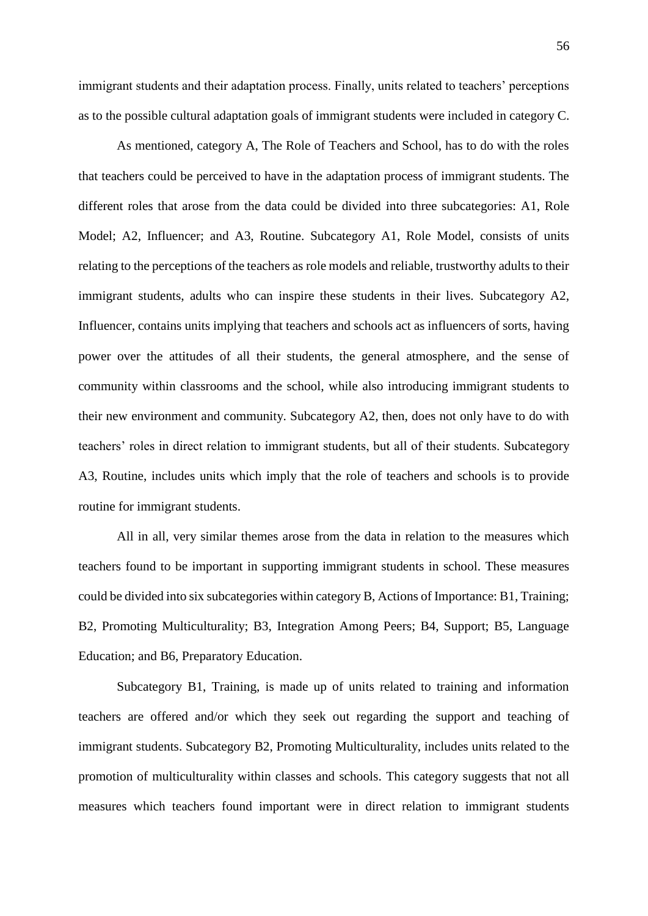immigrant students and their adaptation process. Finally, units related to teachers' perceptions as to the possible cultural adaptation goals of immigrant students were included in category C.

As mentioned, category A, The Role of Teachers and School, has to do with the roles that teachers could be perceived to have in the adaptation process of immigrant students. The different roles that arose from the data could be divided into three subcategories: A1, Role Model; A2, Influencer; and A3, Routine. Subcategory A1, Role Model, consists of units relating to the perceptions of the teachers as role models and reliable, trustworthy adults to their immigrant students, adults who can inspire these students in their lives. Subcategory A2, Influencer, contains units implying that teachers and schools act as influencers of sorts, having power over the attitudes of all their students, the general atmosphere, and the sense of community within classrooms and the school, while also introducing immigrant students to their new environment and community. Subcategory A2, then, does not only have to do with teachers' roles in direct relation to immigrant students, but all of their students. Subcategory A3, Routine, includes units which imply that the role of teachers and schools is to provide routine for immigrant students.

All in all, very similar themes arose from the data in relation to the measures which teachers found to be important in supporting immigrant students in school. These measures could be divided into six subcategories within category B, Actions of Importance: B1, Training; B2, Promoting Multiculturality; B3, Integration Among Peers; B4, Support; B5, Language Education; and B6, Preparatory Education.

Subcategory B1, Training, is made up of units related to training and information teachers are offered and/or which they seek out regarding the support and teaching of immigrant students. Subcategory B2, Promoting Multiculturality, includes units related to the promotion of multiculturality within classes and schools. This category suggests that not all measures which teachers found important were in direct relation to immigrant students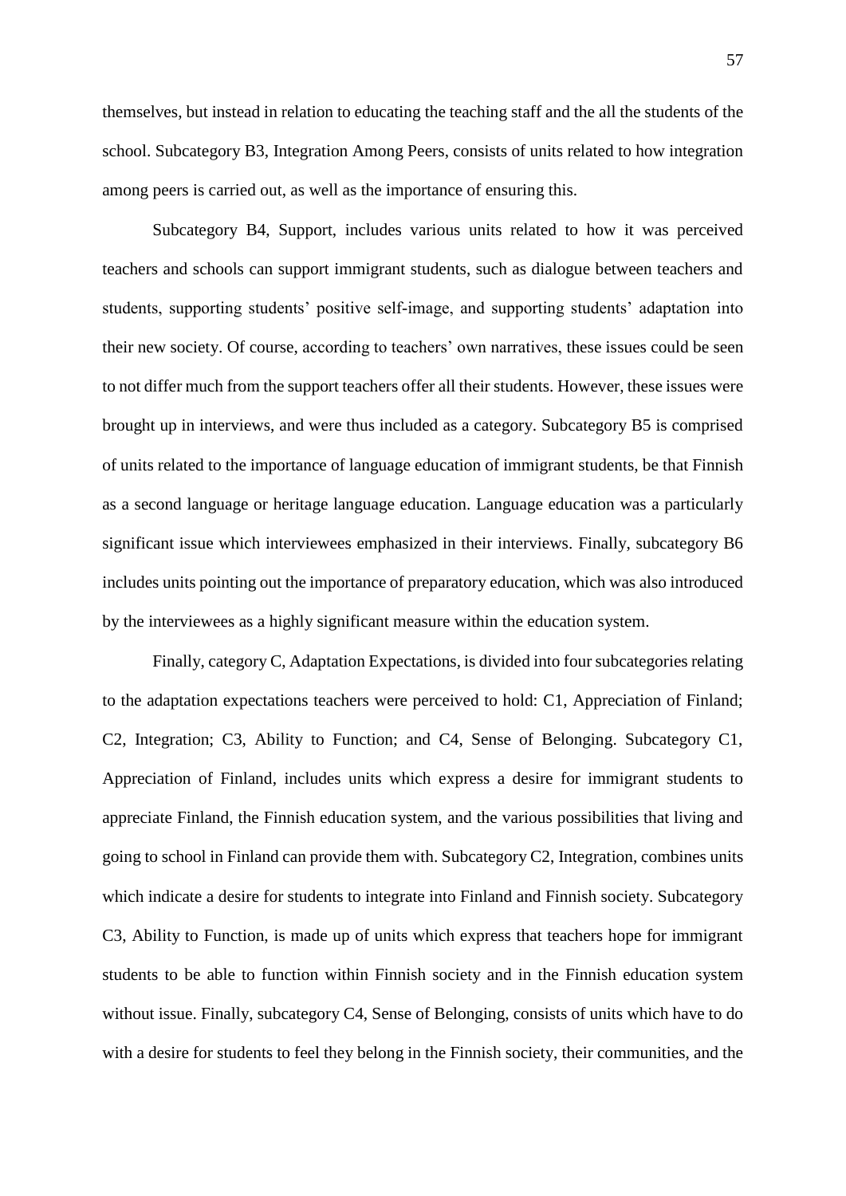themselves, but instead in relation to educating the teaching staff and the all the students of the school. Subcategory B3, Integration Among Peers, consists of units related to how integration among peers is carried out, as well as the importance of ensuring this.

Subcategory B4, Support, includes various units related to how it was perceived teachers and schools can support immigrant students, such as dialogue between teachers and students, supporting students' positive self-image, and supporting students' adaptation into their new society. Of course, according to teachers' own narratives, these issues could be seen to not differ much from the support teachers offer all their students. However, these issues were brought up in interviews, and were thus included as a category. Subcategory B5 is comprised of units related to the importance of language education of immigrant students, be that Finnish as a second language or heritage language education. Language education was a particularly significant issue which interviewees emphasized in their interviews. Finally, subcategory B6 includes units pointing out the importance of preparatory education, which was also introduced by the interviewees as a highly significant measure within the education system.

Finally, category C, Adaptation Expectations, is divided into four subcategories relating to the adaptation expectations teachers were perceived to hold: C1, Appreciation of Finland; C2, Integration; C3, Ability to Function; and C4, Sense of Belonging. Subcategory C1, Appreciation of Finland, includes units which express a desire for immigrant students to appreciate Finland, the Finnish education system, and the various possibilities that living and going to school in Finland can provide them with. Subcategory C2, Integration, combines units which indicate a desire for students to integrate into Finland and Finnish society. Subcategory C3, Ability to Function, is made up of units which express that teachers hope for immigrant students to be able to function within Finnish society and in the Finnish education system without issue. Finally, subcategory C4, Sense of Belonging, consists of units which have to do with a desire for students to feel they belong in the Finnish society, their communities, and the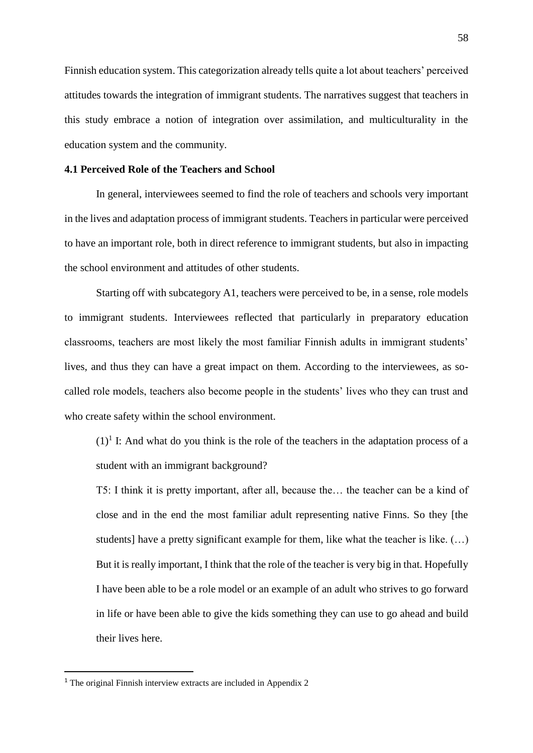Finnish education system. This categorization already tells quite a lot about teachers' perceived attitudes towards the integration of immigrant students. The narratives suggest that teachers in this study embrace a notion of integration over assimilation, and multiculturality in the education system and the community.

### 4.1 Perceived Role of the Teachers and School

In general, interviewees seemed to find the role of teachers and schools very important in the lives and adaptation process of immigrant students. Teachers in particular were perceived to have an important role, both in direct reference to immigrant students, but also in impacting the school environment and attitudes of other students.

Starting off with subcategory A1, teachers were perceived to be, in a sense, role models to immigrant students. Interviewees reflected that particularly in preparatory education classrooms, teachers are most likely the most familiar Finnish adults in immigrant students' lives, and thus they can have a great impact on them. According to the interviewees, as so-called role models, teachers also become people in the students' lives who they can trust and who create safety within the school environment.

> (1)[1] I: And what do you think is the role of the teachers in the adaptation process of a student with an immigrant background?
>
> T5: I think it is pretty important, after all, because the… the teacher can be a kind of close and in the end the most familiar adult representing native Finns. So they [the students] have a pretty significant example for them, like what the teacher is like. (…) But it is really important, I think that the role of the teacher is very big in that. Hopefully I have been able to be a role model or an example of an adult who strives to go forward in life or have been able to give the kids something they can use to go ahead and build their lives here.

---

[1] The original Finnish interview extracts are included in Appendix 2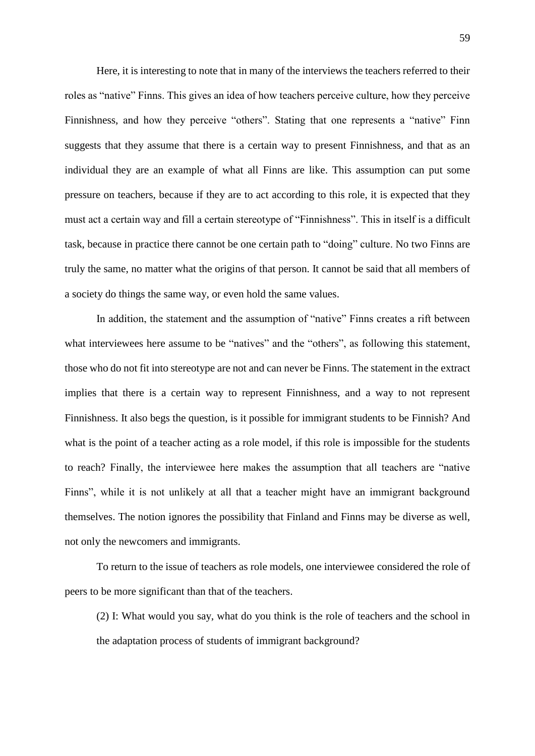Here, it is interesting to note that in many of the interviews the teachers referred to their roles as “native” Finns. This gives an idea of how teachers perceive culture, how they perceive Finnishness, and how they perceive “others”. Stating that one represents a “native” Finn suggests that they assume that there is a certain way to present Finnishness, and that as an individual they are an example of what all Finns are like. This assumption can put some pressure on teachers, because if they are to act according to this role, it is expected that they must act a certain way and fill a certain stereotype of “Finnishness”. This in itself is a difficult task, because in practice there cannot be one certain path to “doing” culture. No two Finns are truly the same, no matter what the origins of that person. It cannot be said that all members of a society do things the same way, or even hold the same values.

In addition, the statement and the assumption of “native” Finns creates a rift between what interviewees here assume to be “natives” and the “others”, as following this statement, those who do not fit into stereotype are not and can never be Finns. The statement in the extract implies that there is a certain way to represent Finnishness, and a way to not represent Finnishness. It also begs the question, is it possible for immigrant students to be Finnish? And what is the point of a teacher acting as a role model, if this role is impossible for the students to reach? Finally, the interviewee here makes the assumption that all teachers are “native Finns”, while it is not unlikely at all that a teacher might have an immigrant background themselves. The notion ignores the possibility that Finland and Finns may be diverse as well, not only the newcomers and immigrants.

To return to the issue of teachers as role models, one interviewee considered the role of peers to be more significant than that of the teachers.

> (2) I: What would you say, what do you think is the role of teachers and the school in the adaptation process of students of immigrant background?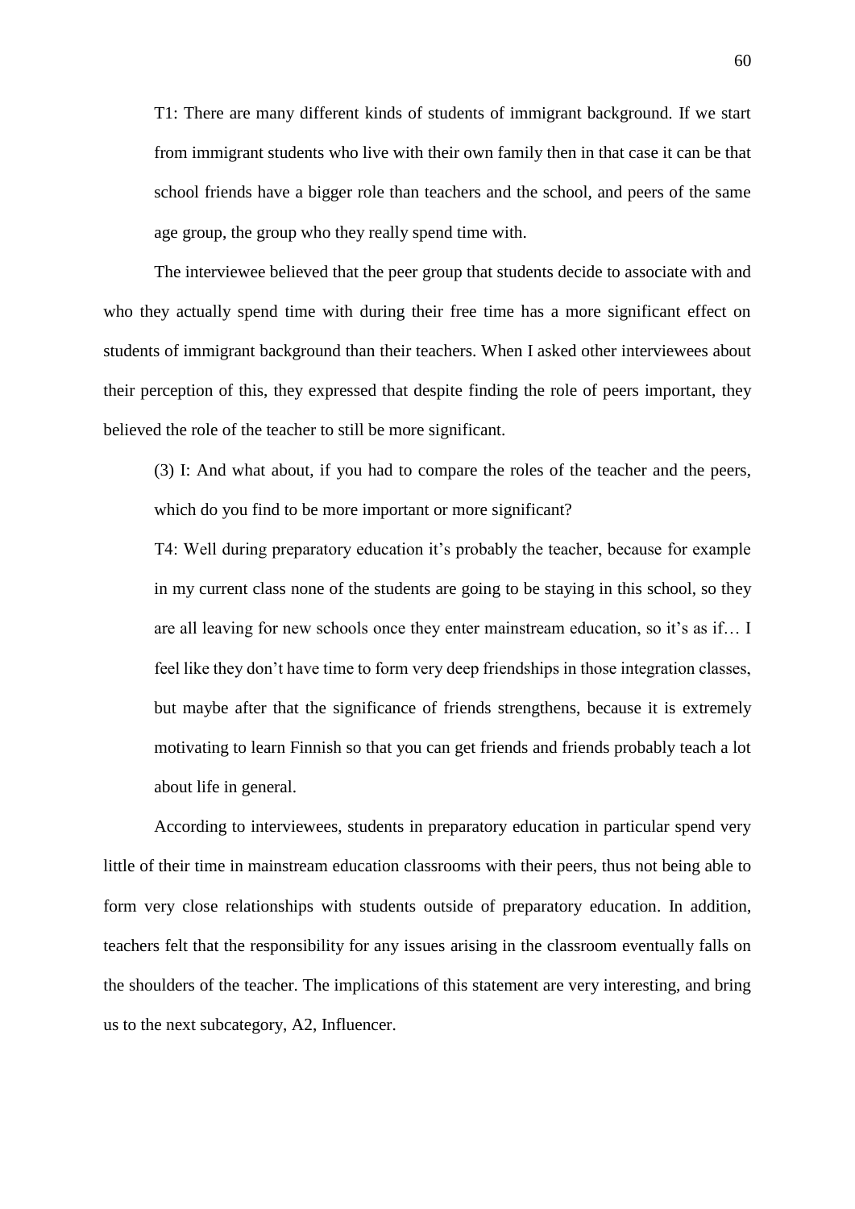T1: There are many different kinds of students of immigrant background. If we start from immigrant students who live with their own family then in that case it can be that school friends have a bigger role than teachers and the school, and peers of the same age group, the group who they really spend time with.

The interviewee believed that the peer group that students decide to associate with and who they actually spend time with during their free time has a more significant effect on students of immigrant background than their teachers. When I asked other interviewees about their perception of this, they expressed that despite finding the role of peers important, they believed the role of the teacher to still be more significant.

(3) I: And what about, if you had to compare the roles of the teacher and the peers, which do you find to be more important or more significant?

T4: Well during preparatory education it's probably the teacher, because for example in my current class none of the students are going to be staying in this school, so they are all leaving for new schools once they enter mainstream education, so it's as if… I feel like they don't have time to form very deep friendships in those integration classes, but maybe after that the significance of friends strengthens, because it is extremely motivating to learn Finnish so that you can get friends and friends probably teach a lot about life in general.

According to interviewees, students in preparatory education in particular spend very little of their time in mainstream education classrooms with their peers, thus not being able to form very close relationships with students outside of preparatory education. In addition, teachers felt that the responsibility for any issues arising in the classroom eventually falls on the shoulders of the teacher. The implications of this statement are very interesting, and bring us to the next subcategory, A2, Influencer.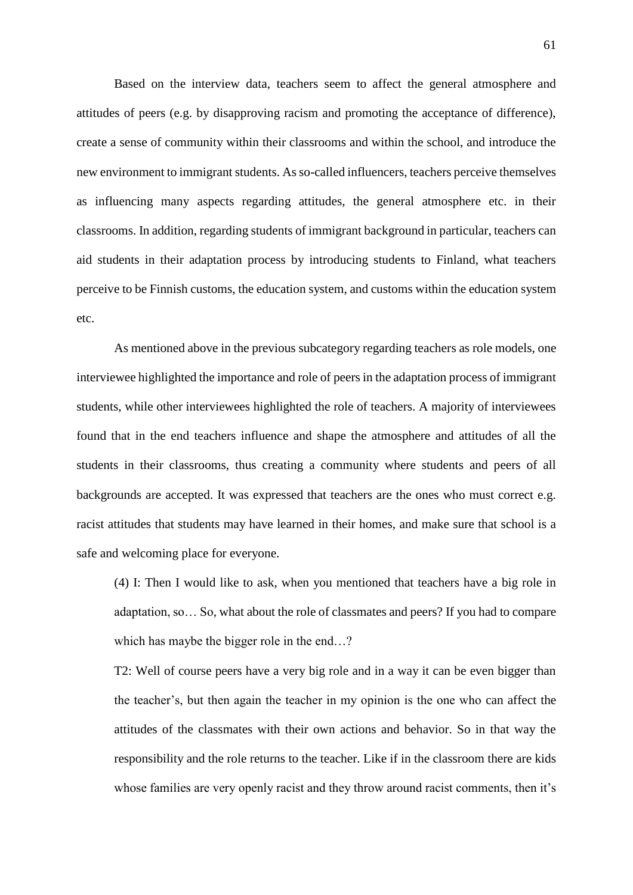Based on the interview data, teachers seem to affect the general atmosphere and attitudes of peers (e.g. by disapproving racism and promoting the acceptance of difference), create a sense of community within their classrooms and within the school, and introduce the new environment to immigrant students. As so-called influencers, teachers perceive themselves as influencing many aspects regarding attitudes, the general atmosphere etc. in their classrooms. In addition, regarding students of immigrant background in particular, teachers can aid students in their adaptation process by introducing students to Finland, what teachers perceive to be Finnish customs, the education system, and customs within the education system etc.

As mentioned above in the previous subcategory regarding teachers as role models, one interviewee highlighted the importance and role of peers in the adaptation process of immigrant students, while other interviewees highlighted the role of teachers. A majority of interviewees found that in the end teachers influence and shape the atmosphere and attitudes of all the students in their classrooms, thus creating a community where students and peers of all backgrounds are accepted. It was expressed that teachers are the ones who must correct e.g. racist attitudes that students may have learned in their homes, and make sure that school is a safe and welcoming place for everyone.

> (4) I: Then I would like to ask, when you mentioned that teachers have a big role in adaptation, so… So, what about the role of classmates and peers? If you had to compare which has maybe the bigger role in the end…?
>
> T2: Well of course peers have a very big role and in a way it can be even bigger than the teacher's, but then again the teacher in my opinion is the one who can affect the attitudes of the classmates with their own actions and behavior. So in that way the responsibility and the role returns to the teacher. Like if in the classroom there are kids whose families are very openly racist and they throw around racist comments, then it's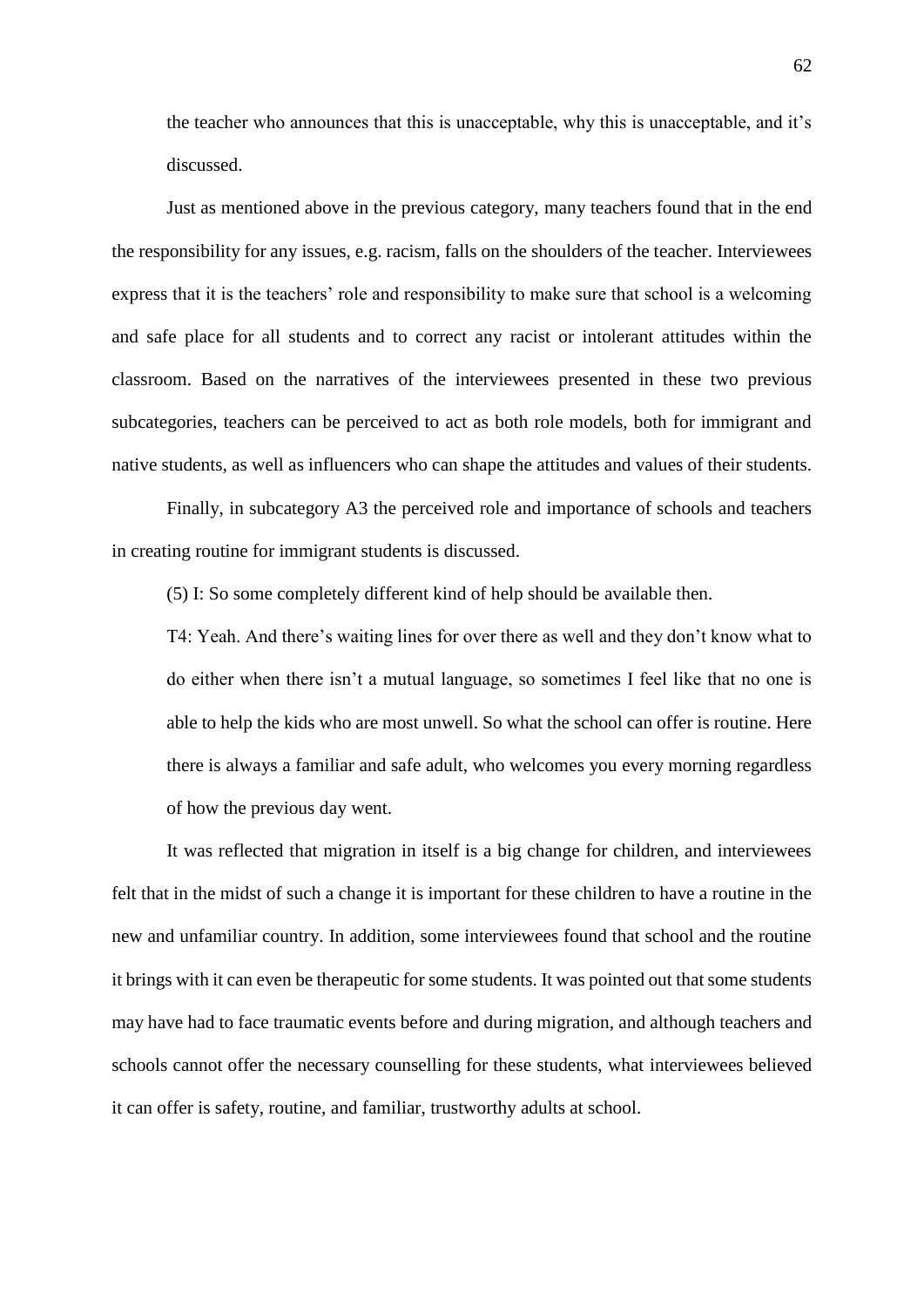the teacher who announces that this is unacceptable, why this is unacceptable, and it's discussed.

Just as mentioned above in the previous category, many teachers found that in the end the responsibility for any issues, e.g. racism, falls on the shoulders of the teacher. Interviewees express that it is the teachers' role and responsibility to make sure that school is a welcoming and safe place for all students and to correct any racist or intolerant attitudes within the classroom. Based on the narratives of the interviewees presented in these two previous subcategories, teachers can be perceived to act as both role models, both for immigrant and native students, as well as influencers who can shape the attitudes and values of their students.

Finally, in subcategory A3 the perceived role and importance of schools and teachers in creating routine for immigrant students is discussed.

(5) I: So some completely different kind of help should be available then.

T4: Yeah. And there's waiting lines for over there as well and they don't know what to do either when there isn't a mutual language, so sometimes I feel like that no one is able to help the kids who are most unwell. So what the school can offer is routine. Here there is always a familiar and safe adult, who welcomes you every morning regardless of how the previous day went.

It was reflected that migration in itself is a big change for children, and interviewees felt that in the midst of such a change it is important for these children to have a routine in the new and unfamiliar country. In addition, some interviewees found that school and the routine it brings with it can even be therapeutic for some students. It was pointed out that some students may have had to face traumatic events before and during migration, and although teachers and schools cannot offer the necessary counselling for these students, what interviewees believed it can offer is safety, routine, and familiar, trustworthy adults at school.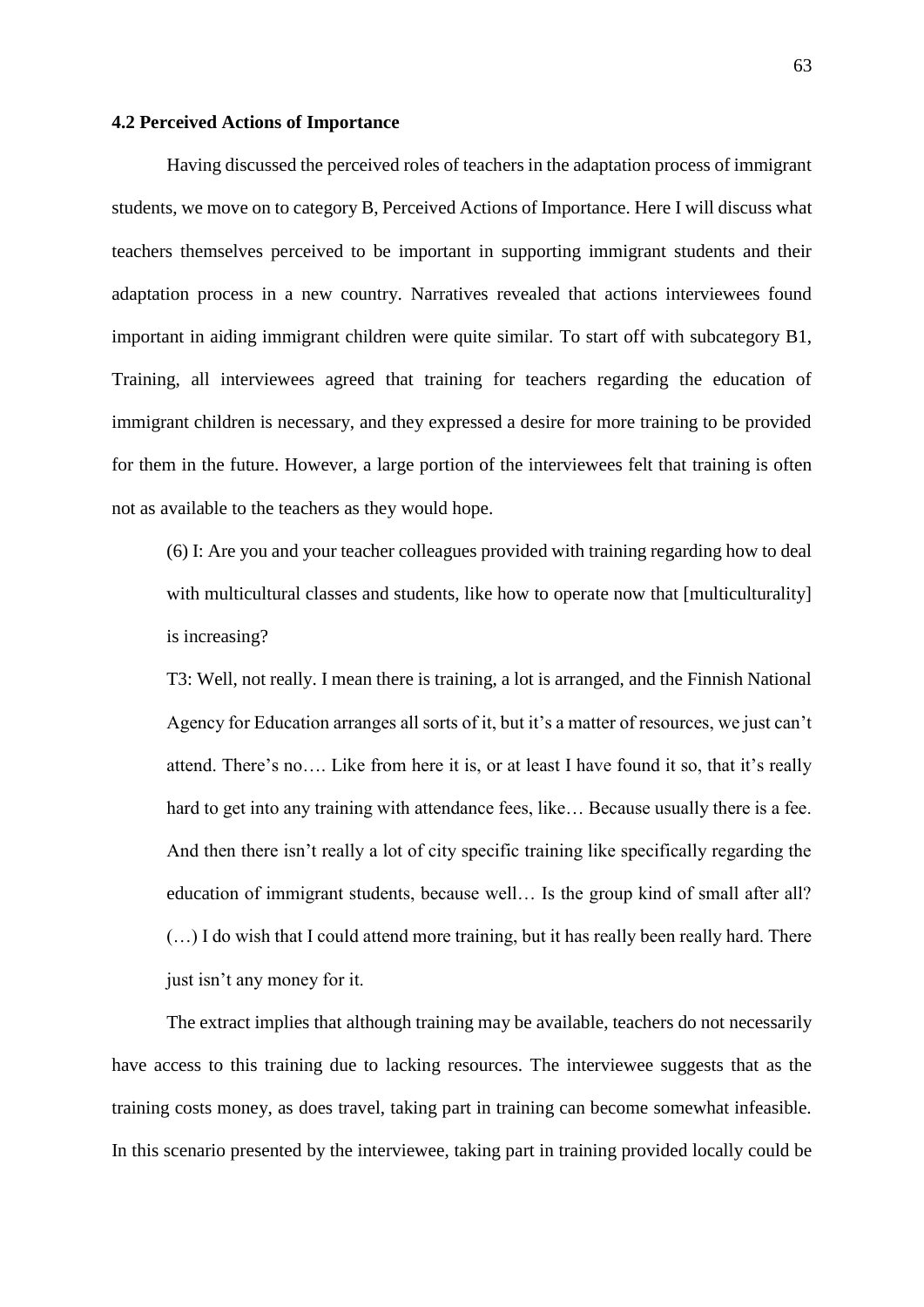### 4.2 Perceived Actions of Importance

Having discussed the perceived roles of teachers in the adaptation process of immigrant students, we move on to category B, Perceived Actions of Importance. Here I will discuss what teachers themselves perceived to be important in supporting immigrant students and their adaptation process in a new country. Narratives revealed that actions interviewees found important in aiding immigrant children were quite similar. To start off with subcategory B1, Training, all interviewees agreed that training for teachers regarding the education of immigrant children is necessary, and they expressed a desire for more training to be provided for them in the future. However, a large portion of the interviewees felt that training is often not as available to the teachers as they would hope.

> (6) I: Are you and your teacher colleagues provided with training regarding how to deal with multicultural classes and students, like how to operate now that [multiculturality] is increasing?
>
> T3: Well, not really. I mean there is training, a lot is arranged, and the Finnish National Agency for Education arranges all sorts of it, but it's a matter of resources, we just can't attend. There's no…. Like from here it is, or at least I have found it so, that it's really hard to get into any training with attendance fees, like… Because usually there is a fee. And then there isn't really a lot of city specific training like specifically regarding the education of immigrant students, because well… Is the group kind of small after all? (…) I do wish that I could attend more training, but it has really been really hard. There just isn't any money for it.

The extract implies that although training may be available, teachers do not necessarily have access to this training due to lacking resources. The interviewee suggests that as the training costs money, as does travel, taking part in training can become somewhat infeasible. In this scenario presented by the interviewee, taking part in training provided locally could be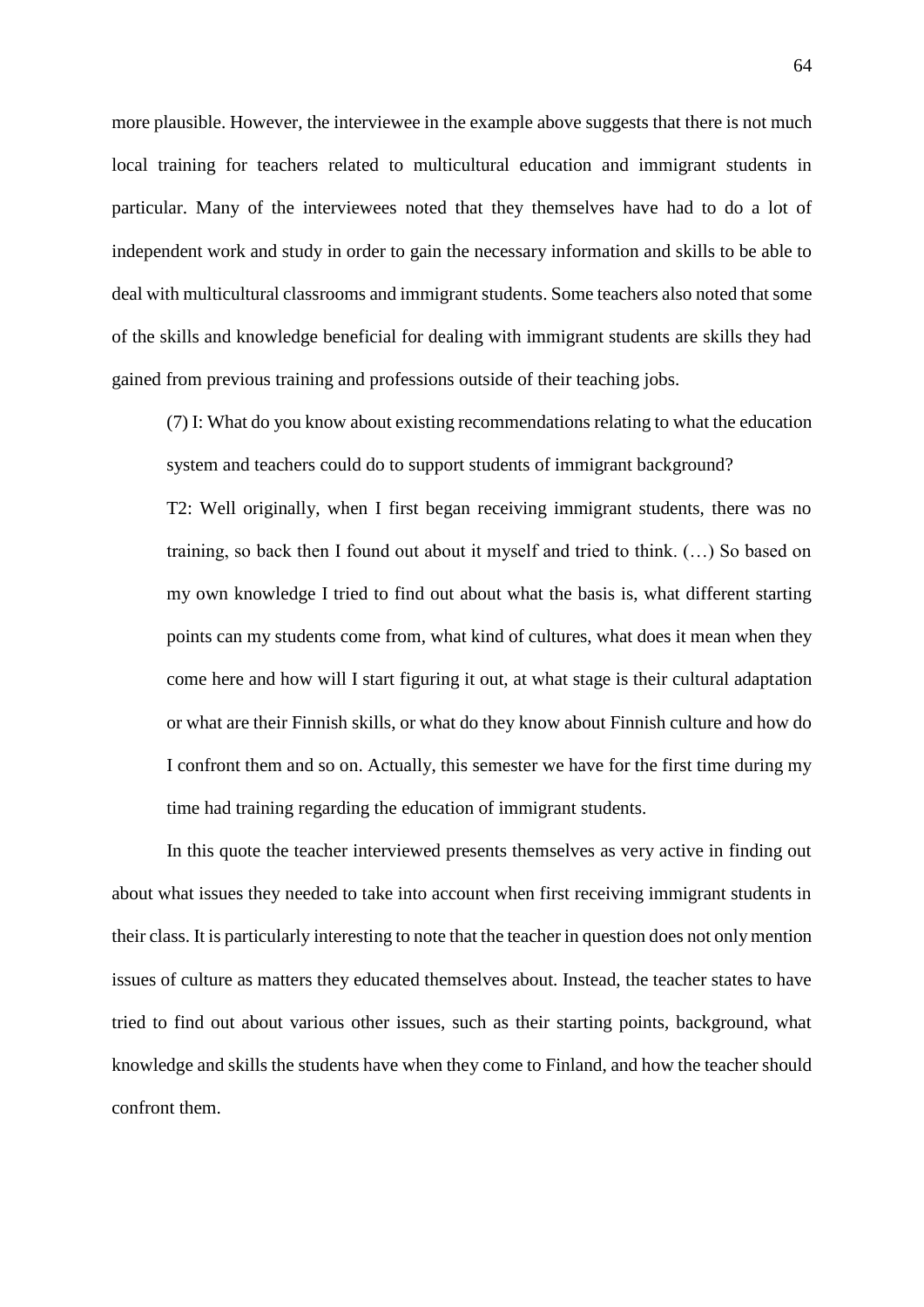more plausible. However, the interviewee in the example above suggests that there is not much local training for teachers related to multicultural education and immigrant students in particular. Many of the interviewees noted that they themselves have had to do a lot of independent work and study in order to gain the necessary information and skills to be able to deal with multicultural classrooms and immigrant students. Some teachers also noted that some of the skills and knowledge beneficial for dealing with immigrant students are skills they had gained from previous training and professions outside of their teaching jobs.

> (7) I: What do you know about existing recommendations relating to what the education system and teachers could do to support students of immigrant background?
>
> T2: Well originally, when I first began receiving immigrant students, there was no training, so back then I found out about it myself and tried to think. (…) So based on my own knowledge I tried to find out about what the basis is, what different starting points can my students come from, what kind of cultures, what does it mean when they come here and how will I start figuring it out, at what stage is their cultural adaptation or what are their Finnish skills, or what do they know about Finnish culture and how do I confront them and so on. Actually, this semester we have for the first time during my time had training regarding the education of immigrant students.

In this quote the teacher interviewed presents themselves as very active in finding out about what issues they needed to take into account when first receiving immigrant students in their class. It is particularly interesting to note that the teacher in question does not only mention issues of culture as matters they educated themselves about. Instead, the teacher states to have tried to find out about various other issues, such as their starting points, background, what knowledge and skills the students have when they come to Finland, and how the teacher should confront them.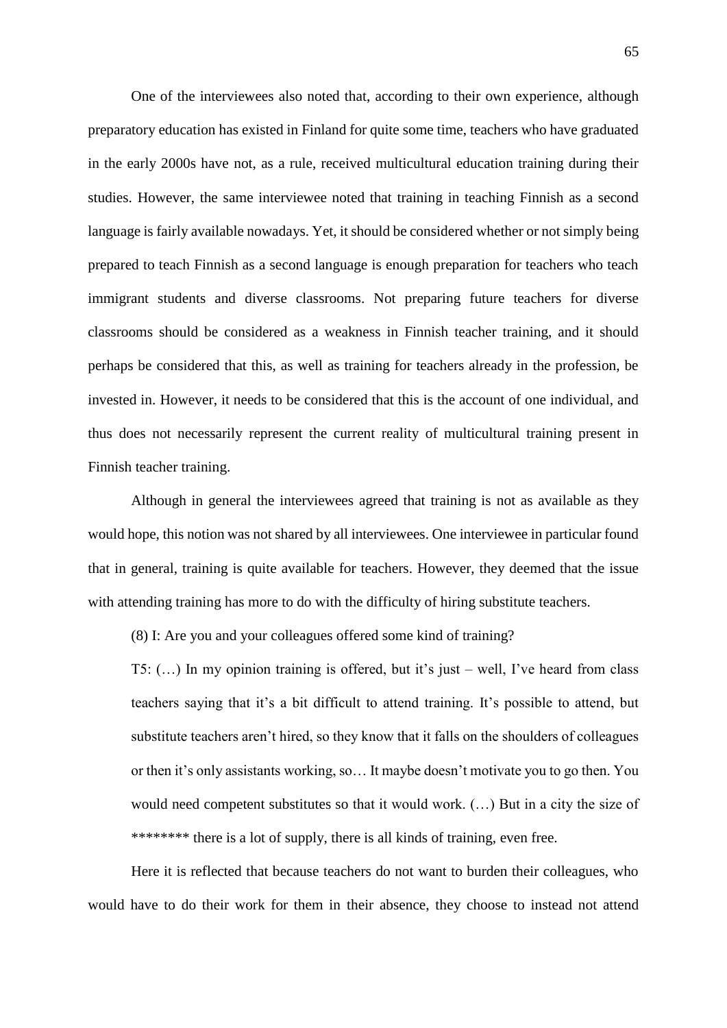One of the interviewees also noted that, according to their own experience, although preparatory education has existed in Finland for quite some time, teachers who have graduated in the early 2000s have not, as a rule, received multicultural education training during their studies. However, the same interviewee noted that training in teaching Finnish as a second language is fairly available nowadays. Yet, it should be considered whether or not simply being prepared to teach Finnish as a second language is enough preparation for teachers who teach immigrant students and diverse classrooms. Not preparing future teachers for diverse classrooms should be considered as a weakness in Finnish teacher training, and it should perhaps be considered that this, as well as training for teachers already in the profession, be invested in. However, it needs to be considered that this is the account of one individual, and thus does not necessarily represent the current reality of multicultural training present in Finnish teacher training.

Although in general the interviewees agreed that training is not as available as they would hope, this notion was not shared by all interviewees. One interviewee in particular found that in general, training is quite available for teachers. However, they deemed that the issue with attending training has more to do with the difficulty of hiring substitute teachers.

> (8) I: Are you and your colleagues offered some kind of training?
>
> T5: (…) In my opinion training is offered, but it's just – well, I've heard from class teachers saying that it's a bit difficult to attend training. It's possible to attend, but substitute teachers aren't hired, so they know that it falls on the shoulders of colleagues or then it's only assistants working, so… It maybe doesn't motivate you to go then. You would need competent substitutes so that it would work. (…) But in a city the size of ******** there is a lot of supply, there is all kinds of training, even free.

Here it is reflected that because teachers do not want to burden their colleagues, who would have to do their work for them in their absence, they choose to instead not attend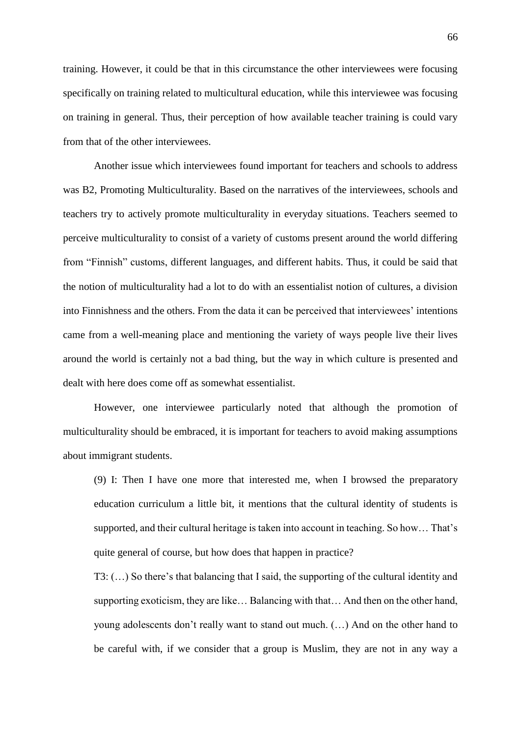training. However, it could be that in this circumstance the other interviewees were focusing specifically on training related to multicultural education, while this interviewee was focusing on training in general. Thus, their perception of how available teacher training is could vary from that of the other interviewees.

Another issue which interviewees found important for teachers and schools to address was B2, Promoting Multiculturality. Based on the narratives of the interviewees, schools and teachers try to actively promote multiculturality in everyday situations. Teachers seemed to perceive multiculturality to consist of a variety of customs present around the world differing from "Finnish" customs, different languages, and different habits. Thus, it could be said that the notion of multiculturality had a lot to do with an essentialist notion of cultures, a division into Finnishness and the others. From the data it can be perceived that interviewees' intentions came from a well-meaning place and mentioning the variety of ways people live their lives around the world is certainly not a bad thing, but the way in which culture is presented and dealt with here does come off as somewhat essentialist.

However, one interviewee particularly noted that although the promotion of multiculturality should be embraced, it is important for teachers to avoid making assumptions about immigrant students.

> (9) I: Then I have one more that interested me, when I browsed the preparatory education curriculum a little bit, it mentions that the cultural identity of students is supported, and their cultural heritage is taken into account in teaching. So how… That's quite general of course, but how does that happen in practice?
>
> T3: (…) So there's that balancing that I said, the supporting of the cultural identity and supporting exoticism, they are like… Balancing with that… And then on the other hand, young adolescents don't really want to stand out much. (…) And on the other hand to be careful with, if we consider that a group is Muslim, they are not in any way a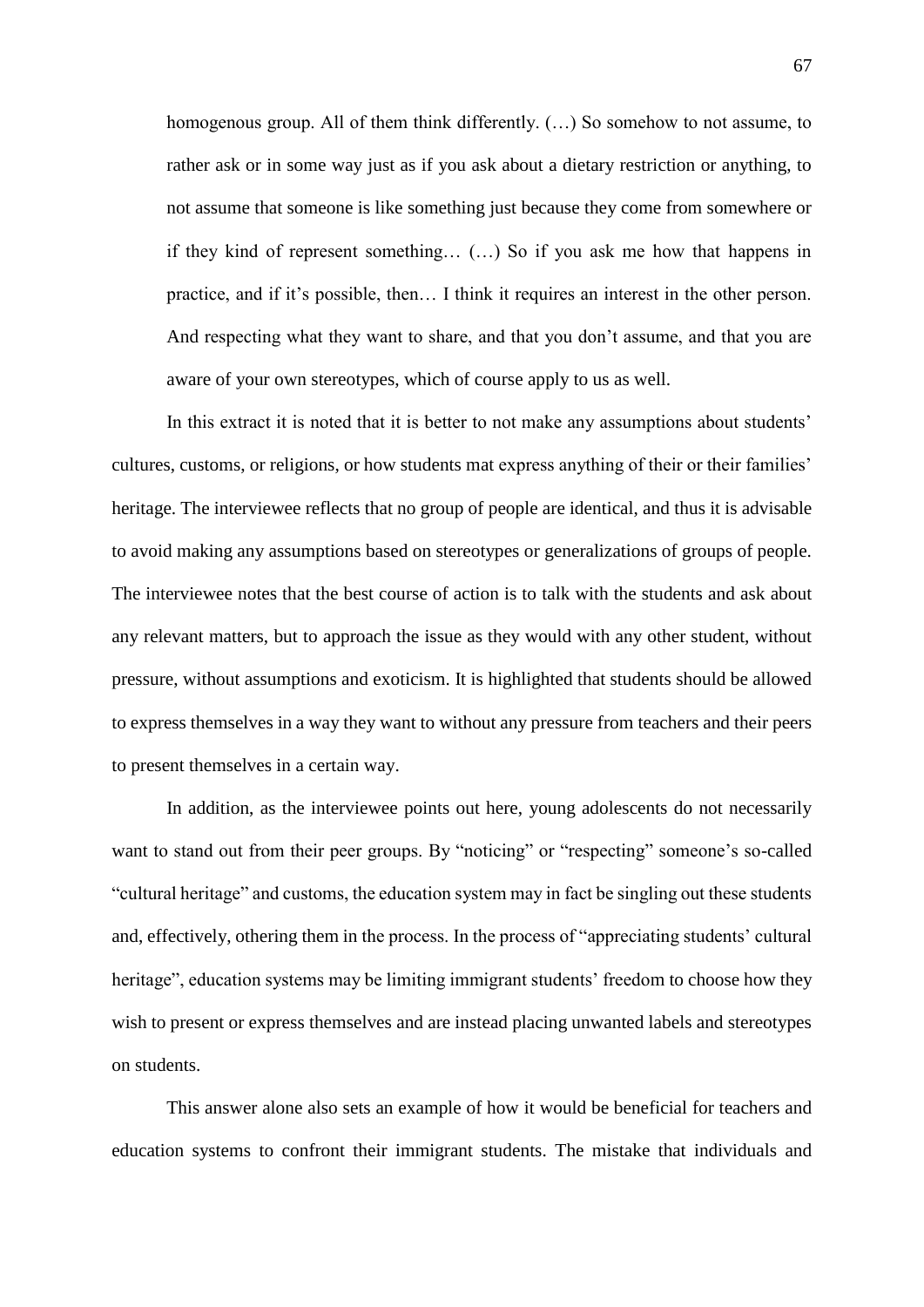> homogenous group. All of them think differently. (…) So somehow to not assume, to rather ask or in some way just as if you ask about a dietary restriction or anything, to not assume that someone is like something just because they come from somewhere or if they kind of represent something… (…) So if you ask me how that happens in practice, and if it's possible, then… I think it requires an interest in the other person. And respecting what they want to share, and that you don't assume, and that you are aware of your own stereotypes, which of course apply to us as well.

In this extract it is noted that it is better to not make any assumptions about students' cultures, customs, or religions, or how students mat express anything of their or their families' heritage. The interviewee reflects that no group of people are identical, and thus it is advisable to avoid making any assumptions based on stereotypes or generalizations of groups of people. The interviewee notes that the best course of action is to talk with the students and ask about any relevant matters, but to approach the issue as they would with any other student, without pressure, without assumptions and exoticism. It is highlighted that students should be allowed to express themselves in a way they want to without any pressure from teachers and their peers to present themselves in a certain way.

In addition, as the interviewee points out here, young adolescents do not necessarily want to stand out from their peer groups. By "noticing" or "respecting" someone's so-called "cultural heritage" and customs, the education system may in fact be singling out these students and, effectively, othering them in the process. In the process of "appreciating students' cultural heritage", education systems may be limiting immigrant students' freedom to choose how they wish to present or express themselves and are instead placing unwanted labels and stereotypes on students.

This answer alone also sets an example of how it would be beneficial for teachers and education systems to confront their immigrant students. The mistake that individuals and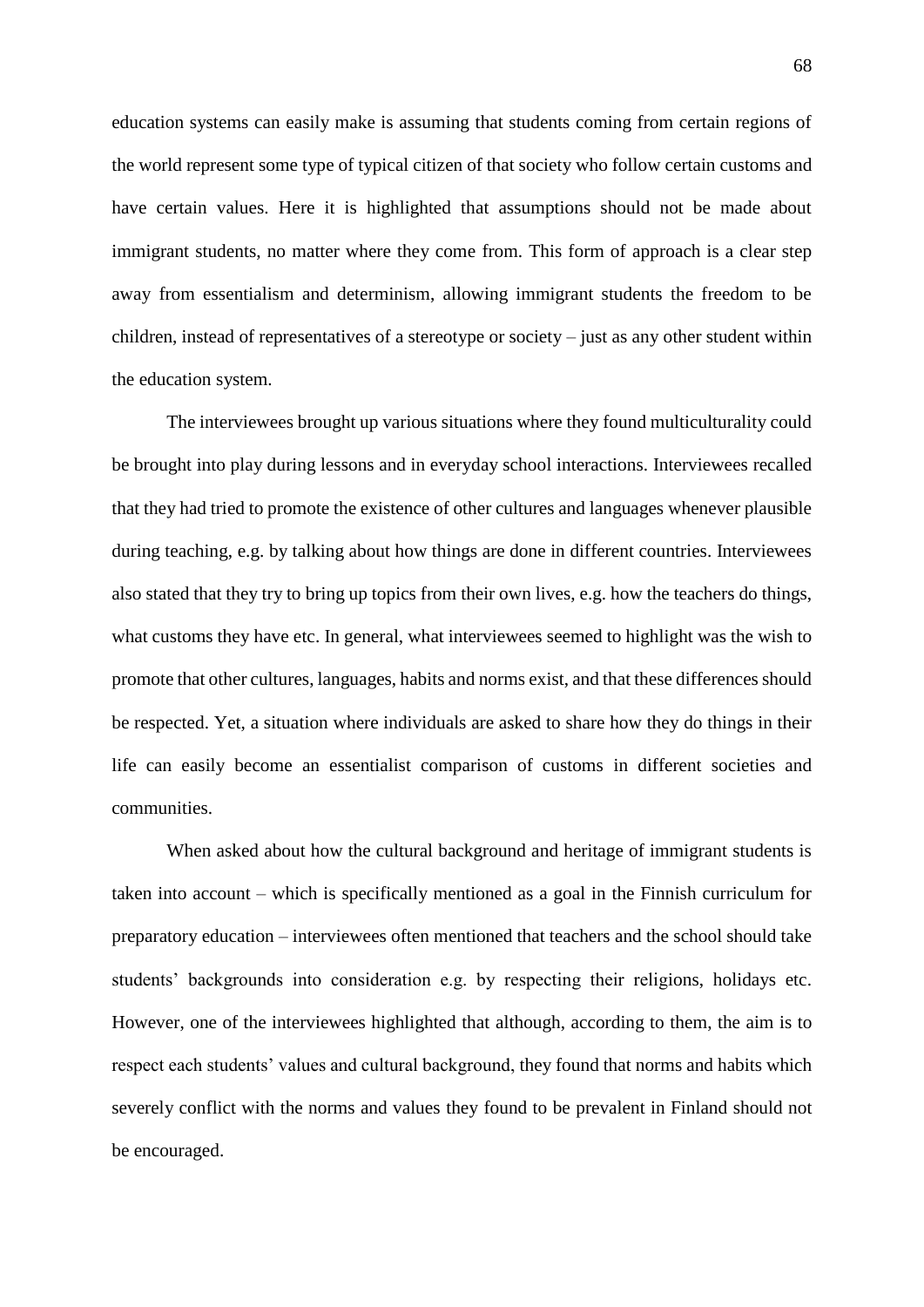education systems can easily make is assuming that students coming from certain regions of the world represent some type of typical citizen of that society who follow certain customs and have certain values. Here it is highlighted that assumptions should not be made about immigrant students, no matter where they come from. This form of approach is a clear step away from essentialism and determinism, allowing immigrant students the freedom to be children, instead of representatives of a stereotype or society – just as any other student within the education system.

The interviewees brought up various situations where they found multiculturality could be brought into play during lessons and in everyday school interactions. Interviewees recalled that they had tried to promote the existence of other cultures and languages whenever plausible during teaching, e.g. by talking about how things are done in different countries. Interviewees also stated that they try to bring up topics from their own lives, e.g. how the teachers do things, what customs they have etc. In general, what interviewees seemed to highlight was the wish to promote that other cultures, languages, habits and norms exist, and that these differences should be respected. Yet, a situation where individuals are asked to share how they do things in their life can easily become an essentialist comparison of customs in different societies and communities.

When asked about how the cultural background and heritage of immigrant students is taken into account – which is specifically mentioned as a goal in the Finnish curriculum for preparatory education – interviewees often mentioned that teachers and the school should take students' backgrounds into consideration e.g. by respecting their religions, holidays etc. However, one of the interviewees highlighted that although, according to them, the aim is to respect each students' values and cultural background, they found that norms and habits which severely conflict with the norms and values they found to be prevalent in Finland should not be encouraged.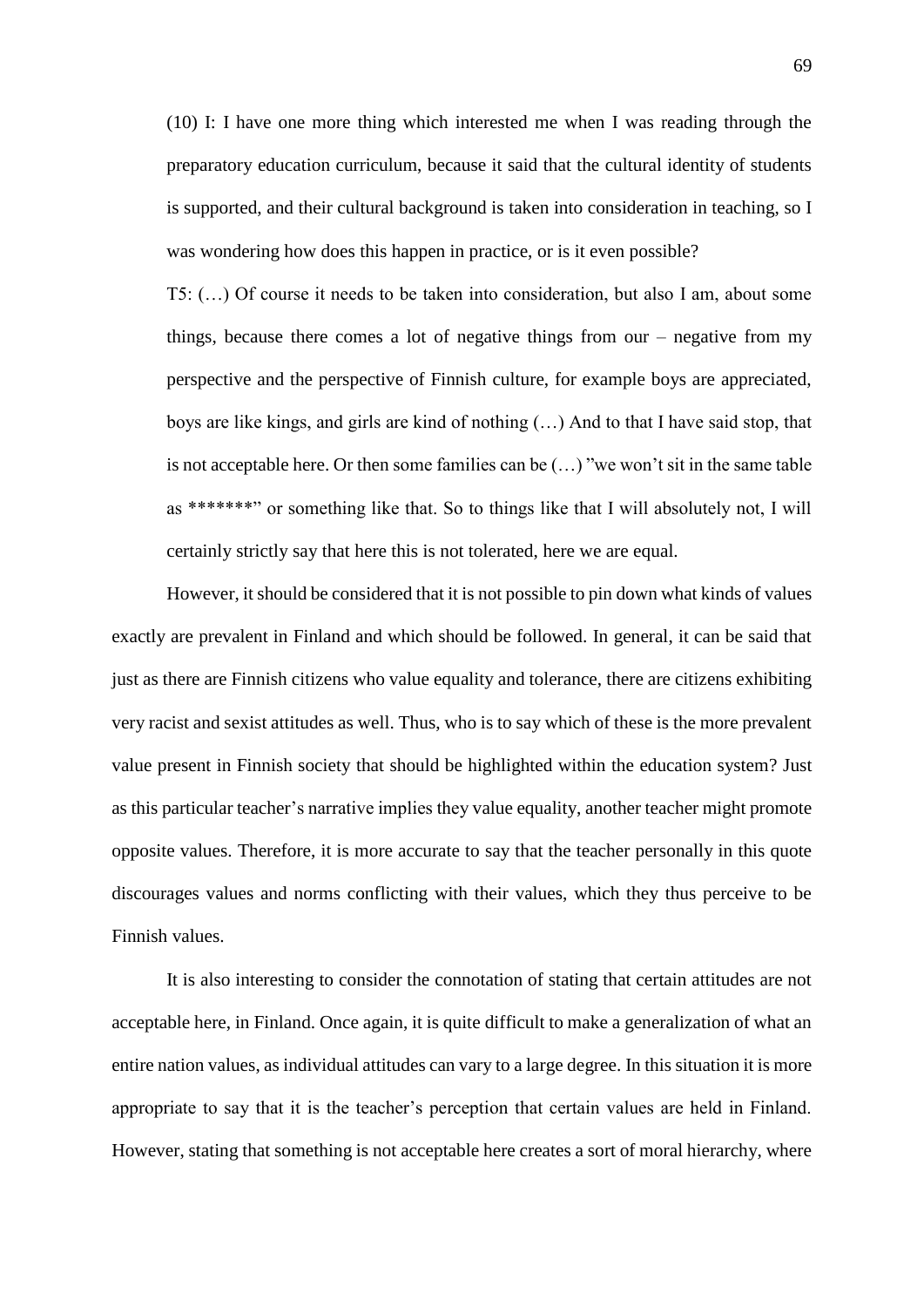(10) I: I have one more thing which interested me when I was reading through the preparatory education curriculum, because it said that the cultural identity of students is supported, and their cultural background is taken into consideration in teaching, so I was wondering how does this happen in practice, or is it even possible?

T5: (…) Of course it needs to be taken into consideration, but also I am, about some things, because there comes a lot of negative things from our – negative from my perspective and the perspective of Finnish culture, for example boys are appreciated, boys are like kings, and girls are kind of nothing (…) And to that I have said stop, that is not acceptable here. Or then some families can be (…) "we won't sit in the same table as *******" or something like that. So to things like that I will absolutely not, I will certainly strictly say that here this is not tolerated, here we are equal.

However, it should be considered that it is not possible to pin down what kinds of values exactly are prevalent in Finland and which should be followed. In general, it can be said that just as there are Finnish citizens who value equality and tolerance, there are citizens exhibiting very racist and sexist attitudes as well. Thus, who is to say which of these is the more prevalent value present in Finnish society that should be highlighted within the education system? Just as this particular teacher's narrative implies they value equality, another teacher might promote opposite values. Therefore, it is more accurate to say that the teacher personally in this quote discourages values and norms conflicting with their values, which they thus perceive to be Finnish values.

It is also interesting to consider the connotation of stating that certain attitudes are not acceptable here, in Finland. Once again, it is quite difficult to make a generalization of what an entire nation values, as individual attitudes can vary to a large degree. In this situation it is more appropriate to say that it is the teacher's perception that certain values are held in Finland. However, stating that something is not acceptable here creates a sort of moral hierarchy, where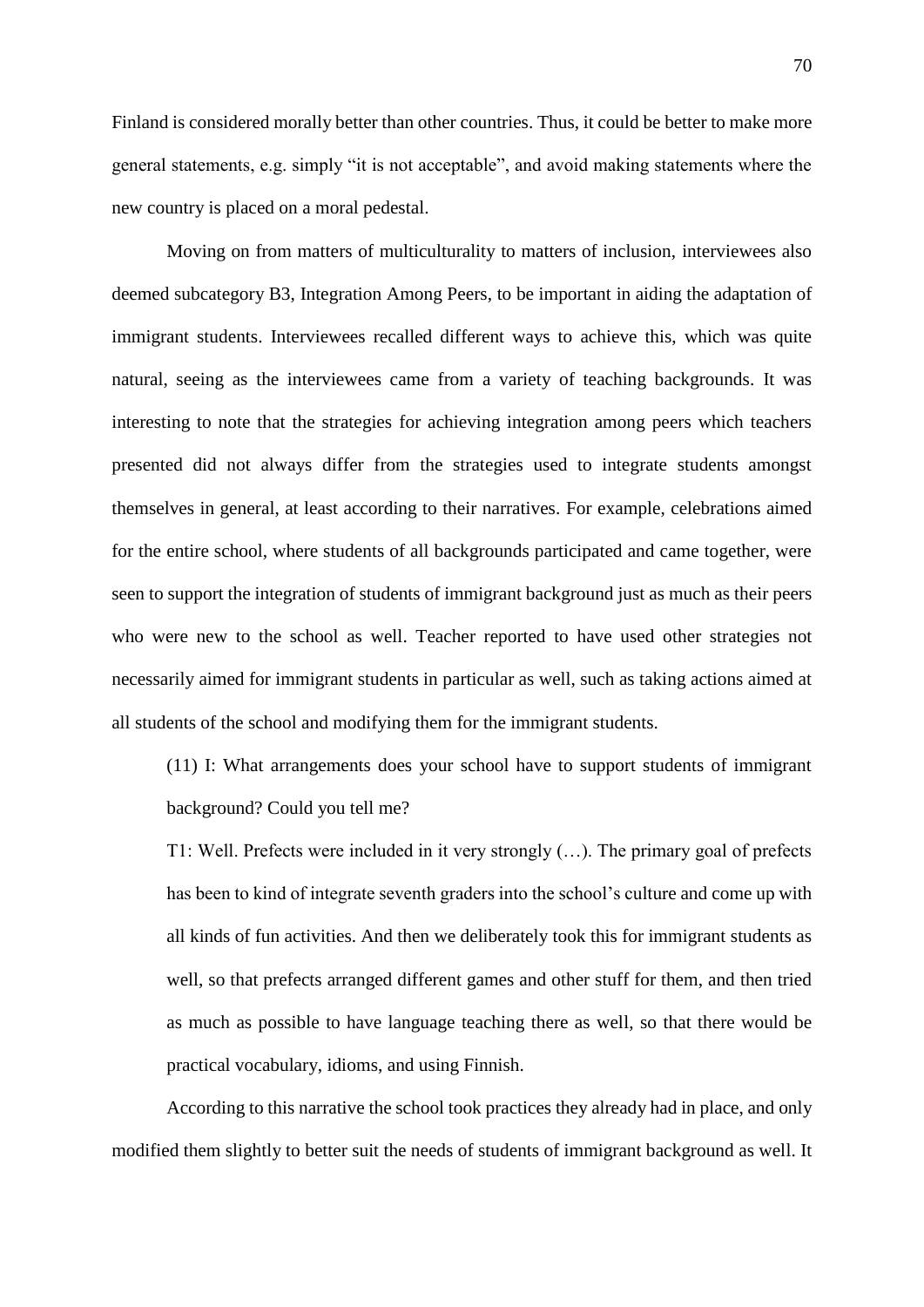Finland is considered morally better than other countries. Thus, it could be better to make more general statements, e.g. simply "it is not acceptable", and avoid making statements where the new country is placed on a moral pedestal.

Moving on from matters of multiculturality to matters of inclusion, interviewees also deemed subcategory B3, Integration Among Peers, to be important in aiding the adaptation of immigrant students. Interviewees recalled different ways to achieve this, which was quite natural, seeing as the interviewees came from a variety of teaching backgrounds. It was interesting to note that the strategies for achieving integration among peers which teachers presented did not always differ from the strategies used to integrate students amongst themselves in general, at least according to their narratives. For example, celebrations aimed for the entire school, where students of all backgrounds participated and came together, were seen to support the integration of students of immigrant background just as much as their peers who were new to the school as well. Teacher reported to have used other strategies not necessarily aimed for immigrant students in particular as well, such as taking actions aimed at all students of the school and modifying them for the immigrant students.

> (11) I: What arrangements does your school have to support students of immigrant background? Could you tell me?
>
> T1: Well. Prefects were included in it very strongly (…). The primary goal of prefects has been to kind of integrate seventh graders into the school's culture and come up with all kinds of fun activities. And then we deliberately took this for immigrant students as well, so that prefects arranged different games and other stuff for them, and then tried as much as possible to have language teaching there as well, so that there would be practical vocabulary, idioms, and using Finnish.

According to this narrative the school took practices they already had in place, and only modified them slightly to better suit the needs of students of immigrant background as well. It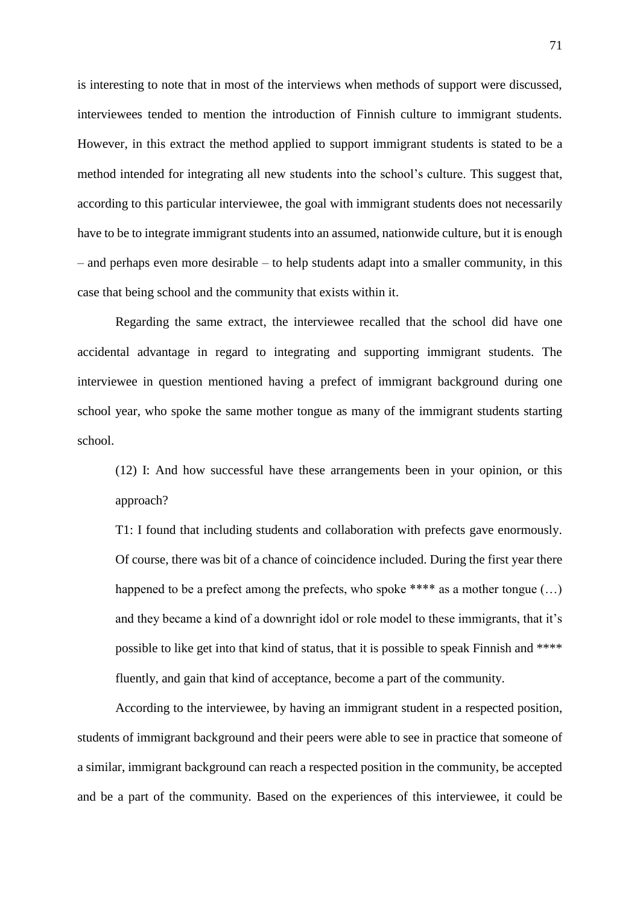is interesting to note that in most of the interviews when methods of support were discussed, interviewees tended to mention the introduction of Finnish culture to immigrant students. However, in this extract the method applied to support immigrant students is stated to be a method intended for integrating all new students into the school's culture. This suggest that, according to this particular interviewee, the goal with immigrant students does not necessarily have to be to integrate immigrant students into an assumed, nationwide culture, but it is enough – and perhaps even more desirable – to help students adapt into a smaller community, in this case that being school and the community that exists within it.

Regarding the same extract, the interviewee recalled that the school did have one accidental advantage in regard to integrating and supporting immigrant students. The interviewee in question mentioned having a prefect of immigrant background during one school year, who spoke the same mother tongue as many of the immigrant students starting school.

> (12) I: And how successful have these arrangements been in your opinion, or this approach?
>
> T1: I found that including students and collaboration with prefects gave enormously. Of course, there was bit of a chance of coincidence included. During the first year there happened to be a prefect among the prefects, who spoke **** as a mother tongue (…) and they became a kind of a downright idol or role model to these immigrants, that it's possible to like get into that kind of status, that it is possible to speak Finnish and **** fluently, and gain that kind of acceptance, become a part of the community.

According to the interviewee, by having an immigrant student in a respected position, students of immigrant background and their peers were able to see in practice that someone of a similar, immigrant background can reach a respected position in the community, be accepted and be a part of the community. Based on the experiences of this interviewee, it could be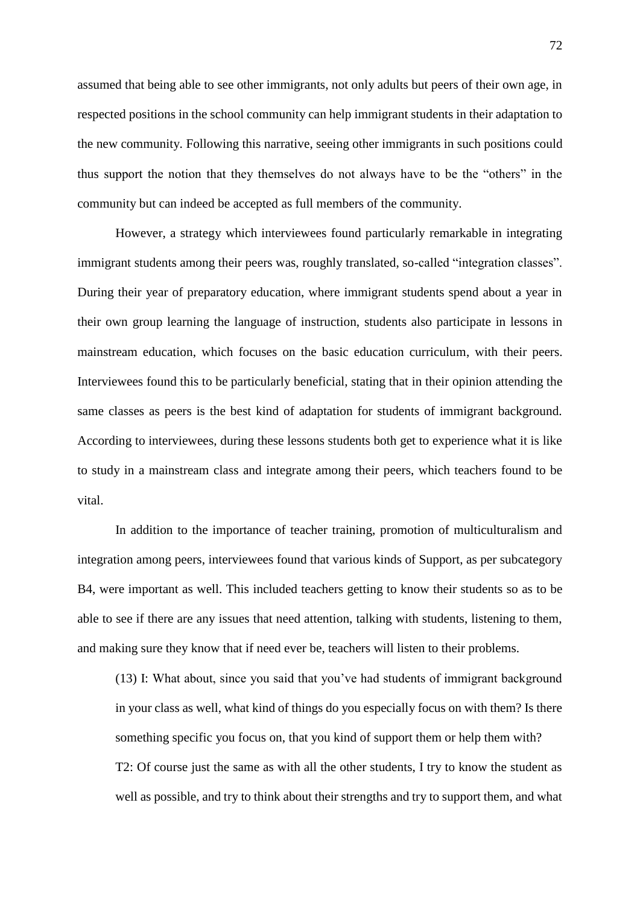assumed that being able to see other immigrants, not only adults but peers of their own age, in respected positions in the school community can help immigrant students in their adaptation to the new community. Following this narrative, seeing other immigrants in such positions could thus support the notion that they themselves do not always have to be the "others" in the community but can indeed be accepted as full members of the community.

However, a strategy which interviewees found particularly remarkable in integrating immigrant students among their peers was, roughly translated, so-called "integration classes". During their year of preparatory education, where immigrant students spend about a year in their own group learning the language of instruction, students also participate in lessons in mainstream education, which focuses on the basic education curriculum, with their peers. Interviewees found this to be particularly beneficial, stating that in their opinion attending the same classes as peers is the best kind of adaptation for students of immigrant background. According to interviewees, during these lessons students both get to experience what it is like to study in a mainstream class and integrate among their peers, which teachers found to be vital.

In addition to the importance of teacher training, promotion of multiculturalism and integration among peers, interviewees found that various kinds of Support, as per subcategory B4, were important as well. This included teachers getting to know their students so as to be able to see if there are any issues that need attention, talking with students, listening to them, and making sure they know that if need ever be, teachers will listen to their problems.

> (13) I: What about, since you said that you've had students of immigrant background in your class as well, what kind of things do you especially focus on with them? Is there something specific you focus on, that you kind of support them or help them with?
>
> T2: Of course just the same as with all the other students, I try to know the student as well as possible, and try to think about their strengths and try to support them, and what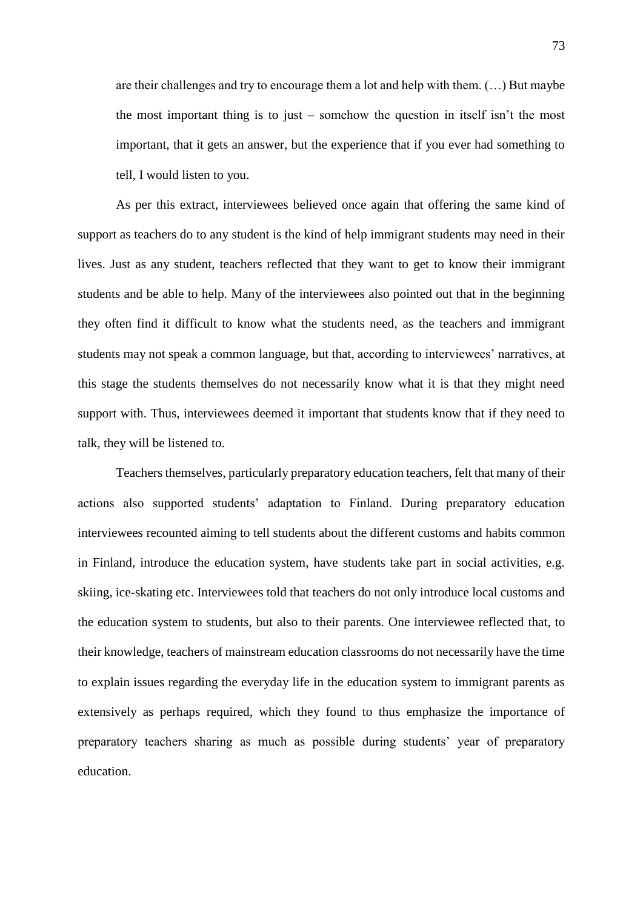> are their challenges and try to encourage them a lot and help with them. (…) But maybe the most important thing is to just – somehow the question in itself isn't the most important, that it gets an answer, but the experience that if you ever had something to tell, I would listen to you.

As per this extract, interviewees believed once again that offering the same kind of support as teachers do to any student is the kind of help immigrant students may need in their lives. Just as any student, teachers reflected that they want to get to know their immigrant students and be able to help. Many of the interviewees also pointed out that in the beginning they often find it difficult to know what the students need, as the teachers and immigrant students may not speak a common language, but that, according to interviewees' narratives, at this stage the students themselves do not necessarily know what it is that they might need support with. Thus, interviewees deemed it important that students know that if they need to talk, they will be listened to.

Teachers themselves, particularly preparatory education teachers, felt that many of their actions also supported students' adaptation to Finland. During preparatory education interviewees recounted aiming to tell students about the different customs and habits common in Finland, introduce the education system, have students take part in social activities, e.g. skiing, ice-skating etc. Interviewees told that teachers do not only introduce local customs and the education system to students, but also to their parents. One interviewee reflected that, to their knowledge, teachers of mainstream education classrooms do not necessarily have the time to explain issues regarding the everyday life in the education system to immigrant parents as extensively as perhaps required, which they found to thus emphasize the importance of preparatory teachers sharing as much as possible during students' year of preparatory education.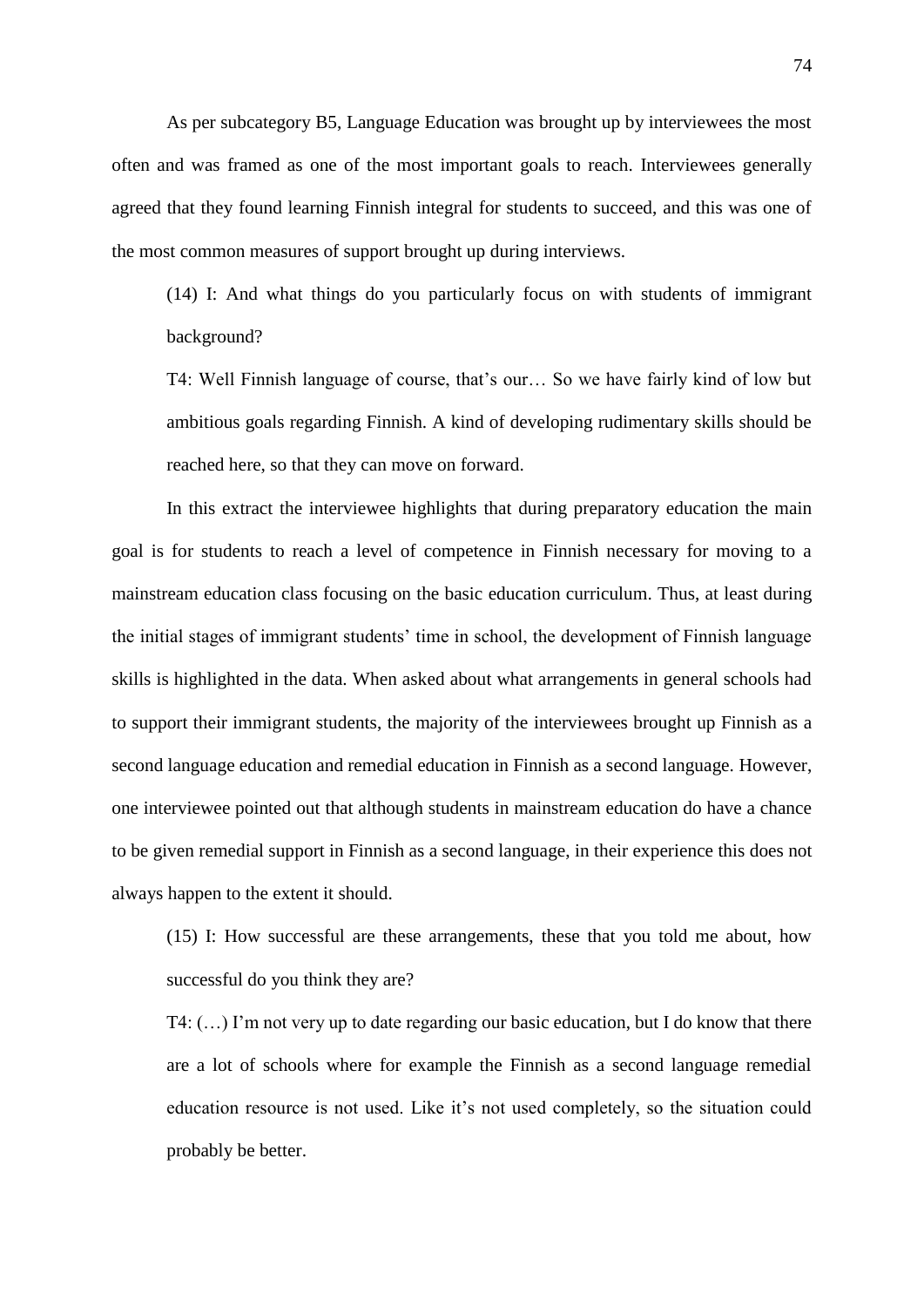As per subcategory B5, Language Education was brought up by interviewees the most often and was framed as one of the most important goals to reach. Interviewees generally agreed that they found learning Finnish integral for students to succeed, and this was one of the most common measures of support brought up during interviews.

> (14) I: And what things do you particularly focus on with students of immigrant background?
>
> T4: Well Finnish language of course, that's our… So we have fairly kind of low but ambitious goals regarding Finnish. A kind of developing rudimentary skills should be reached here, so that they can move on forward.

In this extract the interviewee highlights that during preparatory education the main goal is for students to reach a level of competence in Finnish necessary for moving to a mainstream education class focusing on the basic education curriculum. Thus, at least during the initial stages of immigrant students' time in school, the development of Finnish language skills is highlighted in the data. When asked about what arrangements in general schools had to support their immigrant students, the majority of the interviewees brought up Finnish as a second language education and remedial education in Finnish as a second language. However, one interviewee pointed out that although students in mainstream education do have a chance to be given remedial support in Finnish as a second language, in their experience this does not always happen to the extent it should.

> (15) I: How successful are these arrangements, these that you told me about, how successful do you think they are?
>
> T4: (…) I'm not very up to date regarding our basic education, but I do know that there are a lot of schools where for example the Finnish as a second language remedial education resource is not used. Like it's not used completely, so the situation could probably be better.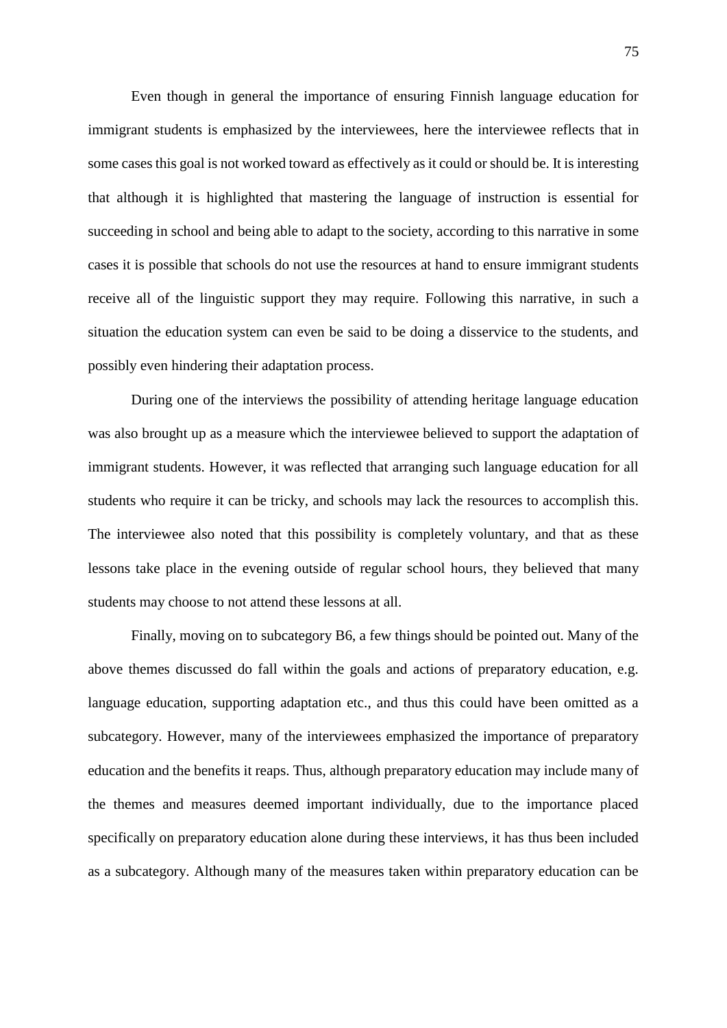Even though in general the importance of ensuring Finnish language education for immigrant students is emphasized by the interviewees, here the interviewee reflects that in some cases this goal is not worked toward as effectively as it could or should be. It is interesting that although it is highlighted that mastering the language of instruction is essential for succeeding in school and being able to adapt to the society, according to this narrative in some cases it is possible that schools do not use the resources at hand to ensure immigrant students receive all of the linguistic support they may require. Following this narrative, in such a situation the education system can even be said to be doing a disservice to the students, and possibly even hindering their adaptation process.

During one of the interviews the possibility of attending heritage language education was also brought up as a measure which the interviewee believed to support the adaptation of immigrant students. However, it was reflected that arranging such language education for all students who require it can be tricky, and schools may lack the resources to accomplish this. The interviewee also noted that this possibility is completely voluntary, and that as these lessons take place in the evening outside of regular school hours, they believed that many students may choose to not attend these lessons at all.

Finally, moving on to subcategory B6, a few things should be pointed out. Many of the above themes discussed do fall within the goals and actions of preparatory education, e.g. language education, supporting adaptation etc., and thus this could have been omitted as a subcategory. However, many of the interviewees emphasized the importance of preparatory education and the benefits it reaps. Thus, although preparatory education may include many of the themes and measures deemed important individually, due to the importance placed specifically on preparatory education alone during these interviews, it has thus been included as a subcategory. Although many of the measures taken within preparatory education can be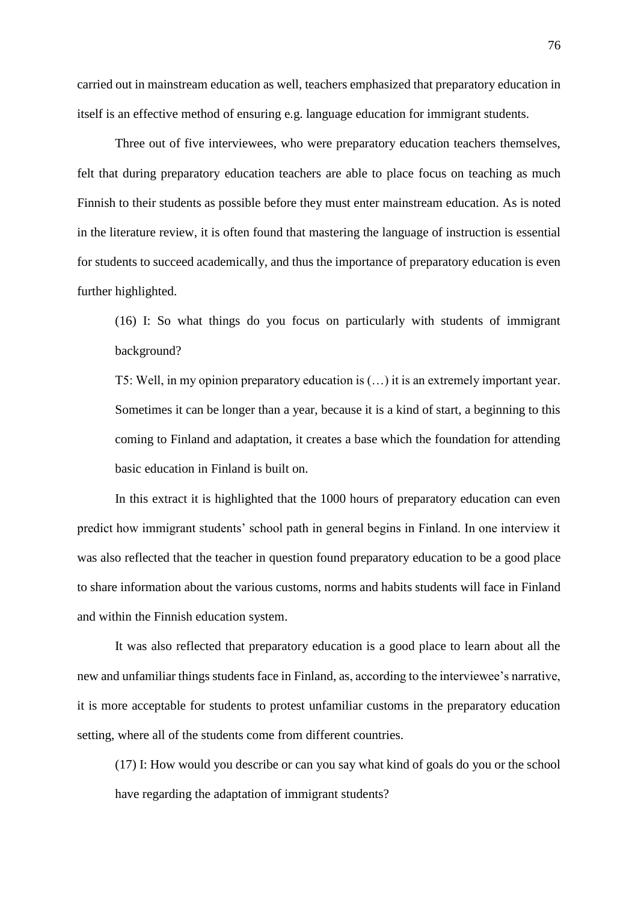carried out in mainstream education as well, teachers emphasized that preparatory education in itself is an effective method of ensuring e.g. language education for immigrant students.

Three out of five interviewees, who were preparatory education teachers themselves, felt that during preparatory education teachers are able to place focus on teaching as much Finnish to their students as possible before they must enter mainstream education. As is noted in the literature review, it is often found that mastering the language of instruction is essential for students to succeed academically, and thus the importance of preparatory education is even further highlighted.

> (16) I: So what things do you focus on particularly with students of immigrant background?
>
> T5: Well, in my opinion preparatory education is (…) it is an extremely important year. Sometimes it can be longer than a year, because it is a kind of start, a beginning to this coming to Finland and adaptation, it creates a base which the foundation for attending basic education in Finland is built on.

In this extract it is highlighted that the 1000 hours of preparatory education can even predict how immigrant students' school path in general begins in Finland. In one interview it was also reflected that the teacher in question found preparatory education to be a good place to share information about the various customs, norms and habits students will face in Finland and within the Finnish education system.

It was also reflected that preparatory education is a good place to learn about all the new and unfamiliar things students face in Finland, as, according to the interviewee's narrative, it is more acceptable for students to protest unfamiliar customs in the preparatory education setting, where all of the students come from different countries.

> (17) I: How would you describe or can you say what kind of goals do you or the school have regarding the adaptation of immigrant students?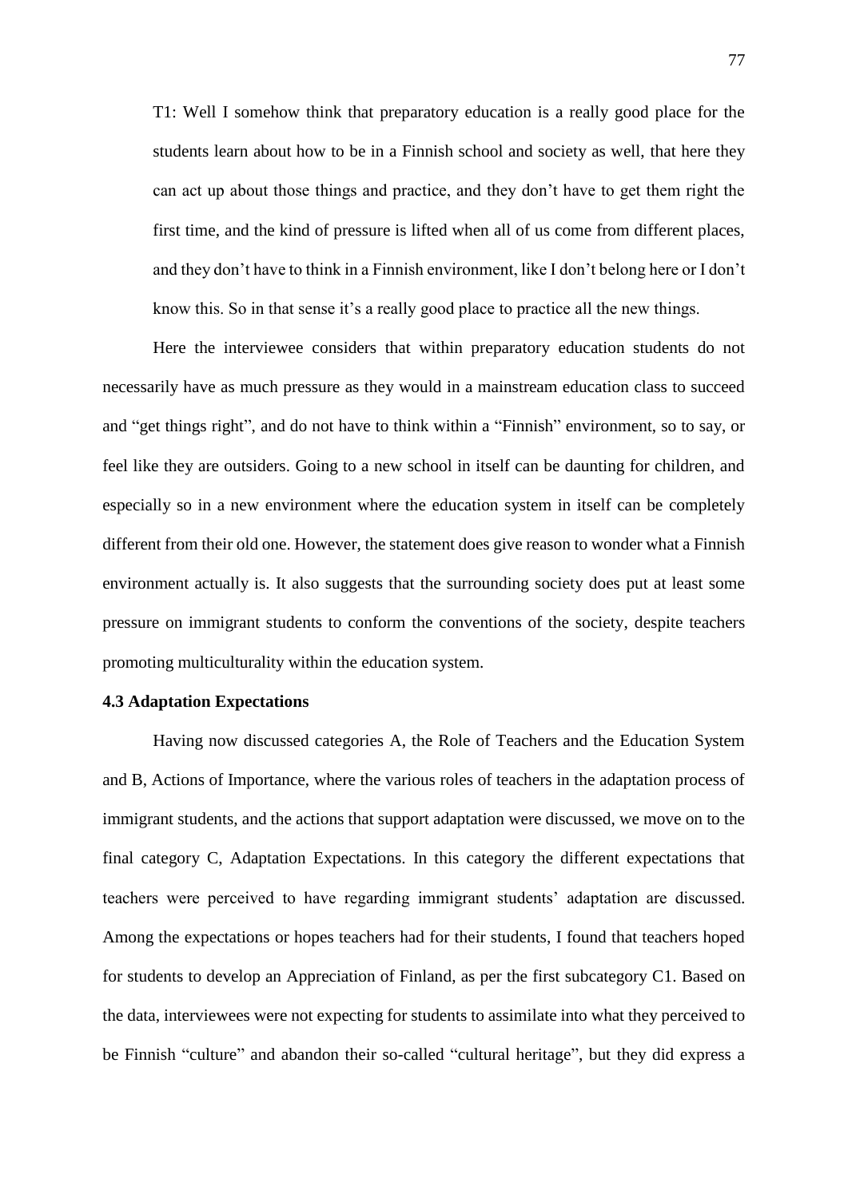T1: Well I somehow think that preparatory education is a really good place for the students learn about how to be in a Finnish school and society as well, that here they can act up about those things and practice, and they don't have to get them right the first time, and the kind of pressure is lifted when all of us come from different places, and they don't have to think in a Finnish environment, like I don't belong here or I don't know this. So in that sense it's a really good place to practice all the new things.

Here the interviewee considers that within preparatory education students do not necessarily have as much pressure as they would in a mainstream education class to succeed and "get things right", and do not have to think within a "Finnish" environment, so to say, or feel like they are outsiders. Going to a new school in itself can be daunting for children, and especially so in a new environment where the education system in itself can be completely different from their old one. However, the statement does give reason to wonder what a Finnish environment actually is. It also suggests that the surrounding society does put at least some pressure on immigrant students to conform the conventions of the society, despite teachers promoting multiculturality within the education system.

### 4.3 Adaptation Expectations

Having now discussed categories A, the Role of Teachers and the Education System and B, Actions of Importance, where the various roles of teachers in the adaptation process of immigrant students, and the actions that support adaptation were discussed, we move on to the final category C, Adaptation Expectations. In this category the different expectations that teachers were perceived to have regarding immigrant students' adaptation are discussed. Among the expectations or hopes teachers had for their students, I found that teachers hoped for students to develop an Appreciation of Finland, as per the first subcategory C1. Based on the data, interviewees were not expecting for students to assimilate into what they perceived to be Finnish "culture" and abandon their so-called "cultural heritage", but they did express a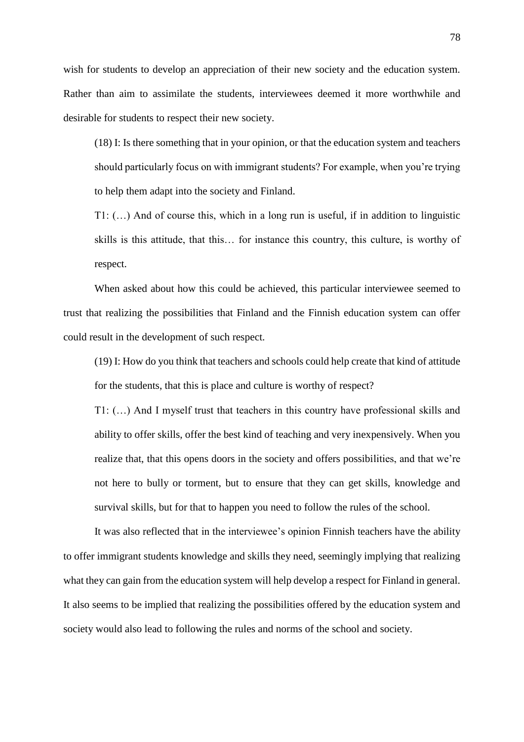wish for students to develop an appreciation of their new society and the education system. Rather than aim to assimilate the students, interviewees deemed it more worthwhile and desirable for students to respect their new society.

> (18) I: Is there something that in your opinion, or that the education system and teachers should particularly focus on with immigrant students? For example, when you're trying to help them adapt into the society and Finland.
>
> T1: (…) And of course this, which in a long run is useful, if in addition to linguistic skills is this attitude, that this… for instance this country, this culture, is worthy of respect.

When asked about how this could be achieved, this particular interviewee seemed to trust that realizing the possibilities that Finland and the Finnish education system can offer could result in the development of such respect.

> (19) I: How do you think that teachers and schools could help create that kind of attitude for the students, that this is place and culture is worthy of respect?
>
> T1: (…) And I myself trust that teachers in this country have professional skills and ability to offer skills, offer the best kind of teaching and very inexpensively. When you realize that, that this opens doors in the society and offers possibilities, and that we're not here to bully or torment, but to ensure that they can get skills, knowledge and survival skills, but for that to happen you need to follow the rules of the school.

It was also reflected that in the interviewee's opinion Finnish teachers have the ability to offer immigrant students knowledge and skills they need, seemingly implying that realizing what they can gain from the education system will help develop a respect for Finland in general. It also seems to be implied that realizing the possibilities offered by the education system and society would also lead to following the rules and norms of the school and society.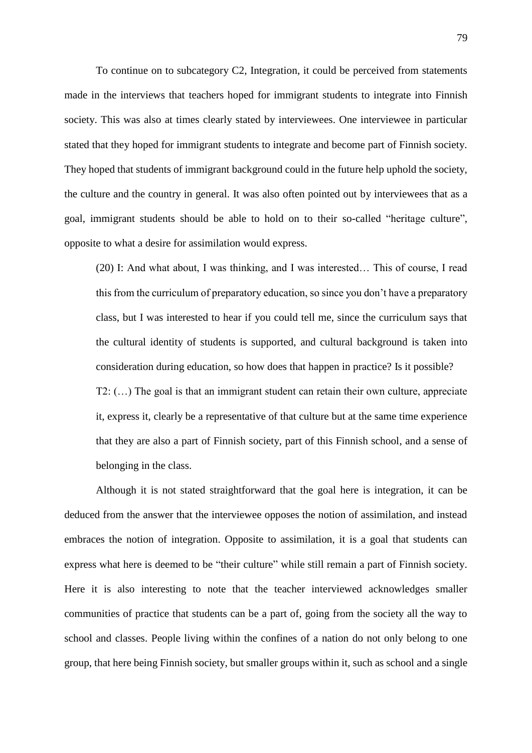To continue on to subcategory C2, Integration, it could be perceived from statements made in the interviews that teachers hoped for immigrant students to integrate into Finnish society. This was also at times clearly stated by interviewees. One interviewee in particular stated that they hoped for immigrant students to integrate and become part of Finnish society. They hoped that students of immigrant background could in the future help uphold the society, the culture and the country in general. It was also often pointed out by interviewees that as a goal, immigrant students should be able to hold on to their so-called "heritage culture", opposite to what a desire for assimilation would express.

> (20) I: And what about, I was thinking, and I was interested… This of course, I read this from the curriculum of preparatory education, so since you don't have a preparatory class, but I was interested to hear if you could tell me, since the curriculum says that the cultural identity of students is supported, and cultural background is taken into consideration during education, so how does that happen in practice? Is it possible?
>
> T2: (…) The goal is that an immigrant student can retain their own culture, appreciate it, express it, clearly be a representative of that culture but at the same time experience that they are also a part of Finnish society, part of this Finnish school, and a sense of belonging in the class.

Although it is not stated straightforward that the goal here is integration, it can be deduced from the answer that the interviewee opposes the notion of assimilation, and instead embraces the notion of integration. Opposite to assimilation, it is a goal that students can express what here is deemed to be "their culture" while still remain a part of Finnish society. Here it is also interesting to note that the teacher interviewed acknowledges smaller communities of practice that students can be a part of, going from the society all the way to school and classes. People living within the confines of a nation do not only belong to one group, that here being Finnish society, but smaller groups within it, such as school and a single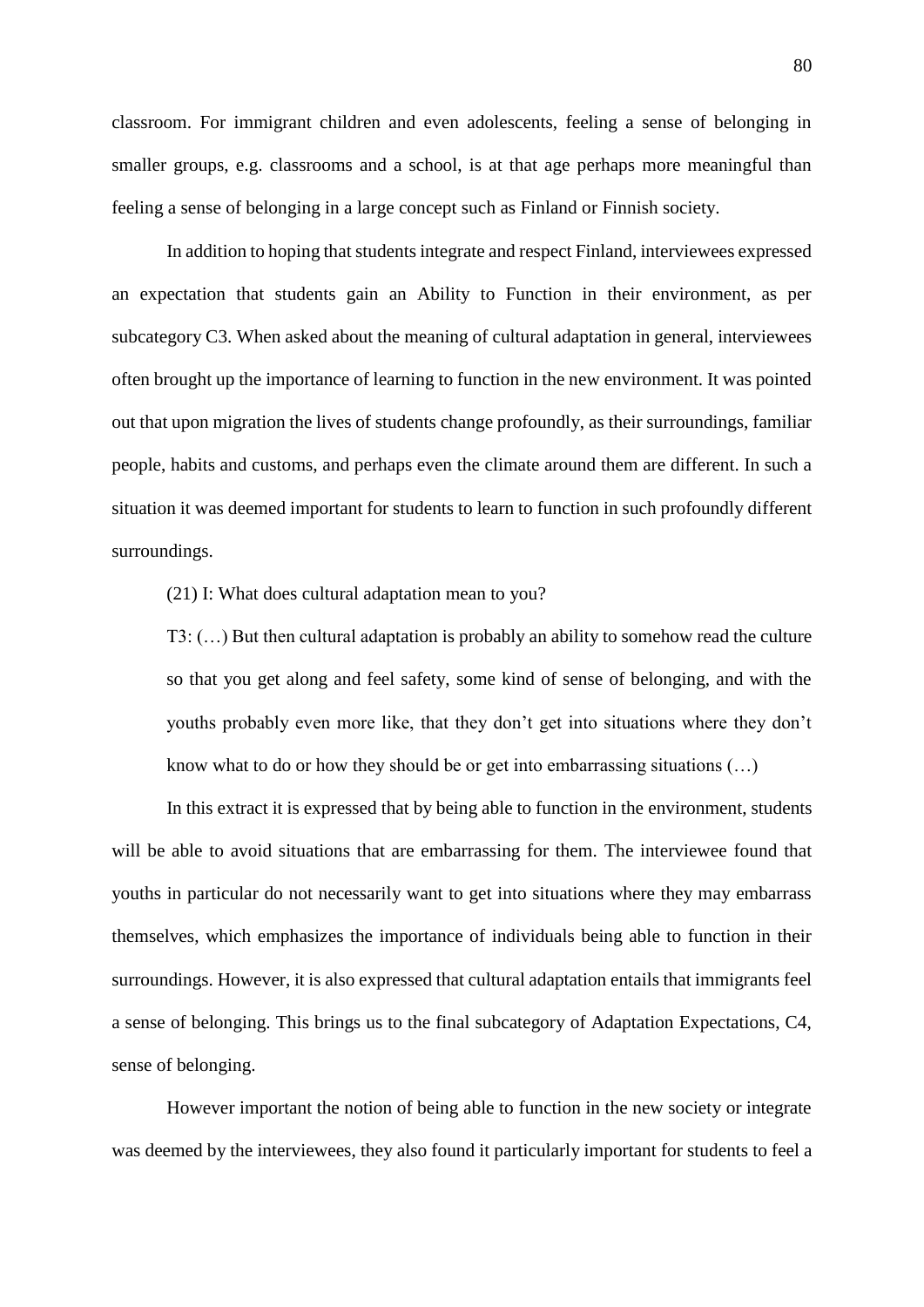classroom. For immigrant children and even adolescents, feeling a sense of belonging in smaller groups, e.g. classrooms and a school, is at that age perhaps more meaningful than feeling a sense of belonging in a large concept such as Finland or Finnish society.

In addition to hoping that students integrate and respect Finland, interviewees expressed an expectation that students gain an Ability to Function in their environment, as per subcategory C3. When asked about the meaning of cultural adaptation in general, interviewees often brought up the importance of learning to function in the new environment. It was pointed out that upon migration the lives of students change profoundly, as their surroundings, familiar people, habits and customs, and perhaps even the climate around them are different. In such a situation it was deemed important for students to learn to function in such profoundly different surroundings.

(21) I: What does cultural adaptation mean to you?

T3: (…) But then cultural adaptation is probably an ability to somehow read the culture so that you get along and feel safety, some kind of sense of belonging, and with the youths probably even more like, that they don't get into situations where they don't know what to do or how they should be or get into embarrassing situations (…)

In this extract it is expressed that by being able to function in the environment, students will be able to avoid situations that are embarrassing for them. The interviewee found that youths in particular do not necessarily want to get into situations where they may embarrass themselves, which emphasizes the importance of individuals being able to function in their surroundings. However, it is also expressed that cultural adaptation entails that immigrants feel a sense of belonging. This brings us to the final subcategory of Adaptation Expectations, C4, sense of belonging.

However important the notion of being able to function in the new society or integrate was deemed by the interviewees, they also found it particularly important for students to feel a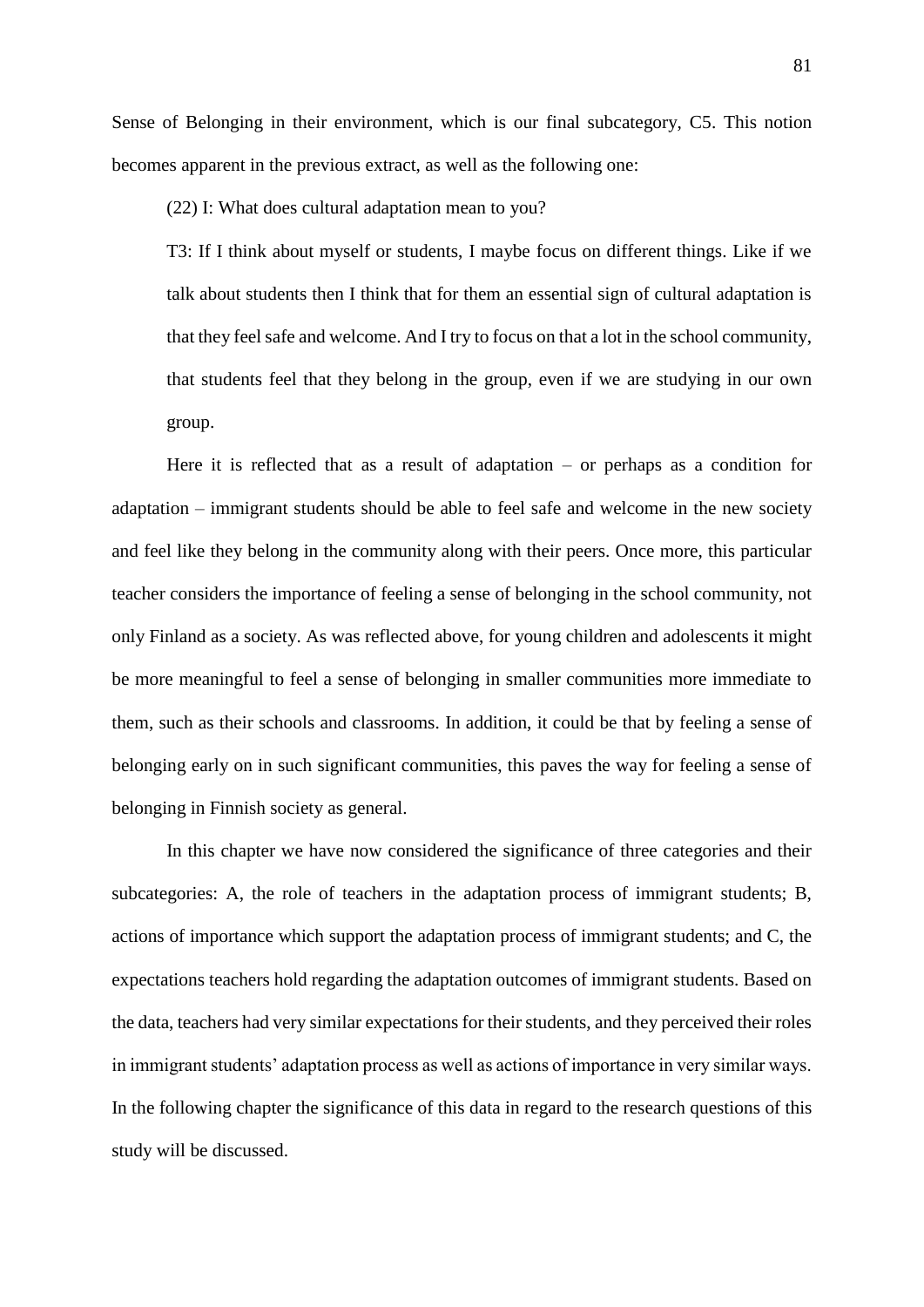Sense of Belonging in their environment, which is our final subcategory, C5. This notion becomes apparent in the previous extract, as well as the following one:

(22) I: What does cultural adaptation mean to you?

T3: If I think about myself or students, I maybe focus on different things. Like if we talk about students then I think that for them an essential sign of cultural adaptation is that they feel safe and welcome. And I try to focus on that a lot in the school community, that students feel that they belong in the group, even if we are studying in our own group.

Here it is reflected that as a result of adaptation – or perhaps as a condition for adaptation – immigrant students should be able to feel safe and welcome in the new society and feel like they belong in the community along with their peers. Once more, this particular teacher considers the importance of feeling a sense of belonging in the school community, not only Finland as a society. As was reflected above, for young children and adolescents it might be more meaningful to feel a sense of belonging in smaller communities more immediate to them, such as their schools and classrooms. In addition, it could be that by feeling a sense of belonging early on in such significant communities, this paves the way for feeling a sense of belonging in Finnish society as general.

In this chapter we have now considered the significance of three categories and their subcategories: A, the role of teachers in the adaptation process of immigrant students; B, actions of importance which support the adaptation process of immigrant students; and C, the expectations teachers hold regarding the adaptation outcomes of immigrant students. Based on the data, teachers had very similar expectations for their students, and they perceived their roles in immigrant students' adaptation process as well as actions of importance in very similar ways. In the following chapter the significance of this data in regard to the research questions of this study will be discussed.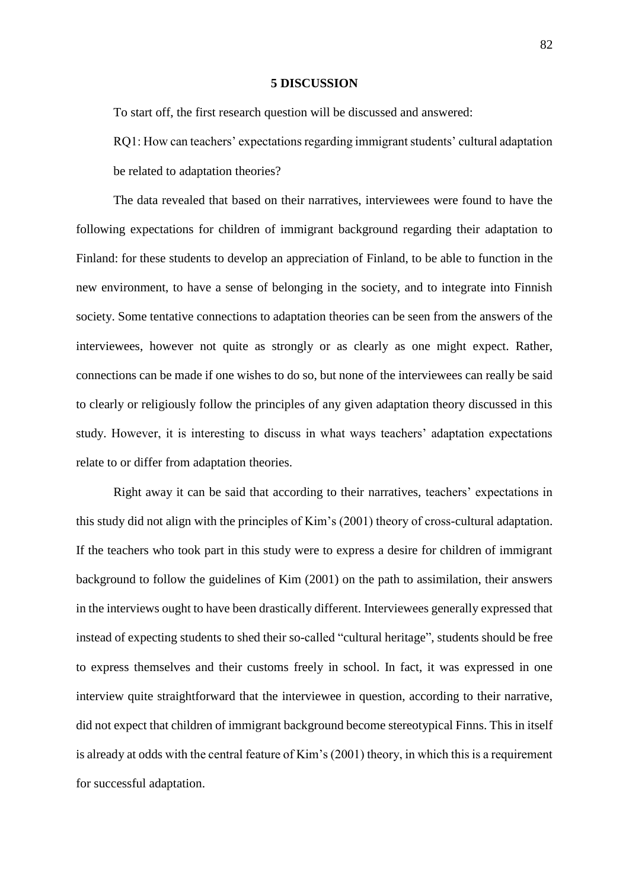# 5 DISCUSSION

To start off, the first research question will be discussed and answered:

RQ1: How can teachers' expectations regarding immigrant students' cultural adaptation be related to adaptation theories?

The data revealed that based on their narratives, interviewees were found to have the following expectations for children of immigrant background regarding their adaptation to Finland: for these students to develop an appreciation of Finland, to be able to function in the new environment, to have a sense of belonging in the society, and to integrate into Finnish society. Some tentative connections to adaptation theories can be seen from the answers of the interviewees, however not quite as strongly or as clearly as one might expect. Rather, connections can be made if one wishes to do so, but none of the interviewees can really be said to clearly or religiously follow the principles of any given adaptation theory discussed in this study. However, it is interesting to discuss in what ways teachers' adaptation expectations relate to or differ from adaptation theories.

Right away it can be said that according to their narratives, teachers' expectations in this study did not align with the principles of Kim's (2001) theory of cross-cultural adaptation. If the teachers who took part in this study were to express a desire for children of immigrant background to follow the guidelines of Kim (2001) on the path to assimilation, their answers in the interviews ought to have been drastically different. Interviewees generally expressed that instead of expecting students to shed their so-called "cultural heritage", students should be free to express themselves and their customs freely in school. In fact, it was expressed in one interview quite straightforward that the interviewee in question, according to their narrative, did not expect that children of immigrant background become stereotypical Finns. This in itself is already at odds with the central feature of Kim's (2001) theory, in which this is a requirement for successful adaptation.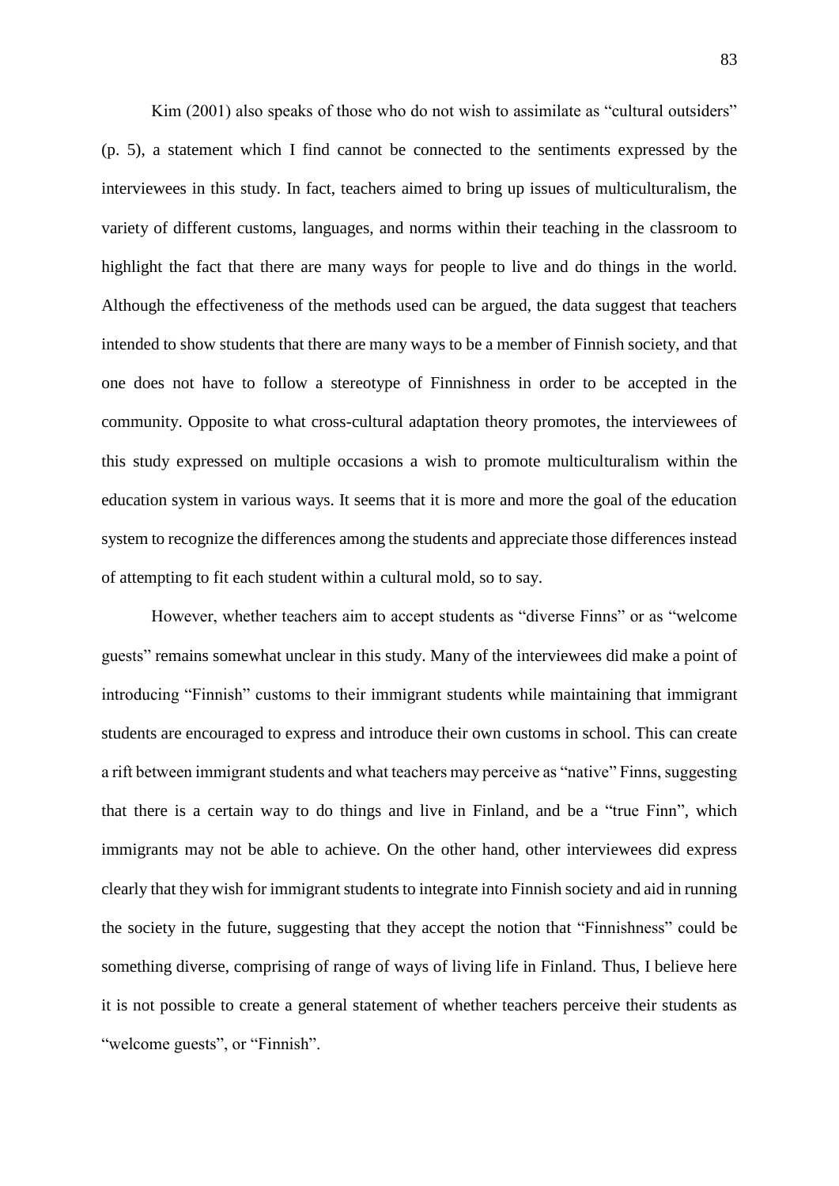Kim (2001) also speaks of those who do not wish to assimilate as "cultural outsiders" (p. 5), a statement which I find cannot be connected to the sentiments expressed by the interviewees in this study. In fact, teachers aimed to bring up issues of multiculturalism, the variety of different customs, languages, and norms within their teaching in the classroom to highlight the fact that there are many ways for people to live and do things in the world. Although the effectiveness of the methods used can be argued, the data suggest that teachers intended to show students that there are many ways to be a member of Finnish society, and that one does not have to follow a stereotype of Finnishness in order to be accepted in the community. Opposite to what cross-cultural adaptation theory promotes, the interviewees of this study expressed on multiple occasions a wish to promote multiculturalism within the education system in various ways. It seems that it is more and more the goal of the education system to recognize the differences among the students and appreciate those differences instead of attempting to fit each student within a cultural mold, so to say.

However, whether teachers aim to accept students as "diverse Finns" or as "welcome guests" remains somewhat unclear in this study. Many of the interviewees did make a point of introducing "Finnish" customs to their immigrant students while maintaining that immigrant students are encouraged to express and introduce their own customs in school. This can create a rift between immigrant students and what teachers may perceive as "native" Finns, suggesting that there is a certain way to do things and live in Finland, and be a "true Finn", which immigrants may not be able to achieve. On the other hand, other interviewees did express clearly that they wish for immigrant students to integrate into Finnish society and aid in running the society in the future, suggesting that they accept the notion that "Finnishness" could be something diverse, comprising of range of ways of living life in Finland. Thus, I believe here it is not possible to create a general statement of whether teachers perceive their students as "welcome guests", or "Finnish".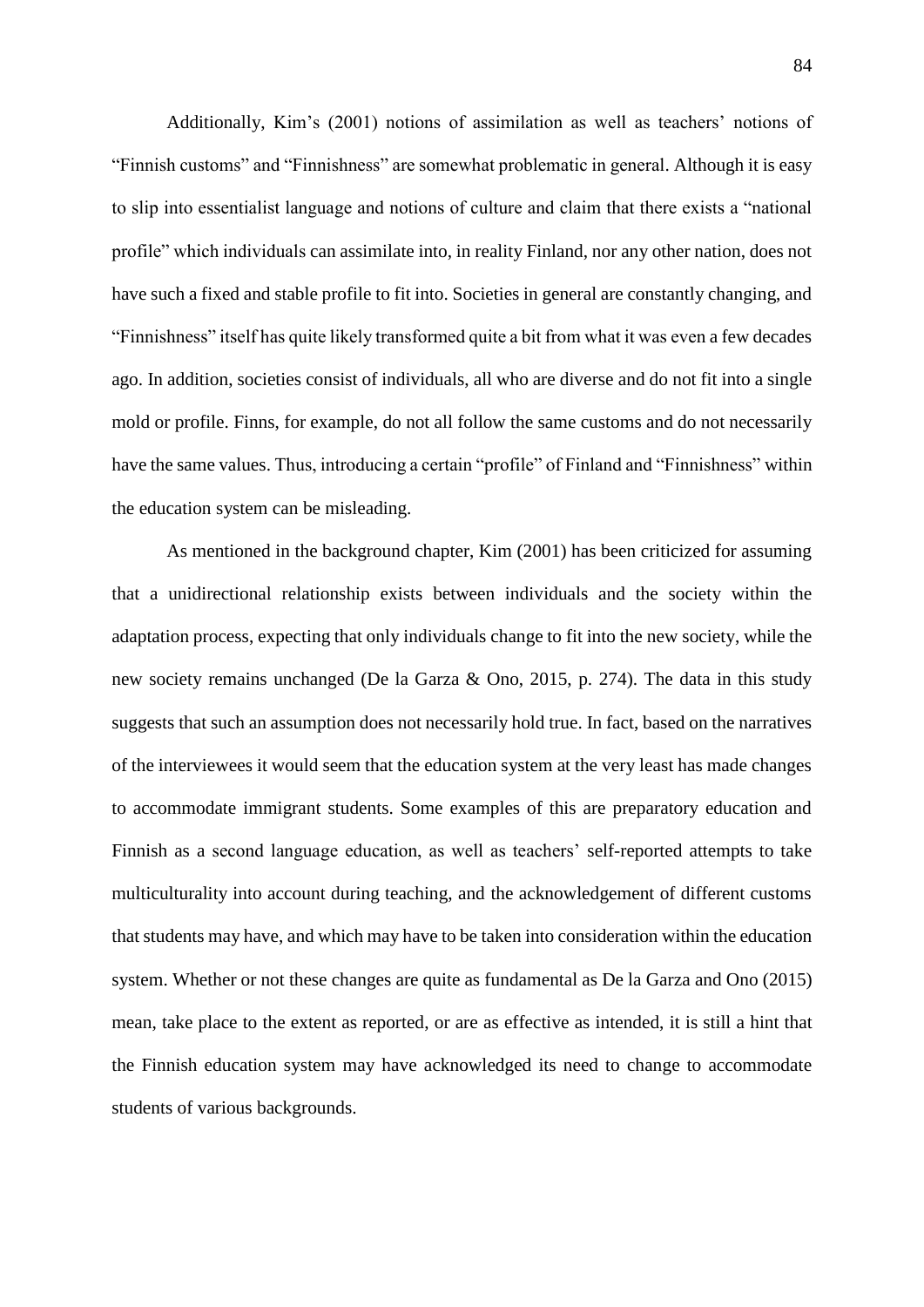Additionally, Kim's (2001) notions of assimilation as well as teachers' notions of "Finnish customs" and "Finnishness" are somewhat problematic in general. Although it is easy to slip into essentialist language and notions of culture and claim that there exists a "national profile" which individuals can assimilate into, in reality Finland, nor any other nation, does not have such a fixed and stable profile to fit into. Societies in general are constantly changing, and "Finnishness" itself has quite likely transformed quite a bit from what it was even a few decades ago. In addition, societies consist of individuals, all who are diverse and do not fit into a single mold or profile. Finns, for example, do not all follow the same customs and do not necessarily have the same values. Thus, introducing a certain "profile" of Finland and "Finnishness" within the education system can be misleading.

As mentioned in the background chapter, Kim (2001) has been criticized for assuming that a unidirectional relationship exists between individuals and the society within the adaptation process, expecting that only individuals change to fit into the new society, while the new society remains unchanged (De la Garza & Ono, 2015, p. 274). The data in this study suggests that such an assumption does not necessarily hold true. In fact, based on the narratives of the interviewees it would seem that the education system at the very least has made changes to accommodate immigrant students. Some examples of this are preparatory education and Finnish as a second language education, as well as teachers' self-reported attempts to take multiculturality into account during teaching, and the acknowledgement of different customs that students may have, and which may have to be taken into consideration within the education system. Whether or not these changes are quite as fundamental as De la Garza and Ono (2015) mean, take place to the extent as reported, or are as effective as intended, it is still a hint that the Finnish education system may have acknowledged its need to change to accommodate students of various backgrounds.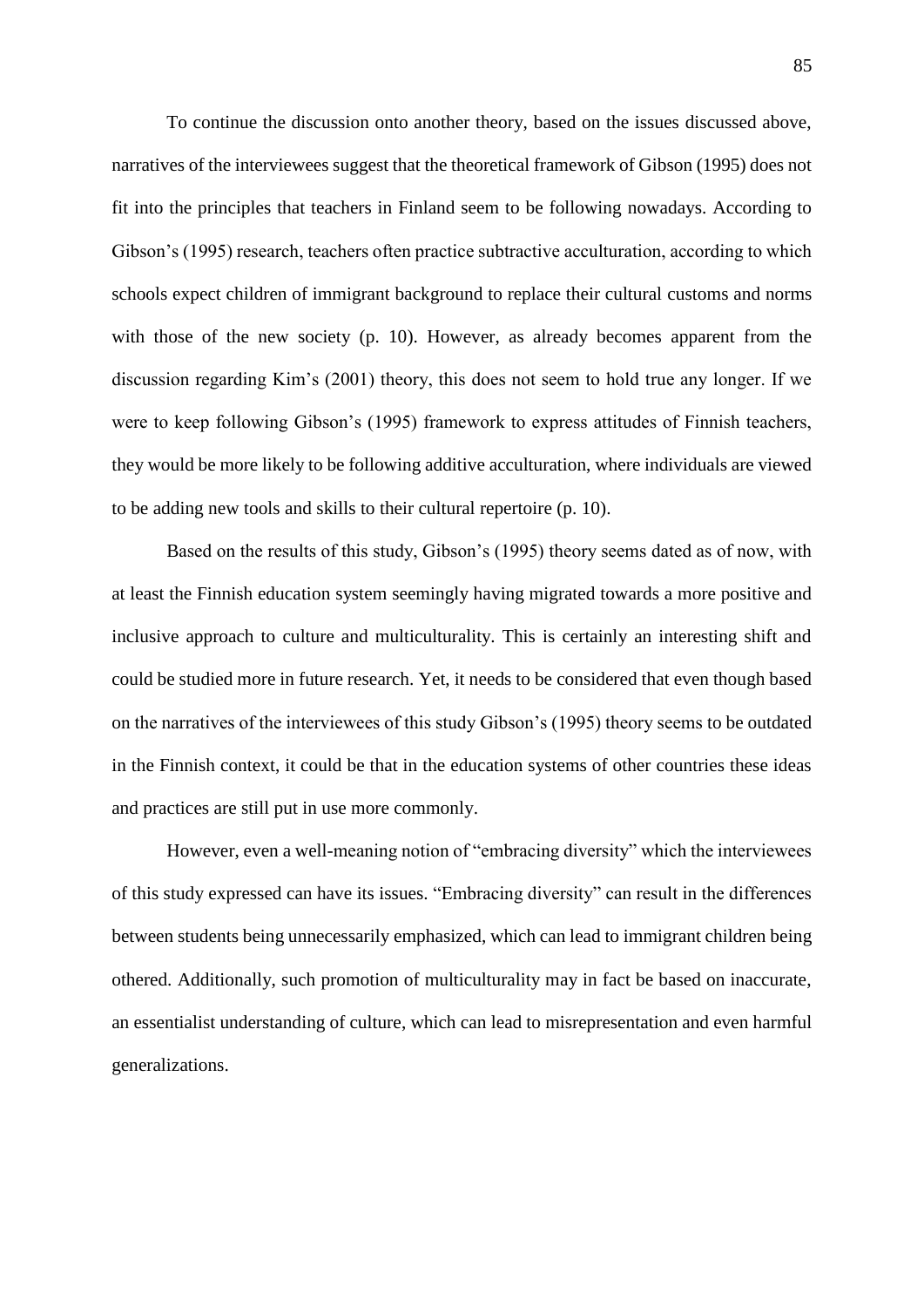To continue the discussion onto another theory, based on the issues discussed above, narratives of the interviewees suggest that the theoretical framework of Gibson (1995) does not fit into the principles that teachers in Finland seem to be following nowadays. According to Gibson's (1995) research, teachers often practice subtractive acculturation, according to which schools expect children of immigrant background to replace their cultural customs and norms with those of the new society (p. 10). However, as already becomes apparent from the discussion regarding Kim's (2001) theory, this does not seem to hold true any longer. If we were to keep following Gibson's (1995) framework to express attitudes of Finnish teachers, they would be more likely to be following additive acculturation, where individuals are viewed to be adding new tools and skills to their cultural repertoire (p. 10).

Based on the results of this study, Gibson's (1995) theory seems dated as of now, with at least the Finnish education system seemingly having migrated towards a more positive and inclusive approach to culture and multiculturality. This is certainly an interesting shift and could be studied more in future research. Yet, it needs to be considered that even though based on the narratives of the interviewees of this study Gibson's (1995) theory seems to be outdated in the Finnish context, it could be that in the education systems of other countries these ideas and practices are still put in use more commonly.

However, even a well-meaning notion of "embracing diversity" which the interviewees of this study expressed can have its issues. "Embracing diversity" can result in the differences between students being unnecessarily emphasized, which can lead to immigrant children being othered. Additionally, such promotion of multiculturality may in fact be based on inaccurate, an essentialist understanding of culture, which can lead to misrepresentation and even harmful generalizations.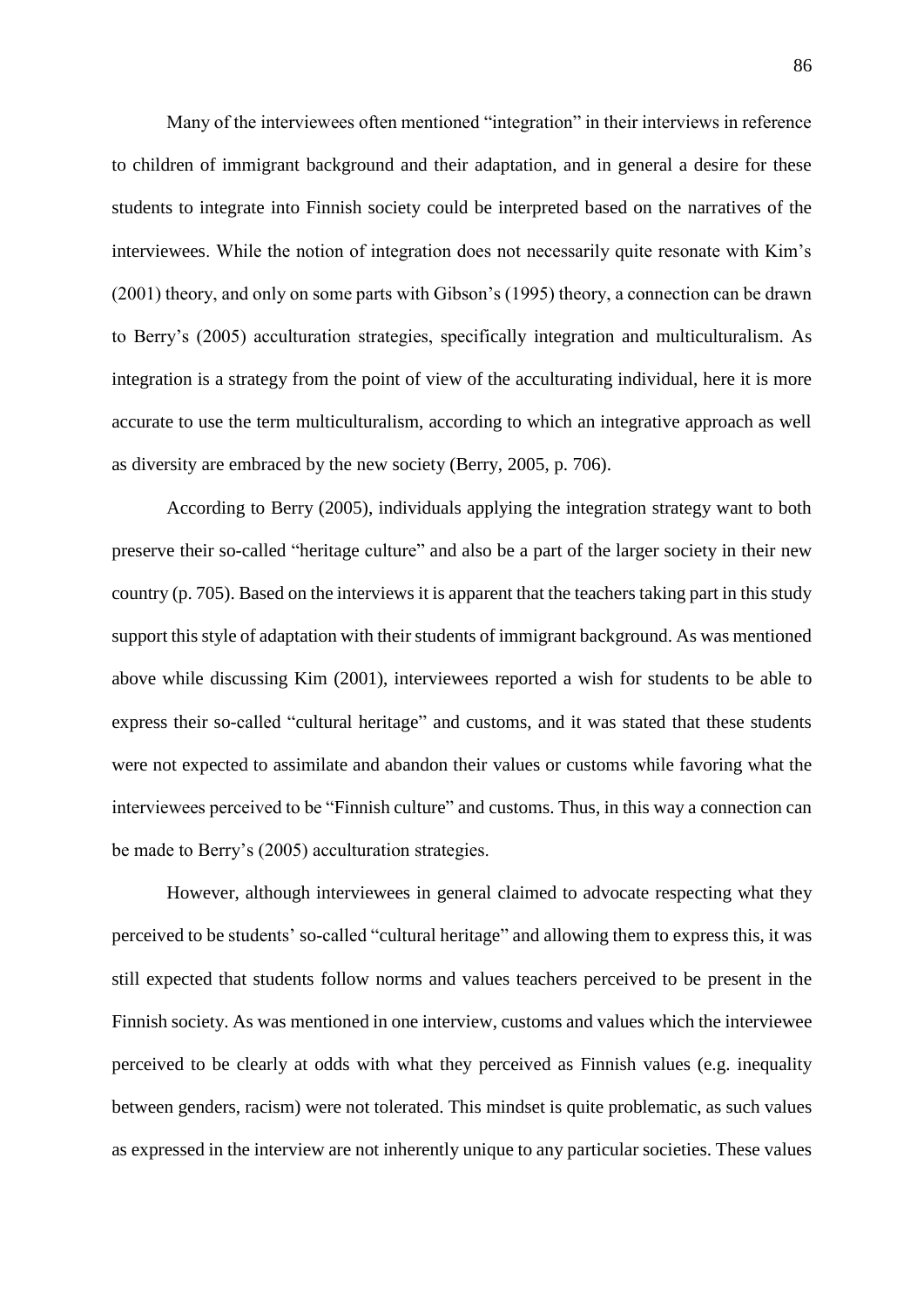Many of the interviewees often mentioned "integration" in their interviews in reference to children of immigrant background and their adaptation, and in general a desire for these students to integrate into Finnish society could be interpreted based on the narratives of the interviewees. While the notion of integration does not necessarily quite resonate with Kim's (2001) theory, and only on some parts with Gibson's (1995) theory, a connection can be drawn to Berry's (2005) acculturation strategies, specifically integration and multiculturalism. As integration is a strategy from the point of view of the acculturating individual, here it is more accurate to use the term multiculturalism, according to which an integrative approach as well as diversity are embraced by the new society (Berry, 2005, p. 706).

According to Berry (2005), individuals applying the integration strategy want to both preserve their so-called "heritage culture" and also be a part of the larger society in their new country (p. 705). Based on the interviews it is apparent that the teachers taking part in this study support this style of adaptation with their students of immigrant background. As was mentioned above while discussing Kim (2001), interviewees reported a wish for students to be able to express their so-called "cultural heritage" and customs, and it was stated that these students were not expected to assimilate and abandon their values or customs while favoring what the interviewees perceived to be "Finnish culture" and customs. Thus, in this way a connection can be made to Berry's (2005) acculturation strategies.

However, although interviewees in general claimed to advocate respecting what they perceived to be students' so-called "cultural heritage" and allowing them to express this, it was still expected that students follow norms and values teachers perceived to be present in the Finnish society. As was mentioned in one interview, customs and values which the interviewee perceived to be clearly at odds with what they perceived as Finnish values (e.g. inequality between genders, racism) were not tolerated. This mindset is quite problematic, as such values as expressed in the interview are not inherently unique to any particular societies. These values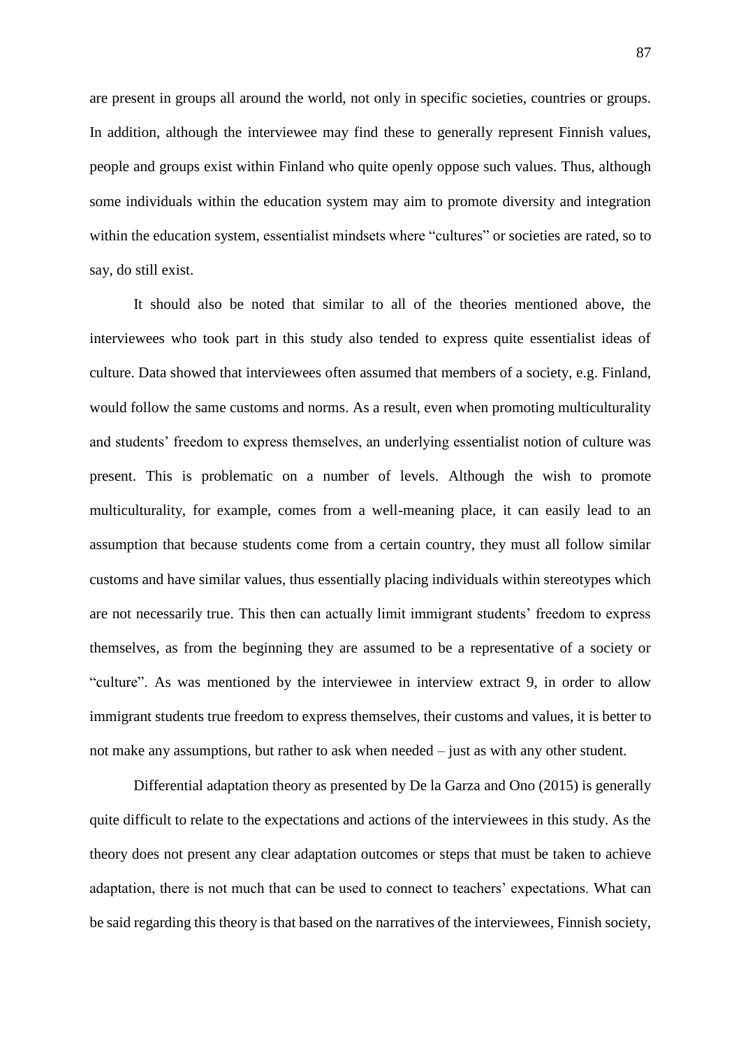are present in groups all around the world, not only in specific societies, countries or groups. In addition, although the interviewee may find these to generally represent Finnish values, people and groups exist within Finland who quite openly oppose such values. Thus, although some individuals within the education system may aim to promote diversity and integration within the education system, essentialist mindsets where "cultures" or societies are rated, so to say, do still exist.

It should also be noted that similar to all of the theories mentioned above, the interviewees who took part in this study also tended to express quite essentialist ideas of culture. Data showed that interviewees often assumed that members of a society, e.g. Finland, would follow the same customs and norms. As a result, even when promoting multiculturality and students' freedom to express themselves, an underlying essentialist notion of culture was present. This is problematic on a number of levels. Although the wish to promote multiculturality, for example, comes from a well-meaning place, it can easily lead to an assumption that because students come from a certain country, they must all follow similar customs and have similar values, thus essentially placing individuals within stereotypes which are not necessarily true. This then can actually limit immigrant students' freedom to express themselves, as from the beginning they are assumed to be a representative of a society or "culture". As was mentioned by the interviewee in interview extract 9, in order to allow immigrant students true freedom to express themselves, their customs and values, it is better to not make any assumptions, but rather to ask when needed – just as with any other student.

Differential adaptation theory as presented by De la Garza and Ono (2015) is generally quite difficult to relate to the expectations and actions of the interviewees in this study. As the theory does not present any clear adaptation outcomes or steps that must be taken to achieve adaptation, there is not much that can be used to connect to teachers' expectations. What can be said regarding this theory is that based on the narratives of the interviewees, Finnish society,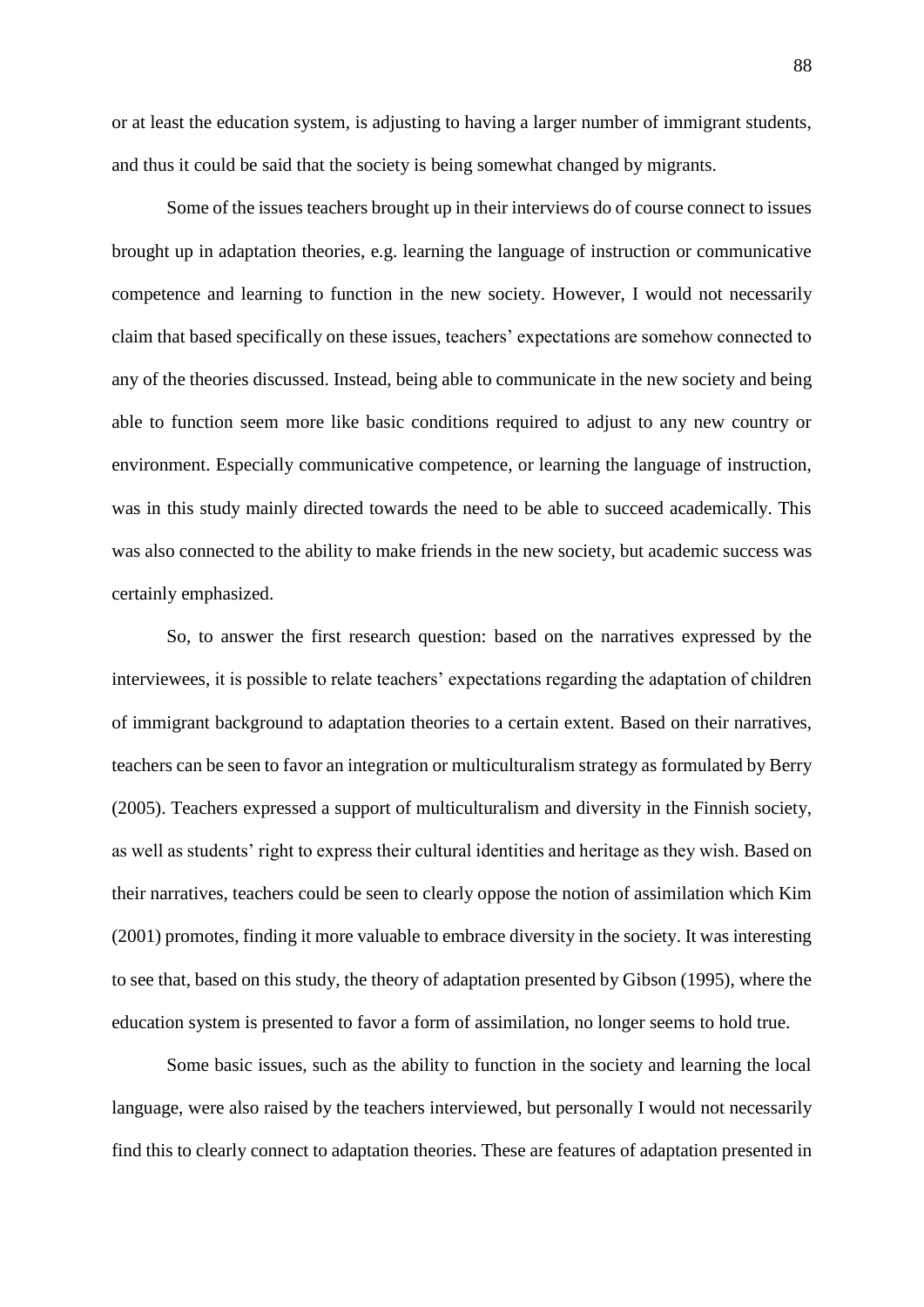or at least the education system, is adjusting to having a larger number of immigrant students, and thus it could be said that the society is being somewhat changed by migrants.

Some of the issues teachers brought up in their interviews do of course connect to issues brought up in adaptation theories, e.g. learning the language of instruction or communicative competence and learning to function in the new society. However, I would not necessarily claim that based specifically on these issues, teachers' expectations are somehow connected to any of the theories discussed. Instead, being able to communicate in the new society and being able to function seem more like basic conditions required to adjust to any new country or environment. Especially communicative competence, or learning the language of instruction, was in this study mainly directed towards the need to be able to succeed academically. This was also connected to the ability to make friends in the new society, but academic success was certainly emphasized.

So, to answer the first research question: based on the narratives expressed by the interviewees, it is possible to relate teachers' expectations regarding the adaptation of children of immigrant background to adaptation theories to a certain extent. Based on their narratives, teachers can be seen to favor an integration or multiculturalism strategy as formulated by Berry (2005). Teachers expressed a support of multiculturalism and diversity in the Finnish society, as well as students' right to express their cultural identities and heritage as they wish. Based on their narratives, teachers could be seen to clearly oppose the notion of assimilation which Kim (2001) promotes, finding it more valuable to embrace diversity in the society. It was interesting to see that, based on this study, the theory of adaptation presented by Gibson (1995), where the education system is presented to favor a form of assimilation, no longer seems to hold true.

Some basic issues, such as the ability to function in the society and learning the local language, were also raised by the teachers interviewed, but personally I would not necessarily find this to clearly connect to adaptation theories. These are features of adaptation presented in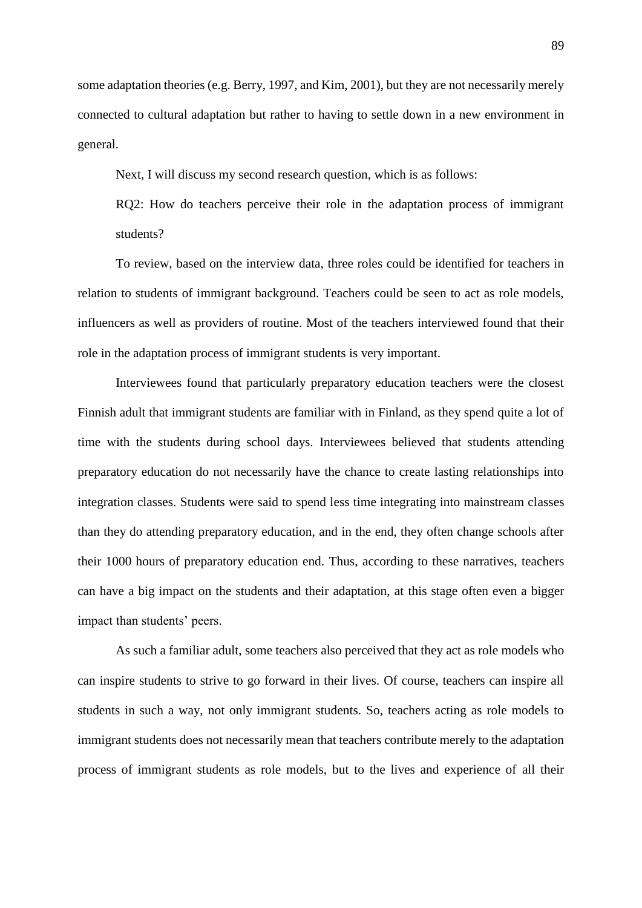some adaptation theories (e.g. Berry, 1997, and Kim, 2001), but they are not necessarily merely connected to cultural adaptation but rather to having to settle down in a new environment in general.

Next, I will discuss my second research question, which is as follows:

> RQ2: How do teachers perceive their role in the adaptation process of immigrant students?

To review, based on the interview data, three roles could be identified for teachers in relation to students of immigrant background. Teachers could be seen to act as role models, influencers as well as providers of routine. Most of the teachers interviewed found that their role in the adaptation process of immigrant students is very important.

Interviewees found that particularly preparatory education teachers were the closest Finnish adult that immigrant students are familiar with in Finland, as they spend quite a lot of time with the students during school days. Interviewees believed that students attending preparatory education do not necessarily have the chance to create lasting relationships into integration classes. Students were said to spend less time integrating into mainstream classes than they do attending preparatory education, and in the end, they often change schools after their 1000 hours of preparatory education end. Thus, according to these narratives, teachers can have a big impact on the students and their adaptation, at this stage often even a bigger impact than students' peers.

As such a familiar adult, some teachers also perceived that they act as role models who can inspire students to strive to go forward in their lives. Of course, teachers can inspire all students in such a way, not only immigrant students. So, teachers acting as role models to immigrant students does not necessarily mean that teachers contribute merely to the adaptation process of immigrant students as role models, but to the lives and experience of all their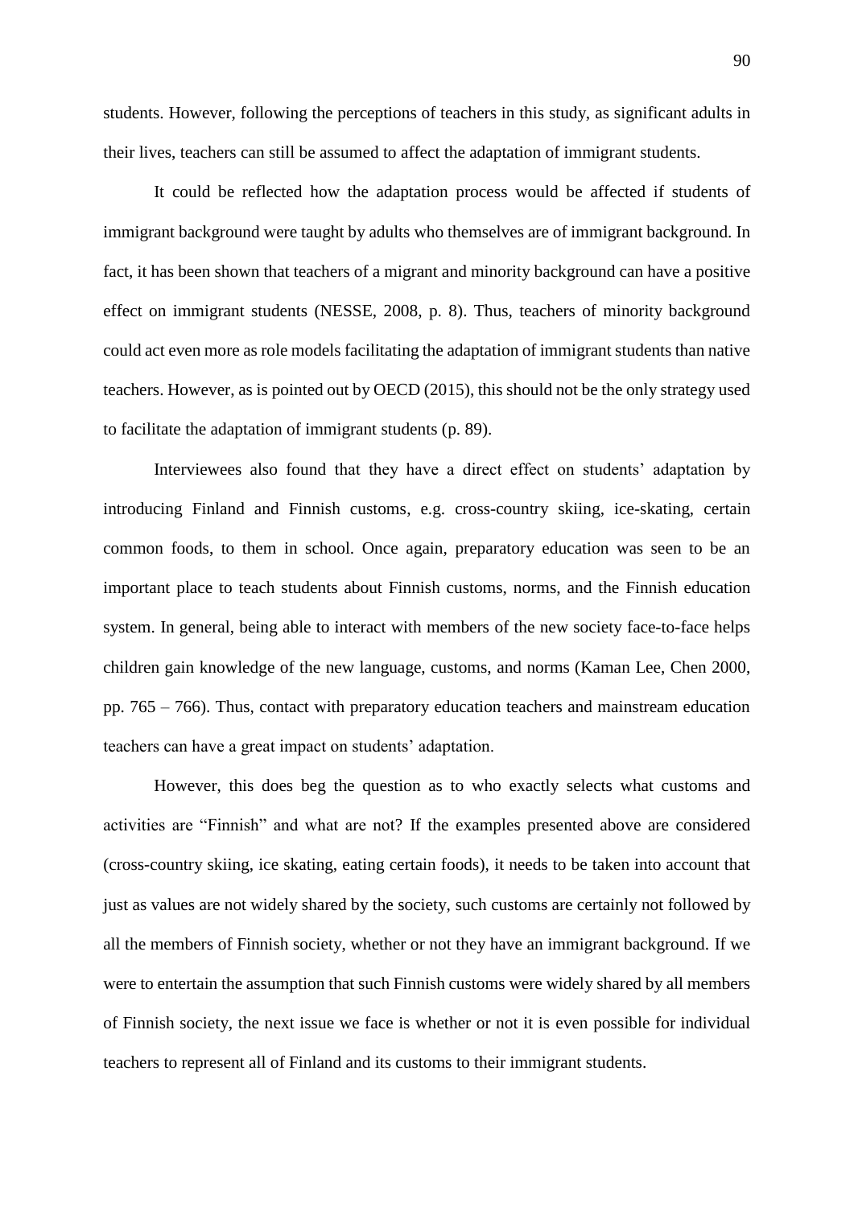students. However, following the perceptions of teachers in this study, as significant adults in their lives, teachers can still be assumed to affect the adaptation of immigrant students.

It could be reflected how the adaptation process would be affected if students of immigrant background were taught by adults who themselves are of immigrant background. In fact, it has been shown that teachers of a migrant and minority background can have a positive effect on immigrant students (NESSE, 2008, p. 8). Thus, teachers of minority background could act even more as role models facilitating the adaptation of immigrant students than native teachers. However, as is pointed out by OECD (2015), this should not be the only strategy used to facilitate the adaptation of immigrant students (p. 89).

Interviewees also found that they have a direct effect on students' adaptation by introducing Finland and Finnish customs, e.g. cross-country skiing, ice-skating, certain common foods, to them in school. Once again, preparatory education was seen to be an important place to teach students about Finnish customs, norms, and the Finnish education system. In general, being able to interact with members of the new society face-to-face helps children gain knowledge of the new language, customs, and norms (Kaman Lee, Chen 2000, pp. 765 – 766). Thus, contact with preparatory education teachers and mainstream education teachers can have a great impact on students' adaptation.

However, this does beg the question as to who exactly selects what customs and activities are "Finnish" and what are not? If the examples presented above are considered (cross-country skiing, ice skating, eating certain foods), it needs to be taken into account that just as values are not widely shared by the society, such customs are certainly not followed by all the members of Finnish society, whether or not they have an immigrant background. If we were to entertain the assumption that such Finnish customs were widely shared by all members of Finnish society, the next issue we face is whether or not it is even possible for individual teachers to represent all of Finland and its customs to their immigrant students.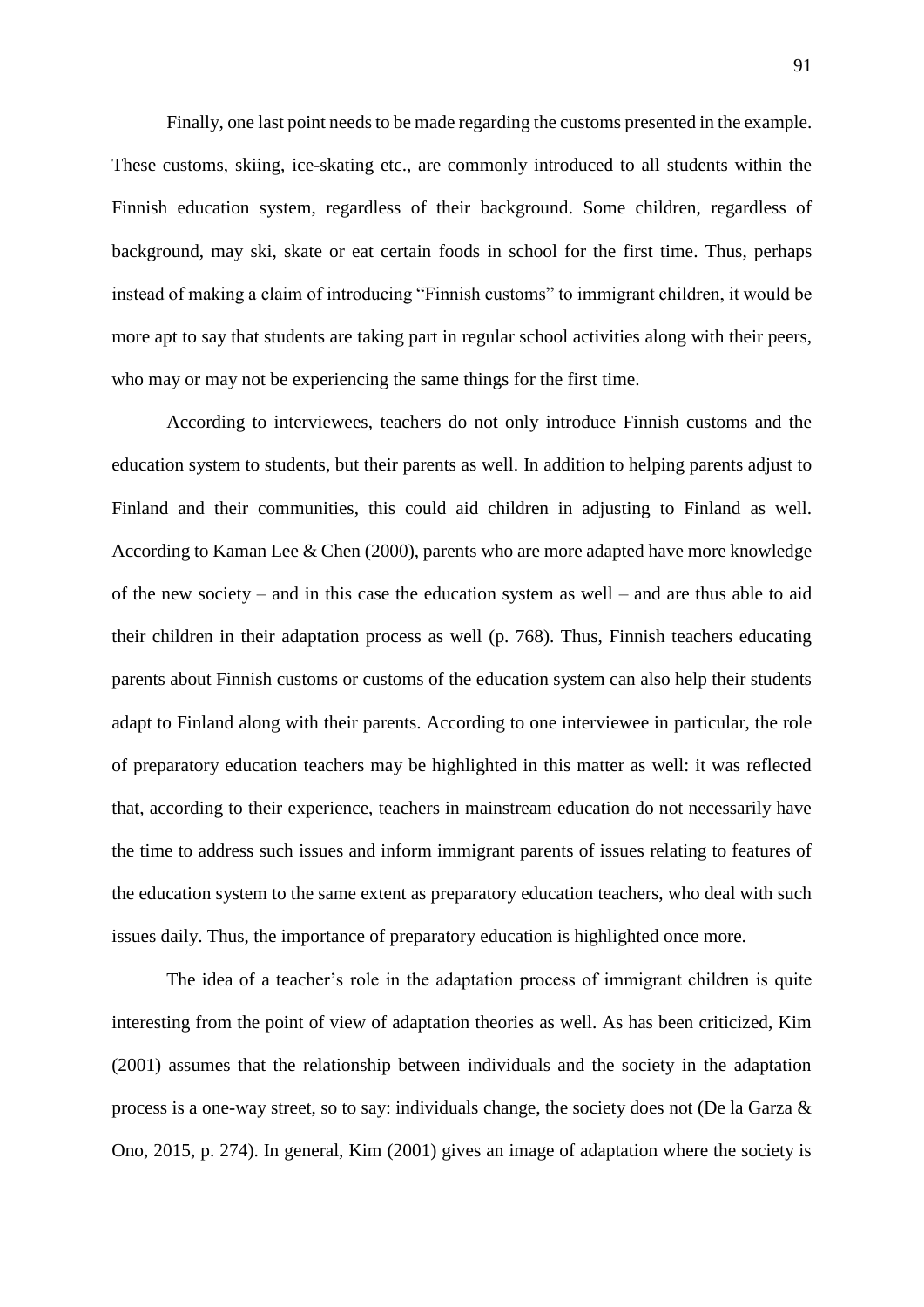Finally, one last point needs to be made regarding the customs presented in the example. These customs, skiing, ice-skating etc., are commonly introduced to all students within the Finnish education system, regardless of their background. Some children, regardless of background, may ski, skate or eat certain foods in school for the first time. Thus, perhaps instead of making a claim of introducing "Finnish customs" to immigrant children, it would be more apt to say that students are taking part in regular school activities along with their peers, who may or may not be experiencing the same things for the first time.

According to interviewees, teachers do not only introduce Finnish customs and the education system to students, but their parents as well. In addition to helping parents adjust to Finland and their communities, this could aid children in adjusting to Finland as well. According to Kaman Lee & Chen (2000), parents who are more adapted have more knowledge of the new society – and in this case the education system as well – and are thus able to aid their children in their adaptation process as well (p. 768). Thus, Finnish teachers educating parents about Finnish customs or customs of the education system can also help their students adapt to Finland along with their parents. According to one interviewee in particular, the role of preparatory education teachers may be highlighted in this matter as well: it was reflected that, according to their experience, teachers in mainstream education do not necessarily have the time to address such issues and inform immigrant parents of issues relating to features of the education system to the same extent as preparatory education teachers, who deal with such issues daily. Thus, the importance of preparatory education is highlighted once more.

The idea of a teacher's role in the adaptation process of immigrant children is quite interesting from the point of view of adaptation theories as well. As has been criticized, Kim (2001) assumes that the relationship between individuals and the society in the adaptation process is a one-way street, so to say: individuals change, the society does not (De la Garza & Ono, 2015, p. 274). In general, Kim (2001) gives an image of adaptation where the society is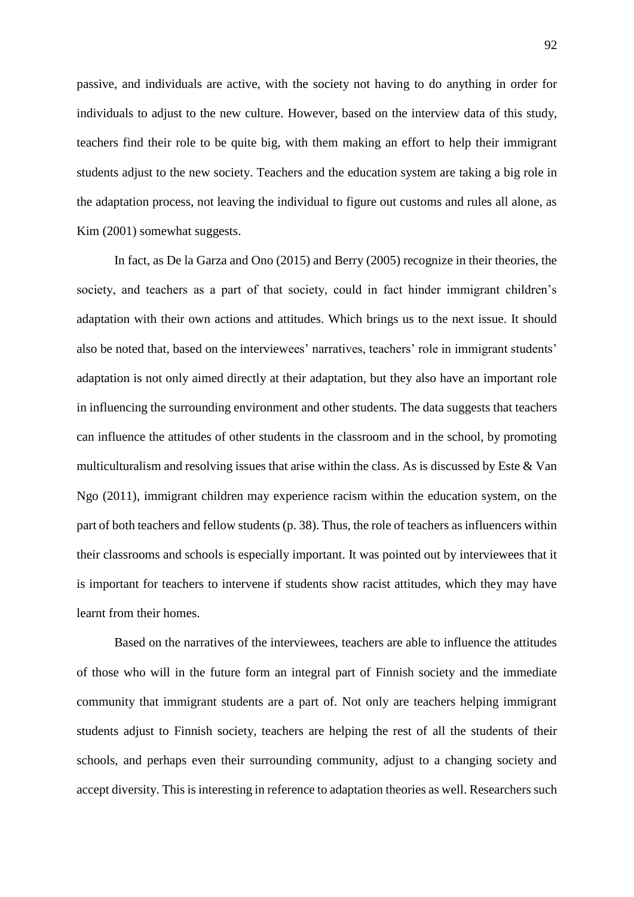passive, and individuals are active, with the society not having to do anything in order for individuals to adjust to the new culture. However, based on the interview data of this study, teachers find their role to be quite big, with them making an effort to help their immigrant students adjust to the new society. Teachers and the education system are taking a big role in the adaptation process, not leaving the individual to figure out customs and rules all alone, as Kim (2001) somewhat suggests.

In fact, as De la Garza and Ono (2015) and Berry (2005) recognize in their theories, the society, and teachers as a part of that society, could in fact hinder immigrant children's adaptation with their own actions and attitudes. Which brings us to the next issue. It should also be noted that, based on the interviewees' narratives, teachers' role in immigrant students' adaptation is not only aimed directly at their adaptation, but they also have an important role in influencing the surrounding environment and other students. The data suggests that teachers can influence the attitudes of other students in the classroom and in the school, by promoting multiculturalism and resolving issues that arise within the class. As is discussed by Este & Van Ngo (2011), immigrant children may experience racism within the education system, on the part of both teachers and fellow students (p. 38). Thus, the role of teachers as influencers within their classrooms and schools is especially important. It was pointed out by interviewees that it is important for teachers to intervene if students show racist attitudes, which they may have learnt from their homes.

Based on the narratives of the interviewees, teachers are able to influence the attitudes of those who will in the future form an integral part of Finnish society and the immediate community that immigrant students are a part of. Not only are teachers helping immigrant students adjust to Finnish society, teachers are helping the rest of all the students of their schools, and perhaps even their surrounding community, adjust to a changing society and accept diversity. This is interesting in reference to adaptation theories as well. Researchers such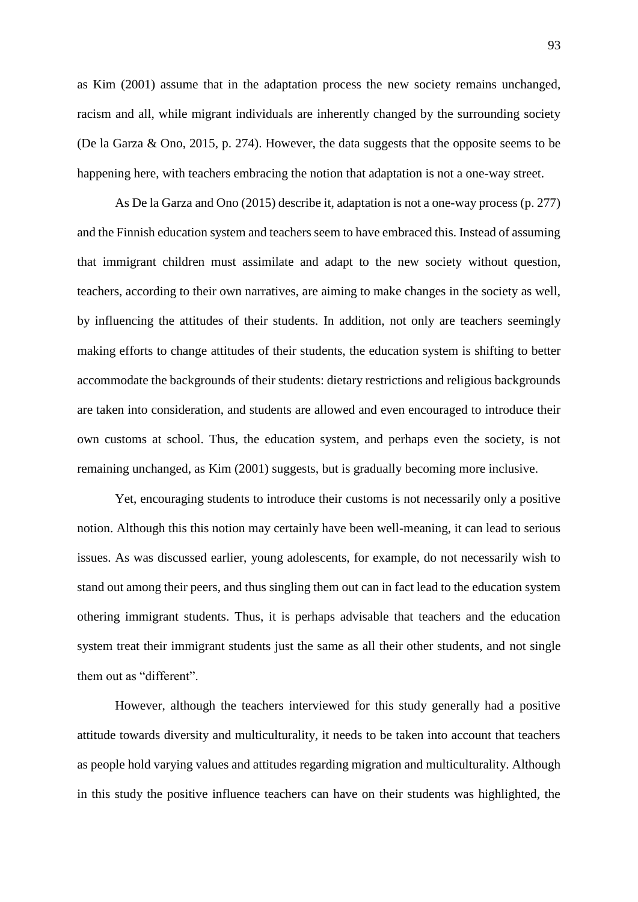as Kim (2001) assume that in the adaptation process the new society remains unchanged, racism and all, while migrant individuals are inherently changed by the surrounding society (De la Garza & Ono, 2015, p. 274). However, the data suggests that the opposite seems to be happening here, with teachers embracing the notion that adaptation is not a one-way street.

As De la Garza and Ono (2015) describe it, adaptation is not a one-way process (p. 277) and the Finnish education system and teachers seem to have embraced this. Instead of assuming that immigrant children must assimilate and adapt to the new society without question, teachers, according to their own narratives, are aiming to make changes in the society as well, by influencing the attitudes of their students. In addition, not only are teachers seemingly making efforts to change attitudes of their students, the education system is shifting to better accommodate the backgrounds of their students: dietary restrictions and religious backgrounds are taken into consideration, and students are allowed and even encouraged to introduce their own customs at school. Thus, the education system, and perhaps even the society, is not remaining unchanged, as Kim (2001) suggests, but is gradually becoming more inclusive.

Yet, encouraging students to introduce their customs is not necessarily only a positive notion. Although this this notion may certainly have been well-meaning, it can lead to serious issues. As was discussed earlier, young adolescents, for example, do not necessarily wish to stand out among their peers, and thus singling them out can in fact lead to the education system othering immigrant students. Thus, it is perhaps advisable that teachers and the education system treat their immigrant students just the same as all their other students, and not single them out as "different".

However, although the teachers interviewed for this study generally had a positive attitude towards diversity and multiculturality, it needs to be taken into account that teachers as people hold varying values and attitudes regarding migration and multiculturality. Although in this study the positive influence teachers can have on their students was highlighted, the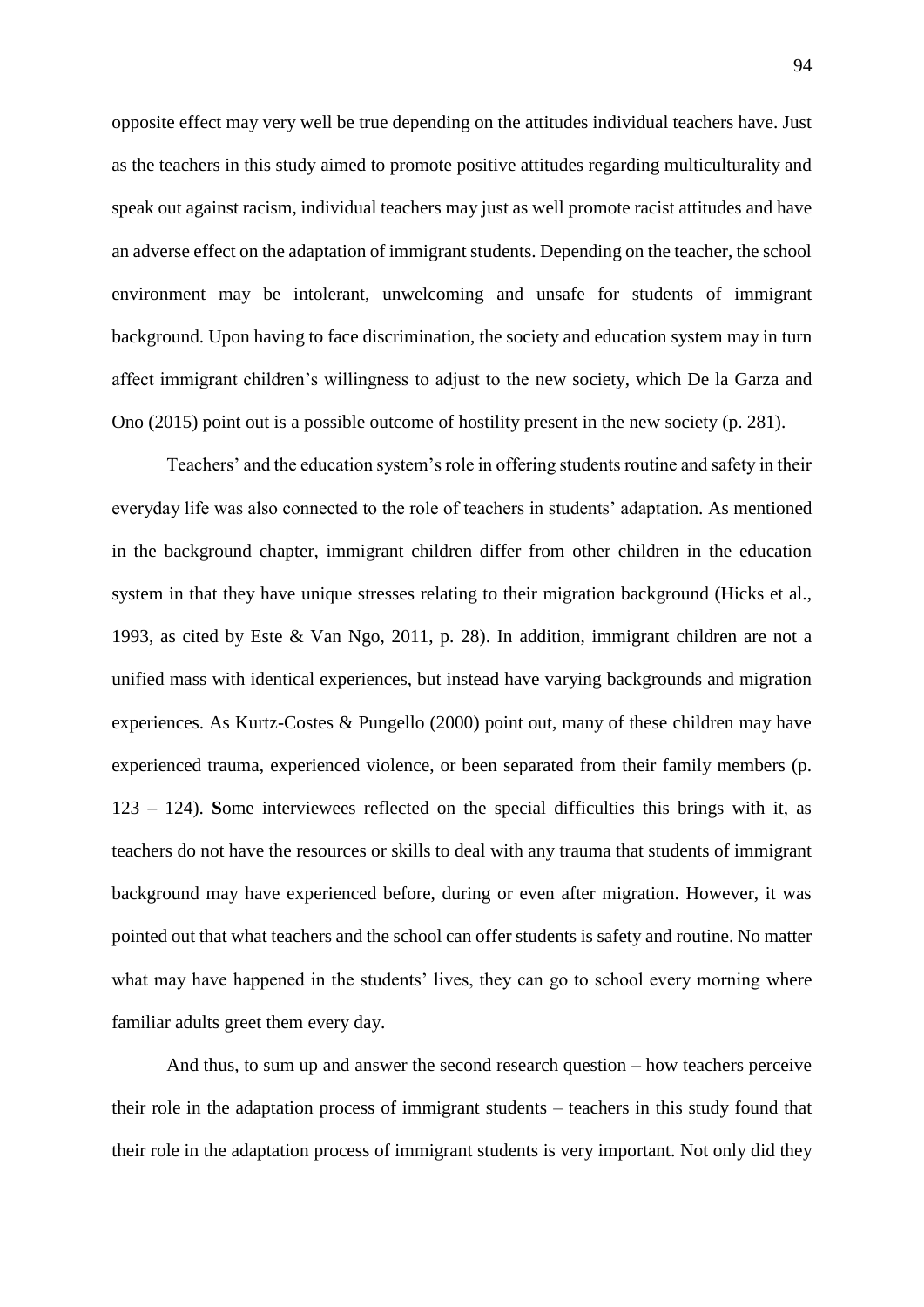opposite effect may very well be true depending on the attitudes individual teachers have. Just as the teachers in this study aimed to promote positive attitudes regarding multiculturality and speak out against racism, individual teachers may just as well promote racist attitudes and have an adverse effect on the adaptation of immigrant students. Depending on the teacher, the school environment may be intolerant, unwelcoming and unsafe for students of immigrant background. Upon having to face discrimination, the society and education system may in turn affect immigrant children's willingness to adjust to the new society, which De la Garza and Ono (2015) point out is a possible outcome of hostility present in the new society (p. 281).

Teachers' and the education system's role in offering students routine and safety in their everyday life was also connected to the role of teachers in students' adaptation. As mentioned in the background chapter, immigrant children differ from other children in the education system in that they have unique stresses relating to their migration background (Hicks et al., 1993, as cited by Este & Van Ngo, 2011, p. 28). In addition, immigrant children are not a unified mass with identical experiences, but instead have varying backgrounds and migration experiences. As Kurtz-Costes & Pungello (2000) point out, many of these children may have experienced trauma, experienced violence, or been separated from their family members (p. 123 – 124). **S**ome interviewees reflected on the special difficulties this brings with it, as teachers do not have the resources or skills to deal with any trauma that students of immigrant background may have experienced before, during or even after migration. However, it was pointed out that what teachers and the school can offer students is safety and routine. No matter what may have happened in the students' lives, they can go to school every morning where familiar adults greet them every day.

And thus, to sum up and answer the second research question – how teachers perceive their role in the adaptation process of immigrant students – teachers in this study found that their role in the adaptation process of immigrant students is very important. Not only did they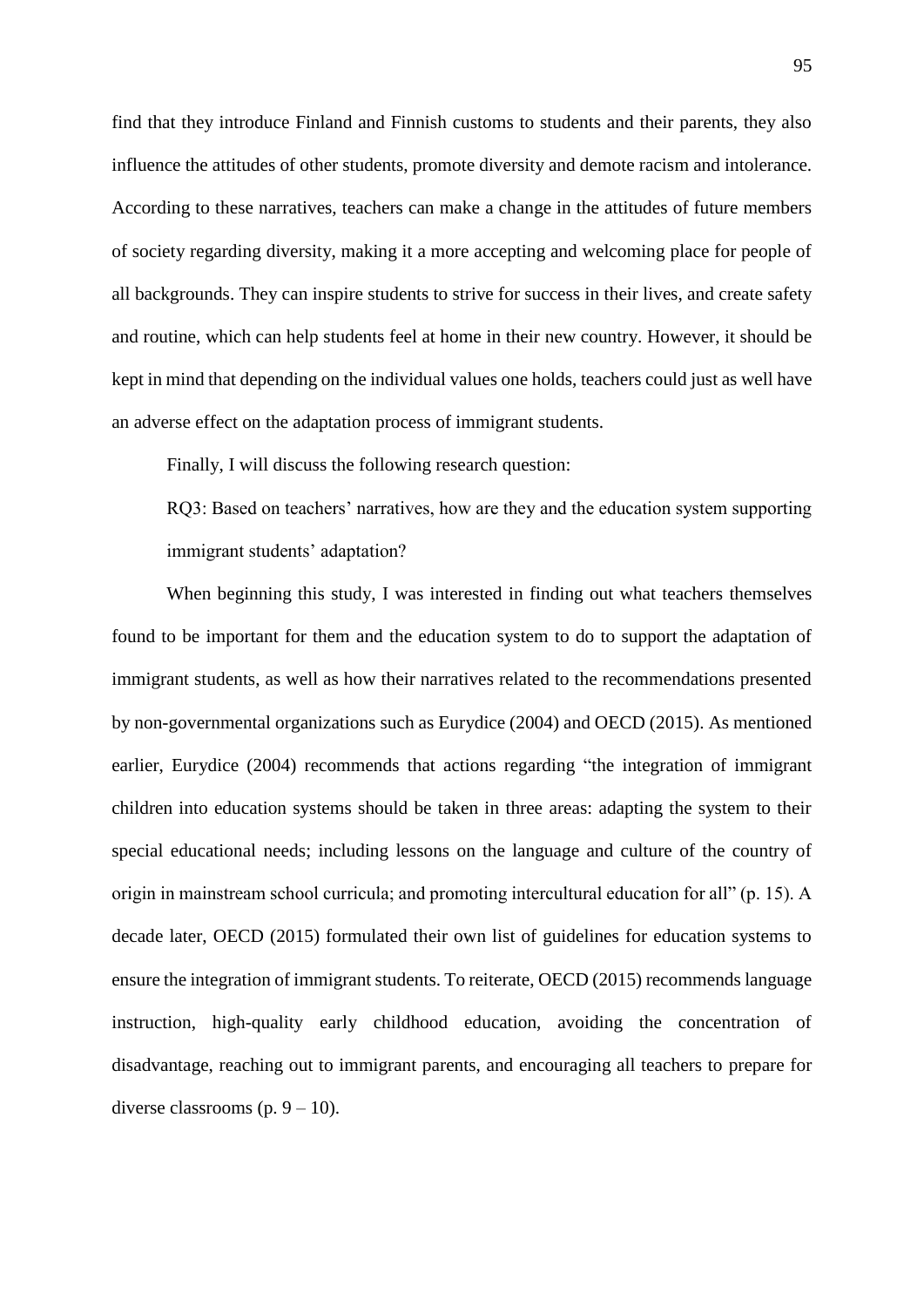find that they introduce Finland and Finnish customs to students and their parents, they also influence the attitudes of other students, promote diversity and demote racism and intolerance. According to these narratives, teachers can make a change in the attitudes of future members of society regarding diversity, making it a more accepting and welcoming place for people of all backgrounds. They can inspire students to strive for success in their lives, and create safety and routine, which can help students feel at home in their new country. However, it should be kept in mind that depending on the individual values one holds, teachers could just as well have an adverse effect on the adaptation process of immigrant students.

Finally, I will discuss the following research question:

RQ3: Based on teachers' narratives, how are they and the education system supporting immigrant students' adaptation?

When beginning this study, I was interested in finding out what teachers themselves found to be important for them and the education system to do to support the adaptation of immigrant students, as well as how their narratives related to the recommendations presented by non-governmental organizations such as Eurydice (2004) and OECD (2015). As mentioned earlier, Eurydice (2004) recommends that actions regarding "the integration of immigrant children into education systems should be taken in three areas: adapting the system to their special educational needs; including lessons on the language and culture of the country of origin in mainstream school curricula; and promoting intercultural education for all" (p. 15). A decade later, OECD (2015) formulated their own list of guidelines for education systems to ensure the integration of immigrant students. To reiterate, OECD (2015) recommends language instruction, high-quality early childhood education, avoiding the concentration of disadvantage, reaching out to immigrant parents, and encouraging all teachers to prepare for diverse classrooms (p. 9 – 10).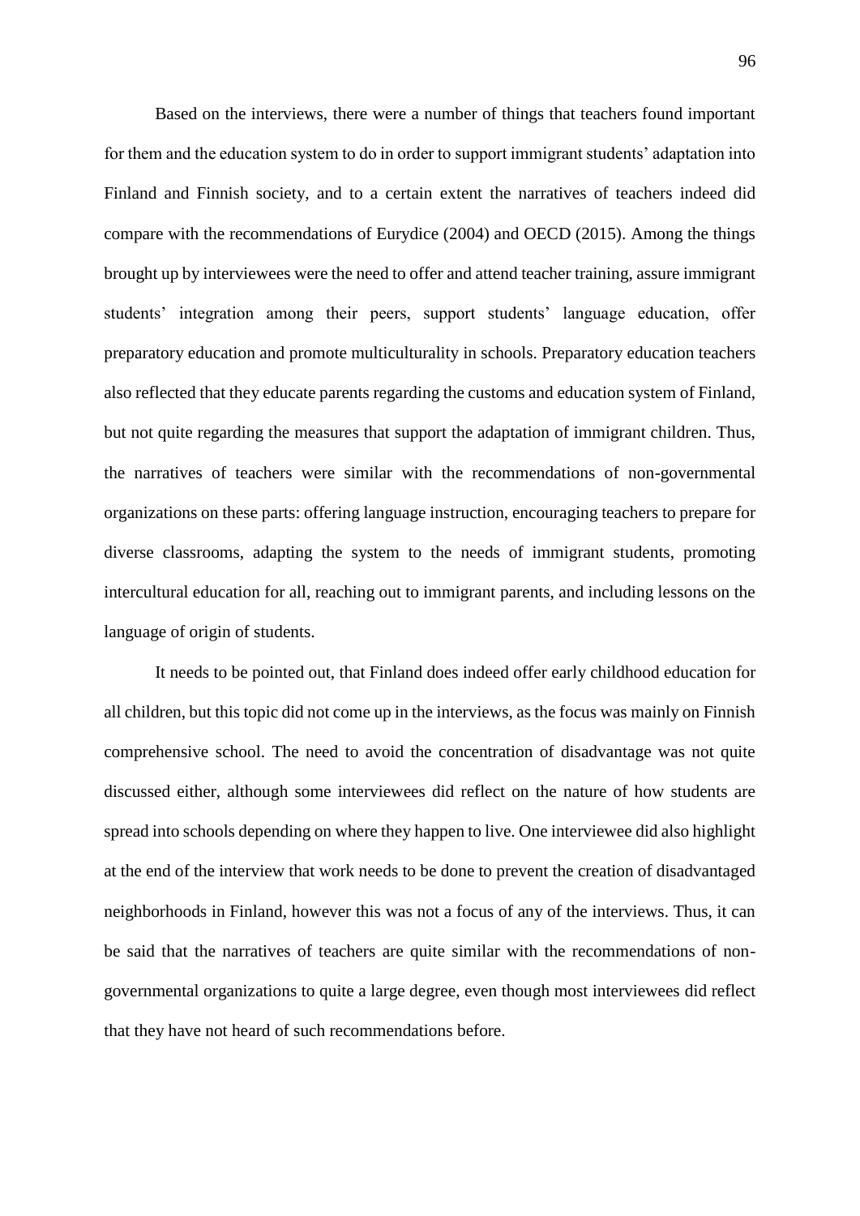Based on the interviews, there were a number of things that teachers found important for them and the education system to do in order to support immigrant students' adaptation into Finland and Finnish society, and to a certain extent the narratives of teachers indeed did compare with the recommendations of Eurydice (2004) and OECD (2015). Among the things brought up by interviewees were the need to offer and attend teacher training, assure immigrant students' integration among their peers, support students' language education, offer preparatory education and promote multiculturality in schools. Preparatory education teachers also reflected that they educate parents regarding the customs and education system of Finland, but not quite regarding the measures that support the adaptation of immigrant children. Thus, the narratives of teachers were similar with the recommendations of non-governmental organizations on these parts: offering language instruction, encouraging teachers to prepare for diverse classrooms, adapting the system to the needs of immigrant students, promoting intercultural education for all, reaching out to immigrant parents, and including lessons on the language of origin of students.

It needs to be pointed out, that Finland does indeed offer early childhood education for all children, but this topic did not come up in the interviews, as the focus was mainly on Finnish comprehensive school. The need to avoid the concentration of disadvantage was not quite discussed either, although some interviewees did reflect on the nature of how students are spread into schools depending on where they happen to live. One interviewee did also highlight at the end of the interview that work needs to be done to prevent the creation of disadvantaged neighborhoods in Finland, however this was not a focus of any of the interviews. Thus, it can be said that the narratives of teachers are quite similar with the recommendations of non-governmental organizations to quite a large degree, even though most interviewees did reflect that they have not heard of such recommendations before.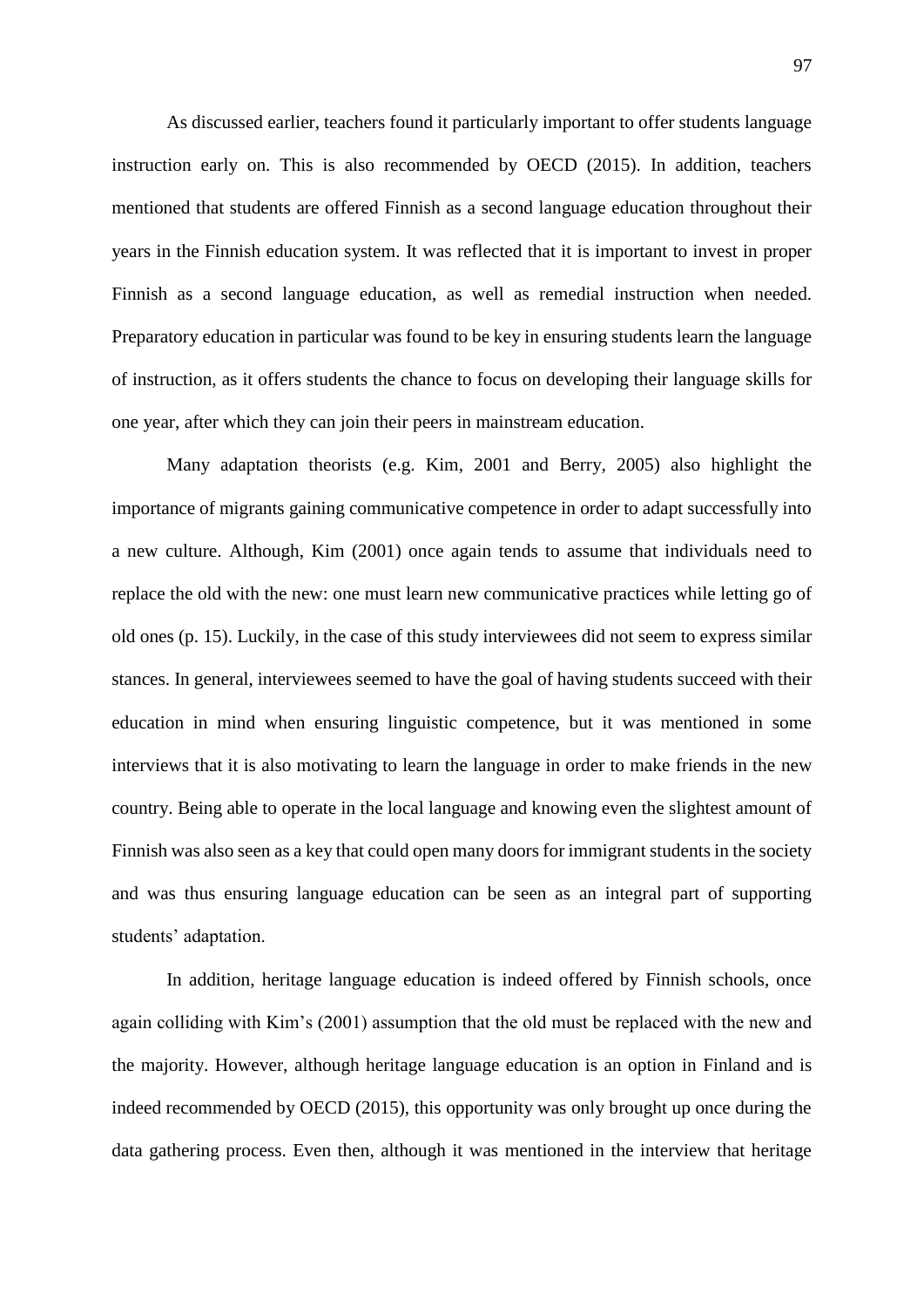As discussed earlier, teachers found it particularly important to offer students language instruction early on. This is also recommended by OECD (2015). In addition, teachers mentioned that students are offered Finnish as a second language education throughout their years in the Finnish education system. It was reflected that it is important to invest in proper Finnish as a second language education, as well as remedial instruction when needed. Preparatory education in particular was found to be key in ensuring students learn the language of instruction, as it offers students the chance to focus on developing their language skills for one year, after which they can join their peers in mainstream education.

Many adaptation theorists (e.g. Kim, 2001 and Berry, 2005) also highlight the importance of migrants gaining communicative competence in order to adapt successfully into a new culture. Although, Kim (2001) once again tends to assume that individuals need to replace the old with the new: one must learn new communicative practices while letting go of old ones (p. 15). Luckily, in the case of this study interviewees did not seem to express similar stances. In general, interviewees seemed to have the goal of having students succeed with their education in mind when ensuring linguistic competence, but it was mentioned in some interviews that it is also motivating to learn the language in order to make friends in the new country. Being able to operate in the local language and knowing even the slightest amount of Finnish was also seen as a key that could open many doors for immigrant students in the society and was thus ensuring language education can be seen as an integral part of supporting students' adaptation.

In addition, heritage language education is indeed offered by Finnish schools, once again colliding with Kim's (2001) assumption that the old must be replaced with the new and the majority. However, although heritage language education is an option in Finland and is indeed recommended by OECD (2015), this opportunity was only brought up once during the data gathering process. Even then, although it was mentioned in the interview that heritage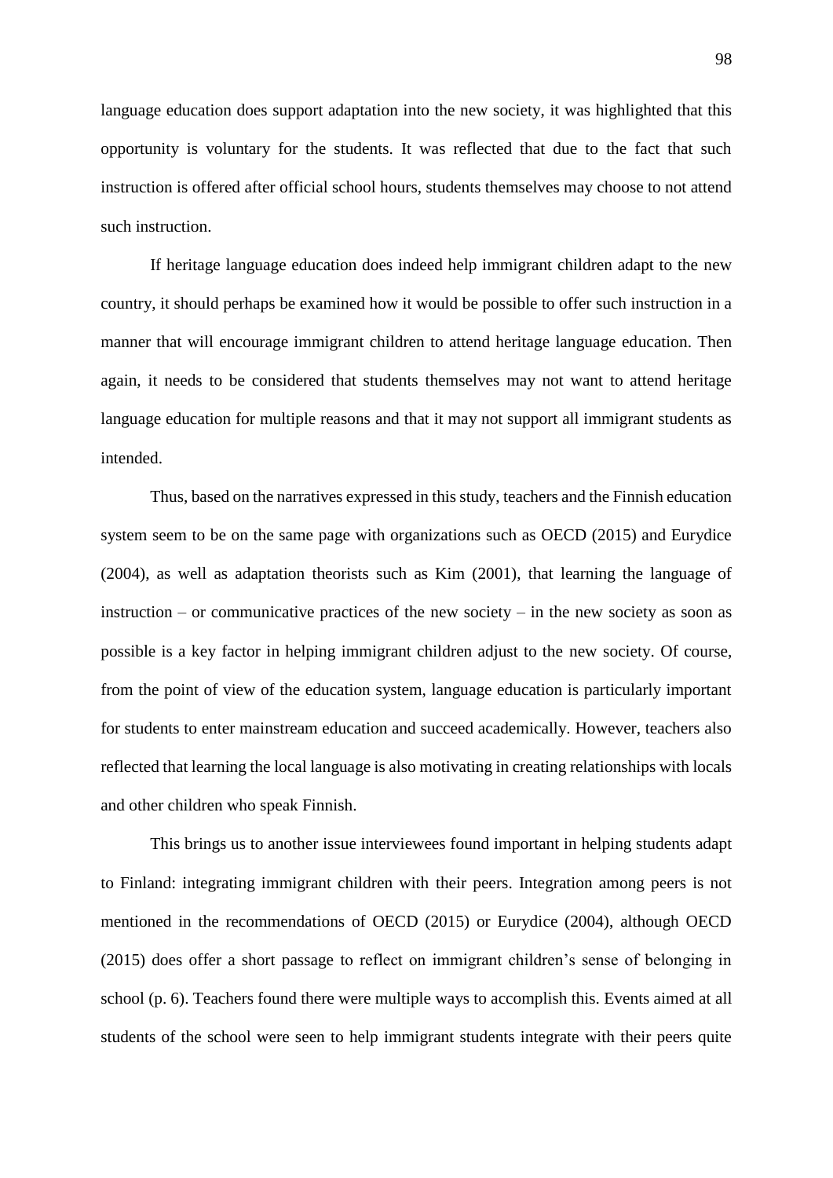language education does support adaptation into the new society, it was highlighted that this opportunity is voluntary for the students. It was reflected that due to the fact that such instruction is offered after official school hours, students themselves may choose to not attend such instruction.

If heritage language education does indeed help immigrant children adapt to the new country, it should perhaps be examined how it would be possible to offer such instruction in a manner that will encourage immigrant children to attend heritage language education. Then again, it needs to be considered that students themselves may not want to attend heritage language education for multiple reasons and that it may not support all immigrant students as intended.

Thus, based on the narratives expressed in this study, teachers and the Finnish education system seem to be on the same page with organizations such as OECD (2015) and Eurydice (2004), as well as adaptation theorists such as Kim (2001), that learning the language of instruction – or communicative practices of the new society – in the new society as soon as possible is a key factor in helping immigrant children adjust to the new society. Of course, from the point of view of the education system, language education is particularly important for students to enter mainstream education and succeed academically. However, teachers also reflected that learning the local language is also motivating in creating relationships with locals and other children who speak Finnish.

This brings us to another issue interviewees found important in helping students adapt to Finland: integrating immigrant children with their peers. Integration among peers is not mentioned in the recommendations of OECD (2015) or Eurydice (2004), although OECD (2015) does offer a short passage to reflect on immigrant children's sense of belonging in school (p. 6). Teachers found there were multiple ways to accomplish this. Events aimed at all students of the school were seen to help immigrant students integrate with their peers quite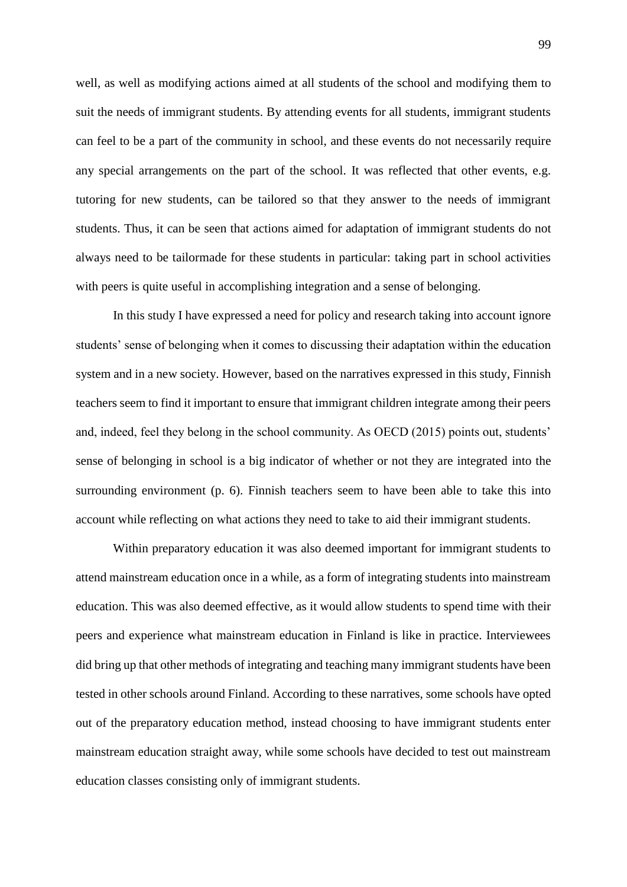well, as well as modifying actions aimed at all students of the school and modifying them to suit the needs of immigrant students. By attending events for all students, immigrant students can feel to be a part of the community in school, and these events do not necessarily require any special arrangements on the part of the school. It was reflected that other events, e.g. tutoring for new students, can be tailored so that they answer to the needs of immigrant students. Thus, it can be seen that actions aimed for adaptation of immigrant students do not always need to be tailormade for these students in particular: taking part in school activities with peers is quite useful in accomplishing integration and a sense of belonging.

In this study I have expressed a need for policy and research taking into account ignore students' sense of belonging when it comes to discussing their adaptation within the education system and in a new society. However, based on the narratives expressed in this study, Finnish teachers seem to find it important to ensure that immigrant children integrate among their peers and, indeed, feel they belong in the school community. As OECD (2015) points out, students' sense of belonging in school is a big indicator of whether or not they are integrated into the surrounding environment (p. 6). Finnish teachers seem to have been able to take this into account while reflecting on what actions they need to take to aid their immigrant students.

Within preparatory education it was also deemed important for immigrant students to attend mainstream education once in a while, as a form of integrating students into mainstream education. This was also deemed effective, as it would allow students to spend time with their peers and experience what mainstream education in Finland is like in practice. Interviewees did bring up that other methods of integrating and teaching many immigrant students have been tested in other schools around Finland. According to these narratives, some schools have opted out of the preparatory education method, instead choosing to have immigrant students enter mainstream education straight away, while some schools have decided to test out mainstream education classes consisting only of immigrant students.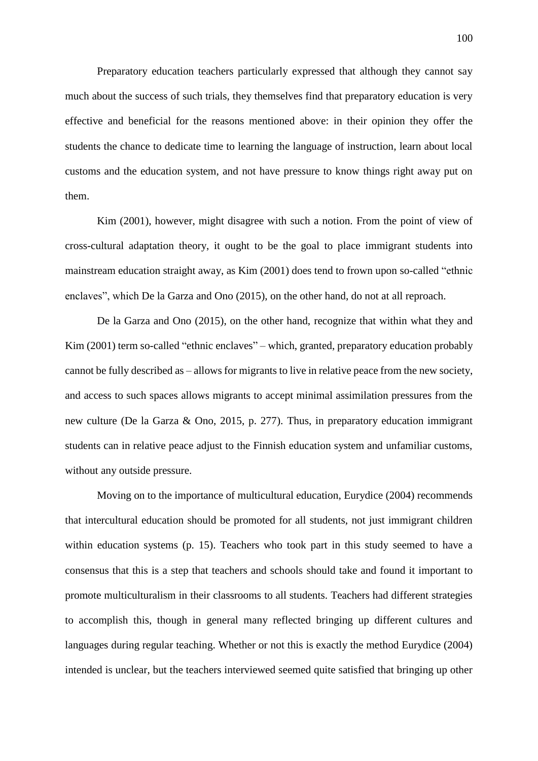Preparatory education teachers particularly expressed that although they cannot say much about the success of such trials, they themselves find that preparatory education is very effective and beneficial for the reasons mentioned above: in their opinion they offer the students the chance to dedicate time to learning the language of instruction, learn about local customs and the education system, and not have pressure to know things right away put on them.

Kim (2001), however, might disagree with such a notion. From the point of view of cross-cultural adaptation theory, it ought to be the goal to place immigrant students into mainstream education straight away, as Kim (2001) does tend to frown upon so-called "ethnic enclaves", which De la Garza and Ono (2015), on the other hand, do not at all reproach.

De la Garza and Ono (2015), on the other hand, recognize that within what they and Kim (2001) term so-called "ethnic enclaves" – which, granted, preparatory education probably cannot be fully described as – allows for migrants to live in relative peace from the new society, and access to such spaces allows migrants to accept minimal assimilation pressures from the new culture (De la Garza & Ono, 2015, p. 277). Thus, in preparatory education immigrant students can in relative peace adjust to the Finnish education system and unfamiliar customs, without any outside pressure.

Moving on to the importance of multicultural education, Eurydice (2004) recommends that intercultural education should be promoted for all students, not just immigrant children within education systems (p. 15). Teachers who took part in this study seemed to have a consensus that this is a step that teachers and schools should take and found it important to promote multiculturalism in their classrooms to all students. Teachers had different strategies to accomplish this, though in general many reflected bringing up different cultures and languages during regular teaching. Whether or not this is exactly the method Eurydice (2004) intended is unclear, but the teachers interviewed seemed quite satisfied that bringing up other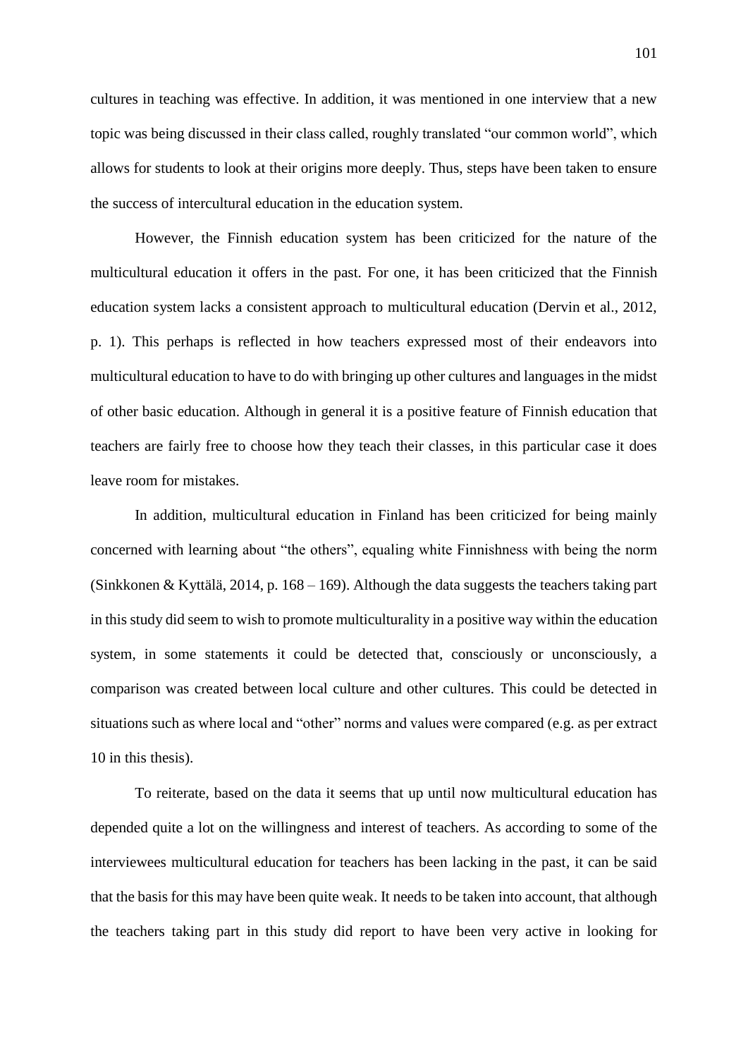cultures in teaching was effective. In addition, it was mentioned in one interview that a new topic was being discussed in their class called, roughly translated "our common world", which allows for students to look at their origins more deeply. Thus, steps have been taken to ensure the success of intercultural education in the education system.

However, the Finnish education system has been criticized for the nature of the multicultural education it offers in the past. For one, it has been criticized that the Finnish education system lacks a consistent approach to multicultural education (Dervin et al., 2012, p. 1). This perhaps is reflected in how teachers expressed most of their endeavors into multicultural education to have to do with bringing up other cultures and languages in the midst of other basic education. Although in general it is a positive feature of Finnish education that teachers are fairly free to choose how they teach their classes, in this particular case it does leave room for mistakes.

In addition, multicultural education in Finland has been criticized for being mainly concerned with learning about "the others", equaling white Finnishness with being the norm (Sinkkonen & Kyttälä, 2014, p. 168 – 169). Although the data suggests the teachers taking part in this study did seem to wish to promote multiculturality in a positive way within the education system, in some statements it could be detected that, consciously or unconsciously, a comparison was created between local culture and other cultures. This could be detected in situations such as where local and "other" norms and values were compared (e.g. as per extract 10 in this thesis).

To reiterate, based on the data it seems that up until now multicultural education has depended quite a lot on the willingness and interest of teachers. As according to some of the interviewees multicultural education for teachers has been lacking in the past, it can be said that the basis for this may have been quite weak. It needs to be taken into account, that although the teachers taking part in this study did report to have been very active in looking for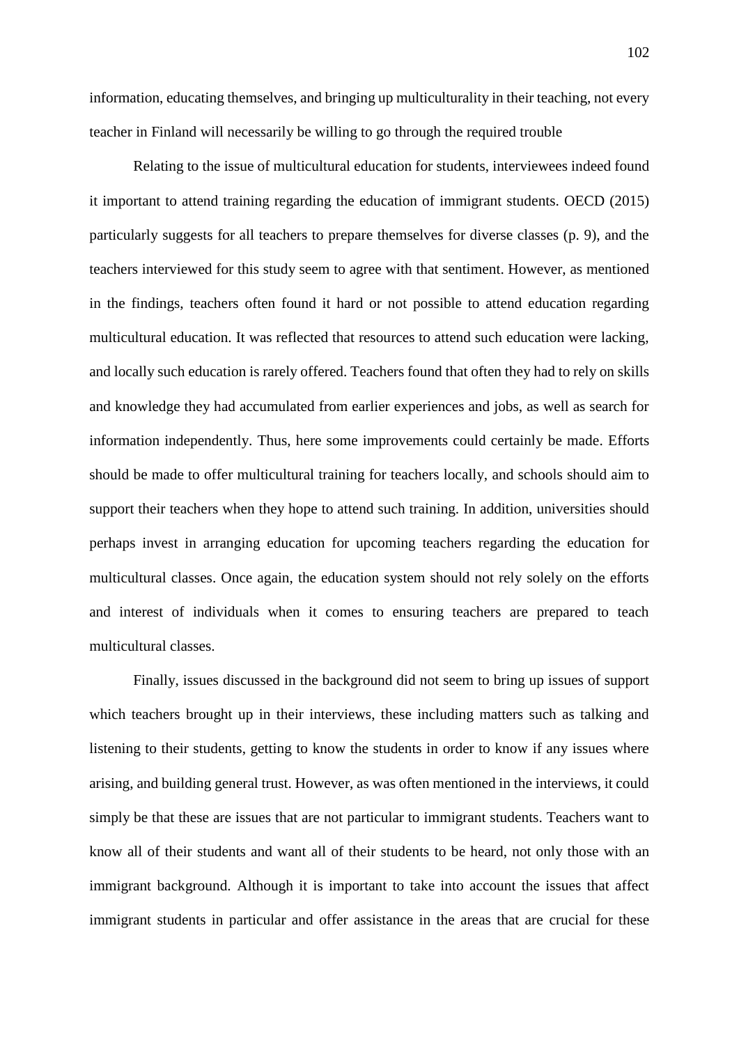information, educating themselves, and bringing up multiculturality in their teaching, not every teacher in Finland will necessarily be willing to go through the required trouble

Relating to the issue of multicultural education for students, interviewees indeed found it important to attend training regarding the education of immigrant students. OECD (2015) particularly suggests for all teachers to prepare themselves for diverse classes (p. 9), and the teachers interviewed for this study seem to agree with that sentiment. However, as mentioned in the findings, teachers often found it hard or not possible to attend education regarding multicultural education. It was reflected that resources to attend such education were lacking, and locally such education is rarely offered. Teachers found that often they had to rely on skills and knowledge they had accumulated from earlier experiences and jobs, as well as search for information independently. Thus, here some improvements could certainly be made. Efforts should be made to offer multicultural training for teachers locally, and schools should aim to support their teachers when they hope to attend such training. In addition, universities should perhaps invest in arranging education for upcoming teachers regarding the education for multicultural classes. Once again, the education system should not rely solely on the efforts and interest of individuals when it comes to ensuring teachers are prepared to teach multicultural classes.

Finally, issues discussed in the background did not seem to bring up issues of support which teachers brought up in their interviews, these including matters such as talking and listening to their students, getting to know the students in order to know if any issues where arising, and building general trust. However, as was often mentioned in the interviews, it could simply be that these are issues that are not particular to immigrant students. Teachers want to know all of their students and want all of their students to be heard, not only those with an immigrant background. Although it is important to take into account the issues that affect immigrant students in particular and offer assistance in the areas that are crucial for these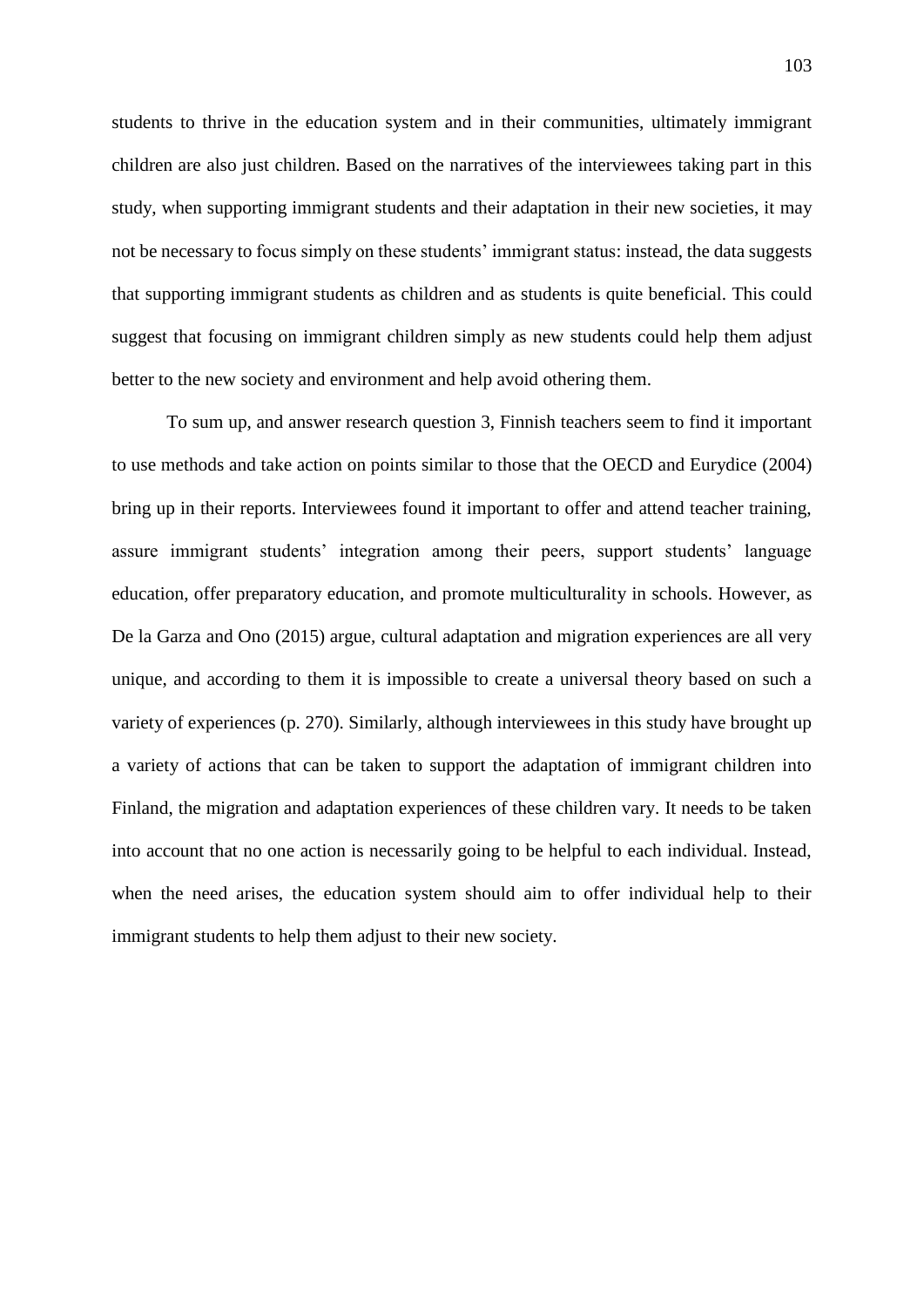students to thrive in the education system and in their communities, ultimately immigrant children are also just children. Based on the narratives of the interviewees taking part in this study, when supporting immigrant students and their adaptation in their new societies, it may not be necessary to focus simply on these students' immigrant status: instead, the data suggests that supporting immigrant students as children and as students is quite beneficial. This could suggest that focusing on immigrant children simply as new students could help them adjust better to the new society and environment and help avoid othering them.

To sum up, and answer research question 3, Finnish teachers seem to find it important to use methods and take action on points similar to those that the OECD and Eurydice (2004) bring up in their reports. Interviewees found it important to offer and attend teacher training, assure immigrant students' integration among their peers, support students' language education, offer preparatory education, and promote multiculturality in schools. However, as De la Garza and Ono (2015) argue, cultural adaptation and migration experiences are all very unique, and according to them it is impossible to create a universal theory based on such a variety of experiences (p. 270). Similarly, although interviewees in this study have brought up a variety of actions that can be taken to support the adaptation of immigrant children into Finland, the migration and adaptation experiences of these children vary. It needs to be taken into account that no one action is necessarily going to be helpful to each individual. Instead, when the need arises, the education system should aim to offer individual help to their immigrant students to help them adjust to their new society.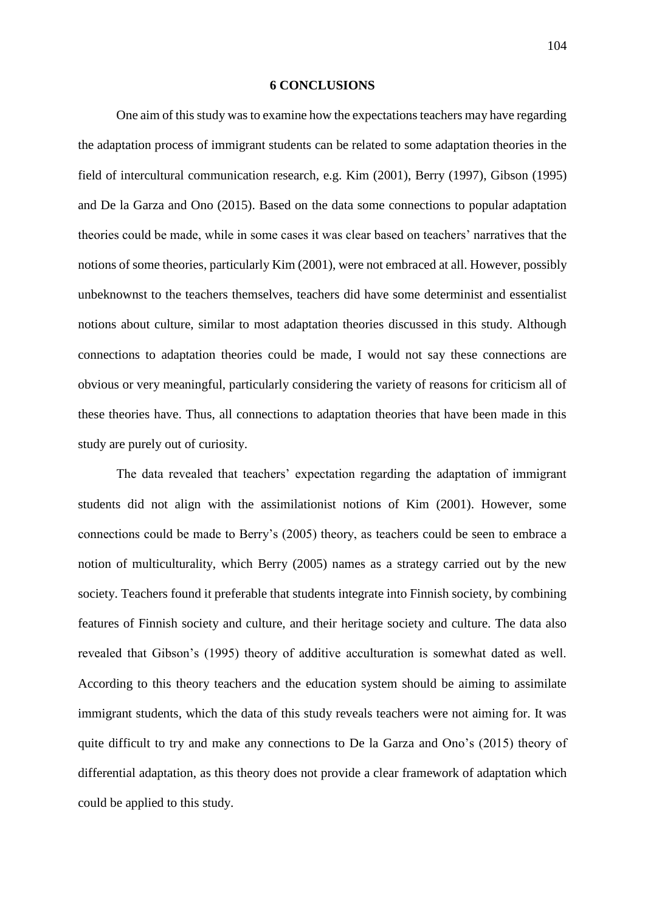# 6 CONCLUSIONS

One aim of this study was to examine how the expectations teachers may have regarding the adaptation process of immigrant students can be related to some adaptation theories in the field of intercultural communication research, e.g. Kim (2001), Berry (1997), Gibson (1995) and De la Garza and Ono (2015). Based on the data some connections to popular adaptation theories could be made, while in some cases it was clear based on teachers' narratives that the notions of some theories, particularly Kim (2001), were not embraced at all. However, possibly unbeknownst to the teachers themselves, teachers did have some determinist and essentialist notions about culture, similar to most adaptation theories discussed in this study. Although connections to adaptation theories could be made, I would not say these connections are obvious or very meaningful, particularly considering the variety of reasons for criticism all of these theories have. Thus, all connections to adaptation theories that have been made in this study are purely out of curiosity.

The data revealed that teachers' expectation regarding the adaptation of immigrant students did not align with the assimilationist notions of Kim (2001). However, some connections could be made to Berry's (2005) theory, as teachers could be seen to embrace a notion of multiculturality, which Berry (2005) names as a strategy carried out by the new society. Teachers found it preferable that students integrate into Finnish society, by combining features of Finnish society and culture, and their heritage society and culture. The data also revealed that Gibson's (1995) theory of additive acculturation is somewhat dated as well. According to this theory teachers and the education system should be aiming to assimilate immigrant students, which the data of this study reveals teachers were not aiming for. It was quite difficult to try and make any connections to De la Garza and Ono's (2015) theory of differential adaptation, as this theory does not provide a clear framework of adaptation which could be applied to this study.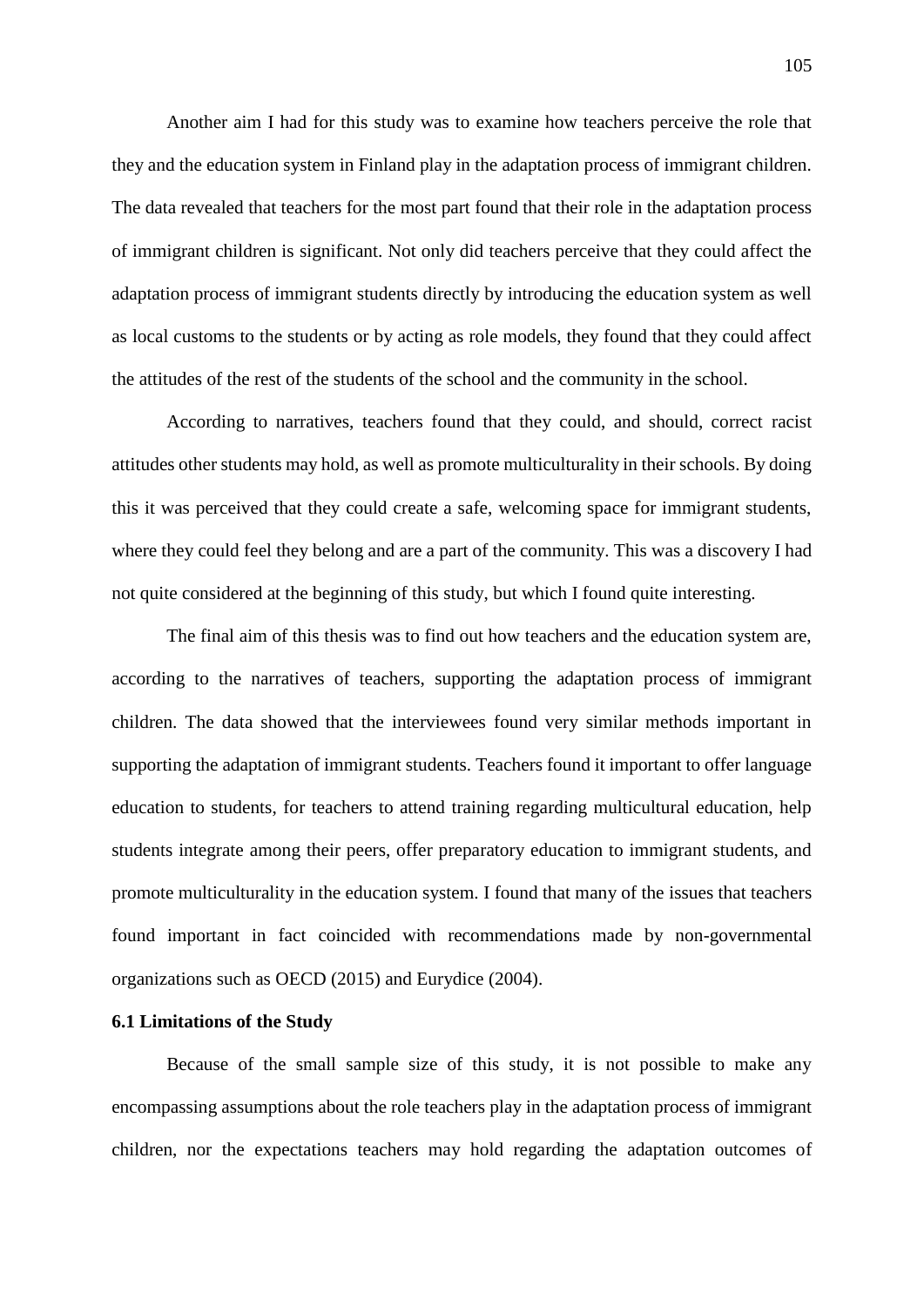Another aim I had for this study was to examine how teachers perceive the role that they and the education system in Finland play in the adaptation process of immigrant children. The data revealed that teachers for the most part found that their role in the adaptation process of immigrant children is significant. Not only did teachers perceive that they could affect the adaptation process of immigrant students directly by introducing the education system as well as local customs to the students or by acting as role models, they found that they could affect the attitudes of the rest of the students of the school and the community in the school.

According to narratives, teachers found that they could, and should, correct racist attitudes other students may hold, as well as promote multiculturality in their schools. By doing this it was perceived that they could create a safe, welcoming space for immigrant students, where they could feel they belong and are a part of the community. This was a discovery I had not quite considered at the beginning of this study, but which I found quite interesting.

The final aim of this thesis was to find out how teachers and the education system are, according to the narratives of teachers, supporting the adaptation process of immigrant children. The data showed that the interviewees found very similar methods important in supporting the adaptation of immigrant students. Teachers found it important to offer language education to students, for teachers to attend training regarding multicultural education, help students integrate among their peers, offer preparatory education to immigrant students, and promote multiculturality in the education system. I found that many of the issues that teachers found important in fact coincided with recommendations made by non-governmental organizations such as OECD (2015) and Eurydice (2004).

### 6.1 Limitations of the Study

Because of the small sample size of this study, it is not possible to make any encompassing assumptions about the role teachers play in the adaptation process of immigrant children, nor the expectations teachers may hold regarding the adaptation outcomes of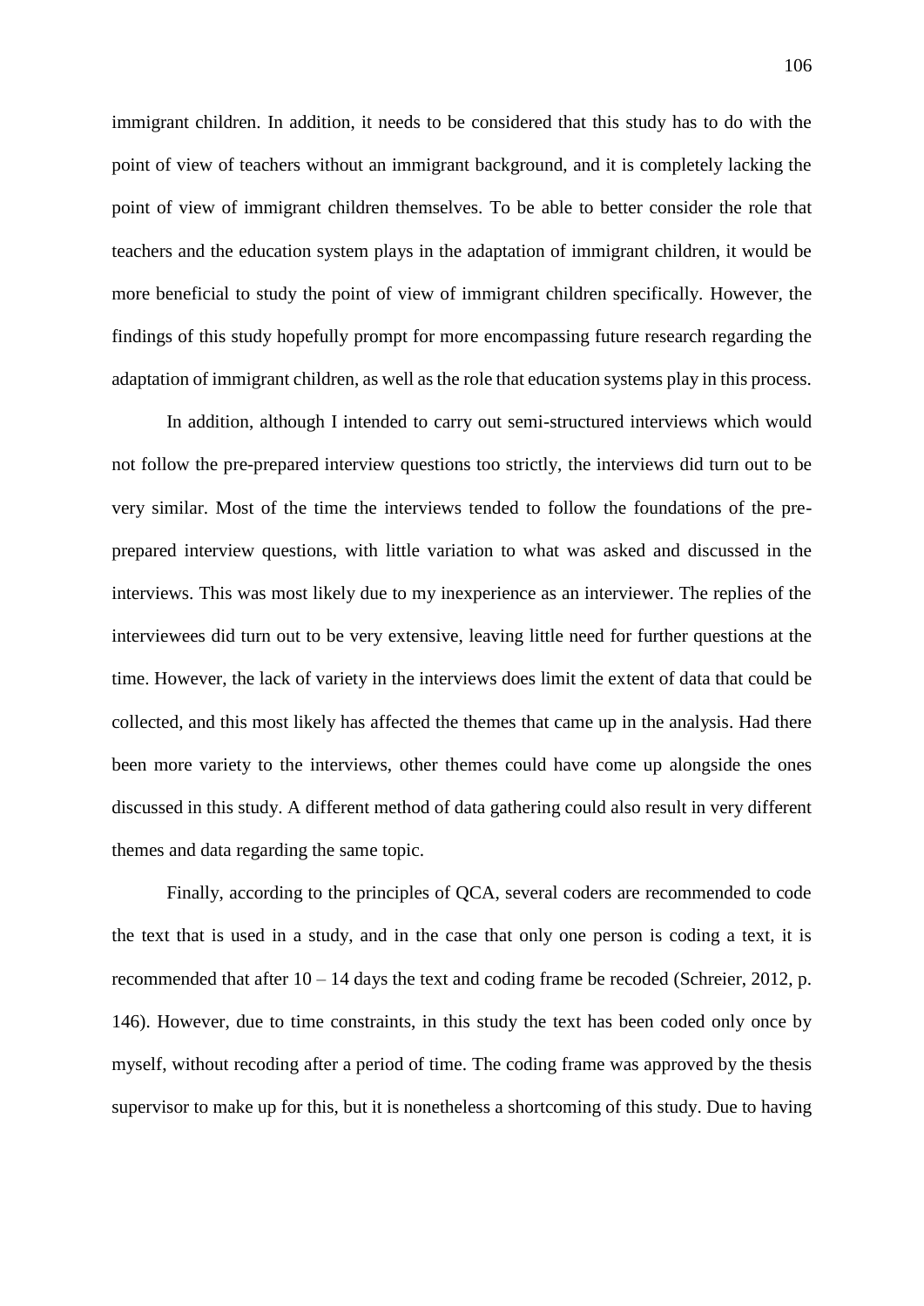immigrant children. In addition, it needs to be considered that this study has to do with the point of view of teachers without an immigrant background, and it is completely lacking the point of view of immigrant children themselves. To be able to better consider the role that teachers and the education system plays in the adaptation of immigrant children, it would be more beneficial to study the point of view of immigrant children specifically. However, the findings of this study hopefully prompt for more encompassing future research regarding the adaptation of immigrant children, as well as the role that education systems play in this process.

In addition, although I intended to carry out semi-structured interviews which would not follow the pre-prepared interview questions too strictly, the interviews did turn out to be very similar. Most of the time the interviews tended to follow the foundations of the pre-prepared interview questions, with little variation to what was asked and discussed in the interviews. This was most likely due to my inexperience as an interviewer. The replies of the interviewees did turn out to be very extensive, leaving little need for further questions at the time. However, the lack of variety in the interviews does limit the extent of data that could be collected, and this most likely has affected the themes that came up in the analysis. Had there been more variety to the interviews, other themes could have come up alongside the ones discussed in this study. A different method of data gathering could also result in very different themes and data regarding the same topic.

Finally, according to the principles of QCA, several coders are recommended to code the text that is used in a study, and in the case that only one person is coding a text, it is recommended that after 10 – 14 days the text and coding frame be recoded (Schreier, 2012, p. 146). However, due to time constraints, in this study the text has been coded only once by myself, without recoding after a period of time. The coding frame was approved by the thesis supervisor to make up for this, but it is nonetheless a shortcoming of this study. Due to having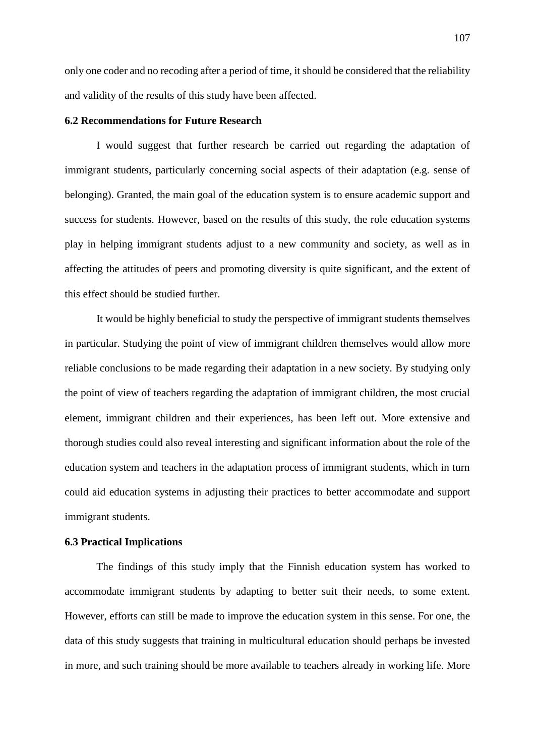only one coder and no recoding after a period of time, it should be considered that the reliability and validity of the results of this study have been affected.

### 6.2 Recommendations for Future Research

I would suggest that further research be carried out regarding the adaptation of immigrant students, particularly concerning social aspects of their adaptation (e.g. sense of belonging). Granted, the main goal of the education system is to ensure academic support and success for students. However, based on the results of this study, the role education systems play in helping immigrant students adjust to a new community and society, as well as in affecting the attitudes of peers and promoting diversity is quite significant, and the extent of this effect should be studied further.

It would be highly beneficial to study the perspective of immigrant students themselves in particular. Studying the point of view of immigrant children themselves would allow more reliable conclusions to be made regarding their adaptation in a new society. By studying only the point of view of teachers regarding the adaptation of immigrant children, the most crucial element, immigrant children and their experiences, has been left out. More extensive and thorough studies could also reveal interesting and significant information about the role of the education system and teachers in the adaptation process of immigrant students, which in turn could aid education systems in adjusting their practices to better accommodate and support immigrant students.

### 6.3 Practical Implications

The findings of this study imply that the Finnish education system has worked to accommodate immigrant students by adapting to better suit their needs, to some extent. However, efforts can still be made to improve the education system in this sense. For one, the data of this study suggests that training in multicultural education should perhaps be invested in more, and such training should be more available to teachers already in working life. More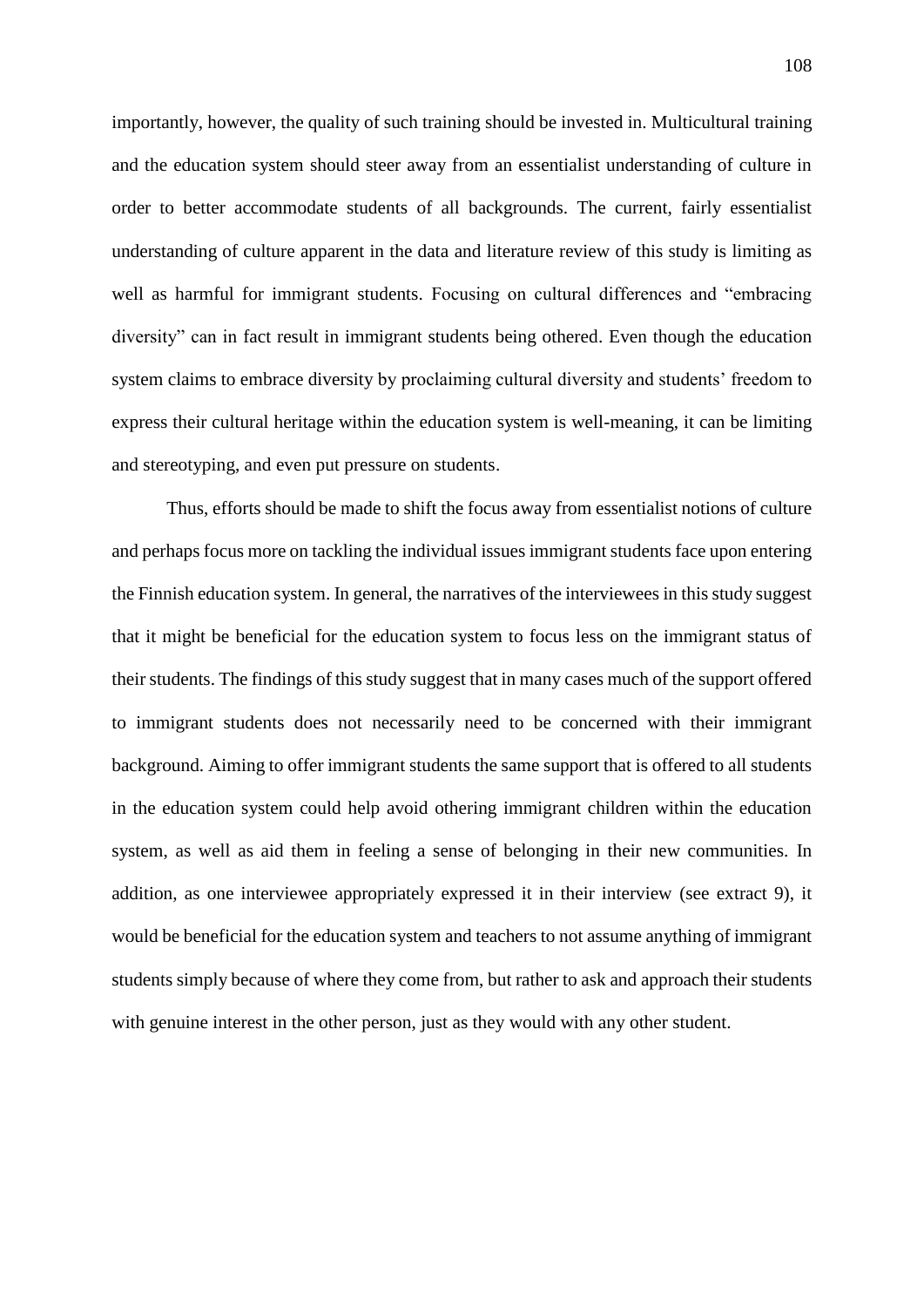importantly, however, the quality of such training should be invested in. Multicultural training and the education system should steer away from an essentialist understanding of culture in order to better accommodate students of all backgrounds. The current, fairly essentialist understanding of culture apparent in the data and literature review of this study is limiting as well as harmful for immigrant students. Focusing on cultural differences and "embracing diversity" can in fact result in immigrant students being othered. Even though the education system claims to embrace diversity by proclaiming cultural diversity and students' freedom to express their cultural heritage within the education system is well-meaning, it can be limiting and stereotyping, and even put pressure on students.

Thus, efforts should be made to shift the focus away from essentialist notions of culture and perhaps focus more on tackling the individual issues immigrant students face upon entering the Finnish education system. In general, the narratives of the interviewees in this study suggest that it might be beneficial for the education system to focus less on the immigrant status of their students. The findings of this study suggest that in many cases much of the support offered to immigrant students does not necessarily need to be concerned with their immigrant background. Aiming to offer immigrant students the same support that is offered to all students in the education system could help avoid othering immigrant children within the education system, as well as aid them in feeling a sense of belonging in their new communities. In addition, as one interviewee appropriately expressed it in their interview (see extract 9), it would be beneficial for the education system and teachers to not assume anything of immigrant students simply because of where they come from, but rather to ask and approach their students with genuine interest in the other person, just as they would with any other student.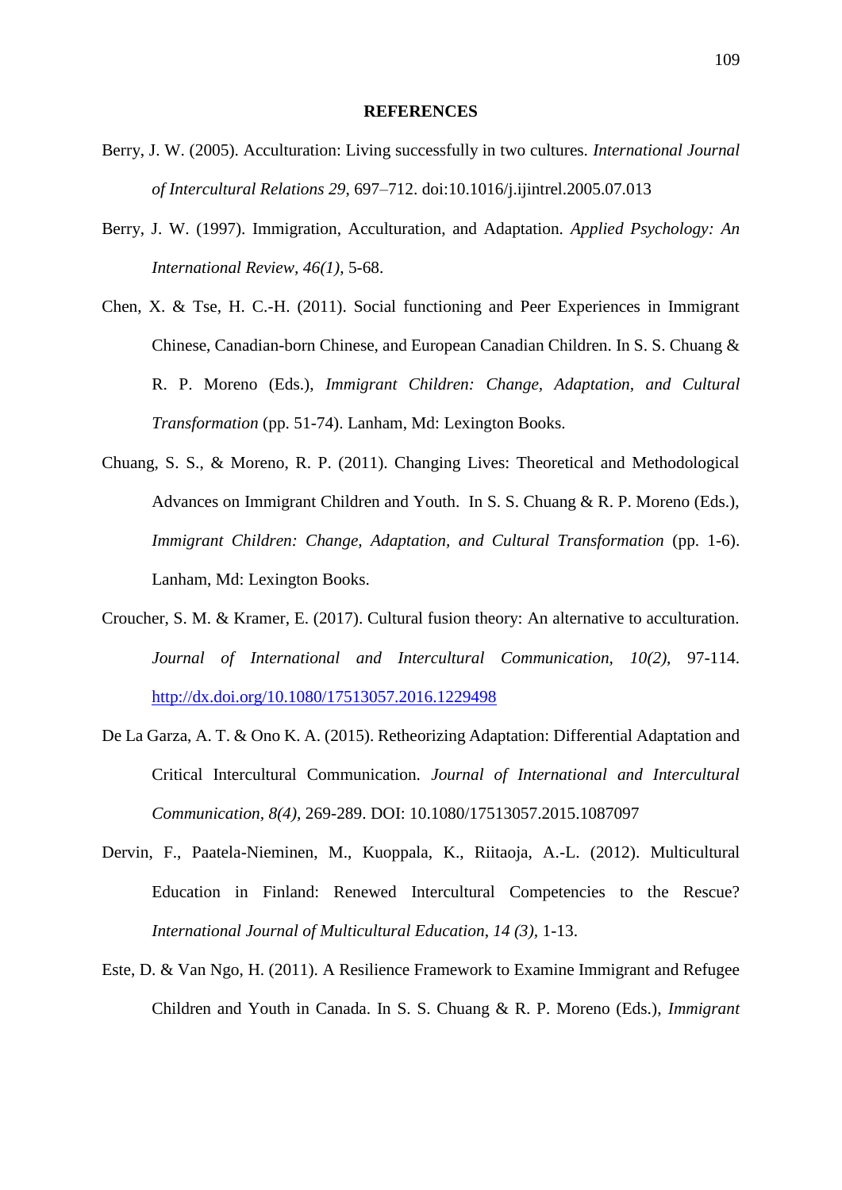## REFERENCES

Berry, J. W. (2005). Acculturation: Living successfully in two cultures. *International Journal of Intercultural Relations 29*, 697–712. doi:10.1016/j.ijintrel.2005.07.013

Berry, J. W. (1997). Immigration, Acculturation, and Adaptation. *Applied Psychology: An International Review*, *46(1)*, 5-68.

Chen, X. & Tse, H. C.-H. (2011). Social functioning and Peer Experiences in Immigrant Chinese, Canadian-born Chinese, and European Canadian Children. In S. S. Chuang & R. P. Moreno (Eds.), *Immigrant Children: Change, Adaptation, and Cultural Transformation* (pp. 51-74). Lanham, Md: Lexington Books.

Chuang, S. S., & Moreno, R. P. (2011). Changing Lives: Theoretical and Methodological Advances on Immigrant Children and Youth. In S. S. Chuang & R. P. Moreno (Eds.), *Immigrant Children: Change, Adaptation, and Cultural Transformation* (pp. 1-6). Lanham, Md: Lexington Books.

Croucher, S. M. & Kramer, E. (2017). Cultural fusion theory: An alternative to acculturation. *Journal of International and Intercultural Communication, 10(2)*, 97-114. http://dx.doi.org/10.1080/17513057.2016.1229498

De La Garza, A. T. & Ono K. A. (2015). Retheorizing Adaptation: Differential Adaptation and Critical Intercultural Communication. *Journal of International and Intercultural Communication, 8(4)*, 269-289. DOI: 10.1080/17513057.2015.1087097

Dervin, F., Paatela-Nieminen, M., Kuoppala, K., Riitaoja, A.-L. (2012). Multicultural Education in Finland: Renewed Intercultural Competencies to the Rescue? *International Journal of Multicultural Education*, *14 (3)*, 1-13.

Este, D. & Van Ngo, H. (2011). A Resilience Framework to Examine Immigrant and Refugee Children and Youth in Canada. In S. S. Chuang & R. P. Moreno (Eds.), *Immigrant*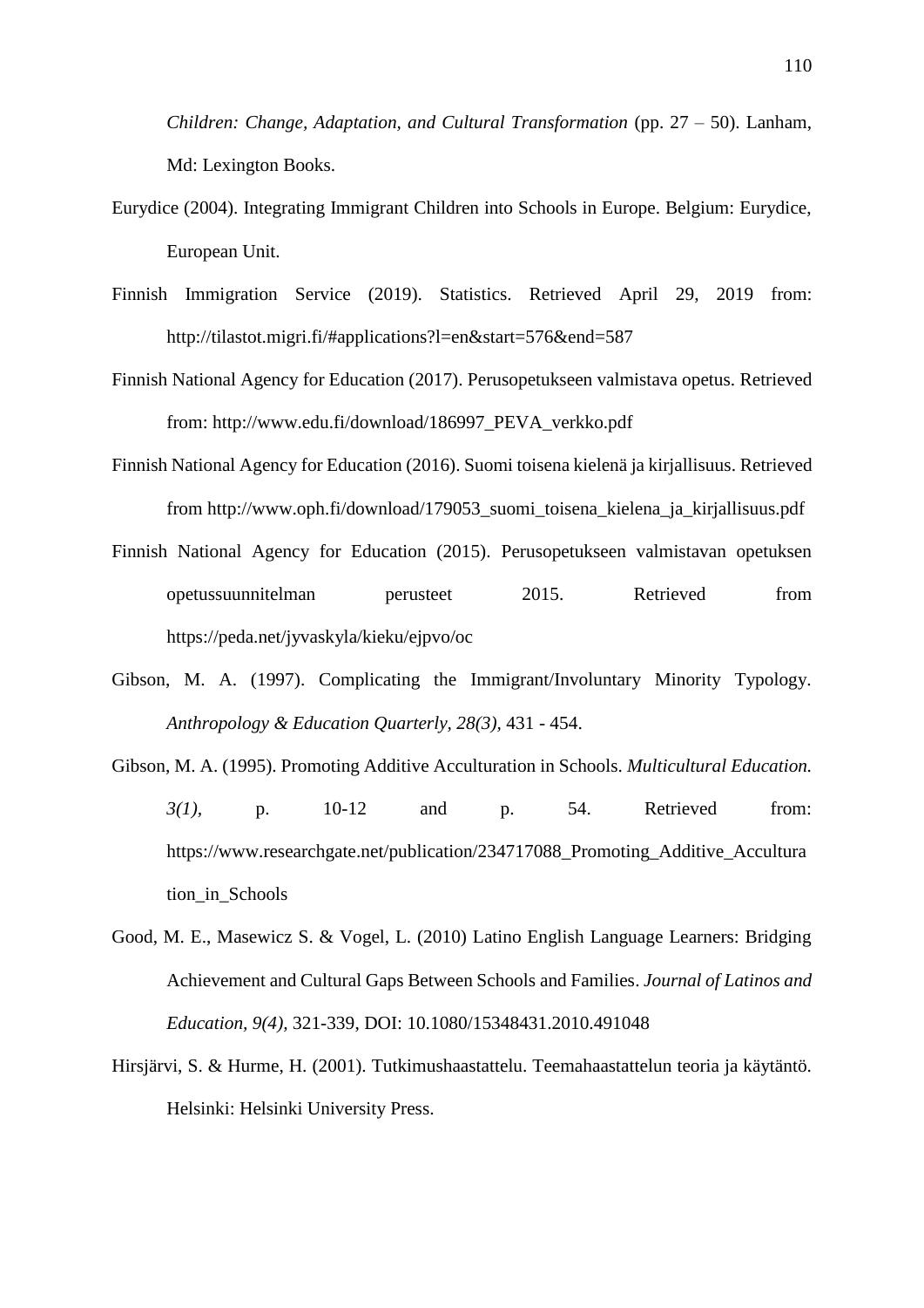*Children: Change, Adaptation, and Cultural Transformation* (pp. 27 – 50). Lanham, Md: Lexington Books.

Eurydice (2004). Integrating Immigrant Children into Schools in Europe. Belgium: Eurydice, European Unit.

Finnish Immigration Service (2019). Statistics. Retrieved April 29, 2019 from: http://tilastot.migri.fi/#applications?l=en&start=576&end=587

Finnish National Agency for Education (2017). Perusopetukseen valmistava opetus. Retrieved from: http://www.edu.fi/download/186997_PEVA_verkko.pdf

Finnish National Agency for Education (2016). Suomi toisena kielenä ja kirjallisuus. Retrieved from http://www.oph.fi/download/179053_suomi_toisena_kielena_ja_kirjallisuus.pdf

Finnish National Agency for Education (2015). Perusopetukseen valmistavan opetuksen opetussuunnitelman perusteet 2015. Retrieved from https://peda.net/jyvaskyla/kieku/ejpvo/oc

Gibson, M. A. (1997). Complicating the Immigrant/Involuntary Minority Typology. *Anthropology & Education Quarterly, 28(3),* 431 - 454.

Gibson, M. A. (1995). Promoting Additive Acculturation in Schools. *Multicultural Education. 3(1),* p. 10-12 and p. 54. Retrieved from: https://www.researchgate.net/publication/234717088_Promoting_Additive_Acculturation_in_Schools

Good, M. E., Masewicz S. & Vogel, L. (2010) Latino English Language Learners: Bridging Achievement and Cultural Gaps Between Schools and Families. *Journal of Latinos and Education, 9(4),* 321-339, DOI: 10.1080/15348431.2010.491048

Hirsjärvi, S. & Hurme, H. (2001). Tutkimushaastattelu. Teemahaastattelun teoria ja käytäntö. Helsinki: Helsinki University Press.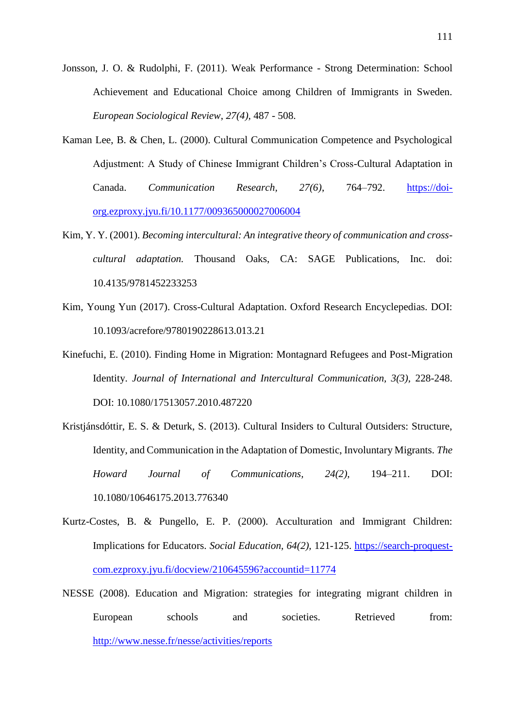Jonsson, J. O. & Rudolphi, F. (2011). Weak Performance - Strong Determination: School Achievement and Educational Choice among Children of Immigrants in Sweden. *European Sociological Review*, *27(4)*, 487 - 508.

Kaman Lee, B. & Chen, L. (2000). Cultural Communication Competence and Psychological Adjustment: A Study of Chinese Immigrant Children's Cross-Cultural Adaptation in Canada. *Communication Research*, *27(6)*, 764–792. https://doi-org.ezproxy.jyu.fi/10.1177/009365000027006004

Kim, Y. Y. (2001). *Becoming intercultural: An integrative theory of communication and cross-cultural adaptation.* Thousand Oaks, CA: SAGE Publications, Inc. doi: 10.4135/9781452233253

Kim, Young Yun (2017). Cross-Cultural Adaptation. Oxford Research Encyclepedias. DOI: 10.1093/acrefore/9780190228613.013.21

Kinefuchi, E. (2010). Finding Home in Migration: Montagnard Refugees and Post-Migration Identity. *Journal of International and Intercultural Communication, 3(3)*, 228-248. DOI: 10.1080/17513057.2010.487220

Kristjánsdóttir, E. S. & Deturk, S. (2013). Cultural Insiders to Cultural Outsiders: Structure, Identity, and Communication in the Adaptation of Domestic, Involuntary Migrants. *The Howard Journal of Communications, 24(2),* 194–211. DOI: 10.1080/10646175.2013.776340

Kurtz-Costes, B. & Pungello, E. P. (2000). Acculturation and Immigrant Children: Implications for Educators. *Social Education, 64(2),* 121-125. https://search-proquest-com.ezproxy.jyu.fi/docview/210645596?accountid=11774

NESSE (2008). Education and Migration: strategies for integrating migrant children in European schools and societies. Retrieved from: http://www.nesse.fr/nesse/activities/reports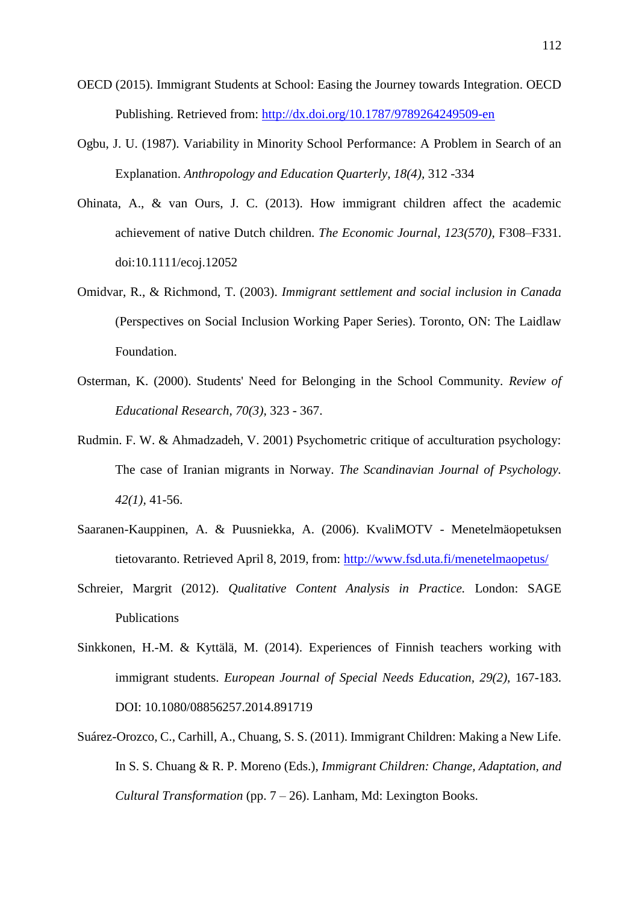OECD (2015). Immigrant Students at School: Easing the Journey towards Integration. OECD Publishing. Retrieved from: http://dx.doi.org/10.1787/9789264249509-en

Ogbu, J. U. (1987). Variability in Minority School Performance: A Problem in Search of an Explanation. *Anthropology and Education Quarterly, 18(4),* 312 -334

Ohinata, A., & van Ours, J. C. (2013). How immigrant children affect the academic achievement of native Dutch children. *The Economic Journal, 123(570),* F308–F331. doi:10.1111/ecoj.12052

Omidvar, R., & Richmond, T. (2003). *Immigrant settlement and social inclusion in Canada* (Perspectives on Social Inclusion Working Paper Series). Toronto, ON: The Laidlaw Foundation.

Osterman, K. (2000). Students' Need for Belonging in the School Community. *Review of Educational Research, 70(3),* 323 - 367.

Rudmin. F. W. & Ahmadzadeh, V. 2001) Psychometric critique of acculturation psychology: The case of Iranian migrants in Norway. *The Scandinavian Journal of Psychology. 42(1),* 41-56.

Saaranen-Kauppinen, A. & Puusniekka, A. (2006). KvaliMOTV - Menetelmäopetuksen tietovaranto. Retrieved April 8, 2019, from: http://www.fsd.uta.fi/menetelmaopetus/

Schreier, Margrit (2012). *Qualitative Content Analysis in Practice.* London: SAGE Publications

Sinkkonen, H.-M. & Kyttälä, M. (2014). Experiences of Finnish teachers working with immigrant students. *European Journal of Special Needs Education, 29(2),* 167-183. DOI: 10.1080/08856257.2014.891719

Suárez-Orozco, C., Carhill, A., Chuang, S. S. (2011). Immigrant Children: Making a New Life. In S. S. Chuang & R. P. Moreno (Eds.), *Immigrant Children: Change, Adaptation, and Cultural Transformation* (pp. 7 – 26). Lanham, Md: Lexington Books.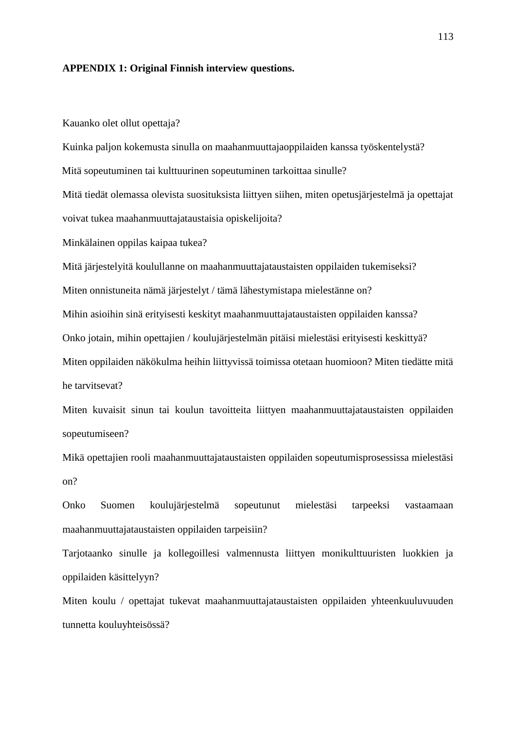**APPENDIX 1: Original Finnish interview questions.**

Kauanko olet ollut opettaja?

Kuinka paljon kokemusta sinulla on maahanmuuttajaoppilaiden kanssa työskentelystä?

Mitä sopeutuminen tai kulttuurinen sopeutuminen tarkoittaa sinulle?

Mitä tiedät olemassa olevista suosituksista liittyen siihen, miten opetusjärjestelmä ja opettajat voivat tukea maahanmuuttajataustaisia opiskelijoita?

Minkälainen oppilas kaipaa tukea?

Mitä järjestelyitä koulullanne on maahanmuuttajataustaisten oppilaiden tukemiseksi?

Miten onnistuneita nämä järjestelyt / tämä lähestymistapa mielestänne on?

Mihin asioihin sinä erityisesti keskityt maahanmuuttajataustaisten oppilaiden kanssa?

Onko jotain, mihin opettajien / koulujärjestelmän pitäisi mielestäsi erityisesti keskittyä?

Miten oppilaiden näkökulma heihin liittyvissä toimissa otetaan huomioon? Miten tiedätte mitä he tarvitsevat?

Miten kuvaisit sinun tai koulun tavoitteita liittyen maahanmuuttajataustaisten oppilaiden sopeutumiseen?

Mikä opettajien rooli maahanmuuttajataustaisten oppilaiden sopeutumisprosessissa mielestäsi on?

Onko Suomen koulujärjestelmä sopeutunut mielestäsi tarpeeksi vastaamaan maahanmuuttajataustaisten oppilaiden tarpeisiin?

Tarjotaanko sinulle ja kollegoillesi valmennusta liittyen monikulttuuristen luokkien ja oppilaiden käsittelyyn?

Miten koulu / opettajat tukevat maahanmuuttajataustaisten oppilaiden yhteenkuuluvuuden tunnetta kouluyhteisössä?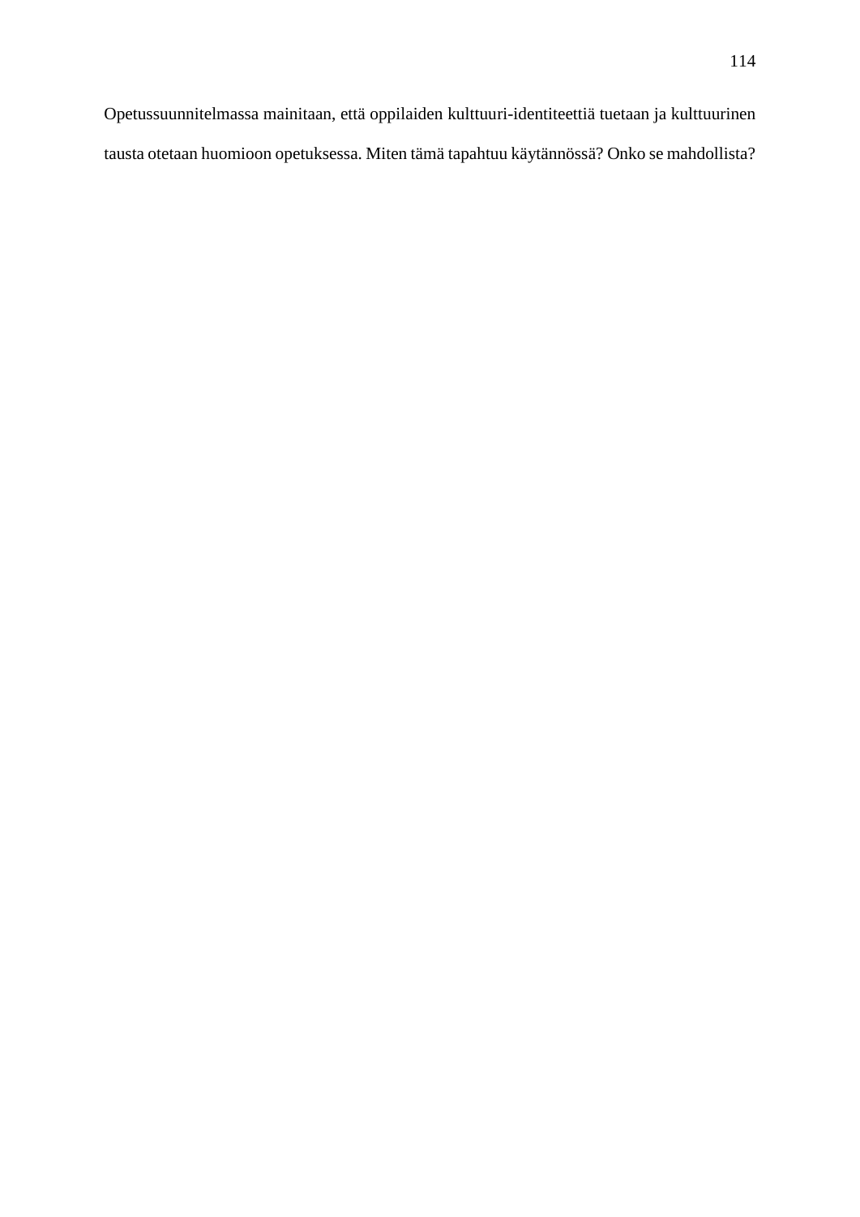Opetussuunnitelmassa mainitaan, että oppilaiden kulttuuri-identiteettiä tuetaan ja kulttuurinen tausta otetaan huomioon opetuksessa. Miten tämä tapahtuu käytännössä? Onko se mahdollista?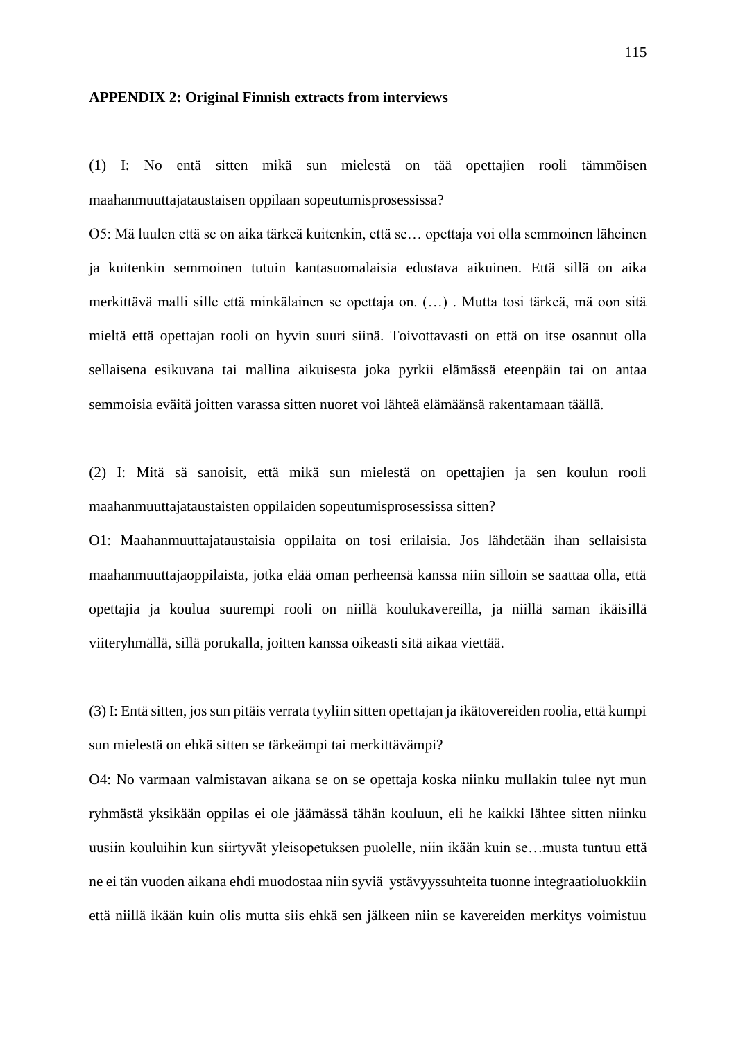**APPENDIX 2: Original Finnish extracts from interviews**

(1) I: No entä sitten mikä sun mielestä on tää opettajien rooli tämmöisen maahanmuuttajataustaisen oppilaan sopeutumisprosessissa?

O5: Mä luulen että se on aika tärkeä kuitenkin, että se… opettaja voi olla semmoinen läheinen ja kuitenkin semmoinen tutuin kantasuomalaisia edustava aikuinen. Että sillä on aika merkittävä malli sille että minkälainen se opettaja on. (…) . Mutta tosi tärkeä, mä oon sitä mieltä että opettajan rooli on hyvin suuri siinä. Toivottavasti on että on itse osannut olla sellaisena esikuvana tai mallina aikuisesta joka pyrkii elämässä eteenpäin tai on antaa semmoisia eväitä joitten varassa sitten nuoret voi lähteä elämäänsä rakentamaan täällä.

(2) I: Mitä sä sanoisit, että mikä sun mielestä on opettajien ja sen koulun rooli maahanmuuttajataustaisten oppilaiden sopeutumisprosessissa sitten?

O1: Maahanmuuttajataustaisia oppilaita on tosi erilaisia. Jos lähdetään ihan sellaisista maahanmuuttajaoppilaista, jotka elää oman perheensä kanssa niin silloin se saattaa olla, että opettajia ja koulua suurempi rooli on niillä koulukavereilla, ja niillä saman ikäisillä viiteryhmällä, sillä porukalla, joitten kanssa oikeasti sitä aikaa viettää.

(3) I: Entä sitten, jos sun pitäis verrata tyyliin sitten opettajan ja ikätovereiden roolia, että kumpi sun mielestä on ehkä sitten se tärkeämpi tai merkittävämpi?

O4: No varmaan valmistavan aikana se on se opettaja koska niinku mullakin tulee nyt mun ryhmästä yksikään oppilas ei ole jäämässä tähän kouluun, eli he kaikki lähtee sitten niinku uusiin kouluihin kun siirtyvät yleisopetuksen puolelle, niin ikään kuin se…musta tuntuu että ne ei tän vuoden aikana ehdi muodostaa niin syviä ystävyyssuhteita tuonne integraatioluokkiin että niillä ikään kuin olis mutta siis ehkä sen jälkeen niin se kavereiden merkitys voimistuu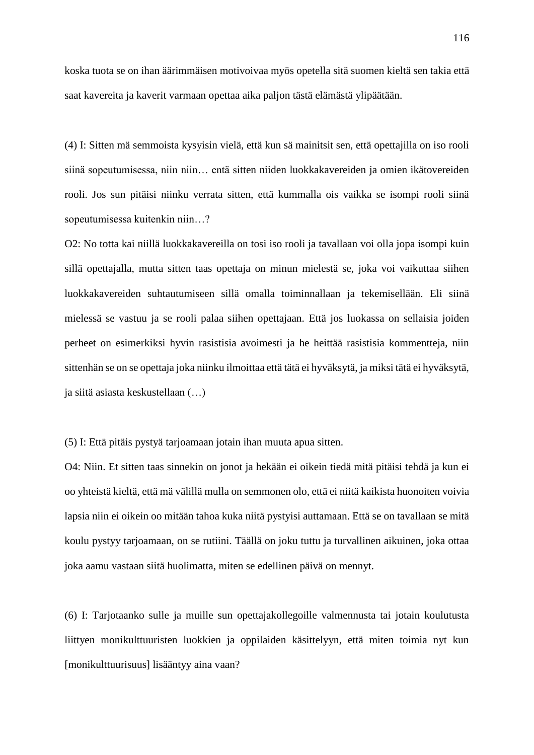koska tuota se on ihan äärimmäisen motivoivaa myös opetella sitä suomen kieltä sen takia että saat kavereita ja kaverit varmaan opettaa aika paljon tästä elämästä ylipäätään.

(4) I: Sitten mä semmoista kysyisin vielä, että kun sä mainitsit sen, että opettajilla on iso rooli siinä sopeutumisessa, niin niin… entä sitten niiden luokkakavereiden ja omien ikätovereiden rooli. Jos sun pitäisi niinku verrata sitten, että kummalla ois vaikka se isompi rooli siinä sopeutumisessa kuitenkin niin…?

O2: No totta kai niillä luokkakavereilla on tosi iso rooli ja tavallaan voi olla jopa isompi kuin sillä opettajalla, mutta sitten taas opettaja on minun mielestä se, joka voi vaikuttaa siihen luokkakavereiden suhtautumiseen sillä omalla toiminnallaan ja tekemisellään. Eli siinä mielessä se vastuu ja se rooli palaa siihen opettajaan. Että jos luokassa on sellaisia joiden perheet on esimerkiksi hyvin rasistisia avoimesti ja he heittää rasistisia kommentteja, niin sittenhän se on se opettaja joka niinku ilmoittaa että tätä ei hyväksytä, ja miksi tätä ei hyväksytä, ja siitä asiasta keskustellaan (…)

(5) I: Että pitäis pystyä tarjoamaan jotain ihan muuta apua sitten.

O4: Niin. Et sitten taas sinnekin on jonot ja hekään ei oikein tiedä mitä pitäisi tehdä ja kun ei oo yhteistä kieltä, että mä välillä mulla on semmonen olo, että ei niitä kaikista huonoiten voivia lapsia niin ei oikein oo mitään tahoa kuka niitä pystyisi auttamaan. Että se on tavallaan se mitä koulu pystyy tarjoamaan, on se rutiini. Täällä on joku tuttu ja turvallinen aikuinen, joka ottaa joka aamu vastaan siitä huolimatta, miten se edellinen päivä on mennyt.

(6) I: Tarjotaanko sulle ja muille sun opettajakollegoille valmennusta tai jotain koulutusta liittyen monikulttuuristen luokkien ja oppilaiden käsittelyyn, että miten toimia nyt kun [monikulttuurisuus] lisääntyy aina vaan?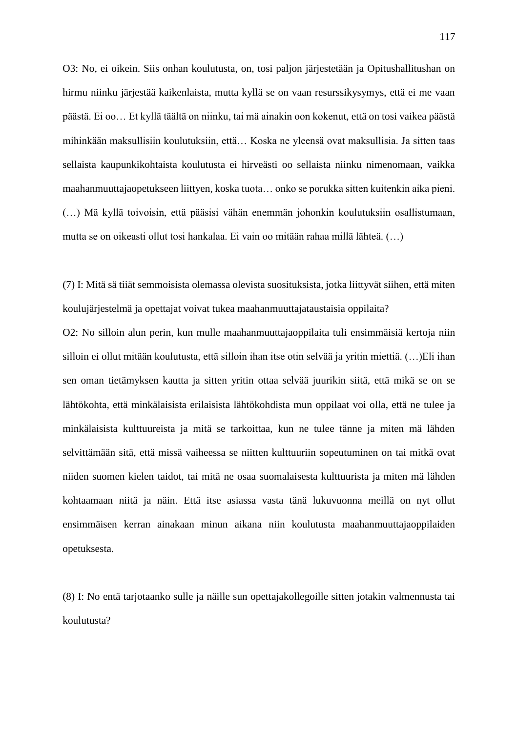O3: No, ei oikein. Siis onhan koulutusta, on, tosi paljon järjestetään ja Opitushallitushan on hirmu niinku järjestää kaikenlaista, mutta kyllä se on vaan resurssikysymys, että ei me vaan päästä. Ei oo… Et kyllä täältä on niinku, tai mä ainakin oon kokenut, että on tosi vaikea päästä mihinkään maksullisiin koulutuksiin, että… Koska ne yleensä ovat maksullisia. Ja sitten taas sellaista kaupunkikohtaista koulutusta ei hirveästi oo sellaista niinku nimenomaan, vaikka maahanmuuttajaopetukseen liittyen, koska tuota… onko se porukka sitten kuitenkin aika pieni. (…) Mä kyllä toivoisin, että pääsisi vähän enemmän johonkin koulutuksiin osallistumaan, mutta se on oikeasti ollut tosi hankalaa. Ei vain oo mitään rahaa millä lähteä. (…)

(7) I: Mitä sä tiiät semmoisista olemassa olevista suosituksista, jotka liittyvät siihen, että miten koulujärjestelmä ja opettajat voivat tukea maahanmuuttajataustaisia oppilaita?

O2: No silloin alun perin, kun mulle maahanmuuttajaoppilaita tuli ensimmäisiä kertoja niin silloin ei ollut mitään koulutusta, että silloin ihan itse otin selvää ja yritin miettiä. (…)Eli ihan sen oman tietämyksen kautta ja sitten yritin ottaa selvää juurikin siitä, että mikä se on se lähtökohta, että minkälaisista erilaisista lähtökohdista mun oppilaat voi olla, että ne tulee ja minkälaisista kulttuureista ja mitä se tarkoittaa, kun ne tulee tänne ja miten mä lähden selvittämään sitä, että missä vaiheessa se niitten kulttuuriin sopeutuminen on tai mitkä ovat niiden suomen kielen taidot, tai mitä ne osaa suomalaisesta kulttuurista ja miten mä lähden kohtaamaan niitä ja näin. Että itse asiassa vasta tänä lukuvuonna meillä on nyt ollut ensimmäisen kerran ainakaan minun aikana niin koulutusta maahanmuuttajaoppilaiden opetuksesta.

(8) I: No entä tarjotaanko sulle ja näille sun opettajakollegoille sitten jotakin valmennusta tai koulutusta?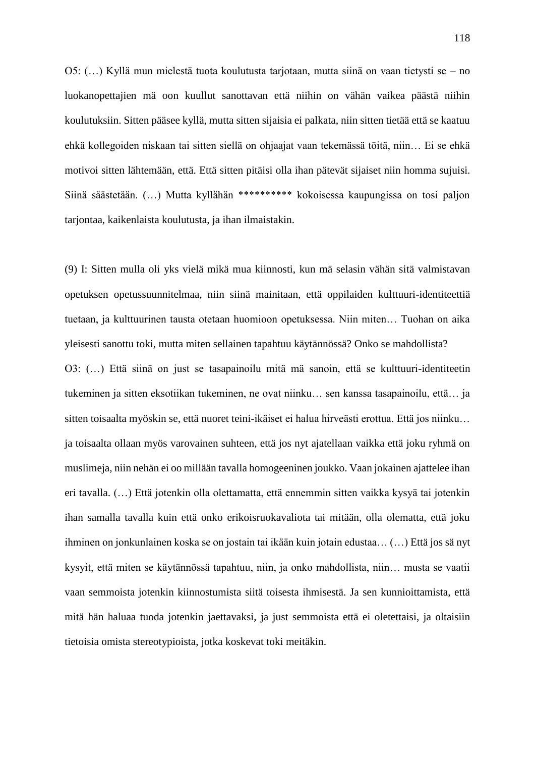O5: (…) Kyllä mun mielestä tuota koulutusta tarjotaan, mutta siinä on vaan tietysti se – no luokanopettajien mä oon kuullut sanottavan että niihin on vähän vaikea päästä niihin koulutuksiin. Sitten pääsee kyllä, mutta sitten sijaisia ei palkata, niin sitten tietää että se kaatuu ehkä kollegoiden niskaan tai sitten siellä on ohjaajat vaan tekemässä töitä, niin… Ei se ehkä motivoi sitten lähtemään, että. Että sitten pitäisi olla ihan pätevät sijaiset niin homma sujuisi. Siinä säästetään. (…) Mutta kyllähän ********** kokoisessa kaupungissa on tosi paljon tarjontaa, kaikenlaista koulutusta, ja ihan ilmaistakin.

(9) I: Sitten mulla oli yks vielä mikä mua kiinnosti, kun mä selasin vähän sitä valmistavan opetuksen opetussuunnitelmaa, niin siinä mainitaan, että oppilaiden kulttuuri-identiteettiä tuetaan, ja kulttuurinen tausta otetaan huomioon opetuksessa. Niin miten… Tuohan on aika yleisesti sanottu toki, mutta miten sellainen tapahtuu käytännössä? Onko se mahdollista?

O3: (…) Että siinä on just se tasapainoilu mitä mä sanoin, että se kulttuuri-identiteetin tukeminen ja sitten eksotiikan tukeminen, ne ovat niinku… sen kanssa tasapainoilu, että… ja sitten toisaalta myöskin se, että nuoret teini-ikäiset ei halua hirveästi erottua. Että jos niinku… ja toisaalta ollaan myös varovainen suhteen, että jos nyt ajatellaan vaikka että joku ryhmä on muslimeja, niin nehän ei oo millään tavalla homogeeninen joukko. Vaan jokainen ajattelee ihan eri tavalla. (…) Että jotenkin olla olettamatta, että ennemmin sitten vaikka kysyä tai jotenkin ihan samalla tavalla kuin että onko erikoisruokavaliota tai mitään, olla olematta, että joku ihminen on jonkunlainen koska se on jostain tai ikään kuin jotain edustaa… (…) Että jos sä nyt kysyit, että miten se käytännössä tapahtuu, niin, ja onko mahdollista, niin… musta se vaatii vaan semmoista jotenkin kiinnostumista siitä toisesta ihmisestä. Ja sen kunnioittamista, että mitä hän haluaa tuoda jotenkin jaettavaksi, ja just semmoista että ei oletettaisi, ja oltaisiin tietoisia omista stereotypioista, jotka koskevat toki meitäkin.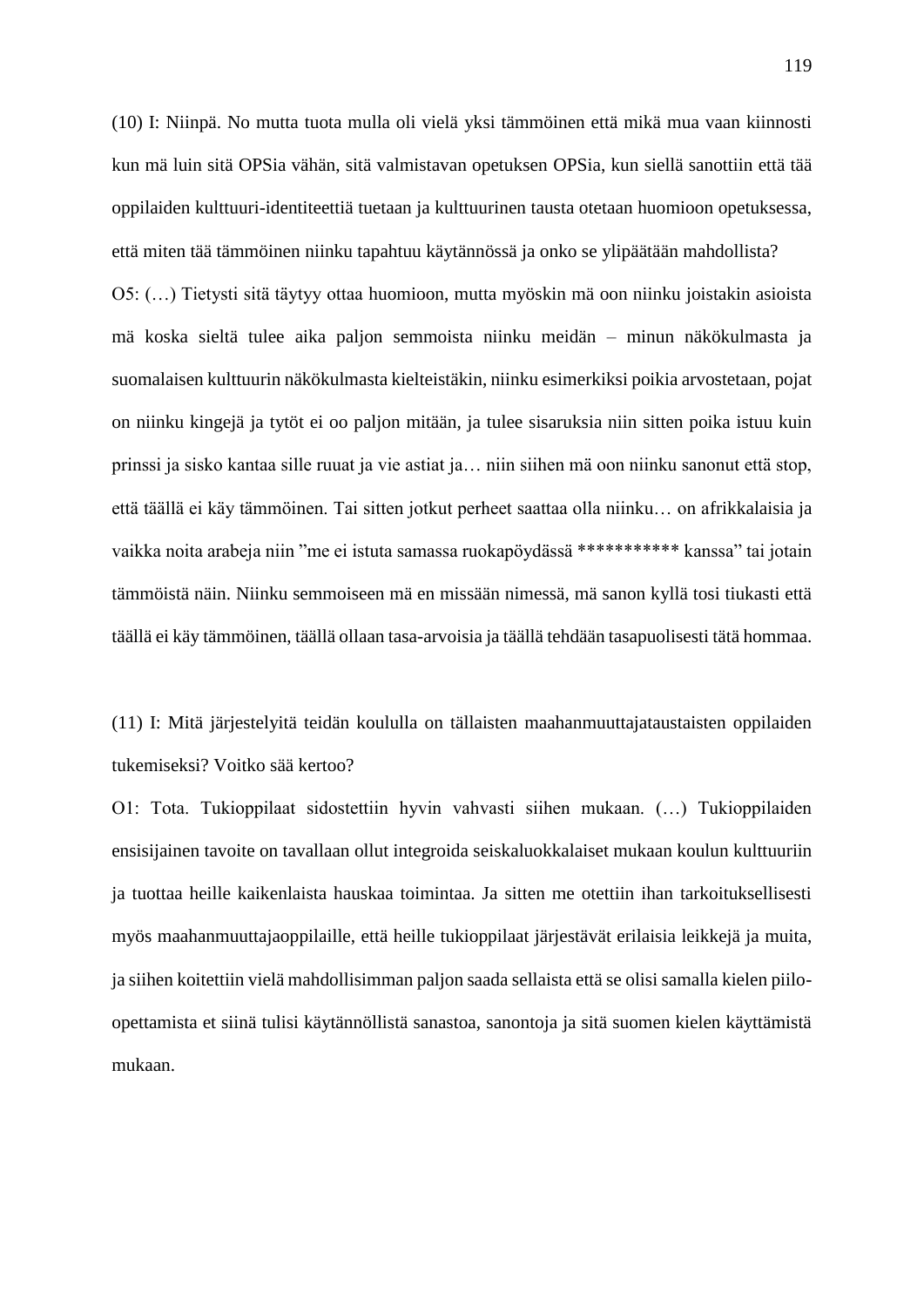(10) I: Niinpä. No mutta tuota mulla oli vielä yksi tämmöinen että mikä mua vaan kiinnosti kun mä luin sitä OPSia vähän, sitä valmistavan opetuksen OPSia, kun siellä sanottiin että tää oppilaiden kulttuuri-identiteettiä tuetaan ja kulttuurinen tausta otetaan huomioon opetuksessa, että miten tää tämmöinen niinku tapahtuu käytännössä ja onko se ylipäätään mahdollista?

O5: (…) Tietysti sitä täytyy ottaa huomioon, mutta myöskin mä oon niinku joistakin asioista mä koska sieltä tulee aika paljon semmoista niinku meidän – minun näkökulmasta ja suomalaisen kulttuurin näkökulmasta kielteistäkin, niinku esimerkiksi poikia arvostetaan, pojat on niinku kingejä ja tytöt ei oo paljon mitään, ja tulee sisaruksia niin sitten poika istuu kuin prinssi ja sisko kantaa sille ruuat ja vie astiat ja… niin siihen mä oon niinku sanonut että stop, että täällä ei käy tämmöinen. Tai sitten jotkut perheet saattaa olla niinku… on afrikkalaisia ja vaikka noita arabeja niin "me ei istuta samassa ruokapöydässä *********** kanssa" tai jotain tämmöistä näin. Niinku semmoiseen mä en missään nimessä, mä sanon kyllä tosi tiukasti että täällä ei käy tämmöinen, täällä ollaan tasa-arvoisia ja täällä tehdään tasapuolisesti tätä hommaa.

(11) I: Mitä järjestelyitä teidän koululla on tällaisten maahanmuuttajataustaisten oppilaiden tukemiseksi? Voitko sää kertoo?

O1: Tota. Tukioppilaat sidostettiin hyvin vahvasti siihen mukaan. (…) Tukioppilaiden ensisijainen tavoite on tavallaan ollut integroida seiskaluokkalaiset mukaan koulun kulttuuriin ja tuottaa heille kaikenlaista hauskaa toimintaa. Ja sitten me otettiin ihan tarkoituksellisesti myös maahanmuuttajaoppilaille, että heille tukioppilaat järjestävät erilaisia leikkejä ja muita, ja siihen koitettiin vielä mahdollisimman paljon saada sellaista että se olisi samalla kielen piilo-opettamista et siinä tulisi käytännöllistä sanastoa, sanontoja ja sitä suomen kielen käyttämistä mukaan.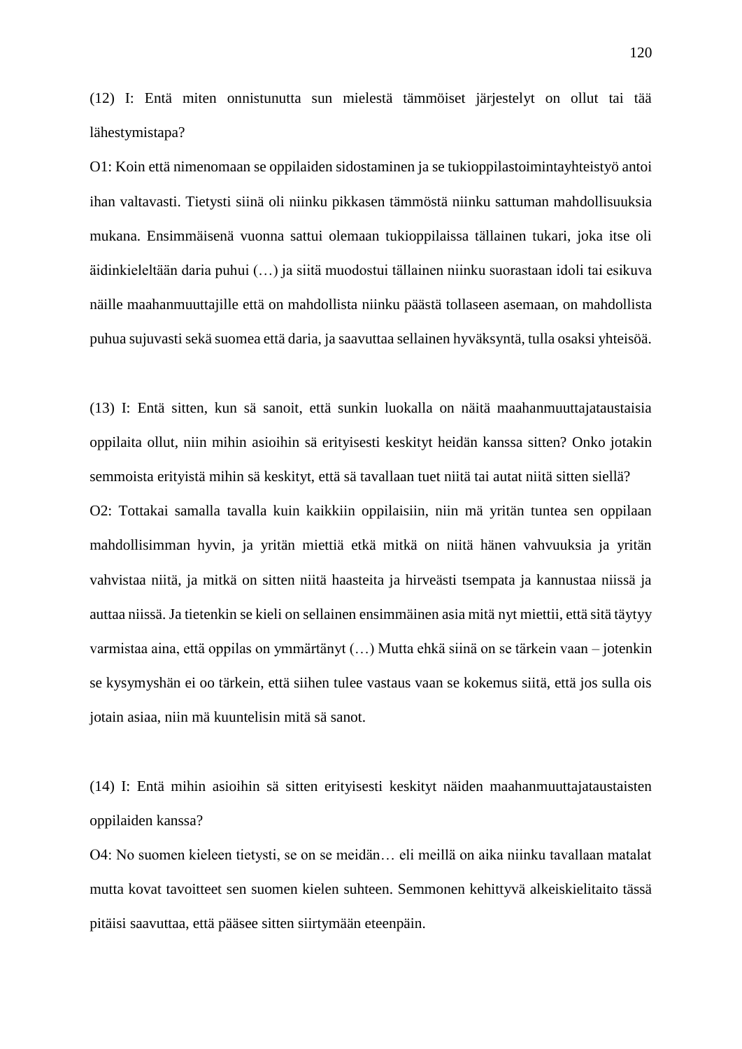(12) I: Entä miten onnistunutta sun mielestä tämmöiset järjestelyt on ollut tai tää lähestymistapa?

O1: Koin että nimenomaan se oppilaiden sidostaminen ja se tukioppilastoimintayhteistyö antoi ihan valtavasti. Tietysti siinä oli niinku pikkasen tämmöstä niinku sattuman mahdollisuuksia mukana. Ensimmäisenä vuonna sattui olemaan tukioppilaissa tällainen tukari, joka itse oli äidinkieleltään daria puhui (…) ja siitä muodostui tällainen niinku suorastaan idoli tai esikuva näille maahanmuuttajille että on mahdollista niinku päästä tollaseen asemaan, on mahdollista puhua sujuvasti sekä suomea että daria, ja saavuttaa sellainen hyväksyntä, tulla osaksi yhteisöä.

(13) I: Entä sitten, kun sä sanoit, että sunkin luokalla on näitä maahanmuuttajataustaisia oppilaita ollut, niin mihin asioihin sä erityisesti keskityt heidän kanssa sitten? Onko jotakin semmoista erityistä mihin sä keskityt, että sä tavallaan tuet niitä tai autat niitä sitten siellä?

O2: Tottakai samalla tavalla kuin kaikkiin oppilaisiin, niin mä yritän tuntea sen oppilaan mahdollisimman hyvin, ja yritän miettiä etkä mitkä on niitä hänen vahvuuksia ja yritän vahvistaa niitä, ja mitkä on sitten niitä haasteita ja hirveästi tsempata ja kannustaa niissä ja auttaa niissä. Ja tietenkin se kieli on sellainen ensimmäinen asia mitä nyt miettii, että sitä täytyy varmistaa aina, että oppilas on ymmärtänyt (…) Mutta ehkä siinä on se tärkein vaan – jotenkin se kysymyshän ei oo tärkein, että siihen tulee vastaus vaan se kokemus siitä, että jos sulla ois jotain asiaa, niin mä kuuntelisin mitä sä sanot.

(14) I: Entä mihin asioihin sä sitten erityisesti keskityt näiden maahanmuuttajataustaisten oppilaiden kanssa?

O4: No suomen kieleen tietysti, se on se meidän… eli meillä on aika niinku tavallaan matalat mutta kovat tavoitteet sen suomen kielen suhteen. Semmonen kehittyvä alkeiskielitaito tässä pitäisi saavuttaa, että pääsee sitten siirtymään eteenpäin.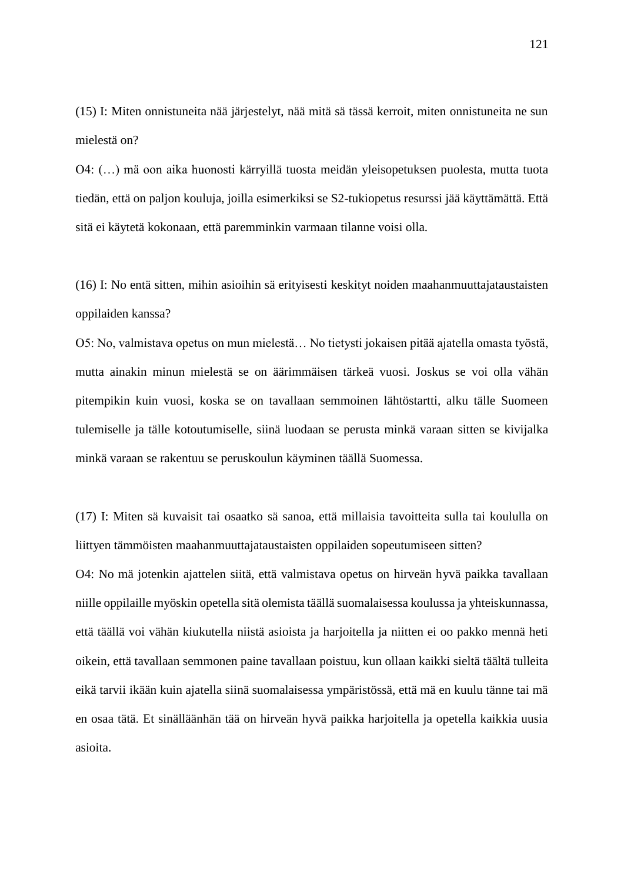(15) I: Miten onnistuneita nää järjestelyt, nää mitä sä tässä kerroit, miten onnistuneita ne sun mielestä on?

O4: (…) mä oon aika huonosti kärryillä tuosta meidän yleisopetuksen puolesta, mutta tuota tiedän, että on paljon kouluja, joilla esimerkiksi se S2-tukiopetus resurssi jää käyttämättä. Että sitä ei käytetä kokonaan, että paremminkin varmaan tilanne voisi olla.

(16) I: No entä sitten, mihin asioihin sä erityisesti keskityt noiden maahanmuuttajataustaisten oppilaiden kanssa?

O5: No, valmistava opetus on mun mielestä… No tietysti jokaisen pitää ajatella omasta työstä, mutta ainakin minun mielestä se on äärimmäisen tärkeä vuosi. Joskus se voi olla vähän pitempikin kuin vuosi, koska se on tavallaan semmoinen lähtöstartti, alku tälle Suomeen tulemiselle ja tälle kotoutumiselle, siinä luodaan se perusta minkä varaan sitten se kivijalka minkä varaan se rakentuu se peruskoulun käyminen täällä Suomessa.

(17) I: Miten sä kuvaisit tai osaatko sä sanoa, että millaisia tavoitteita sulla tai koululla on liittyen tämmöisten maahanmuuttajataustaisten oppilaiden sopeutumiseen sitten?

O4: No mä jotenkin ajattelen siitä, että valmistava opetus on hirveän hyvä paikka tavallaan niille oppilaille myöskin opetella sitä olemista täällä suomalaisessa koulussa ja yhteiskunnassa, että täällä voi vähän kiukutella niistä asioista ja harjoitella ja niitten ei oo pakko mennä heti oikein, että tavallaan semmonen paine tavallaan poistuu, kun ollaan kaikki sieltä täältä tulleita eikä tarvii ikään kuin ajatella siinä suomalaisessa ympäristössä, että mä en kuulu tänne tai mä en osaa tätä. Et sinälläänhän tää on hirveän hyvä paikka harjoitella ja opetella kaikkia uusia asioita.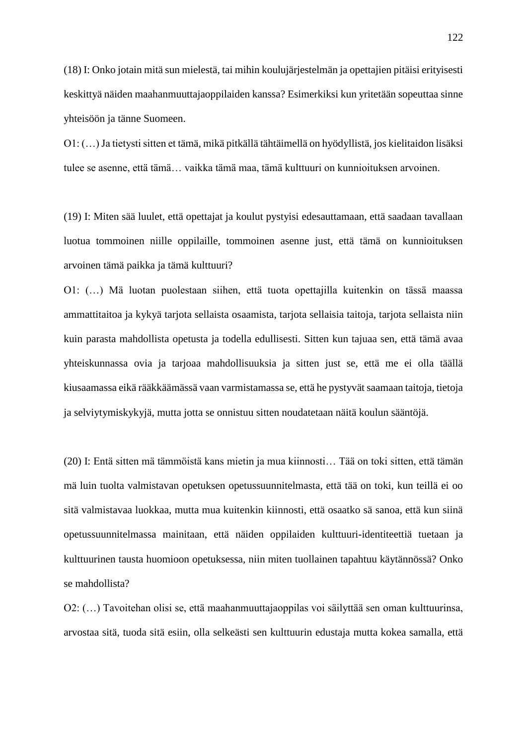(18) I: Onko jotain mitä sun mielestä, tai mihin koulujärjestelmän ja opettajien pitäisi erityisesti keskittyä näiden maahanmuuttajaoppilaiden kanssa? Esimerkiksi kun yritetään sopeuttaa sinne yhteisöön ja tänne Suomeen.

O1: (…) Ja tietysti sitten et tämä, mikä pitkällä tähtäimellä on hyödyllistä, jos kielitaidon lisäksi tulee se asenne, että tämä… vaikka tämä maa, tämä kulttuuri on kunnioituksen arvoinen.

(19) I: Miten sää luulet, että opettajat ja koulut pystyisi edesauttamaan, että saadaan tavallaan luotua tommoinen niille oppilaille, tommoinen asenne just, että tämä on kunnioituksen arvoinen tämä paikka ja tämä kulttuuri?

O1: (…) Mä luotan puolestaan siihen, että tuota opettajilla kuitenkin on tässä maassa ammattitaitoa ja kykyä tarjota sellaista osaamista, tarjota sellaisia taitoja, tarjota sellaista niin kuin parasta mahdollista opetusta ja todella edullisesti. Sitten kun tajuaa sen, että tämä avaa yhteiskunnassa ovia ja tarjoaa mahdollisuuksia ja sitten just se, että me ei olla täällä kiusaamassa eikä rääkkäämässä vaan varmistamassa se, että he pystyvät saamaan taitoja, tietoja ja selviytymiskykyjä, mutta jotta se onnistuu sitten noudatetaan näitä koulun sääntöjä.

(20) I: Entä sitten mä tämmöistä kans mietin ja mua kiinnosti… Tää on toki sitten, että tämän mä luin tuolta valmistavan opetuksen opetussuunnitelmasta, että tää on toki, kun teillä ei oo sitä valmistavaa luokkaa, mutta mua kuitenkin kiinnosti, että osaatko sä sanoa, että kun siinä opetussuunnitelmassa mainitaan, että näiden oppilaiden kulttuuri-identiteettiä tuetaan ja kulttuurinen tausta huomioon opetuksessa, niin miten tuollainen tapahtuu käytännössä? Onko se mahdollista?

O2: (…) Tavoitehan olisi se, että maahanmuuttajaoppilas voi säilyttää sen oman kulttuurinsa, arvostaa sitä, tuoda sitä esiin, olla selkeästi sen kulttuurin edustaja mutta kokea samalla, että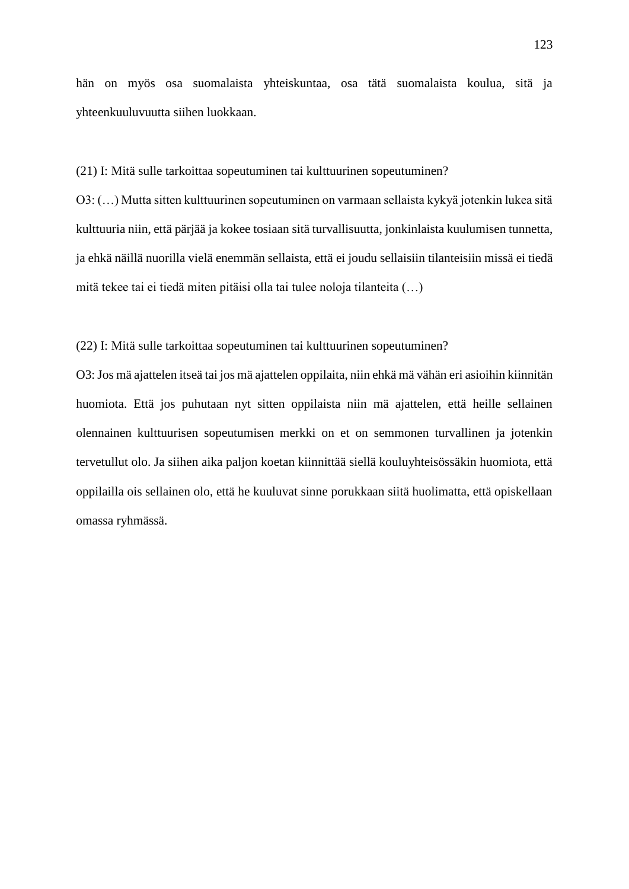hän on myös osa suomalaista yhteiskuntaa, osa tätä suomalaista koulua, sitä ja yhteenkuuluvuutta siihen luokkaan.

(21) I: Mitä sulle tarkoittaa sopeutuminen tai kulttuurinen sopeutuminen?

O3: (…) Mutta sitten kulttuurinen sopeutuminen on varmaan sellaista kykyä jotenkin lukea sitä kulttuuria niin, että pärjää ja kokee tosiaan sitä turvallisuutta, jonkinlaista kuulumisen tunnetta, ja ehkä näillä nuorilla vielä enemmän sellaista, että ei joudu sellaisiin tilanteisiin missä ei tiedä mitä tekee tai ei tiedä miten pitäisi olla tai tulee noloja tilanteita (…)

(22) I: Mitä sulle tarkoittaa sopeutuminen tai kulttuurinen sopeutuminen?

O3: Jos mä ajattelen itseä tai jos mä ajattelen oppilaita, niin ehkä mä vähän eri asioihin kiinnitän huomiota. Että jos puhutaan nyt sitten oppilaista niin mä ajattelen, että heille sellainen olennainen kulttuurisen sopeutumisen merkki on et on semmonen turvallinen ja jotenkin tervetullut olo. Ja siihen aika paljon koetan kiinnittää siellä kouluyhteisössäkin huomiota, että oppilailla ois sellainen olo, että he kuuluvat sinne porukkaan siitä huolimatta, että opiskellaan omassa ryhmässä.